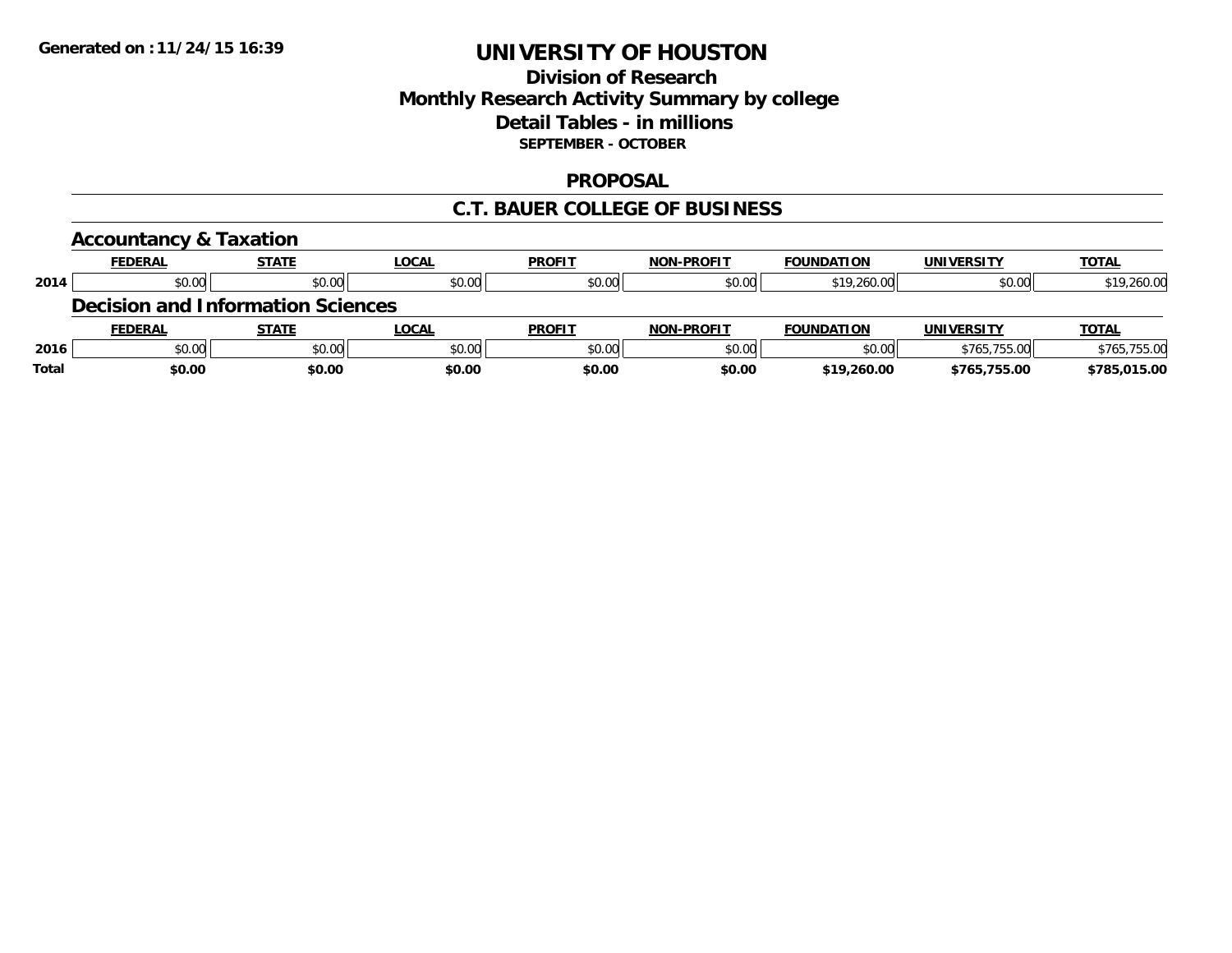Generated on :11/24/15 16:39

# UNIVERSITY OF HOUSTON

## Division of Research
## Monthly Research Activity Summary by college
## Detail Tables - in millions
### SEPTEMBER - OCTOBER

## PROPOSAL

## C.T. BAUER COLLEGE OF BUSINESS

### Accountancy & Taxation

| | FEDERAL | STATE | LOCAL | PROFIT | NON-PROFIT | FOUNDATION | UNIVERSITY | TOTAL |
|---|---|---|---|---|---|---|---|---|
| 2014 | $0.00 | $0.00 | $0.00 | $0.00 | $0.00 | $19,260.00 | $0.00 | $19,260.00 |

### Decision and Information Sciences

| | FEDERAL | STATE | LOCAL | PROFIT | NON-PROFIT | FOUNDATION | UNIVERSITY | TOTAL |
|---|---|---|---|---|---|---|---|---|
| 2016 | $0.00 | $0.00 | $0.00 | $0.00 | $0.00 | $0.00 | $765,755.00 | $765,755.00 |
| **Total** | **$0.00** | **$0.00** | **$0.00** | **$0.00** | **$0.00** | **$19,260.00** | **$765,755.00** | **$785,015.00** |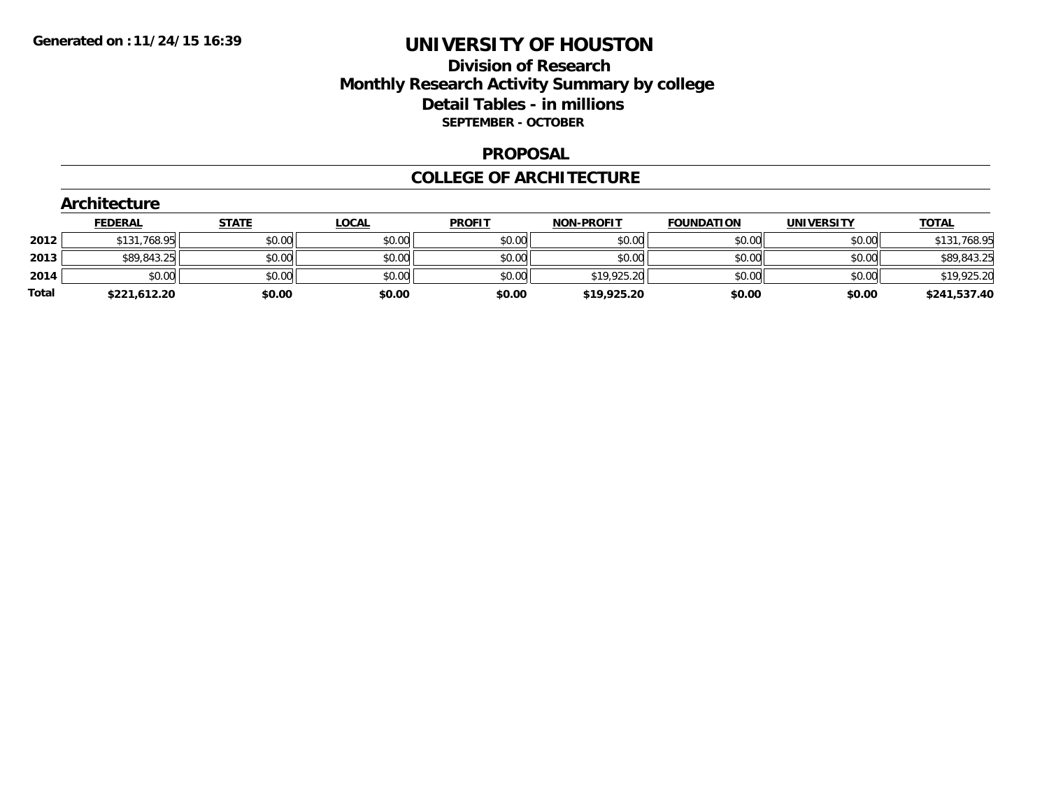# UNIVERSITY OF HOUSTON

## Division of Research
## Monthly Research Activity Summary by college
## Detail Tables - in millions
### SEPTEMBER - OCTOBER

## PROPOSAL

## COLLEGE OF ARCHITECTURE

### Architecture

| | FEDERAL | STATE | LOCAL | PROFIT | NON-PROFIT | FOUNDATION | UNIVERSITY | TOTAL |
|---|---|---|---|---|---|---|---|---|
| **2012** | $131,768.95 | $0.00 | $0.00 | $0.00 | $0.00 | $0.00 | $0.00 | $131,768.95 |
| **2013** | $89,843.25 | $0.00 | $0.00 | $0.00 | $0.00 | $0.00 | $0.00 | $89,843.25 |
| **2014** | $0.00 | $0.00 | $0.00 | $0.00 | $19,925.20 | $0.00 | $0.00 | $19,925.20 |
| **Total** | **$221,612.20** | **$0.00** | **$0.00** | **$0.00** | **$19,925.20** | **$0.00** | **$0.00** | **$241,537.40** |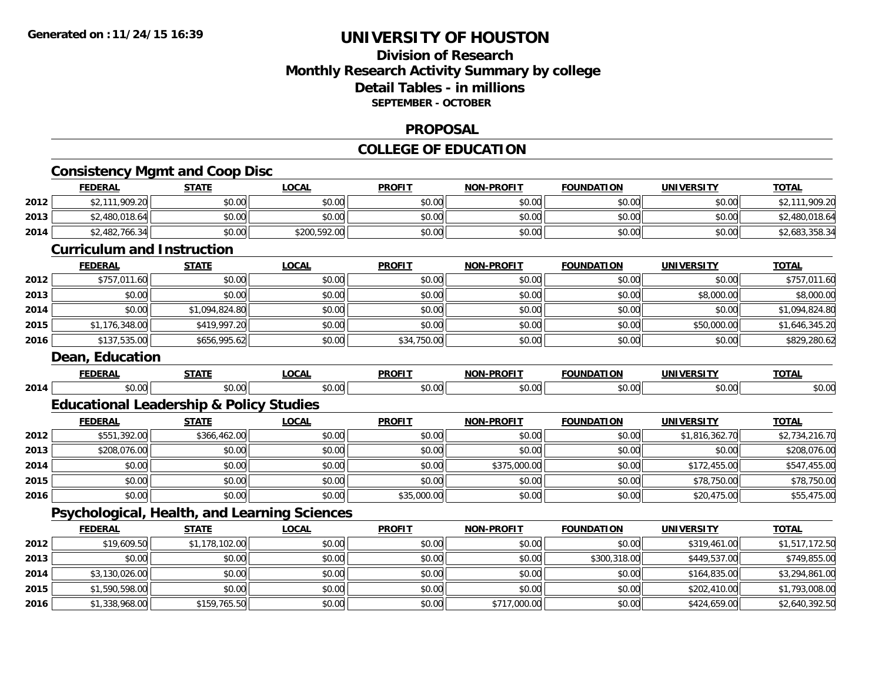# UNIVERSITY OF HOUSTON

## Division of Research
## Monthly Research Activity Summary by college
## Detail Tables - in millions
### SEPTEMBER - OCTOBER

## PROPOSAL

## COLLEGE OF EDUCATION

### Consistency Mgmt and Coop Disc

| | FEDERAL | STATE | LOCAL | PROFIT | NON-PROFIT | FOUNDATION | UNIVERSITY | TOTAL |
|---|---|---|---|---|---|---|---|---|
| 2012 | $2,111,909.20 | $0.00 | $0.00 | $0.00 | $0.00 | $0.00 | $0.00 | $2,111,909.20 |
| 2013 | $2,480,018.64 | $0.00 | $0.00 | $0.00 | $0.00 | $0.00 | $0.00 | $2,480,018.64 |
| 2014 | $2,482,766.34 | $0.00 | $200,592.00 | $0.00 | $0.00 | $0.00 | $0.00 | $2,683,358.34 |

### Curriculum and Instruction

| | FEDERAL | STATE | LOCAL | PROFIT | NON-PROFIT | FOUNDATION | UNIVERSITY | TOTAL |
|---|---|---|---|---|---|---|---|---|
| 2012 | $757,011.60 | $0.00 | $0.00 | $0.00 | $0.00 | $0.00 | $0.00 | $757,011.60 |
| 2013 | $0.00 | $0.00 | $0.00 | $0.00 | $0.00 | $0.00 | $8,000.00 | $8,000.00 |
| 2014 | $0.00 | $1,094,824.80 | $0.00 | $0.00 | $0.00 | $0.00 | $0.00 | $1,094,824.80 |
| 2015 | $1,176,348.00 | $419,997.20 | $0.00 | $0.00 | $0.00 | $0.00 | $50,000.00 | $1,646,345.20 |
| 2016 | $137,535.00 | $656,995.62 | $0.00 | $34,750.00 | $0.00 | $0.00 | $0.00 | $829,280.62 |

### Dean, Education

| | FEDERAL | STATE | LOCAL | PROFIT | NON-PROFIT | FOUNDATION | UNIVERSITY | TOTAL |
|---|---|---|---|---|---|---|---|---|
| 2014 | $0.00 | $0.00 | $0.00 | $0.00 | $0.00 | $0.00 | $0.00 | $0.00 |

### Educational Leadership & Policy Studies

| | FEDERAL | STATE | LOCAL | PROFIT | NON-PROFIT | FOUNDATION | UNIVERSITY | TOTAL |
|---|---|---|---|---|---|---|---|---|
| 2012 | $551,392.00 | $366,462.00 | $0.00 | $0.00 | $0.00 | $0.00 | $1,816,362.70 | $2,734,216.70 |
| 2013 | $208,076.00 | $0.00 | $0.00 | $0.00 | $0.00 | $0.00 | $0.00 | $208,076.00 |
| 2014 | $0.00 | $0.00 | $0.00 | $0.00 | $375,000.00 | $0.00 | $172,455.00 | $547,455.00 |
| 2015 | $0.00 | $0.00 | $0.00 | $0.00 | $0.00 | $0.00 | $78,750.00 | $78,750.00 |
| 2016 | $0.00 | $0.00 | $0.00 | $35,000.00 | $0.00 | $0.00 | $20,475.00 | $55,475.00 |

### Psychological, Health, and Learning Sciences

| | FEDERAL | STATE | LOCAL | PROFIT | NON-PROFIT | FOUNDATION | UNIVERSITY | TOTAL |
|---|---|---|---|---|---|---|---|---|
| 2012 | $19,609.50 | $1,178,102.00 | $0.00 | $0.00 | $0.00 | $0.00 | $319,461.00 | $1,517,172.50 |
| 2013 | $0.00 | $0.00 | $0.00 | $0.00 | $0.00 | $300,318.00 | $449,537.00 | $749,855.00 |
| 2014 | $3,130,026.00 | $0.00 | $0.00 | $0.00 | $0.00 | $0.00 | $164,835.00 | $3,294,861.00 |
| 2015 | $1,590,598.00 | $0.00 | $0.00 | $0.00 | $0.00 | $0.00 | $202,410.00 | $1,793,008.00 |
| 2016 | $1,338,968.00 | $159,765.50 | $0.00 | $0.00 | $717,000.00 | $0.00 | $424,659.00 | $2,640,392.50 |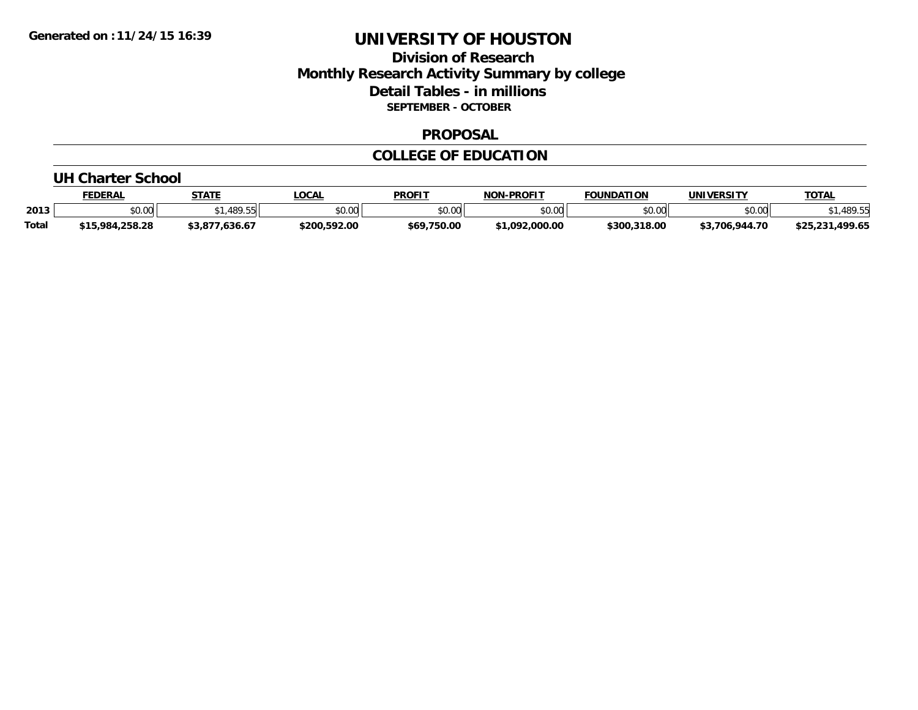# UNIVERSITY OF HOUSTON

## Division of Research
## Monthly Research Activity Summary by college
## Detail Tables - in millions
### SEPTEMBER - OCTOBER

## PROPOSAL

## COLLEGE OF EDUCATION

### UH Charter School

| | FEDERAL | STATE | LOCAL | PROFIT | NON-PROFIT | FOUNDATION | UNIVERSITY | TOTAL |
|---|---|---|---|---|---|---|---|---|
| 2013 | $0.00 | $1,489.55 | $0.00 | $0.00 | $0.00 | $0.00 | $0.00 | $1,489.55 |
| **Total** | **$15,984,258.28** | **$3,877,636.67** | **$200,592.00** | **$69,750.00** | **$1,092,000.00** | **$300,318.00** | **$3,706,944.70** | **$25,231,499.65** |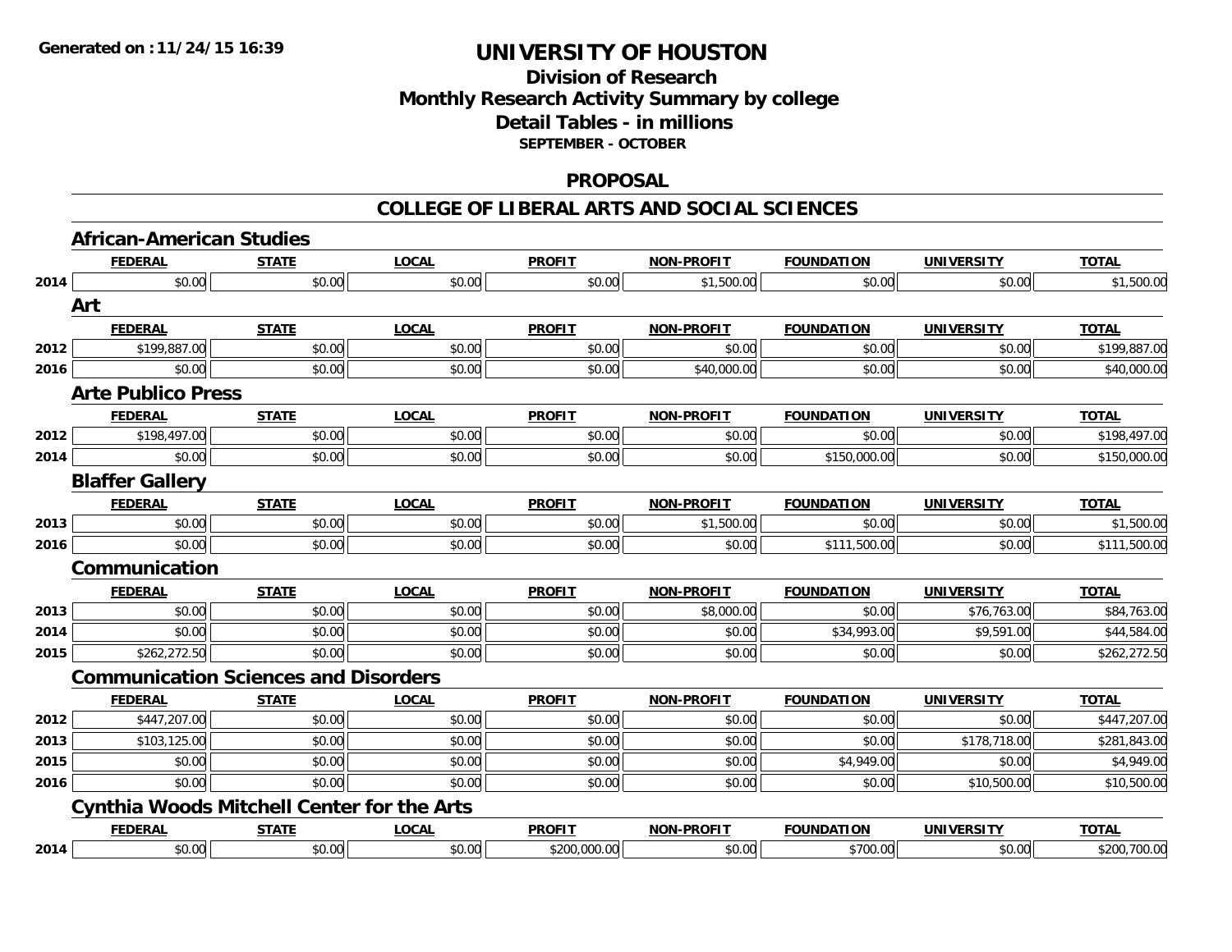# UNIVERSITY OF HOUSTON

## Division of Research
## Monthly Research Activity Summary by college
## Detail Tables - in millions
### SEPTEMBER - OCTOBER

## PROPOSAL

## COLLEGE OF LIBERAL ARTS AND SOCIAL SCIENCES

### African-American Studies

| | FEDERAL | STATE | LOCAL | PROFIT | NON-PROFIT | FOUNDATION | UNIVERSITY | TOTAL |
|---|---|---|---|---|---|---|---|---|
| 2014 | $0.00 | $0.00 | $0.00 | $0.00 | $1,500.00 | $0.00 | $0.00 | $1,500.00 |

### Art

| | FEDERAL | STATE | LOCAL | PROFIT | NON-PROFIT | FOUNDATION | UNIVERSITY | TOTAL |
|---|---|---|---|---|---|---|---|---|
| 2012 | $199,887.00 | $0.00 | $0.00 | $0.00 | $0.00 | $0.00 | $0.00 | $199,887.00 |
| 2016 | $0.00 | $0.00 | $0.00 | $0.00 | $40,000.00 | $0.00 | $0.00 | $40,000.00 |

### Arte Publico Press

| | FEDERAL | STATE | LOCAL | PROFIT | NON-PROFIT | FOUNDATION | UNIVERSITY | TOTAL |
|---|---|---|---|---|---|---|---|---|
| 2012 | $198,497.00 | $0.00 | $0.00 | $0.00 | $0.00 | $0.00 | $0.00 | $198,497.00 |
| 2014 | $0.00 | $0.00 | $0.00 | $0.00 | $0.00 | $150,000.00 | $0.00 | $150,000.00 |

### Blaffer Gallery

| | FEDERAL | STATE | LOCAL | PROFIT | NON-PROFIT | FOUNDATION | UNIVERSITY | TOTAL |
|---|---|---|---|---|---|---|---|---|
| 2013 | $0.00 | $0.00 | $0.00 | $0.00 | $1,500.00 | $0.00 | $0.00 | $1,500.00 |
| 2016 | $0.00 | $0.00 | $0.00 | $0.00 | $0.00 | $111,500.00 | $0.00 | $111,500.00 |

### Communication

| | FEDERAL | STATE | LOCAL | PROFIT | NON-PROFIT | FOUNDATION | UNIVERSITY | TOTAL |
|---|---|---|---|---|---|---|---|---|
| 2013 | $0.00 | $0.00 | $0.00 | $0.00 | $8,000.00 | $0.00 | $76,763.00 | $84,763.00 |
| 2014 | $0.00 | $0.00 | $0.00 | $0.00 | $0.00 | $34,993.00 | $9,591.00 | $44,584.00 |
| 2015 | $262,272.50 | $0.00 | $0.00 | $0.00 | $0.00 | $0.00 | $0.00 | $262,272.50 |

### Communication Sciences and Disorders

| | FEDERAL | STATE | LOCAL | PROFIT | NON-PROFIT | FOUNDATION | UNIVERSITY | TOTAL |
|---|---|---|---|---|---|---|---|---|
| 2012 | $447,207.00 | $0.00 | $0.00 | $0.00 | $0.00 | $0.00 | $0.00 | $447,207.00 |
| 2013 | $103,125.00 | $0.00 | $0.00 | $0.00 | $0.00 | $0.00 | $178,718.00 | $281,843.00 |
| 2015 | $0.00 | $0.00 | $0.00 | $0.00 | $0.00 | $4,949.00 | $0.00 | $4,949.00 |
| 2016 | $0.00 | $0.00 | $0.00 | $0.00 | $0.00 | $0.00 | $10,500.00 | $10,500.00 |

### Cynthia Woods Mitchell Center for the Arts

| | FEDERAL | STATE | LOCAL | PROFIT | NON-PROFIT | FOUNDATION | UNIVERSITY | TOTAL |
|---|---|---|---|---|---|---|---|---|
| 2014 | $0.00 | $0.00 | $0.00 | $200,000.00 | $0.00 | $700.00 | $0.00 | $200,700.00 |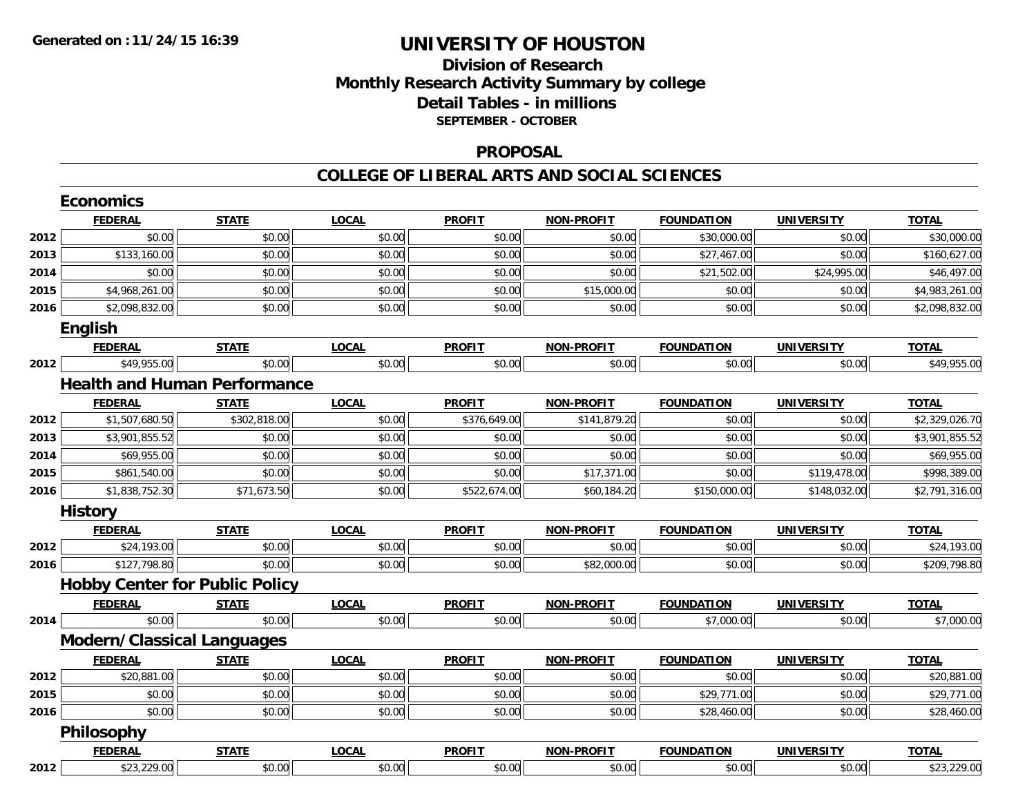# UNIVERSITY OF HOUSTON

## Division of Research
## Monthly Research Activity Summary by college
## Detail Tables - in millions
**SEPTEMBER - OCTOBER**

## PROPOSAL

## COLLEGE OF LIBERAL ARTS AND SOCIAL SCIENCES

### Economics

| | FEDERAL | STATE | LOCAL | PROFIT | NON-PROFIT | FOUNDATION | UNIVERSITY | TOTAL |
|---|---|---|---|---|---|---|---|---|
| 2012 | $0.00 | $0.00 | $0.00 | $0.00 | $0.00 | $30,000.00 | $0.00 | $30,000.00 |
| 2013 | $133,160.00 | $0.00 | $0.00 | $0.00 | $0.00 | $27,467.00 | $0.00 | $160,627.00 |
| 2014 | $0.00 | $0.00 | $0.00 | $0.00 | $0.00 | $21,502.00 | $24,995.00 | $46,497.00 |
| 2015 | $4,968,261.00 | $0.00 | $0.00 | $0.00 | $15,000.00 | $0.00 | $0.00 | $4,983,261.00 |
| 2016 | $2,098,832.00 | $0.00 | $0.00 | $0.00 | $0.00 | $0.00 | $0.00 | $2,098,832.00 |

### English

| | FEDERAL | STATE | LOCAL | PROFIT | NON-PROFIT | FOUNDATION | UNIVERSITY | TOTAL |
|---|---|---|---|---|---|---|---|---|
| 2012 | $49,955.00 | $0.00 | $0.00 | $0.00 | $0.00 | $0.00 | $0.00 | $49,955.00 |

### Health and Human Performance

| | FEDERAL | STATE | LOCAL | PROFIT | NON-PROFIT | FOUNDATION | UNIVERSITY | TOTAL |
|---|---|---|---|---|---|---|---|---|
| 2012 | $1,507,680.50 | $302,818.00 | $0.00 | $376,649.00 | $141,879.20 | $0.00 | $0.00 | $2,329,026.70 |
| 2013 | $3,901,855.52 | $0.00 | $0.00 | $0.00 | $0.00 | $0.00 | $0.00 | $3,901,855.52 |
| 2014 | $69,955.00 | $0.00 | $0.00 | $0.00 | $0.00 | $0.00 | $0.00 | $69,955.00 |
| 2015 | $861,540.00 | $0.00 | $0.00 | $0.00 | $17,371.00 | $0.00 | $119,478.00 | $998,389.00 |
| 2016 | $1,838,752.30 | $71,673.50 | $0.00 | $522,674.00 | $60,184.20 | $150,000.00 | $148,032.00 | $2,791,316.00 |

### History

| | FEDERAL | STATE | LOCAL | PROFIT | NON-PROFIT | FOUNDATION | UNIVERSITY | TOTAL |
|---|---|---|---|---|---|---|---|---|
| 2012 | $24,193.00 | $0.00 | $0.00 | $0.00 | $0.00 | $0.00 | $0.00 | $24,193.00 |
| 2016 | $127,798.80 | $0.00 | $0.00 | $0.00 | $82,000.00 | $0.00 | $0.00 | $209,798.80 |

### Hobby Center for Public Policy

| | FEDERAL | STATE | LOCAL | PROFIT | NON-PROFIT | FOUNDATION | UNIVERSITY | TOTAL |
|---|---|---|---|---|---|---|---|---|
| 2014 | $0.00 | $0.00 | $0.00 | $0.00 | $0.00 | $7,000.00 | $0.00 | $7,000.00 |

### Modern/Classical Languages

| | FEDERAL | STATE | LOCAL | PROFIT | NON-PROFIT | FOUNDATION | UNIVERSITY | TOTAL |
|---|---|---|---|---|---|---|---|---|
| 2012 | $20,881.00 | $0.00 | $0.00 | $0.00 | $0.00 | $0.00 | $0.00 | $20,881.00 |
| 2015 | $0.00 | $0.00 | $0.00 | $0.00 | $0.00 | $29,771.00 | $0.00 | $29,771.00 |
| 2016 | $0.00 | $0.00 | $0.00 | $0.00 | $0.00 | $28,460.00 | $0.00 | $28,460.00 |

### Philosophy

| | FEDERAL | STATE | LOCAL | PROFIT | NON-PROFIT | FOUNDATION | UNIVERSITY | TOTAL |
|---|---|---|---|---|---|---|---|---|
| 2012 | $23,229.00 | $0.00 | $0.00 | $0.00 | $0.00 | $0.00 | $0.00 | $23,229.00 |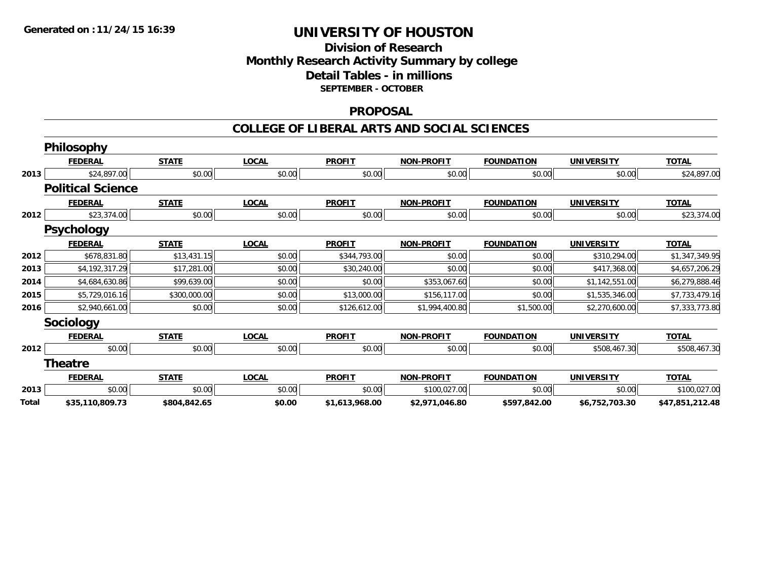Generated on :11/24/15 16:39

# UNIVERSITY OF HOUSTON

## Division of Research
## Monthly Research Activity Summary by college
## Detail Tables - in millions
### SEPTEMBER - OCTOBER

## PROPOSAL

## COLLEGE OF LIBERAL ARTS AND SOCIAL SCIENCES

### Philosophy

| | FEDERAL | STATE | LOCAL | PROFIT | NON-PROFIT | FOUNDATION | UNIVERSITY | TOTAL |
|---|---|---|---|---|---|---|---|---|
| 2013 | $24,897.00 | $0.00 | $0.00 | $0.00 | $0.00 | $0.00 | $0.00 | $24,897.00 |

### Political Science

| | FEDERAL | STATE | LOCAL | PROFIT | NON-PROFIT | FOUNDATION | UNIVERSITY | TOTAL |
|---|---|---|---|---|---|---|---|---|
| 2012 | $23,374.00 | $0.00 | $0.00 | $0.00 | $0.00 | $0.00 | $0.00 | $23,374.00 |

### Psychology

| | FEDERAL | STATE | LOCAL | PROFIT | NON-PROFIT | FOUNDATION | UNIVERSITY | TOTAL |
|---|---|---|---|---|---|---|---|---|
| 2012 | $678,831.80 | $13,431.15 | $0.00 | $344,793.00 | $0.00 | $0.00 | $310,294.00 | $1,347,349.95 |
| 2013 | $4,192,317.29 | $17,281.00 | $0.00 | $30,240.00 | $0.00 | $0.00 | $417,368.00 | $4,657,206.29 |
| 2014 | $4,684,630.86 | $99,639.00 | $0.00 | $0.00 | $353,067.60 | $0.00 | $1,142,551.00 | $6,279,888.46 |
| 2015 | $5,729,016.16 | $300,000.00 | $0.00 | $13,000.00 | $156,117.00 | $0.00 | $1,535,346.00 | $7,733,479.16 |
| 2016 | $2,940,661.00 | $0.00 | $0.00 | $126,612.00 | $1,994,400.80 | $1,500.00 | $2,270,600.00 | $7,333,773.80 |

### Sociology

| | FEDERAL | STATE | LOCAL | PROFIT | NON-PROFIT | FOUNDATION | UNIVERSITY | TOTAL |
|---|---|---|---|---|---|---|---|---|
| 2012 | $0.00 | $0.00 | $0.00 | $0.00 | $0.00 | $0.00 | $508,467.30 | $508,467.30 |

### Theatre

| | FEDERAL | STATE | LOCAL | PROFIT | NON-PROFIT | FOUNDATION | UNIVERSITY | TOTAL |
|---|---|---|---|---|---|---|---|---|
| 2013 | $0.00 | $0.00 | $0.00 | $0.00 | $100,027.00 | $0.00 | $0.00 | $100,027.00 |
| **Total** | **$35,110,809.73** | **$804,842.65** | **$0.00** | **$1,613,968.00** | **$2,971,046.80** | **$597,842.00** | **$6,752,703.30** | **$47,851,212.48** |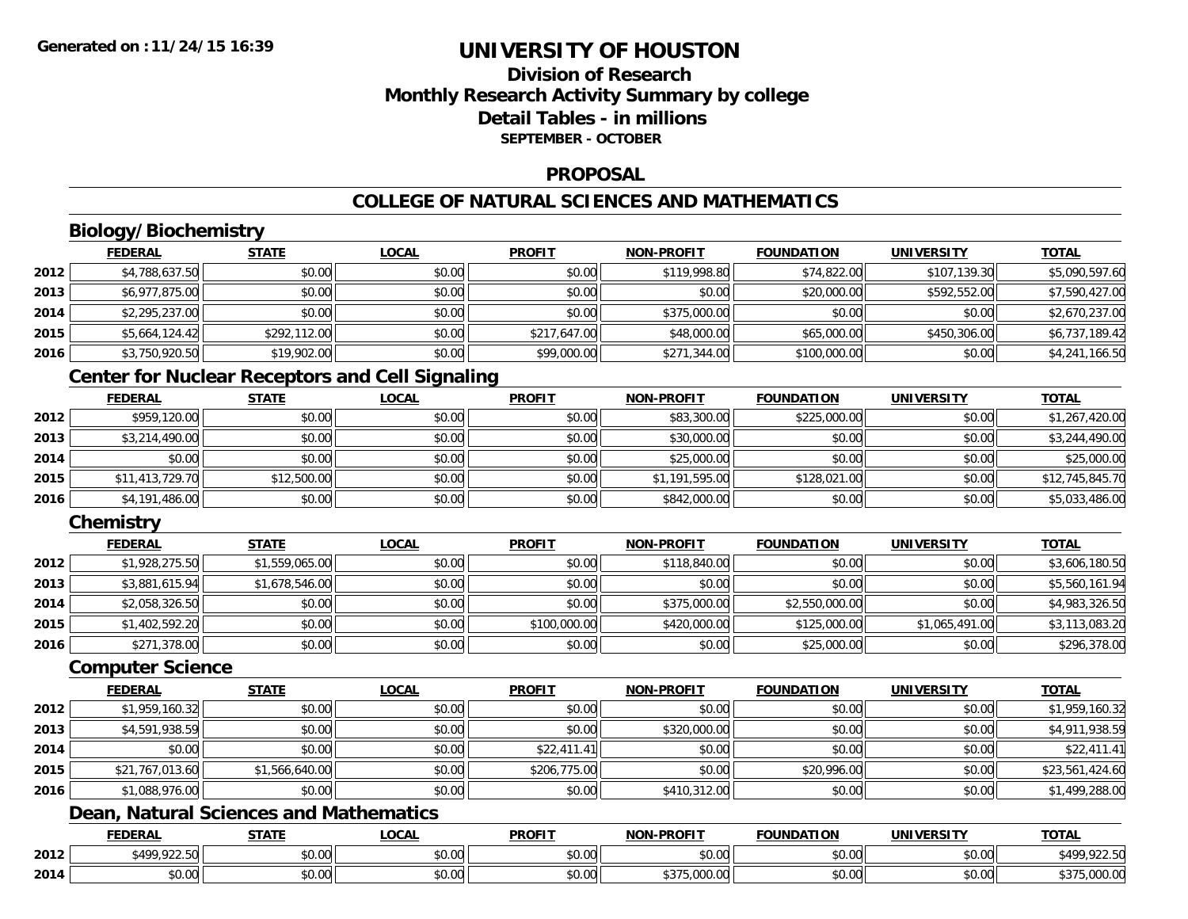**Generated on :11/24/15 16:39**

# UNIVERSITY OF HOUSTON

## Division of Research
## Monthly Research Activity Summary by college
## Detail Tables - in millions
### SEPTEMBER - OCTOBER

## PROPOSAL

## COLLEGE OF NATURAL SCIENCES AND MATHEMATICS

### Biology/Biochemistry

| | FEDERAL | STATE | LOCAL | PROFIT | NON-PROFIT | FOUNDATION | UNIVERSITY | TOTAL |
|---|---|---|---|---|---|---|---|---|
| 2012 | $4,788,637.50 | $0.00 | $0.00 | $0.00 | $119,998.80 | $74,822.00 | $107,139.30 | $5,090,597.60 |
| 2013 | $6,977,875.00 | $0.00 | $0.00 | $0.00 | $0.00 | $20,000.00 | $592,552.00 | $7,590,427.00 |
| 2014 | $2,295,237.00 | $0.00 | $0.00 | $0.00 | $375,000.00 | $0.00 | $0.00 | $2,670,237.00 |
| 2015 | $5,664,124.42 | $292,112.00 | $0.00 | $217,647.00 | $48,000.00 | $65,000.00 | $450,306.00 | $6,737,189.42 |
| 2016 | $3,750,920.50 | $19,902.00 | $0.00 | $99,000.00 | $271,344.00 | $100,000.00 | $0.00 | $4,241,166.50 |

### Center for Nuclear Receptors and Cell Signaling

| | FEDERAL | STATE | LOCAL | PROFIT | NON-PROFIT | FOUNDATION | UNIVERSITY | TOTAL |
|---|---|---|---|---|---|---|---|---|
| 2012 | $959,120.00 | $0.00 | $0.00 | $0.00 | $83,300.00 | $225,000.00 | $0.00 | $1,267,420.00 |
| 2013 | $3,214,490.00 | $0.00 | $0.00 | $0.00 | $30,000.00 | $0.00 | $0.00 | $3,244,490.00 |
| 2014 | $0.00 | $0.00 | $0.00 | $0.00 | $25,000.00 | $0.00 | $0.00 | $25,000.00 |
| 2015 | $11,413,729.70 | $12,500.00 | $0.00 | $0.00 | $1,191,595.00 | $128,021.00 | $0.00 | $12,745,845.70 |
| 2016 | $4,191,486.00 | $0.00 | $0.00 | $0.00 | $842,000.00 | $0.00 | $0.00 | $5,033,486.00 |

### Chemistry

| | FEDERAL | STATE | LOCAL | PROFIT | NON-PROFIT | FOUNDATION | UNIVERSITY | TOTAL |
|---|---|---|---|---|---|---|---|---|
| 2012 | $1,928,275.50 | $1,559,065.00 | $0.00 | $0.00 | $118,840.00 | $0.00 | $0.00 | $3,606,180.50 |
| 2013 | $3,881,615.94 | $1,678,546.00 | $0.00 | $0.00 | $0.00 | $0.00 | $0.00 | $5,560,161.94 |
| 2014 | $2,058,326.50 | $0.00 | $0.00 | $0.00 | $375,000.00 | $2,550,000.00 | $0.00 | $4,983,326.50 |
| 2015 | $1,402,592.20 | $0.00 | $0.00 | $100,000.00 | $420,000.00 | $125,000.00 | $1,065,491.00 | $3,113,083.20 |
| 2016 | $271,378.00 | $0.00 | $0.00 | $0.00 | $0.00 | $25,000.00 | $0.00 | $296,378.00 |

### Computer Science

| | FEDERAL | STATE | LOCAL | PROFIT | NON-PROFIT | FOUNDATION | UNIVERSITY | TOTAL |
|---|---|---|---|---|---|---|---|---|
| 2012 | $1,959,160.32 | $0.00 | $0.00 | $0.00 | $0.00 | $0.00 | $0.00 | $1,959,160.32 |
| 2013 | $4,591,938.59 | $0.00 | $0.00 | $0.00 | $320,000.00 | $0.00 | $0.00 | $4,911,938.59 |
| 2014 | $0.00 | $0.00 | $0.00 | $22,411.41 | $0.00 | $0.00 | $0.00 | $22,411.41 |
| 2015 | $21,767,013.60 | $1,566,640.00 | $0.00 | $206,775.00 | $0.00 | $20,996.00 | $0.00 | $23,561,424.60 |
| 2016 | $1,088,976.00 | $0.00 | $0.00 | $0.00 | $410,312.00 | $0.00 | $0.00 | $1,499,288.00 |

### Dean, Natural Sciences and Mathematics

| | FEDERAL | STATE | LOCAL | PROFIT | NON-PROFIT | FOUNDATION | UNIVERSITY | TOTAL |
|---|---|---|---|---|---|---|---|---|
| 2012 | $499,922.50 | $0.00 | $0.00 | $0.00 | $0.00 | $0.00 | $0.00 | $499,922.50 |
| 2014 | $0.00 | $0.00 | $0.00 | $0.00 | $375,000.00 | $0.00 | $0.00 | $375,000.00 |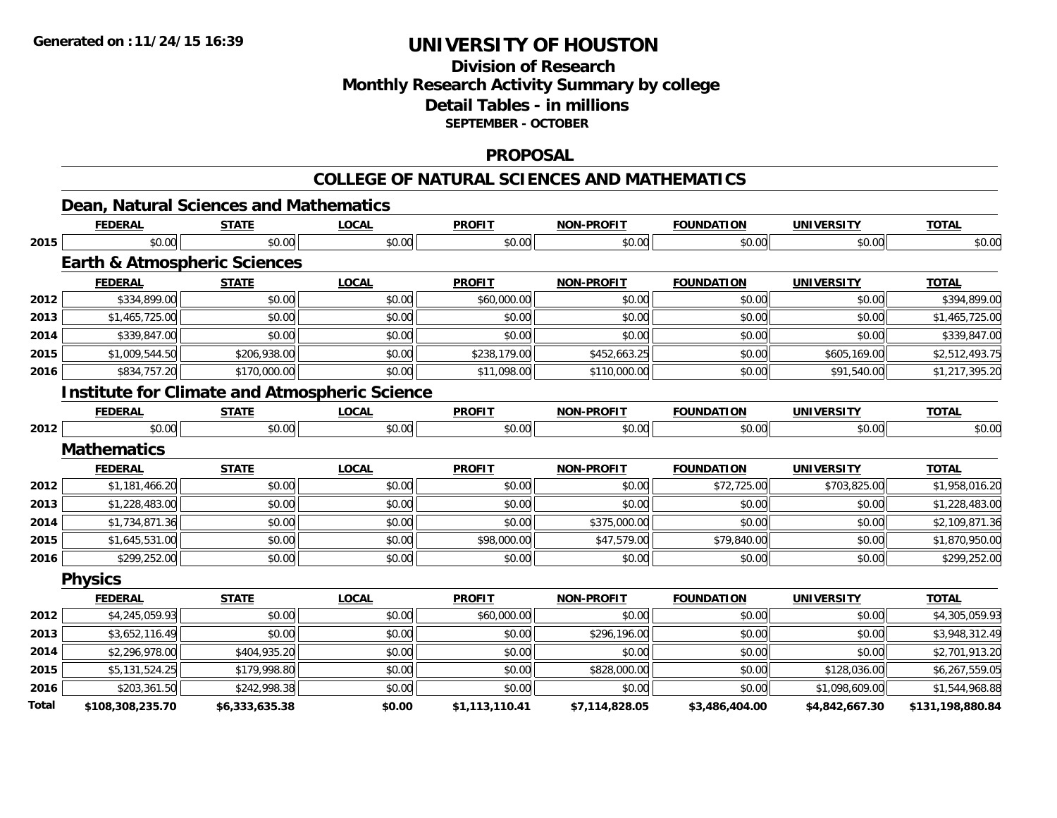# UNIVERSITY OF HOUSTON

## Division of Research
## Monthly Research Activity Summary by college
## Detail Tables - in millions
### SEPTEMBER - OCTOBER

## PROPOSAL

## COLLEGE OF NATURAL SCIENCES AND MATHEMATICS

### Dean, Natural Sciences and Mathematics

| | FEDERAL | STATE | LOCAL | PROFIT | NON-PROFIT | FOUNDATION | UNIVERSITY | TOTAL |
|---|---|---|---|---|---|---|---|---|
| 2015 | $0.00 | $0.00 | $0.00 | $0.00 | $0.00 | $0.00 | $0.00 | $0.00 |

### Earth & Atmospheric Sciences

| | FEDERAL | STATE | LOCAL | PROFIT | NON-PROFIT | FOUNDATION | UNIVERSITY | TOTAL |
|---|---|---|---|---|---|---|---|---|
| 2012 | $334,899.00 | $0.00 | $0.00 | $60,000.00 | $0.00 | $0.00 | $0.00 | $394,899.00 |
| 2013 | $1,465,725.00 | $0.00 | $0.00 | $0.00 | $0.00 | $0.00 | $0.00 | $1,465,725.00 |
| 2014 | $339,847.00 | $0.00 | $0.00 | $0.00 | $0.00 | $0.00 | $0.00 | $339,847.00 |
| 2015 | $1,009,544.50 | $206,938.00 | $0.00 | $238,179.00 | $452,663.25 | $0.00 | $605,169.00 | $2,512,493.75 |
| 2016 | $834,757.20 | $170,000.00 | $0.00 | $11,098.00 | $110,000.00 | $0.00 | $91,540.00 | $1,217,395.20 |

### Institute for Climate and Atmospheric Science

| | FEDERAL | STATE | LOCAL | PROFIT | NON-PROFIT | FOUNDATION | UNIVERSITY | TOTAL |
|---|---|---|---|---|---|---|---|---|
| 2012 | $0.00 | $0.00 | $0.00 | $0.00 | $0.00 | $0.00 | $0.00 | $0.00 |

### Mathematics

| | FEDERAL | STATE | LOCAL | PROFIT | NON-PROFIT | FOUNDATION | UNIVERSITY | TOTAL |
|---|---|---|---|---|---|---|---|---|
| 2012 | $1,181,466.20 | $0.00 | $0.00 | $0.00 | $0.00 | $72,725.00 | $703,825.00 | $1,958,016.20 |
| 2013 | $1,228,483.00 | $0.00 | $0.00 | $0.00 | $0.00 | $0.00 | $0.00 | $1,228,483.00 |
| 2014 | $1,734,871.36 | $0.00 | $0.00 | $0.00 | $375,000.00 | $0.00 | $0.00 | $2,109,871.36 |
| 2015 | $1,645,531.00 | $0.00 | $0.00 | $98,000.00 | $47,579.00 | $79,840.00 | $0.00 | $1,870,950.00 |
| 2016 | $299,252.00 | $0.00 | $0.00 | $0.00 | $0.00 | $0.00 | $0.00 | $299,252.00 |

### Physics

| | FEDERAL | STATE | LOCAL | PROFIT | NON-PROFIT | FOUNDATION | UNIVERSITY | TOTAL |
|---|---|---|---|---|---|---|---|---|
| 2012 | $4,245,059.93 | $0.00 | $0.00 | $60,000.00 | $0.00 | $0.00 | $0.00 | $4,305,059.93 |
| 2013 | $3,652,116.49 | $0.00 | $0.00 | $0.00 | $296,196.00 | $0.00 | $0.00 | $3,948,312.49 |
| 2014 | $2,296,978.00 | $404,935.20 | $0.00 | $0.00 | $0.00 | $0.00 | $0.00 | $2,701,913.20 |
| 2015 | $5,131,524.25 | $179,998.80 | $0.00 | $0.00 | $828,000.00 | $0.00 | $128,036.00 | $6,267,559.05 |
| 2016 | $203,361.50 | $242,998.38 | $0.00 | $0.00 | $0.00 | $0.00 | $1,098,609.00 | $1,544,968.88 |
| **Total** | **$108,308,235.70** | **$6,333,635.38** | **$0.00** | **$1,113,110.41** | **$7,114,828.05** | **$3,486,404.00** | **$4,842,667.30** | **$131,198,880.84** |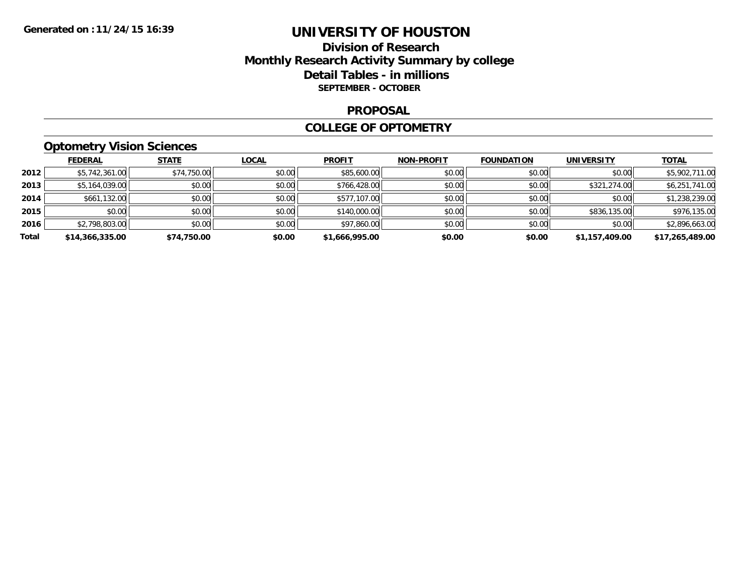# UNIVERSITY OF HOUSTON

## Division of Research

## Monthly Research Activity Summary by college

## Detail Tables - in millions

**SEPTEMBER - OCTOBER**

Generated on : 11/24/15 16:39

## PROPOSAL

## COLLEGE OF OPTOMETRY

### Optometry Vision Sciences

| | FEDERAL | STATE | LOCAL | PROFIT | NON-PROFIT | FOUNDATION | UNIVERSITY | TOTAL |
|---|---|---|---|---|---|---|---|---|
| 2012 | $5,742,361.00 | $74,750.00 | $0.00 | $85,600.00 | $0.00 | $0.00 | $0.00 | $5,902,711.00 |
| 2013 | $5,164,039.00 | $0.00 | $0.00 | $766,428.00 | $0.00 | $0.00 | $321,274.00 | $6,251,741.00 |
| 2014 | $661,132.00 | $0.00 | $0.00 | $577,107.00 | $0.00 | $0.00 | $0.00 | $1,238,239.00 |
| 2015 | $0.00 | $0.00 | $0.00 | $140,000.00 | $0.00 | $0.00 | $836,135.00 | $976,135.00 |
| 2016 | $2,798,803.00 | $0.00 | $0.00 | $97,860.00 | $0.00 | $0.00 | $0.00 | $2,896,663.00 |
| **Total** | **$14,366,335.00** | **$74,750.00** | **$0.00** | **$1,666,995.00** | **$0.00** | **$0.00** | **$1,157,409.00** | **$17,265,489.00** |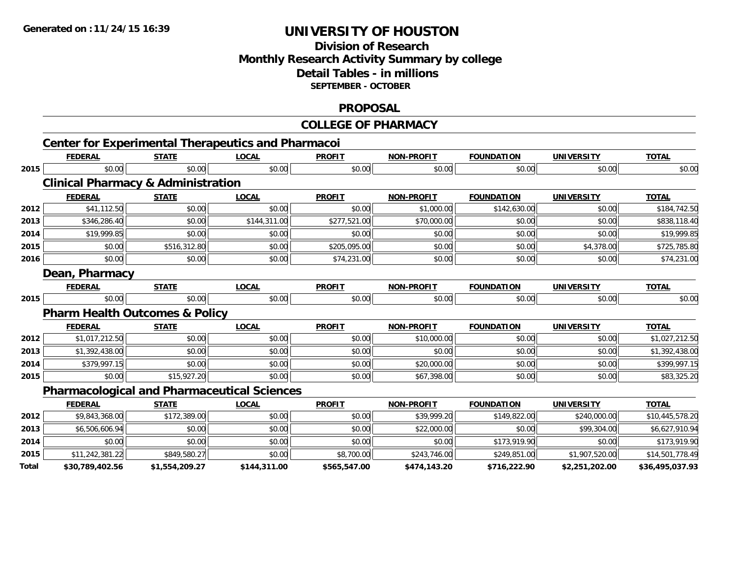**Generated on :11/24/15 16:39**

# UNIVERSITY OF HOUSTON

## Division of Research
## Monthly Research Activity Summary by college
## Detail Tables - in millions
**SEPTEMBER - OCTOBER**

## PROPOSAL

## COLLEGE OF PHARMACY

### Center for Experimental Therapeutics and Pharmacoi

| | FEDERAL | STATE | LOCAL | PROFIT | NON-PROFIT | FOUNDATION | UNIVERSITY | TOTAL |
|---|---|---|---|---|---|---|---|---|
| 2015 | $0.00 | $0.00 | $0.00 | $0.00 | $0.00 | $0.00 | $0.00 | $0.00 |

### Clinical Pharmacy & Administration

| | FEDERAL | STATE | LOCAL | PROFIT | NON-PROFIT | FOUNDATION | UNIVERSITY | TOTAL |
|---|---|---|---|---|---|---|---|---|
| 2012 | $41,112.50 | $0.00 | $0.00 | $0.00 | $1,000.00 | $142,630.00 | $0.00 | $184,742.50 |
| 2013 | $346,286.40 | $0.00 | $144,311.00 | $277,521.00 | $70,000.00 | $0.00 | $0.00 | $838,118.40 |
| 2014 | $19,999.85 | $0.00 | $0.00 | $0.00 | $0.00 | $0.00 | $0.00 | $19,999.85 |
| 2015 | $0.00 | $516,312.80 | $0.00 | $205,095.00 | $0.00 | $0.00 | $4,378.00 | $725,785.80 |
| 2016 | $0.00 | $0.00 | $0.00 | $74,231.00 | $0.00 | $0.00 | $0.00 | $74,231.00 |

### Dean, Pharmacy

| | FEDERAL | STATE | LOCAL | PROFIT | NON-PROFIT | FOUNDATION | UNIVERSITY | TOTAL |
|---|---|---|---|---|---|---|---|---|
| 2015 | $0.00 | $0.00 | $0.00 | $0.00 | $0.00 | $0.00 | $0.00 | $0.00 |

### Pharm Health Outcomes & Policy

| | FEDERAL | STATE | LOCAL | PROFIT | NON-PROFIT | FOUNDATION | UNIVERSITY | TOTAL |
|---|---|---|---|---|---|---|---|---|
| 2012 | $1,017,212.50 | $0.00 | $0.00 | $0.00 | $10,000.00 | $0.00 | $0.00 | $1,027,212.50 |
| 2013 | $1,392,438.00 | $0.00 | $0.00 | $0.00 | $0.00 | $0.00 | $0.00 | $1,392,438.00 |
| 2014 | $379,997.15 | $0.00 | $0.00 | $0.00 | $20,000.00 | $0.00 | $0.00 | $399,997.15 |
| 2015 | $0.00 | $15,927.20 | $0.00 | $0.00 | $67,398.00 | $0.00 | $0.00 | $83,325.20 |

### Pharmacological and Pharmaceutical Sciences

| | FEDERAL | STATE | LOCAL | PROFIT | NON-PROFIT | FOUNDATION | UNIVERSITY | TOTAL |
|---|---|---|---|---|---|---|---|---|
| 2012 | $9,843,368.00 | $172,389.00 | $0.00 | $0.00 | $39,999.20 | $149,822.00 | $240,000.00 | $10,445,578.20 |
| 2013 | $6,506,606.94 | $0.00 | $0.00 | $0.00 | $22,000.00 | $0.00 | $99,304.00 | $6,627,910.94 |
| 2014 | $0.00 | $0.00 | $0.00 | $0.00 | $0.00 | $173,919.90 | $0.00 | $173,919.90 |
| 2015 | $11,242,381.22 | $849,580.27 | $0.00 | $8,700.00 | $243,746.00 | $249,851.00 | $1,907,520.00 | $14,501,778.49 |
| **Total** | **$30,789,402.56** | **$1,554,209.27** | **$144,311.00** | **$565,547.00** | **$474,143.20** | **$716,222.90** | **$2,251,202.00** | **$36,495,037.93** |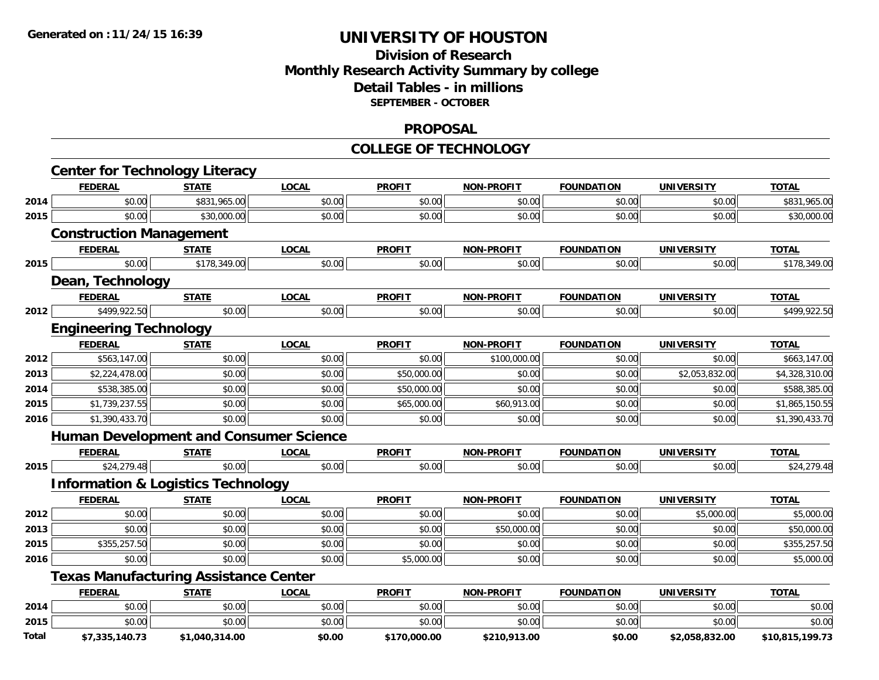**Generated on :11/24/15 16:39**

# UNIVERSITY OF HOUSTON

## Division of Research
## Monthly Research Activity Summary by college
## Detail Tables - in millions
### SEPTEMBER - OCTOBER

## PROPOSAL

## COLLEGE OF TECHNOLOGY

### Center for Technology Literacy

| | FEDERAL | STATE | LOCAL | PROFIT | NON-PROFIT | FOUNDATION | UNIVERSITY | TOTAL |
|---|---|---|---|---|---|---|---|---|
| 2014 | $0.00 | $831,965.00 | $0.00 | $0.00 | $0.00 | $0.00 | $0.00 | $831,965.00 |
| 2015 | $0.00 | $30,000.00 | $0.00 | $0.00 | $0.00 | $0.00 | $0.00 | $30,000.00 |

### Construction Management

| | FEDERAL | STATE | LOCAL | PROFIT | NON-PROFIT | FOUNDATION | UNIVERSITY | TOTAL |
|---|---|---|---|---|---|---|---|---|
| 2015 | $0.00 | $178,349.00 | $0.00 | $0.00 | $0.00 | $0.00 | $0.00 | $178,349.00 |

### Dean, Technology

| | FEDERAL | STATE | LOCAL | PROFIT | NON-PROFIT | FOUNDATION | UNIVERSITY | TOTAL |
|---|---|---|---|---|---|---|---|---|
| 2012 | $499,922.50 | $0.00 | $0.00 | $0.00 | $0.00 | $0.00 | $0.00 | $499,922.50 |

### Engineering Technology

| | FEDERAL | STATE | LOCAL | PROFIT | NON-PROFIT | FOUNDATION | UNIVERSITY | TOTAL |
|---|---|---|---|---|---|---|---|---|
| 2012 | $563,147.00 | $0.00 | $0.00 | $0.00 | $100,000.00 | $0.00 | $0.00 | $663,147.00 |
| 2013 | $2,224,478.00 | $0.00 | $0.00 | $50,000.00 | $0.00 | $0.00 | $2,053,832.00 | $4,328,310.00 |
| 2014 | $538,385.00 | $0.00 | $0.00 | $50,000.00 | $0.00 | $0.00 | $0.00 | $588,385.00 |
| 2015 | $1,739,237.55 | $0.00 | $0.00 | $65,000.00 | $60,913.00 | $0.00 | $0.00 | $1,865,150.55 |
| 2016 | $1,390,433.70 | $0.00 | $0.00 | $0.00 | $0.00 | $0.00 | $0.00 | $1,390,433.70 |

### Human Development and Consumer Science

| | FEDERAL | STATE | LOCAL | PROFIT | NON-PROFIT | FOUNDATION | UNIVERSITY | TOTAL |
|---|---|---|---|---|---|---|---|---|
| 2015 | $24,279.48 | $0.00 | $0.00 | $0.00 | $0.00 | $0.00 | $0.00 | $24,279.48 |

### Information & Logistics Technology

| | FEDERAL | STATE | LOCAL | PROFIT | NON-PROFIT | FOUNDATION | UNIVERSITY | TOTAL |
|---|---|---|---|---|---|---|---|---|
| 2012 | $0.00 | $0.00 | $0.00 | $0.00 | $0.00 | $0.00 | $5,000.00 | $5,000.00 |
| 2013 | $0.00 | $0.00 | $0.00 | $0.00 | $50,000.00 | $0.00 | $0.00 | $50,000.00 |
| 2015 | $355,257.50 | $0.00 | $0.00 | $0.00 | $0.00 | $0.00 | $0.00 | $355,257.50 |
| 2016 | $0.00 | $0.00 | $0.00 | $5,000.00 | $0.00 | $0.00 | $0.00 | $5,000.00 |

### Texas Manufacturing Assistance Center

| | FEDERAL | STATE | LOCAL | PROFIT | NON-PROFIT | FOUNDATION | UNIVERSITY | TOTAL |
|---|---|---|---|---|---|---|---|---|
| 2014 | $0.00 | $0.00 | $0.00 | $0.00 | $0.00 | $0.00 | $0.00 | $0.00 |
| 2015 | $0.00 | $0.00 | $0.00 | $0.00 | $0.00 | $0.00 | $0.00 | $0.00 |
| **Total** | **$7,335,140.73** | **$1,040,314.00** | **$0.00** | **$170,000.00** | **$210,913.00** | **$0.00** | **$2,058,832.00** | **$10,815,199.73** |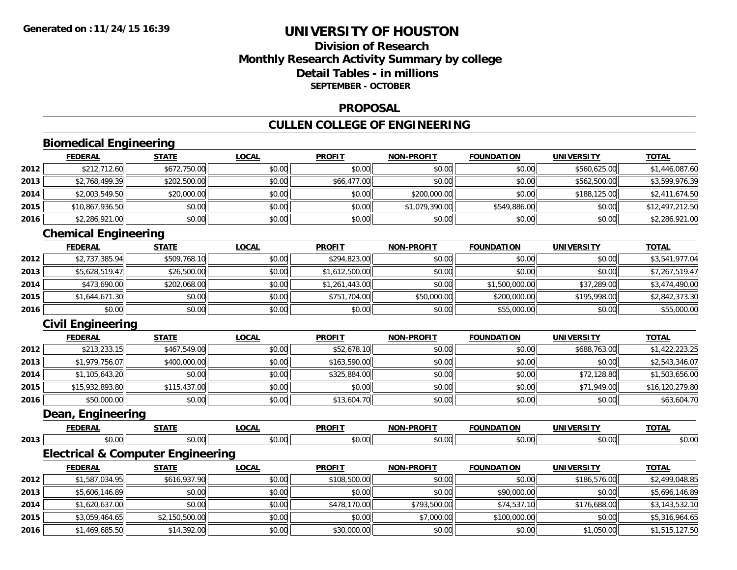**Generated on :11/24/15 16:39**

# UNIVERSITY OF HOUSTON

## Division of Research
## Monthly Research Activity Summary by college
## Detail Tables - in millions
### SEPTEMBER - OCTOBER

## PROPOSAL

## CULLEN COLLEGE OF ENGINEERING

### Biomedical Engineering

| | FEDERAL | STATE | LOCAL | PROFIT | NON-PROFIT | FOUNDATION | UNIVERSITY | TOTAL |
|---|---|---|---|---|---|---|---|---|
| 2012 | $212,712.60 | $672,750.00 | $0.00 | $0.00 | $0.00 | $0.00 | $560,625.00 | $1,446,087.60 |
| 2013 | $2,768,499.39 | $202,500.00 | $0.00 | $66,477.00 | $0.00 | $0.00 | $562,500.00 | $3,599,976.39 |
| 2014 | $2,003,549.50 | $20,000.00 | $0.00 | $0.00 | $200,000.00 | $0.00 | $188,125.00 | $2,411,674.50 |
| 2015 | $10,867,936.50 | $0.00 | $0.00 | $0.00 | $1,079,390.00 | $549,886.00 | $0.00 | $12,497,212.50 |
| 2016 | $2,286,921.00 | $0.00 | $0.00 | $0.00 | $0.00 | $0.00 | $0.00 | $2,286,921.00 |

### Chemical Engineering

| | FEDERAL | STATE | LOCAL | PROFIT | NON-PROFIT | FOUNDATION | UNIVERSITY | TOTAL |
|---|---|---|---|---|---|---|---|---|
| 2012 | $2,737,385.94 | $509,768.10 | $0.00 | $294,823.00 | $0.00 | $0.00 | $0.00 | $3,541,977.04 |
| 2013 | $5,628,519.47 | $26,500.00 | $0.00 | $1,612,500.00 | $0.00 | $0.00 | $0.00 | $7,267,519.47 |
| 2014 | $473,690.00 | $202,068.00 | $0.00 | $1,261,443.00 | $0.00 | $1,500,000.00 | $37,289.00 | $3,474,490.00 |
| 2015 | $1,644,671.30 | $0.00 | $0.00 | $751,704.00 | $50,000.00 | $200,000.00 | $195,998.00 | $2,842,373.30 |
| 2016 | $0.00 | $0.00 | $0.00 | $0.00 | $0.00 | $55,000.00 | $0.00 | $55,000.00 |

### Civil Engineering

| | FEDERAL | STATE | LOCAL | PROFIT | NON-PROFIT | FOUNDATION | UNIVERSITY | TOTAL |
|---|---|---|---|---|---|---|---|---|
| 2012 | $213,233.15 | $467,549.00 | $0.00 | $52,678.10 | $0.00 | $0.00 | $688,763.00 | $1,422,223.25 |
| 2013 | $1,979,756.07 | $400,000.00 | $0.00 | $163,590.00 | $0.00 | $0.00 | $0.00 | $2,543,346.07 |
| 2014 | $1,105,643.20 | $0.00 | $0.00 | $325,884.00 | $0.00 | $0.00 | $72,128.80 | $1,503,656.00 |
| 2015 | $15,932,893.80 | $115,437.00 | $0.00 | $0.00 | $0.00 | $0.00 | $71,949.00 | $16,120,279.80 |
| 2016 | $50,000.00 | $0.00 | $0.00 | $13,604.70 | $0.00 | $0.00 | $0.00 | $63,604.70 |

### Dean, Engineering

| | FEDERAL | STATE | LOCAL | PROFIT | NON-PROFIT | FOUNDATION | UNIVERSITY | TOTAL |
|---|---|---|---|---|---|---|---|---|
| 2013 | $0.00 | $0.00 | $0.00 | $0.00 | $0.00 | $0.00 | $0.00 | $0.00 |

### Electrical & Computer Engineering

| | FEDERAL | STATE | LOCAL | PROFIT | NON-PROFIT | FOUNDATION | UNIVERSITY | TOTAL |
|---|---|---|---|---|---|---|---|---|
| 2012 | $1,587,034.95 | $616,937.90 | $0.00 | $108,500.00 | $0.00 | $0.00 | $186,576.00 | $2,499,048.85 |
| 2013 | $5,606,146.89 | $0.00 | $0.00 | $0.00 | $0.00 | $90,000.00 | $0.00 | $5,696,146.89 |
| 2014 | $1,620,637.00 | $0.00 | $0.00 | $478,170.00 | $793,500.00 | $74,537.10 | $176,688.00 | $3,143,532.10 |
| 2015 | $3,059,464.65 | $2,150,500.00 | $0.00 | $0.00 | $7,000.00 | $100,000.00 | $0.00 | $5,316,964.65 |
| 2016 | $1,469,685.50 | $14,392.00 | $0.00 | $30,000.00 | $0.00 | $0.00 | $1,050.00 | $1,515,127.50 |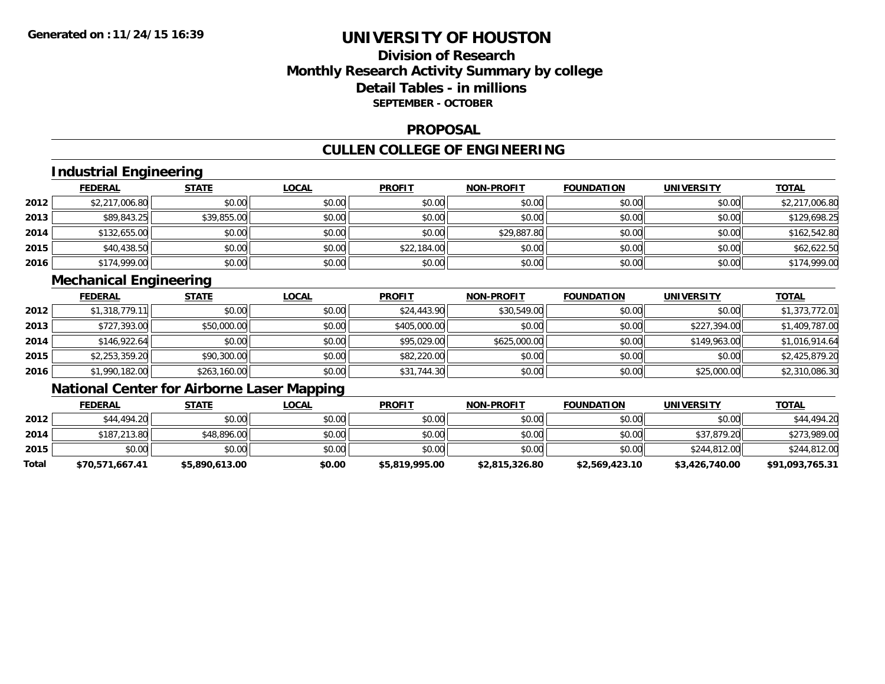**Generated on :11/24/15 16:39**

# UNIVERSITY OF HOUSTON

## Division of Research
## Monthly Research Activity Summary by college
## Detail Tables - in millions
### SEPTEMBER - OCTOBER

## PROPOSAL

## CULLEN COLLEGE OF ENGINEERING

### Industrial Engineering

| | FEDERAL | STATE | LOCAL | PROFIT | NON-PROFIT | FOUNDATION | UNIVERSITY | TOTAL |
|---|---|---|---|---|---|---|---|---|
| 2012 | $2,217,006.80 | $0.00 | $0.00 | $0.00 | $0.00 | $0.00 | $0.00 | $2,217,006.80 |
| 2013 | $89,843.25 | $39,855.00 | $0.00 | $0.00 | $0.00 | $0.00 | $0.00 | $129,698.25 |
| 2014 | $132,655.00 | $0.00 | $0.00 | $0.00 | $29,887.80 | $0.00 | $0.00 | $162,542.80 |
| 2015 | $40,438.50 | $0.00 | $0.00 | $22,184.00 | $0.00 | $0.00 | $0.00 | $62,622.50 |
| 2016 | $174,999.00 | $0.00 | $0.00 | $0.00 | $0.00 | $0.00 | $0.00 | $174,999.00 |

### Mechanical Engineering

| | FEDERAL | STATE | LOCAL | PROFIT | NON-PROFIT | FOUNDATION | UNIVERSITY | TOTAL |
|---|---|---|---|---|---|---|---|---|
| 2012 | $1,318,779.11 | $0.00 | $0.00 | $24,443.90 | $30,549.00 | $0.00 | $0.00 | $1,373,772.01 |
| 2013 | $727,393.00 | $50,000.00 | $0.00 | $405,000.00 | $0.00 | $0.00 | $227,394.00 | $1,409,787.00 |
| 2014 | $146,922.64 | $0.00 | $0.00 | $95,029.00 | $625,000.00 | $0.00 | $149,963.00 | $1,016,914.64 |
| 2015 | $2,253,359.20 | $90,300.00 | $0.00 | $82,220.00 | $0.00 | $0.00 | $0.00 | $2,425,879.20 |
| 2016 | $1,990,182.00 | $263,160.00 | $0.00 | $31,744.30 | $0.00 | $0.00 | $25,000.00 | $2,310,086.30 |

### National Center for Airborne Laser Mapping

| | FEDERAL | STATE | LOCAL | PROFIT | NON-PROFIT | FOUNDATION | UNIVERSITY | TOTAL |
|---|---|---|---|---|---|---|---|---|
| 2012 | $44,494.20 | $0.00 | $0.00 | $0.00 | $0.00 | $0.00 | $0.00 | $44,494.20 |
| 2014 | $187,213.80 | $48,896.00 | $0.00 | $0.00 | $0.00 | $0.00 | $37,879.20 | $273,989.00 |
| 2015 | $0.00 | $0.00 | $0.00 | $0.00 | $0.00 | $0.00 | $244,812.00 | $244,812.00 |
| **Total** | **$70,571,667.41** | **$5,890,613.00** | **$0.00** | **$5,819,995.00** | **$2,815,326.80** | **$2,569,423.10** | **$3,426,740.00** | **$91,093,765.31** |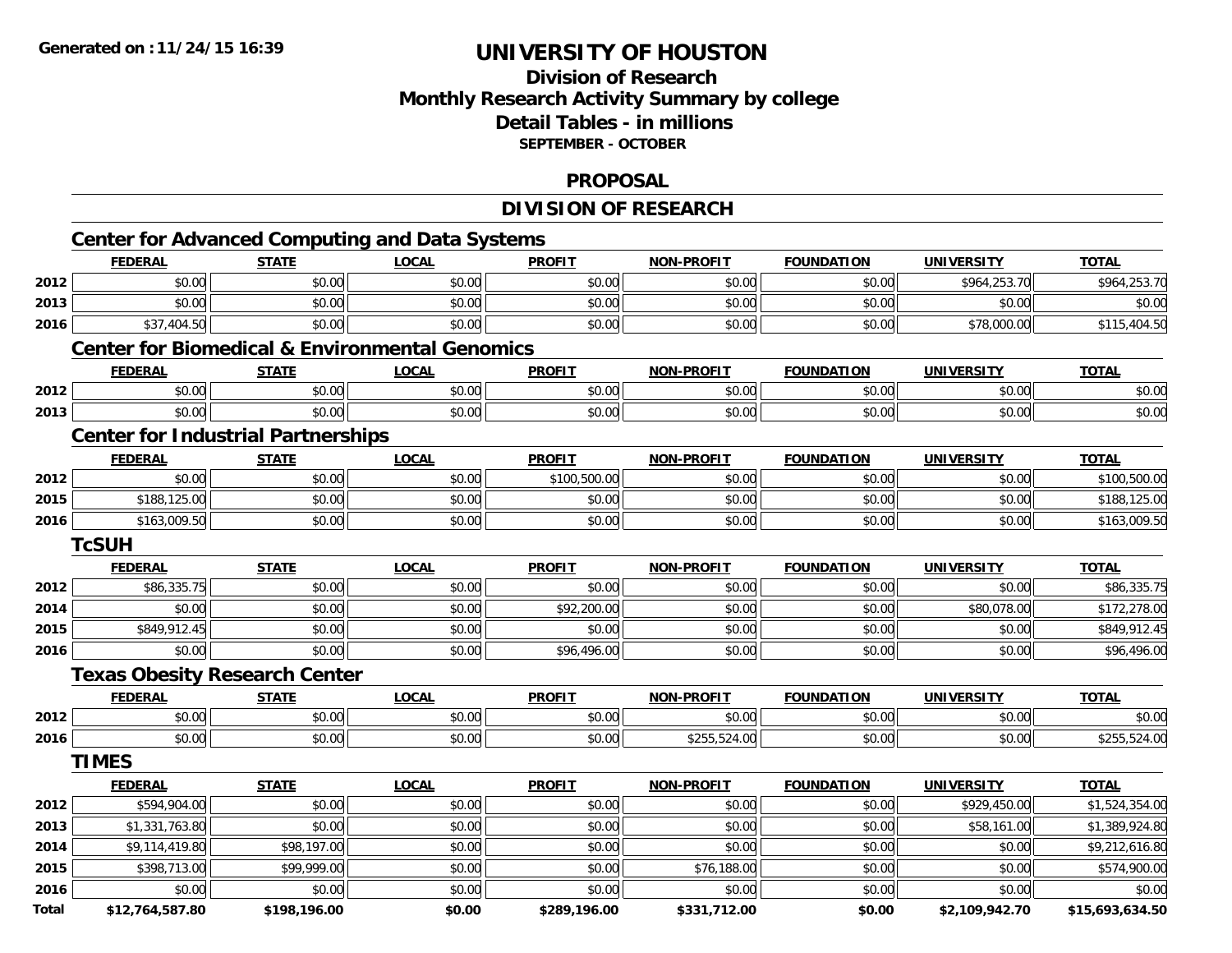# UNIVERSITY OF HOUSTON

## Division of Research
## Monthly Research Activity Summary by college
## Detail Tables - in millions
### SEPTEMBER - OCTOBER

## PROPOSAL

## DIVISION OF RESEARCH

### Center for Advanced Computing and Data Systems

| | FEDERAL | STATE | LOCAL | PROFIT | NON-PROFIT | FOUNDATION | UNIVERSITY | TOTAL |
|---|---|---|---|---|---|---|---|---|
| 2012 | $0.00 | $0.00 | $0.00 | $0.00 | $0.00 | $0.00 | $964,253.70 | $964,253.70 |
| 2013 | $0.00 | $0.00 | $0.00 | $0.00 | $0.00 | $0.00 | $0.00 | $0.00 |
| 2016 | $37,404.50 | $0.00 | $0.00 | $0.00 | $0.00 | $0.00 | $78,000.00 | $115,404.50 |

### Center for Biomedical & Environmental Genomics

| | FEDERAL | STATE | LOCAL | PROFIT | NON-PROFIT | FOUNDATION | UNIVERSITY | TOTAL |
|---|---|---|---|---|---|---|---|---|
| 2012 | $0.00 | $0.00 | $0.00 | $0.00 | $0.00 | $0.00 | $0.00 | $0.00 |
| 2013 | $0.00 | $0.00 | $0.00 | $0.00 | $0.00 | $0.00 | $0.00 | $0.00 |

### Center for Industrial Partnerships

| | FEDERAL | STATE | LOCAL | PROFIT | NON-PROFIT | FOUNDATION | UNIVERSITY | TOTAL |
|---|---|---|---|---|---|---|---|---|
| 2012 | $0.00 | $0.00 | $0.00 | $100,500.00 | $0.00 | $0.00 | $0.00 | $100,500.00 |
| 2015 | $188,125.00 | $0.00 | $0.00 | $0.00 | $0.00 | $0.00 | $0.00 | $188,125.00 |
| 2016 | $163,009.50 | $0.00 | $0.00 | $0.00 | $0.00 | $0.00 | $0.00 | $163,009.50 |

### TcSUH

| | FEDERAL | STATE | LOCAL | PROFIT | NON-PROFIT | FOUNDATION | UNIVERSITY | TOTAL |
|---|---|---|---|---|---|---|---|---|
| 2012 | $86,335.75 | $0.00 | $0.00 | $0.00 | $0.00 | $0.00 | $0.00 | $86,335.75 |
| 2014 | $0.00 | $0.00 | $0.00 | $92,200.00 | $0.00 | $0.00 | $80,078.00 | $172,278.00 |
| 2015 | $849,912.45 | $0.00 | $0.00 | $0.00 | $0.00 | $0.00 | $0.00 | $849,912.45 |
| 2016 | $0.00 | $0.00 | $0.00 | $96,496.00 | $0.00 | $0.00 | $0.00 | $96,496.00 |

### Texas Obesity Research Center

| | FEDERAL | STATE | LOCAL | PROFIT | NON-PROFIT | FOUNDATION | UNIVERSITY | TOTAL |
|---|---|---|---|---|---|---|---|---|
| 2012 | $0.00 | $0.00 | $0.00 | $0.00 | $0.00 | $0.00 | $0.00 | $0.00 |
| 2016 | $0.00 | $0.00 | $0.00 | $0.00 | $255,524.00 | $0.00 | $0.00 | $255,524.00 |

### TIMES

| | FEDERAL | STATE | LOCAL | PROFIT | NON-PROFIT | FOUNDATION | UNIVERSITY | TOTAL |
|---|---|---|---|---|---|---|---|---|
| 2012 | $594,904.00 | $0.00 | $0.00 | $0.00 | $0.00 | $0.00 | $929,450.00 | $1,524,354.00 |
| 2013 | $1,331,763.80 | $0.00 | $0.00 | $0.00 | $0.00 | $0.00 | $58,161.00 | $1,389,924.80 |
| 2014 | $9,114,419.80 | $98,197.00 | $0.00 | $0.00 | $0.00 | $0.00 | $0.00 | $9,212,616.80 |
| 2015 | $398,713.00 | $99,999.00 | $0.00 | $0.00 | $76,188.00 | $0.00 | $0.00 | $574,900.00 |
| 2016 | $0.00 | $0.00 | $0.00 | $0.00 | $0.00 | $0.00 | $0.00 | $0.00 |
| **Total** | **$12,764,587.80** | **$198,196.00** | **$0.00** | **$289,196.00** | **$331,712.00** | **$0.00** | **$2,109,942.70** | **$15,693,634.50** |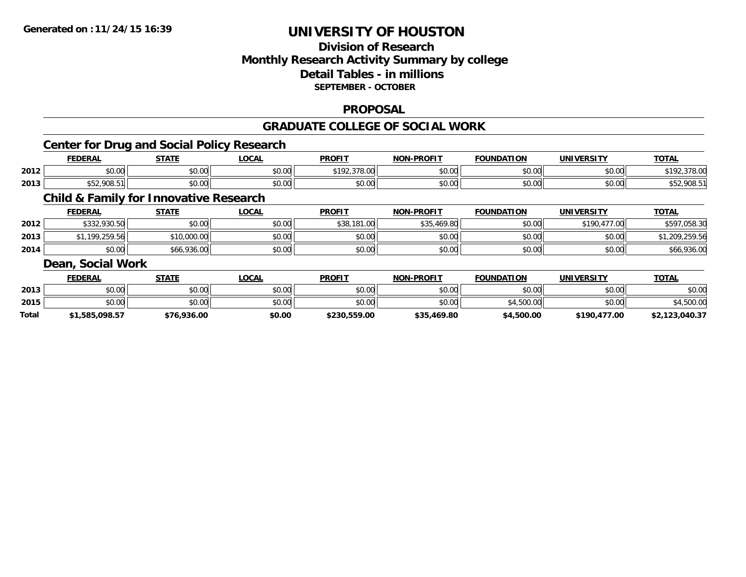**Generated on :11/24/15 16:39**

# UNIVERSITY OF HOUSTON

## Division of Research
## Monthly Research Activity Summary by college
## Detail Tables - in millions
### SEPTEMBER - OCTOBER

## PROPOSAL

## GRADUATE COLLEGE OF SOCIAL WORK

### Center for Drug and Social Policy Research

| | FEDERAL | STATE | LOCAL | PROFIT | NON-PROFIT | FOUNDATION | UNIVERSITY | TOTAL |
|---|---|---|---|---|---|---|---|---|
| 2012 | $0.00 | $0.00 | $0.00 | $192,378.00 | $0.00 | $0.00 | $0.00 | $192,378.00 |
| 2013 | $52,908.51 | $0.00 | $0.00 | $0.00 | $0.00 | $0.00 | $0.00 | $52,908.51 |

### Child & Family for Innovative Research

| | FEDERAL | STATE | LOCAL | PROFIT | NON-PROFIT | FOUNDATION | UNIVERSITY | TOTAL |
|---|---|---|---|---|---|---|---|---|
| 2012 | $332,930.50 | $0.00 | $0.00 | $38,181.00 | $35,469.80 | $0.00 | $190,477.00 | $597,058.30 |
| 2013 | $1,199,259.56 | $10,000.00 | $0.00 | $0.00 | $0.00 | $0.00 | $0.00 | $1,209,259.56 |
| 2014 | $0.00 | $66,936.00 | $0.00 | $0.00 | $0.00 | $0.00 | $0.00 | $66,936.00 |

### Dean, Social Work

| | FEDERAL | STATE | LOCAL | PROFIT | NON-PROFIT | FOUNDATION | UNIVERSITY | TOTAL |
|---|---|---|---|---|---|---|---|---|
| 2013 | $0.00 | $0.00 | $0.00 | $0.00 | $0.00 | $0.00 | $0.00 | $0.00 |
| 2015 | $0.00 | $0.00 | $0.00 | $0.00 | $0.00 | $4,500.00 | $0.00 | $4,500.00 |
| **Total** | **$1,585,098.57** | **$76,936.00** | **$0.00** | **$230,559.00** | **$35,469.80** | **$4,500.00** | **$190,477.00** | **$2,123,040.37** |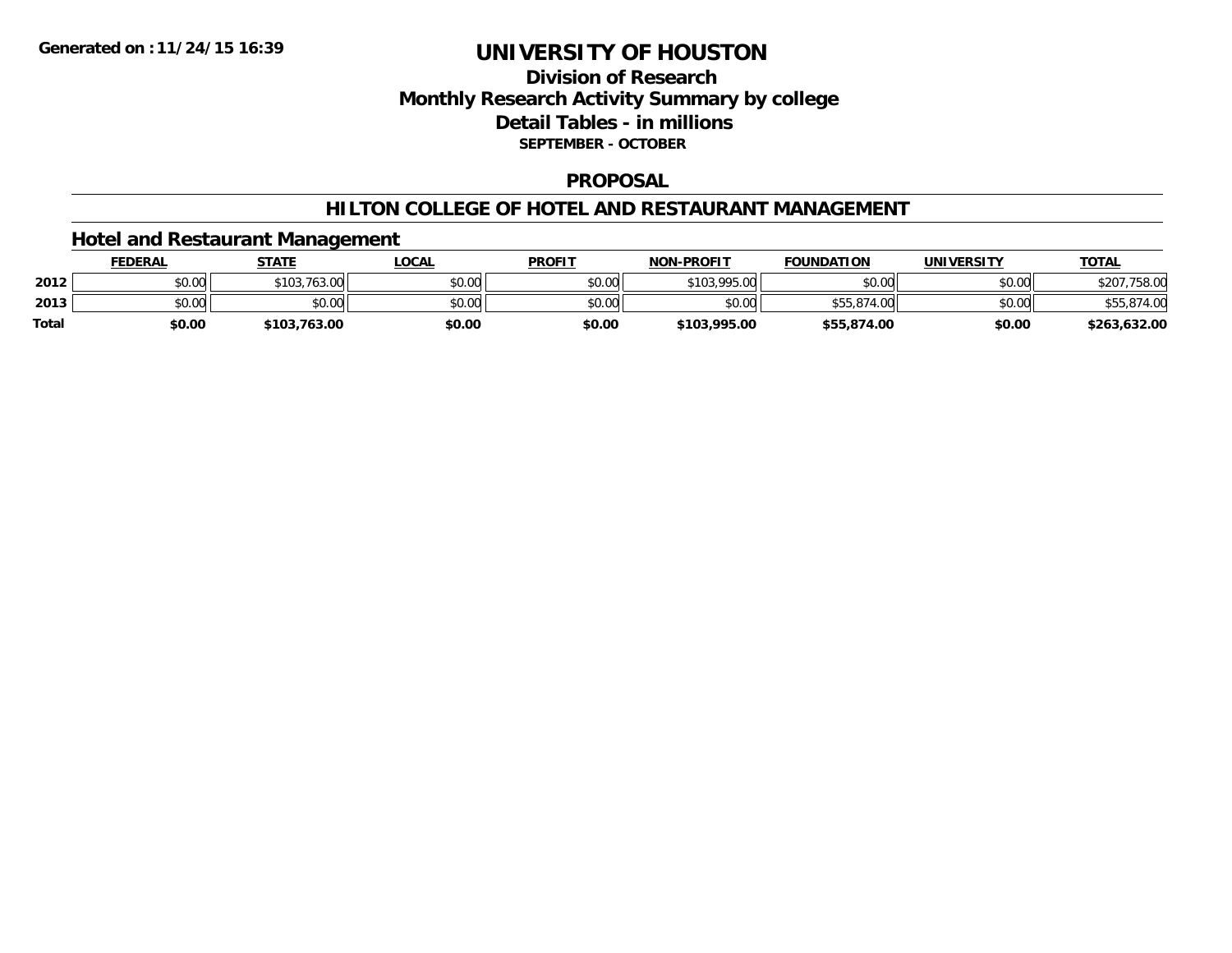**Generated on :11/24/15 16:39**

# UNIVERSITY OF HOUSTON

## Division of Research
## Monthly Research Activity Summary by college
## Detail Tables - in millions
### SEPTEMBER - OCTOBER

## PROPOSAL

## HILTON COLLEGE OF HOTEL AND RESTAURANT MANAGEMENT

### Hotel and Restaurant Management

| | FEDERAL | STATE | LOCAL | PROFIT | NON-PROFIT | FOUNDATION | UNIVERSITY | TOTAL |
|---|---|---|---|---|---|---|---|---|
| **2012** | $0.00 | $103,763.00 | $0.00 | $0.00 | $103,995.00 | $0.00 | $0.00 | $207,758.00 |
| **2013** | $0.00 | $0.00 | $0.00 | $0.00 | $0.00 | $55,874.00 | $0.00 | $55,874.00 |
| **Total** | **$0.00** | **$103,763.00** | **$0.00** | **$0.00** | **$103,995.00** | **$55,874.00** | **$0.00** | **$263,632.00** |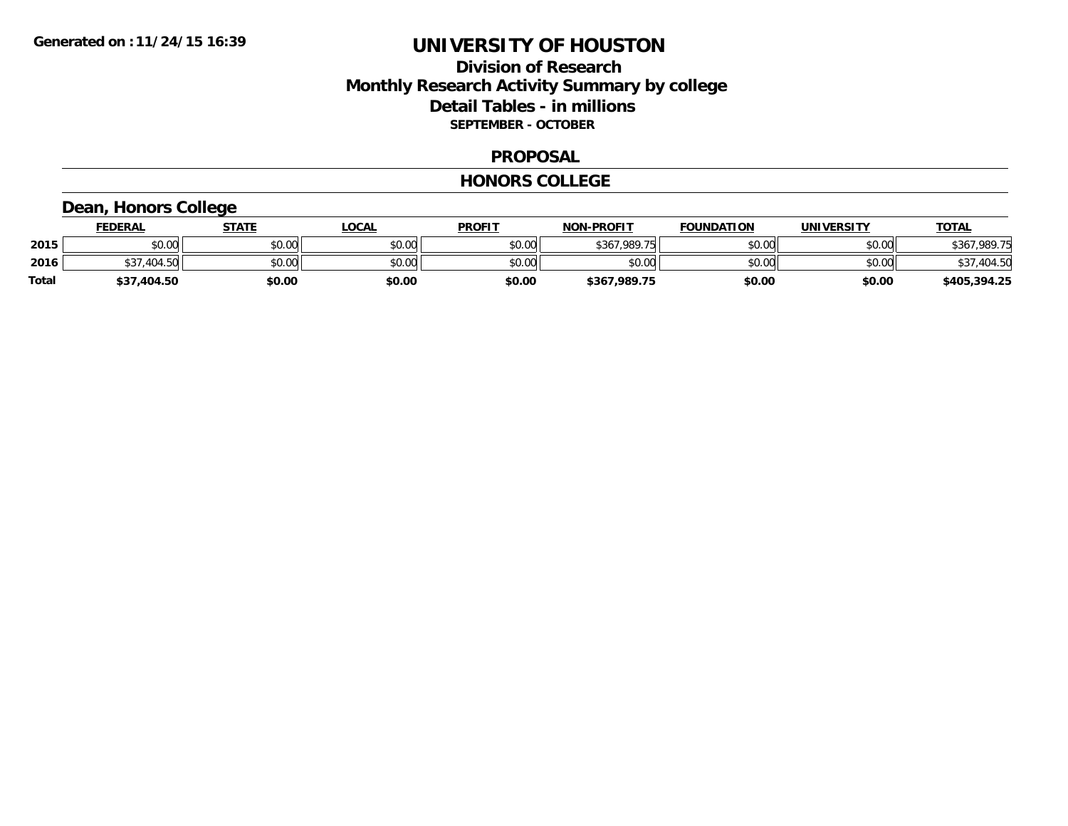# UNIVERSITY OF HOUSTON

## Division of Research
## Monthly Research Activity Summary by college
## Detail Tables - in millions
### SEPTEMBER - OCTOBER

### PROPOSAL

### HONORS COLLEGE

#### Dean, Honors College

| | FEDERAL | STATE | LOCAL | PROFIT | NON-PROFIT | FOUNDATION | UNIVERSITY | TOTAL |
|---|---|---|---|---|---|---|---|---|
| 2015 | $0.00 | $0.00 | $0.00 | $0.00 | $367,989.75 | $0.00 | $0.00 | $367,989.75 |
| 2016 | $37,404.50 | $0.00 | $0.00 | $0.00 | $0.00 | $0.00 | $0.00 | $37,404.50 |
| **Total** | **$37,404.50** | **$0.00** | **$0.00** | **$0.00** | **$367,989.75** | **$0.00** | **$0.00** | **$405,394.25** |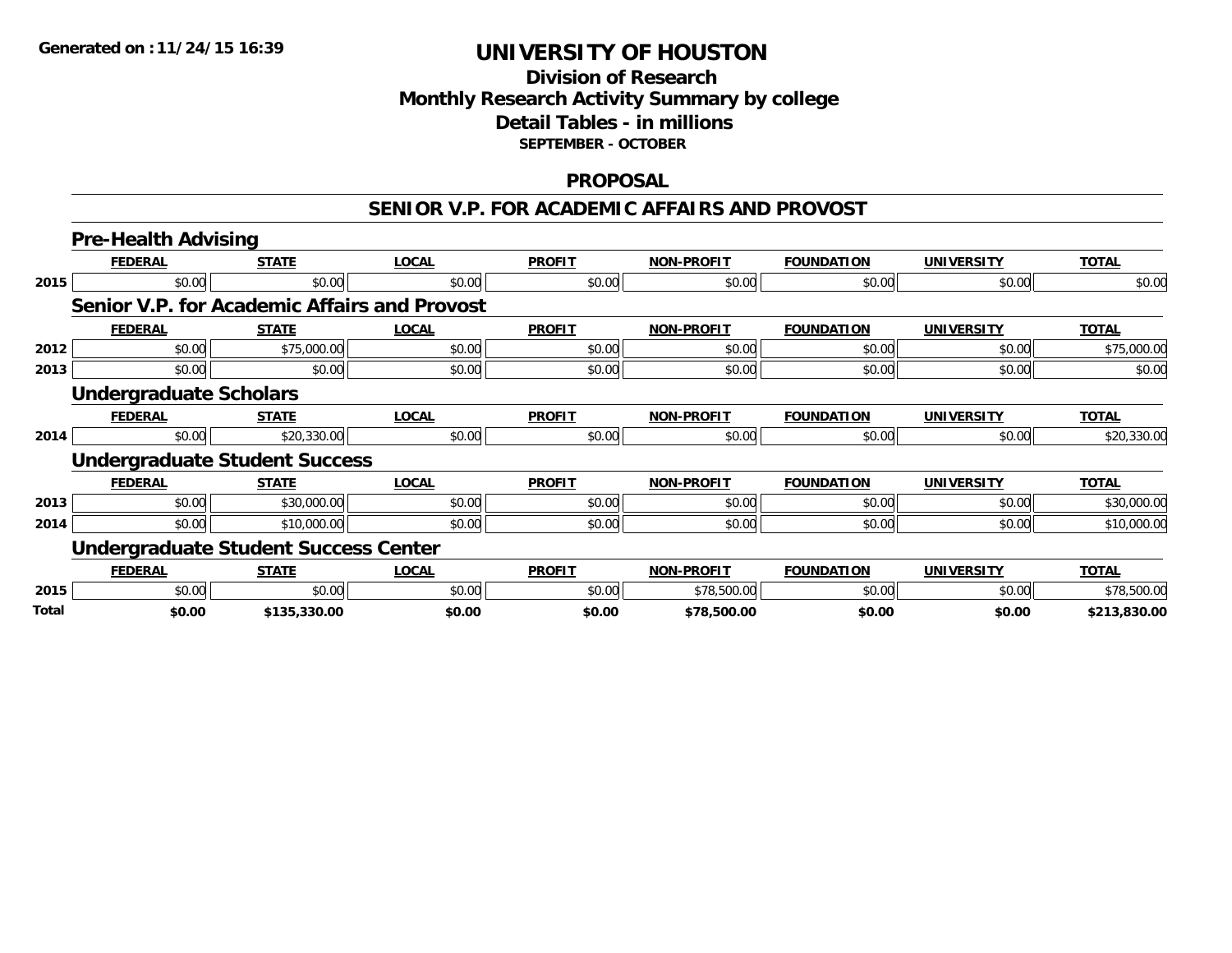**Generated on :11/24/15 16:39**

# UNIVERSITY OF HOUSTON

## Division of Research
## Monthly Research Activity Summary by college
## Detail Tables - in millions
### SEPTEMBER - OCTOBER

## PROPOSAL

## SENIOR V.P. FOR ACADEMIC AFFAIRS AND PROVOST

### Pre-Health Advising

| | FEDERAL | STATE | LOCAL | PROFIT | NON-PROFIT | FOUNDATION | UNIVERSITY | TOTAL |
|---|---|---|---|---|---|---|---|---|
| 2015 | $0.00 | $0.00 | $0.00 | $0.00 | $0.00 | $0.00 | $0.00 | $0.00 |

### Senior V.P. for Academic Affairs and Provost

| | FEDERAL | STATE | LOCAL | PROFIT | NON-PROFIT | FOUNDATION | UNIVERSITY | TOTAL |
|---|---|---|---|---|---|---|---|---|
| 2012 | $0.00 | $75,000.00 | $0.00 | $0.00 | $0.00 | $0.00 | $0.00 | $75,000.00 |
| 2013 | $0.00 | $0.00 | $0.00 | $0.00 | $0.00 | $0.00 | $0.00 | $0.00 |

### Undergraduate Scholars

| | FEDERAL | STATE | LOCAL | PROFIT | NON-PROFIT | FOUNDATION | UNIVERSITY | TOTAL |
|---|---|---|---|---|---|---|---|---|
| 2014 | $0.00 | $20,330.00 | $0.00 | $0.00 | $0.00 | $0.00 | $0.00 | $20,330.00 |

### Undergraduate Student Success

| | FEDERAL | STATE | LOCAL | PROFIT | NON-PROFIT | FOUNDATION | UNIVERSITY | TOTAL |
|---|---|---|---|---|---|---|---|---|
| 2013 | $0.00 | $30,000.00 | $0.00 | $0.00 | $0.00 | $0.00 | $0.00 | $30,000.00 |
| 2014 | $0.00 | $10,000.00 | $0.00 | $0.00 | $0.00 | $0.00 | $0.00 | $10,000.00 |

### Undergraduate Student Success Center

| | FEDERAL | STATE | LOCAL | PROFIT | NON-PROFIT | FOUNDATION | UNIVERSITY | TOTAL |
|---|---|---|---|---|---|---|---|---|
| 2015 | $0.00 | $0.00 | $0.00 | $0.00 | $78,500.00 | $0.00 | $0.00 | $78,500.00 |
| **Total** | **$0.00** | **$135,330.00** | **$0.00** | **$0.00** | **$78,500.00** | **$0.00** | **$0.00** | **$213,830.00** |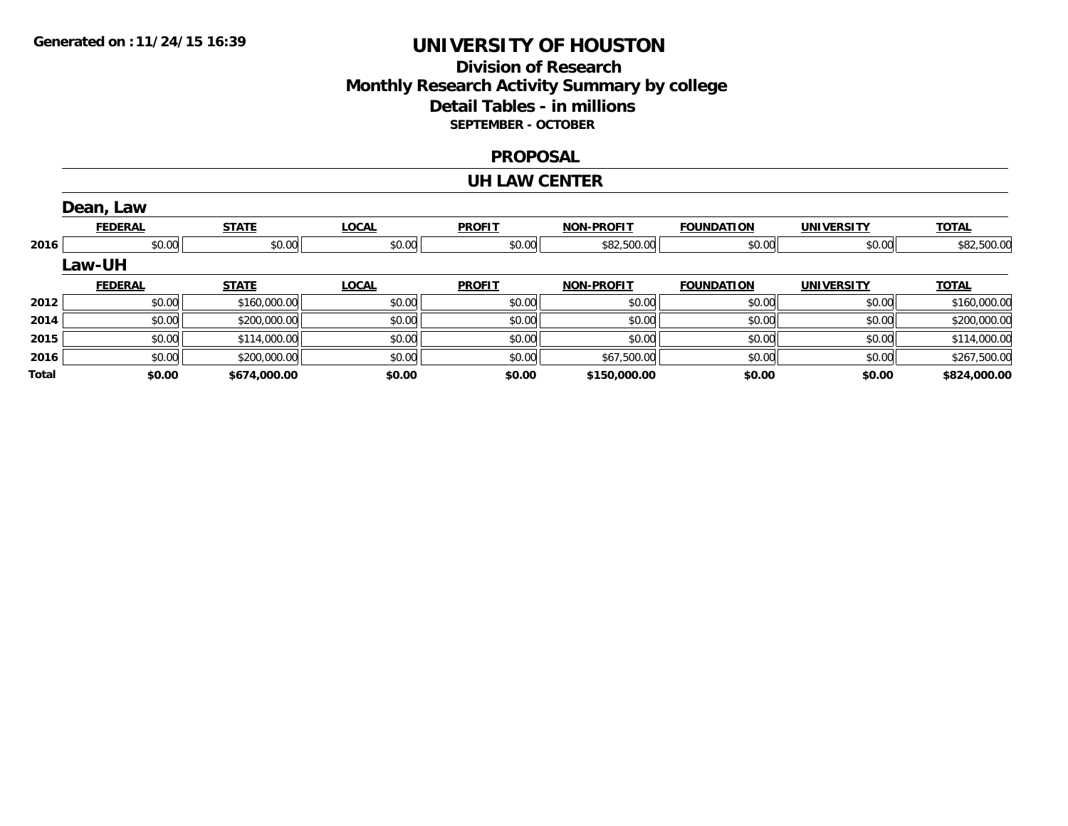Generated on :11/24/15 16:39

# UNIVERSITY OF HOUSTON

## Division of Research
## Monthly Research Activity Summary by college
## Detail Tables - in millions
### SEPTEMBER - OCTOBER

### PROPOSAL

### UH LAW CENTER

#### Dean, Law

| | FEDERAL | STATE | LOCAL | PROFIT | NON-PROFIT | FOUNDATION | UNIVERSITY | TOTAL |
|---|---|---|---|---|---|---|---|---|
| 2016 | $0.00 | $0.00 | $0.00 | $0.00 | $82,500.00 | $0.00 | $0.00 | $82,500.00 |

#### Law-UH

| | FEDERAL | STATE | LOCAL | PROFIT | NON-PROFIT | FOUNDATION | UNIVERSITY | TOTAL |
|---|---|---|---|---|---|---|---|---|
| 2012 | $0.00 | $160,000.00 | $0.00 | $0.00 | $0.00 | $0.00 | $0.00 | $160,000.00 |
| 2014 | $0.00 | $200,000.00 | $0.00 | $0.00 | $0.00 | $0.00 | $0.00 | $200,000.00 |
| 2015 | $0.00 | $114,000.00 | $0.00 | $0.00 | $0.00 | $0.00 | $0.00 | $114,000.00 |
| 2016 | $0.00 | $200,000.00 | $0.00 | $0.00 | $67,500.00 | $0.00 | $0.00 | $267,500.00 |
| **Total** | **$0.00** | **$674,000.00** | **$0.00** | **$0.00** | **$150,000.00** | **$0.00** | **$0.00** | **$824,000.00** |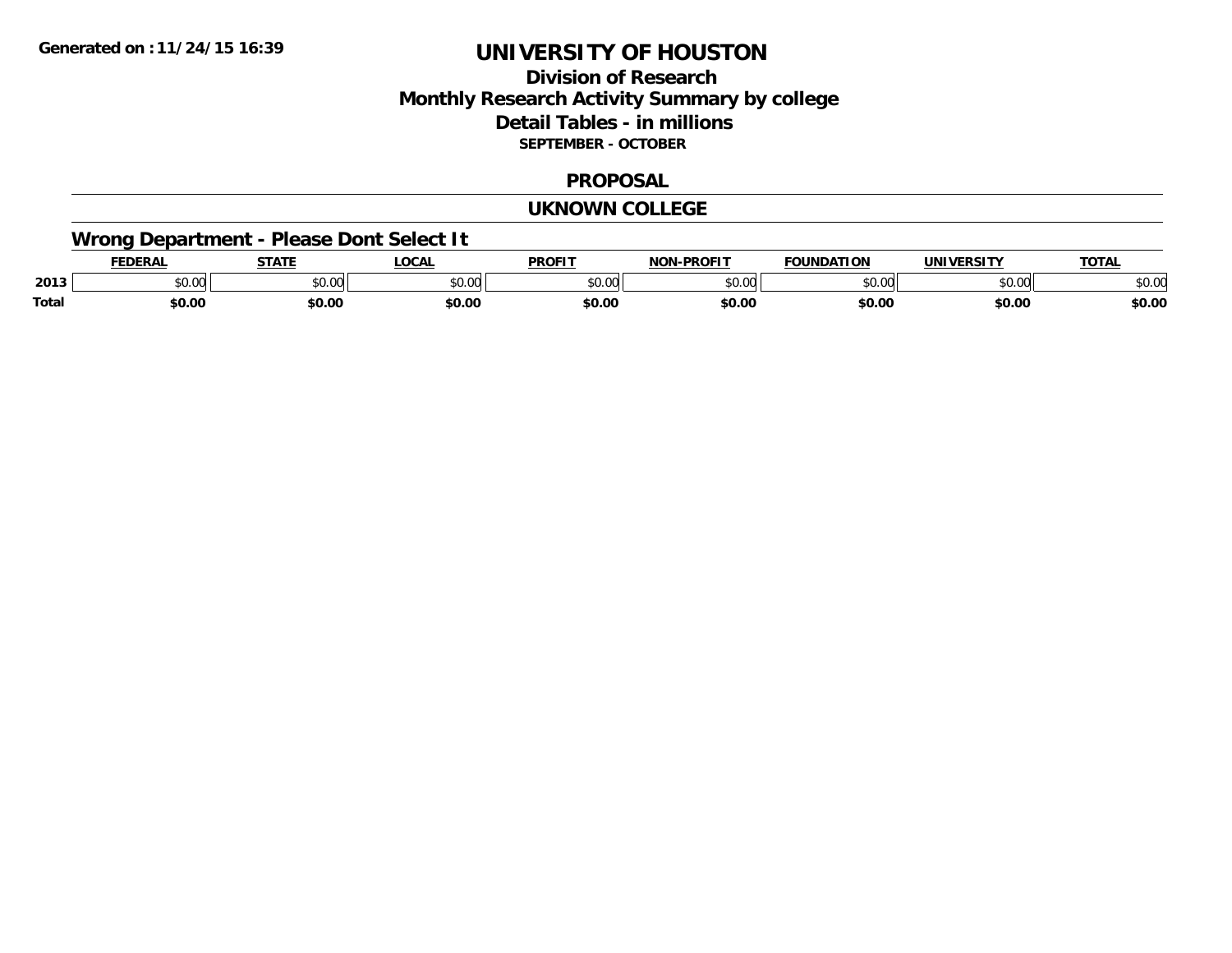**Generated on :11/24/15 16:39**

# UNIVERSITY OF HOUSTON

## Division of Research
## Monthly Research Activity Summary by college
## Detail Tables - in millions
**SEPTEMBER - OCTOBER**

## PROPOSAL

## UKNOWN COLLEGE

### Wrong Department - Please Dont Select It

| | FEDERAL | STATE | LOCAL | PROFIT | NON-PROFIT | FOUNDATION | UNIVERSITY | TOTAL |
|---|---|---|---|---|---|---|---|---|
| 2013 | $0.00 | $0.00 | $0.00 | $0.00 | $0.00 | $0.00 | $0.00 | $0.00 |
| **Total** | **$0.00** | **$0.00** | **$0.00** | **$0.00** | **$0.00** | **$0.00** | **$0.00** | **$0.00** |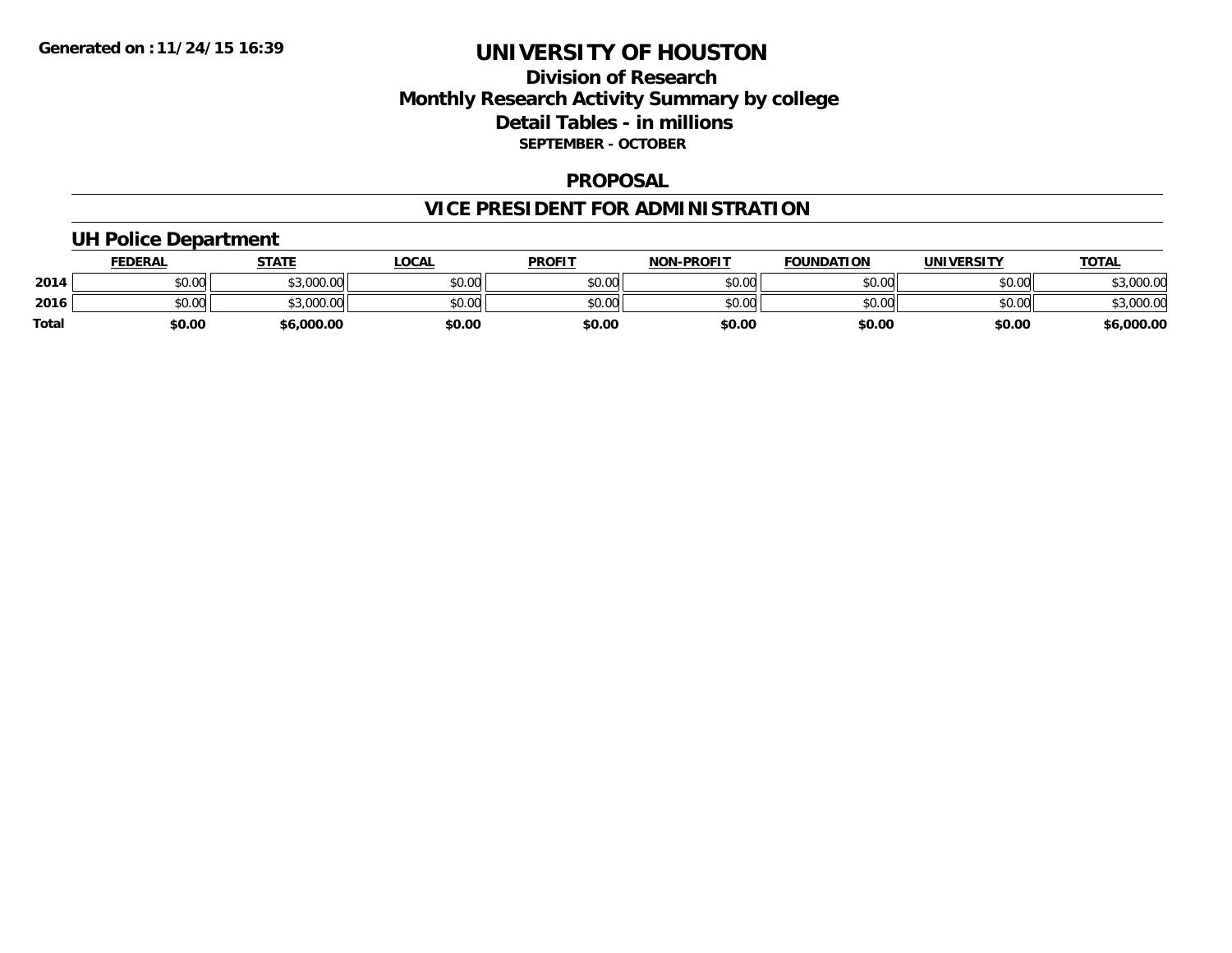**Generated on :11/24/15 16:39**

# UNIVERSITY OF HOUSTON

## Division of Research
## Monthly Research Activity Summary by college
## Detail Tables - in millions
### SEPTEMBER - OCTOBER

## PROPOSAL

## VICE PRESIDENT FOR ADMINISTRATION

### UH Police Department

| | FEDERAL | STATE | LOCAL | PROFIT | NON-PROFIT | FOUNDATION | UNIVERSITY | TOTAL |
|---|---|---|---|---|---|---|---|---|
| 2014 | $0.00 | $3,000.00 | $0.00 | $0.00 | $0.00 | $0.00 | $0.00 | $3,000.00 |
| 2016 | $0.00 | $3,000.00 | $0.00 | $0.00 | $0.00 | $0.00 | $0.00 | $3,000.00 |
| **Total** | **$0.00** | **$6,000.00** | **$0.00** | **$0.00** | **$0.00** | **$0.00** | **$0.00** | **$6,000.00** |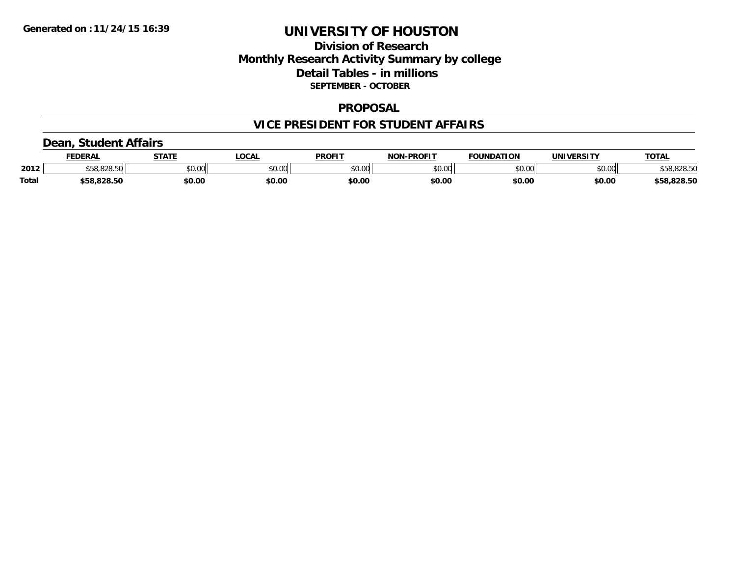# UNIVERSITY OF HOUSTON

## Division of Research

## Monthly Research Activity Summary by college

## Detail Tables - in millions

**SEPTEMBER - OCTOBER**

## PROPOSAL

## VICE PRESIDENT FOR STUDENT AFFAIRS

### Dean, Student Affairs

| | FEDERAL | STATE | LOCAL | PROFIT | NON-PROFIT | FOUNDATION | UNIVERSITY | TOTAL |
|---|---|---|---|---|---|---|---|---|
| 2012 | $58,828.50 | $0.00 | $0.00 | $0.00 | $0.00 | $0.00 | $0.00 | $58,828.50 |
| **Total** | **$58,828.50** | **$0.00** | **$0.00** | **$0.00** | **$0.00** | **$0.00** | **$0.00** | **$58,828.50** |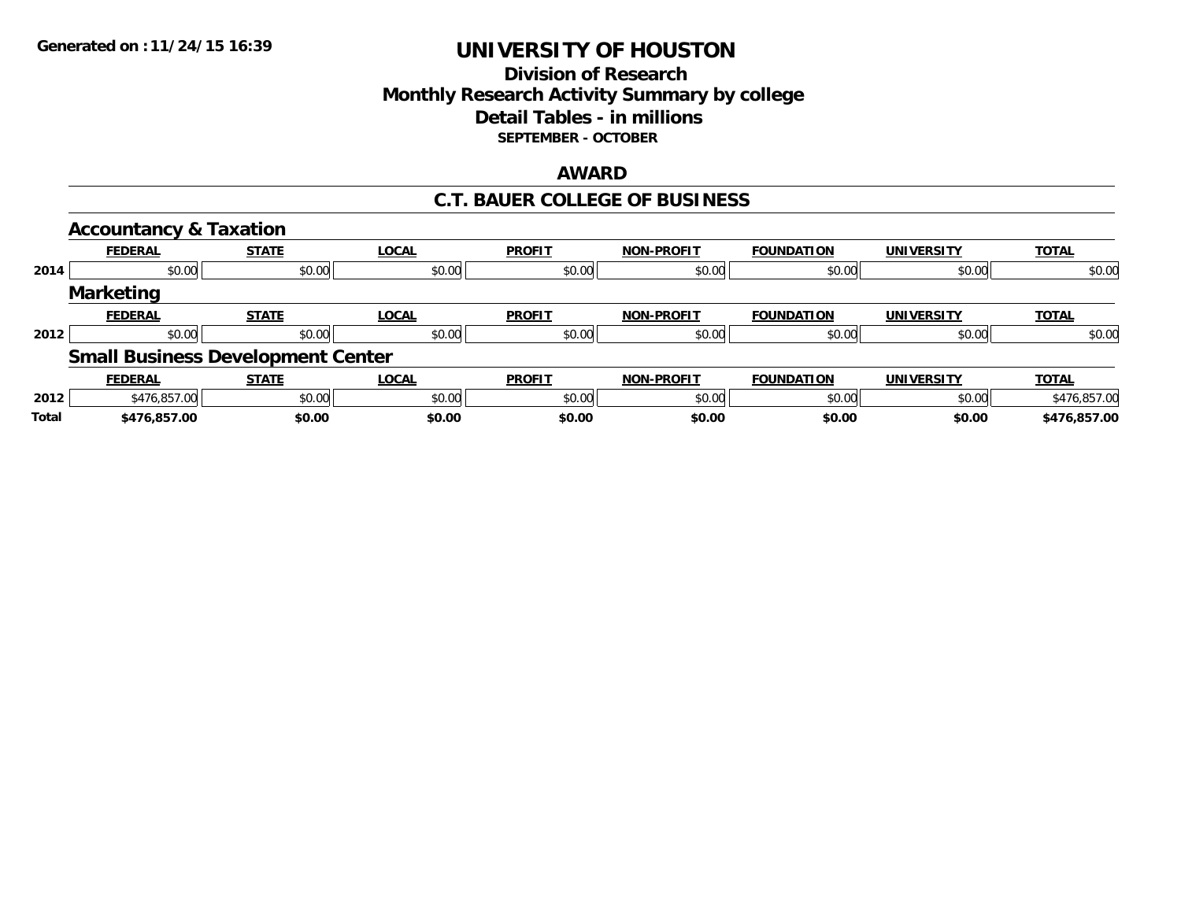Generated on :11/24/15 16:39

# UNIVERSITY OF HOUSTON

## Division of Research
## Monthly Research Activity Summary by college
## Detail Tables - in millions
### SEPTEMBER - OCTOBER

## AWARD

## C.T. BAUER COLLEGE OF BUSINESS

### Accountancy & Taxation

| | FEDERAL | STATE | LOCAL | PROFIT | NON-PROFIT | FOUNDATION | UNIVERSITY | TOTAL |
|---|---|---|---|---|---|---|---|---|
| 2014 | $0.00 | $0.00 | $0.00 | $0.00 | $0.00 | $0.00 | $0.00 | $0.00 |

### Marketing

| | FEDERAL | STATE | LOCAL | PROFIT | NON-PROFIT | FOUNDATION | UNIVERSITY | TOTAL |
|---|---|---|---|---|---|---|---|---|
| 2012 | $0.00 | $0.00 | $0.00 | $0.00 | $0.00 | $0.00 | $0.00 | $0.00 |

### Small Business Development Center

| | FEDERAL | STATE | LOCAL | PROFIT | NON-PROFIT | FOUNDATION | UNIVERSITY | TOTAL |
|---|---|---|---|---|---|---|---|---|
| 2012 | $476,857.00 | $0.00 | $0.00 | $0.00 | $0.00 | $0.00 | $0.00 | $476,857.00 |
| **Total** | **$476,857.00** | **$0.00** | **$0.00** | **$0.00** | **$0.00** | **$0.00** | **$0.00** | **$476,857.00** |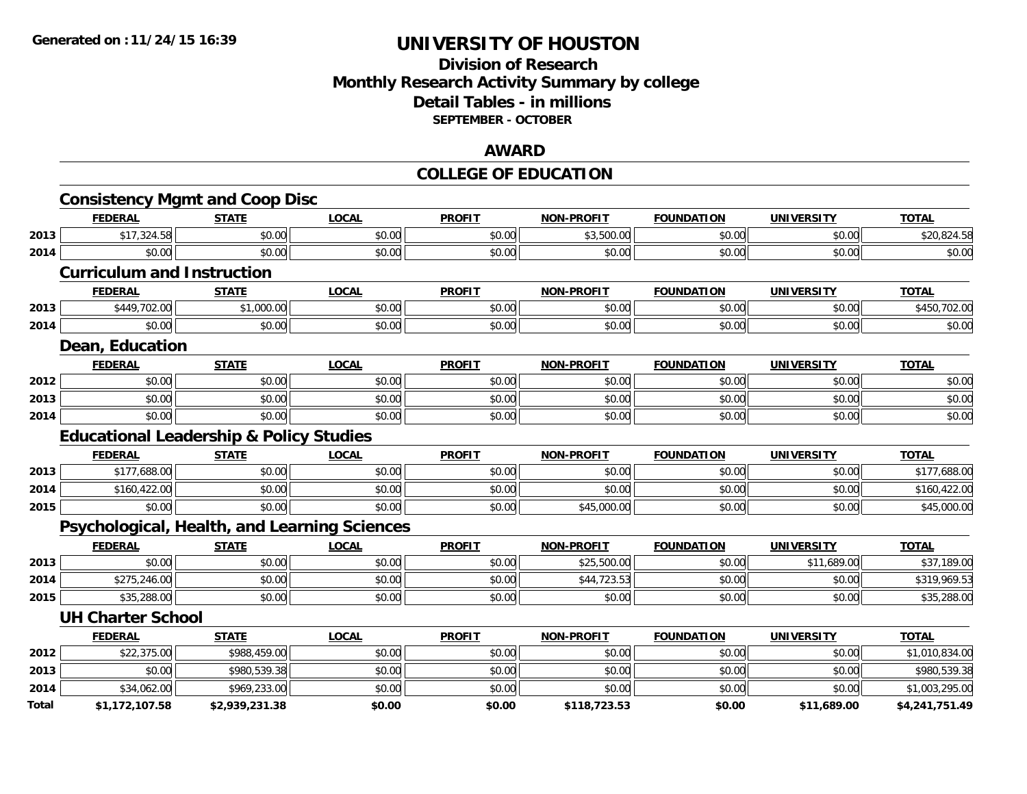**Generated on :11/24/15 16:39**

# UNIVERSITY OF HOUSTON

## Division of Research
## Monthly Research Activity Summary by college
## Detail Tables - in millions
### SEPTEMBER - OCTOBER

## AWARD

## COLLEGE OF EDUCATION

### Consistency Mgmt and Coop Disc

| | FEDERAL | STATE | LOCAL | PROFIT | NON-PROFIT | FOUNDATION | UNIVERSITY | TOTAL |
|---|---|---|---|---|---|---|---|---|
| 2013 | $17,324.58 | $0.00 | $0.00 | $0.00 | $3,500.00 | $0.00 | $0.00 | $20,824.58 |
| 2014 | $0.00 | $0.00 | $0.00 | $0.00 | $0.00 | $0.00 | $0.00 | $0.00 |

### Curriculum and Instruction

| | FEDERAL | STATE | LOCAL | PROFIT | NON-PROFIT | FOUNDATION | UNIVERSITY | TOTAL |
|---|---|---|---|---|---|---|---|---|
| 2013 | $449,702.00 | $1,000.00 | $0.00 | $0.00 | $0.00 | $0.00 | $0.00 | $450,702.00 |
| 2014 | $0.00 | $0.00 | $0.00 | $0.00 | $0.00 | $0.00 | $0.00 | $0.00 |

### Dean, Education

| | FEDERAL | STATE | LOCAL | PROFIT | NON-PROFIT | FOUNDATION | UNIVERSITY | TOTAL |
|---|---|---|---|---|---|---|---|---|
| 2012 | $0.00 | $0.00 | $0.00 | $0.00 | $0.00 | $0.00 | $0.00 | $0.00 |
| 2013 | $0.00 | $0.00 | $0.00 | $0.00 | $0.00 | $0.00 | $0.00 | $0.00 |
| 2014 | $0.00 | $0.00 | $0.00 | $0.00 | $0.00 | $0.00 | $0.00 | $0.00 |

### Educational Leadership & Policy Studies

| | FEDERAL | STATE | LOCAL | PROFIT | NON-PROFIT | FOUNDATION | UNIVERSITY | TOTAL |
|---|---|---|---|---|---|---|---|---|
| 2013 | $177,688.00 | $0.00 | $0.00 | $0.00 | $0.00 | $0.00 | $0.00 | $177,688.00 |
| 2014 | $160,422.00 | $0.00 | $0.00 | $0.00 | $0.00 | $0.00 | $0.00 | $160,422.00 |
| 2015 | $0.00 | $0.00 | $0.00 | $0.00 | $45,000.00 | $0.00 | $0.00 | $45,000.00 |

### Psychological, Health, and Learning Sciences

| | FEDERAL | STATE | LOCAL | PROFIT | NON-PROFIT | FOUNDATION | UNIVERSITY | TOTAL |
|---|---|---|---|---|---|---|---|---|
| 2013 | $0.00 | $0.00 | $0.00 | $0.00 | $25,500.00 | $0.00 | $11,689.00 | $37,189.00 |
| 2014 | $275,246.00 | $0.00 | $0.00 | $0.00 | $44,723.53 | $0.00 | $0.00 | $319,969.53 |
| 2015 | $35,288.00 | $0.00 | $0.00 | $0.00 | $0.00 | $0.00 | $0.00 | $35,288.00 |

### UH Charter School

| | FEDERAL | STATE | LOCAL | PROFIT | NON-PROFIT | FOUNDATION | UNIVERSITY | TOTAL |
|---|---|---|---|---|---|---|---|---|
| 2012 | $22,375.00 | $988,459.00 | $0.00 | $0.00 | $0.00 | $0.00 | $0.00 | $1,010,834.00 |
| 2013 | $0.00 | $980,539.38 | $0.00 | $0.00 | $0.00 | $0.00 | $0.00 | $980,539.38 |
| 2014 | $34,062.00 | $969,233.00 | $0.00 | $0.00 | $0.00 | $0.00 | $0.00 | $1,003,295.00 |
| **Total** | **$1,172,107.58** | **$2,939,231.38** | **$0.00** | **$0.00** | **$118,723.53** | **$0.00** | **$11,689.00** | **$4,241,751.49** |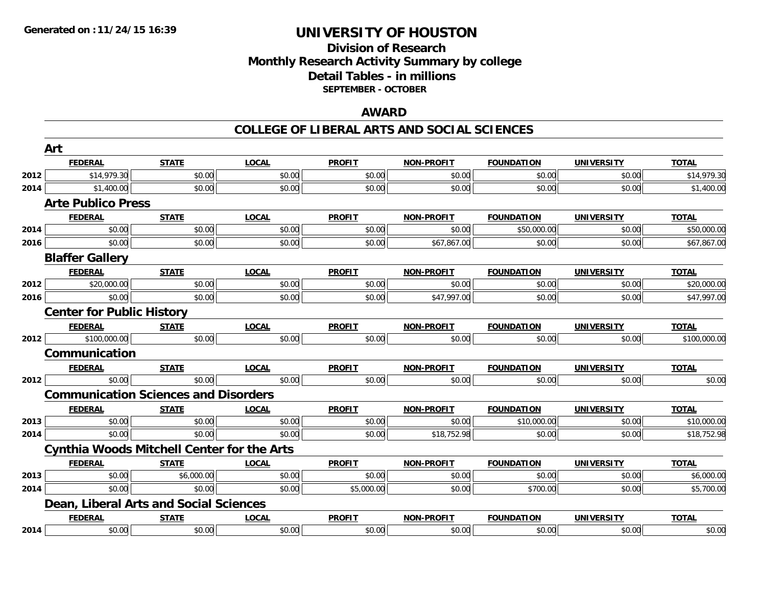**Generated on :11/24/15 16:39**

# UNIVERSITY OF HOUSTON

## Division of Research
## Monthly Research Activity Summary by college
## Detail Tables - in millions
### SEPTEMBER - OCTOBER

## AWARD

## COLLEGE OF LIBERAL ARTS AND SOCIAL SCIENCES

### Art

| | FEDERAL | STATE | LOCAL | PROFIT | NON-PROFIT | FOUNDATION | UNIVERSITY | TOTAL |
|---|---|---|---|---|---|---|---|---|
| 2012 | $14,979.30 | $0.00 | $0.00 | $0.00 | $0.00 | $0.00 | $0.00 | $14,979.30 |
| 2014 | $1,400.00 | $0.00 | $0.00 | $0.00 | $0.00 | $0.00 | $0.00 | $1,400.00 |

### Arte Publico Press

| | FEDERAL | STATE | LOCAL | PROFIT | NON-PROFIT | FOUNDATION | UNIVERSITY | TOTAL |
|---|---|---|---|---|---|---|---|---|
| 2014 | $0.00 | $0.00 | $0.00 | $0.00 | $0.00 | $50,000.00 | $0.00 | $50,000.00 |
| 2016 | $0.00 | $0.00 | $0.00 | $0.00 | $67,867.00 | $0.00 | $0.00 | $67,867.00 |

### Blaffer Gallery

| | FEDERAL | STATE | LOCAL | PROFIT | NON-PROFIT | FOUNDATION | UNIVERSITY | TOTAL |
|---|---|---|---|---|---|---|---|---|
| 2012 | $20,000.00 | $0.00 | $0.00 | $0.00 | $0.00 | $0.00 | $0.00 | $20,000.00 |
| 2016 | $0.00 | $0.00 | $0.00 | $0.00 | $47,997.00 | $0.00 | $0.00 | $47,997.00 |

### Center for Public History

| | FEDERAL | STATE | LOCAL | PROFIT | NON-PROFIT | FOUNDATION | UNIVERSITY | TOTAL |
|---|---|---|---|---|---|---|---|---|
| 2012 | $100,000.00 | $0.00 | $0.00 | $0.00 | $0.00 | $0.00 | $0.00 | $100,000.00 |

### Communication

| | FEDERAL | STATE | LOCAL | PROFIT | NON-PROFIT | FOUNDATION | UNIVERSITY | TOTAL |
|---|---|---|---|---|---|---|---|---|
| 2012 | $0.00 | $0.00 | $0.00 | $0.00 | $0.00 | $0.00 | $0.00 | $0.00 |

### Communication Sciences and Disorders

| | FEDERAL | STATE | LOCAL | PROFIT | NON-PROFIT | FOUNDATION | UNIVERSITY | TOTAL |
|---|---|---|---|---|---|---|---|---|
| 2013 | $0.00 | $0.00 | $0.00 | $0.00 | $0.00 | $10,000.00 | $0.00 | $10,000.00 |
| 2014 | $0.00 | $0.00 | $0.00 | $0.00 | $18,752.98 | $0.00 | $0.00 | $18,752.98 |

### Cynthia Woods Mitchell Center for the Arts

| | FEDERAL | STATE | LOCAL | PROFIT | NON-PROFIT | FOUNDATION | UNIVERSITY | TOTAL |
|---|---|---|---|---|---|---|---|---|
| 2013 | $0.00 | $6,000.00 | $0.00 | $0.00 | $0.00 | $0.00 | $0.00 | $6,000.00 |
| 2014 | $0.00 | $0.00 | $0.00 | $5,000.00 | $0.00 | $700.00 | $0.00 | $5,700.00 |

### Dean, Liberal Arts and Social Sciences

| | FEDERAL | STATE | LOCAL | PROFIT | NON-PROFIT | FOUNDATION | UNIVERSITY | TOTAL |
|---|---|---|---|---|---|---|---|---|
| 2014 | $0.00 | $0.00 | $0.00 | $0.00 | $0.00 | $0.00 | $0.00 | $0.00 |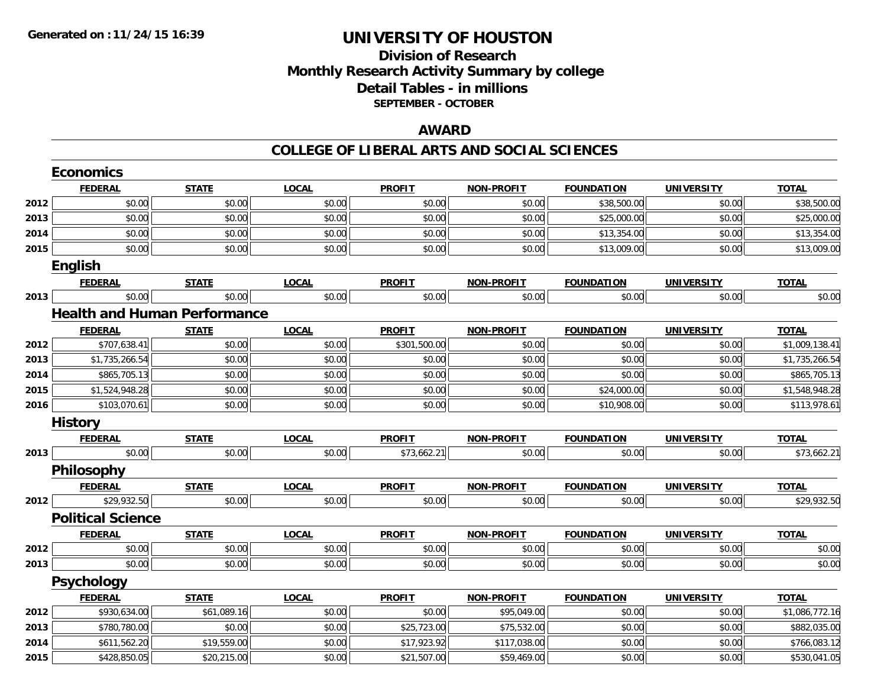# UNIVERSITY OF HOUSTON

## Division of Research
## Monthly Research Activity Summary by college
## Detail Tables - in millions
### SEPTEMBER - OCTOBER

## AWARD

## COLLEGE OF LIBERAL ARTS AND SOCIAL SCIENCES

### Economics

| | FEDERAL | STATE | LOCAL | PROFIT | NON-PROFIT | FOUNDATION | UNIVERSITY | TOTAL |
|---|---|---|---|---|---|---|---|---|
| 2012 | $0.00 | $0.00 | $0.00 | $0.00 | $0.00 | $38,500.00 | $0.00 | $38,500.00 |
| 2013 | $0.00 | $0.00 | $0.00 | $0.00 | $0.00 | $25,000.00 | $0.00 | $25,000.00 |
| 2014 | $0.00 | $0.00 | $0.00 | $0.00 | $0.00 | $13,354.00 | $0.00 | $13,354.00 |
| 2015 | $0.00 | $0.00 | $0.00 | $0.00 | $0.00 | $13,009.00 | $0.00 | $13,009.00 |

### English

| | FEDERAL | STATE | LOCAL | PROFIT | NON-PROFIT | FOUNDATION | UNIVERSITY | TOTAL |
|---|---|---|---|---|---|---|---|---|
| 2013 | $0.00 | $0.00 | $0.00 | $0.00 | $0.00 | $0.00 | $0.00 | $0.00 |

### Health and Human Performance

| | FEDERAL | STATE | LOCAL | PROFIT | NON-PROFIT | FOUNDATION | UNIVERSITY | TOTAL |
|---|---|---|---|---|---|---|---|---|
| 2012 | $707,638.41 | $0.00 | $0.00 | $301,500.00 | $0.00 | $0.00 | $0.00 | $1,009,138.41 |
| 2013 | $1,735,266.54 | $0.00 | $0.00 | $0.00 | $0.00 | $0.00 | $0.00 | $1,735,266.54 |
| 2014 | $865,705.13 | $0.00 | $0.00 | $0.00 | $0.00 | $0.00 | $0.00 | $865,705.13 |
| 2015 | $1,524,948.28 | $0.00 | $0.00 | $0.00 | $0.00 | $24,000.00 | $0.00 | $1,548,948.28 |
| 2016 | $103,070.61 | $0.00 | $0.00 | $0.00 | $0.00 | $10,908.00 | $0.00 | $113,978.61 |

### History

| | FEDERAL | STATE | LOCAL | PROFIT | NON-PROFIT | FOUNDATION | UNIVERSITY | TOTAL |
|---|---|---|---|---|---|---|---|---|
| 2013 | $0.00 | $0.00 | $0.00 | $73,662.21 | $0.00 | $0.00 | $0.00 | $73,662.21 |

### Philosophy

| | FEDERAL | STATE | LOCAL | PROFIT | NON-PROFIT | FOUNDATION | UNIVERSITY | TOTAL |
|---|---|---|---|---|---|---|---|---|
| 2012 | $29,932.50 | $0.00 | $0.00 | $0.00 | $0.00 | $0.00 | $0.00 | $29,932.50 |

### Political Science

| | FEDERAL | STATE | LOCAL | PROFIT | NON-PROFIT | FOUNDATION | UNIVERSITY | TOTAL |
|---|---|---|---|---|---|---|---|---|
| 2012 | $0.00 | $0.00 | $0.00 | $0.00 | $0.00 | $0.00 | $0.00 | $0.00 |
| 2013 | $0.00 | $0.00 | $0.00 | $0.00 | $0.00 | $0.00 | $0.00 | $0.00 |

### Psychology

| | FEDERAL | STATE | LOCAL | PROFIT | NON-PROFIT | FOUNDATION | UNIVERSITY | TOTAL |
|---|---|---|---|---|---|---|---|---|
| 2012 | $930,634.00 | $61,089.16 | $0.00 | $0.00 | $95,049.00 | $0.00 | $0.00 | $1,086,772.16 |
| 2013 | $780,780.00 | $0.00 | $0.00 | $25,723.00 | $75,532.00 | $0.00 | $0.00 | $882,035.00 |
| 2014 | $611,562.20 | $19,559.00 | $0.00 | $17,923.92 | $117,038.00 | $0.00 | $0.00 | $766,083.12 |
| 2015 | $428,850.05 | $20,215.00 | $0.00 | $21,507.00 | $59,469.00 | $0.00 | $0.00 | $530,041.05 |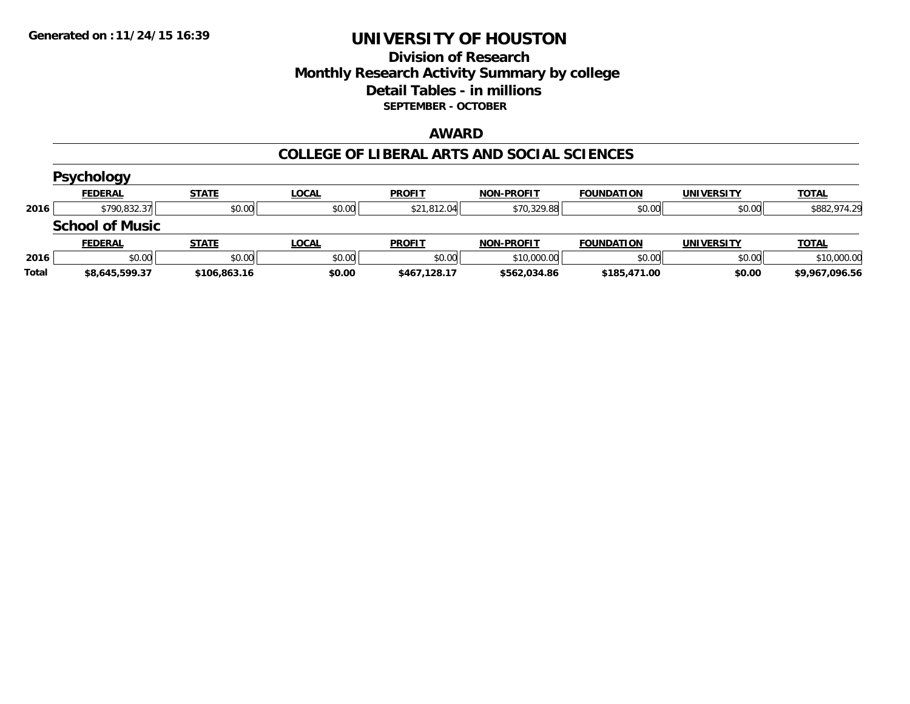# UNIVERSITY OF HOUSTON

## Division of Research
## Monthly Research Activity Summary by college
## Detail Tables - in millions
### SEPTEMBER - OCTOBER

## AWARD

## COLLEGE OF LIBERAL ARTS AND SOCIAL SCIENCES

### Psychology

| | FEDERAL | STATE | LOCAL | PROFIT | NON-PROFIT | FOUNDATION | UNIVERSITY | TOTAL |
|---|---|---|---|---|---|---|---|---|
| 2016 | $790,832.37 | $0.00 | $0.00 | $21,812.04 | $70,329.88 | $0.00 | $0.00 | $882,974.29 |

### School of Music

| | FEDERAL | STATE | LOCAL | PROFIT | NON-PROFIT | FOUNDATION | UNIVERSITY | TOTAL |
|---|---|---|---|---|---|---|---|---|
| 2016 | $0.00 | $0.00 | $0.00 | $0.00 | $10,000.00 | $0.00 | $0.00 | $10,000.00 |
| **Total** | **$8,645,599.37** | **$106,863.16** | **$0.00** | **$467,128.17** | **$562,034.86** | **$185,471.00** | **$0.00** | **$9,967,096.56** |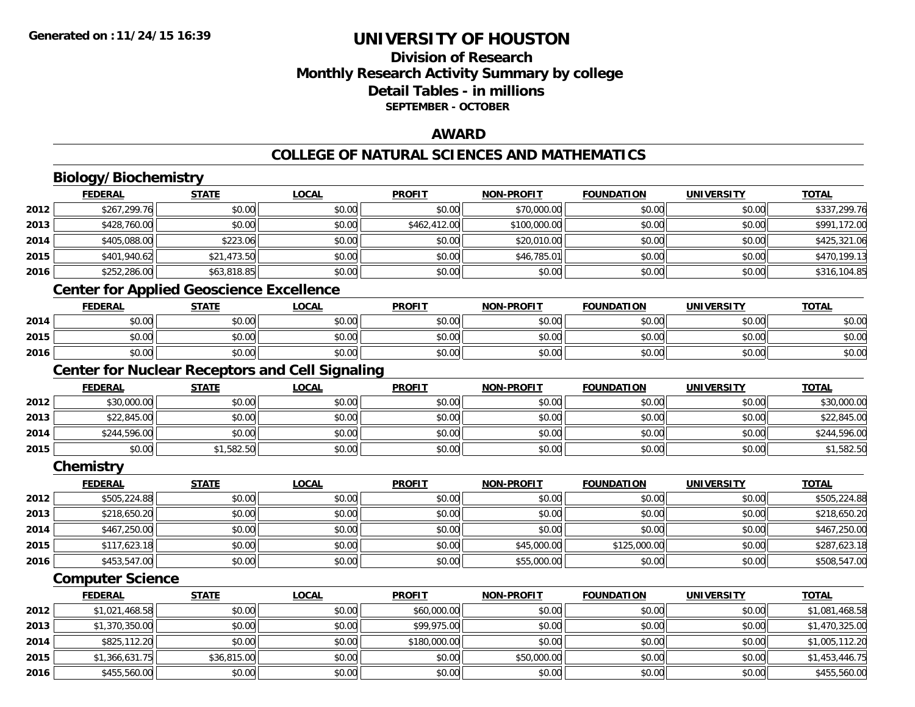# UNIVERSITY OF HOUSTON

## Division of Research
## Monthly Research Activity Summary by college
## Detail Tables - in millions
### SEPTEMBER - OCTOBER

## AWARD

## COLLEGE OF NATURAL SCIENCES AND MATHEMATICS

### Biology/Biochemistry

| | FEDERAL | STATE | LOCAL | PROFIT | NON-PROFIT | FOUNDATION | UNIVERSITY | TOTAL |
|---|---|---|---|---|---|---|---|---|
| 2012 | $267,299.76 | $0.00 | $0.00 | $0.00 | $70,000.00 | $0.00 | $0.00 | $337,299.76 |
| 2013 | $428,760.00 | $0.00 | $0.00 | $462,412.00 | $100,000.00 | $0.00 | $0.00 | $991,172.00 |
| 2014 | $405,088.00 | $223.06 | $0.00 | $0.00 | $20,010.00 | $0.00 | $0.00 | $425,321.06 |
| 2015 | $401,940.62 | $21,473.50 | $0.00 | $0.00 | $46,785.01 | $0.00 | $0.00 | $470,199.13 |
| 2016 | $252,286.00 | $63,818.85 | $0.00 | $0.00 | $0.00 | $0.00 | $0.00 | $316,104.85 |

### Center for Applied Geoscience Excellence

| | FEDERAL | STATE | LOCAL | PROFIT | NON-PROFIT | FOUNDATION | UNIVERSITY | TOTAL |
|---|---|---|---|---|---|---|---|---|
| 2014 | $0.00 | $0.00 | $0.00 | $0.00 | $0.00 | $0.00 | $0.00 | $0.00 |
| 2015 | $0.00 | $0.00 | $0.00 | $0.00 | $0.00 | $0.00 | $0.00 | $0.00 |
| 2016 | $0.00 | $0.00 | $0.00 | $0.00 | $0.00 | $0.00 | $0.00 | $0.00 |

### Center for Nuclear Receptors and Cell Signaling

| | FEDERAL | STATE | LOCAL | PROFIT | NON-PROFIT | FOUNDATION | UNIVERSITY | TOTAL |
|---|---|---|---|---|---|---|---|---|
| 2012 | $30,000.00 | $0.00 | $0.00 | $0.00 | $0.00 | $0.00 | $0.00 | $30,000.00 |
| 2013 | $22,845.00 | $0.00 | $0.00 | $0.00 | $0.00 | $0.00 | $0.00 | $22,845.00 |
| 2014 | $244,596.00 | $0.00 | $0.00 | $0.00 | $0.00 | $0.00 | $0.00 | $244,596.00 |
| 2015 | $0.00 | $1,582.50 | $0.00 | $0.00 | $0.00 | $0.00 | $0.00 | $1,582.50 |

### Chemistry

| | FEDERAL | STATE | LOCAL | PROFIT | NON-PROFIT | FOUNDATION | UNIVERSITY | TOTAL |
|---|---|---|---|---|---|---|---|---|
| 2012 | $505,224.88 | $0.00 | $0.00 | $0.00 | $0.00 | $0.00 | $0.00 | $505,224.88 |
| 2013 | $218,650.20 | $0.00 | $0.00 | $0.00 | $0.00 | $0.00 | $0.00 | $218,650.20 |
| 2014 | $467,250.00 | $0.00 | $0.00 | $0.00 | $0.00 | $0.00 | $0.00 | $467,250.00 |
| 2015 | $117,623.18 | $0.00 | $0.00 | $0.00 | $45,000.00 | $125,000.00 | $0.00 | $287,623.18 |
| 2016 | $453,547.00 | $0.00 | $0.00 | $0.00 | $55,000.00 | $0.00 | $0.00 | $508,547.00 |

### Computer Science

| | FEDERAL | STATE | LOCAL | PROFIT | NON-PROFIT | FOUNDATION | UNIVERSITY | TOTAL |
|---|---|---|---|---|---|---|---|---|
| 2012 | $1,021,468.58 | $0.00 | $0.00 | $60,000.00 | $0.00 | $0.00 | $0.00 | $1,081,468.58 |
| 2013 | $1,370,350.00 | $0.00 | $0.00 | $99,975.00 | $0.00 | $0.00 | $0.00 | $1,470,325.00 |
| 2014 | $825,112.20 | $0.00 | $0.00 | $180,000.00 | $0.00 | $0.00 | $0.00 | $1,005,112.20 |
| 2015 | $1,366,631.75 | $36,815.00 | $0.00 | $0.00 | $50,000.00 | $0.00 | $0.00 | $1,453,446.75 |
| 2016 | $455,560.00 | $0.00 | $0.00 | $0.00 | $0.00 | $0.00 | $0.00 | $455,560.00 |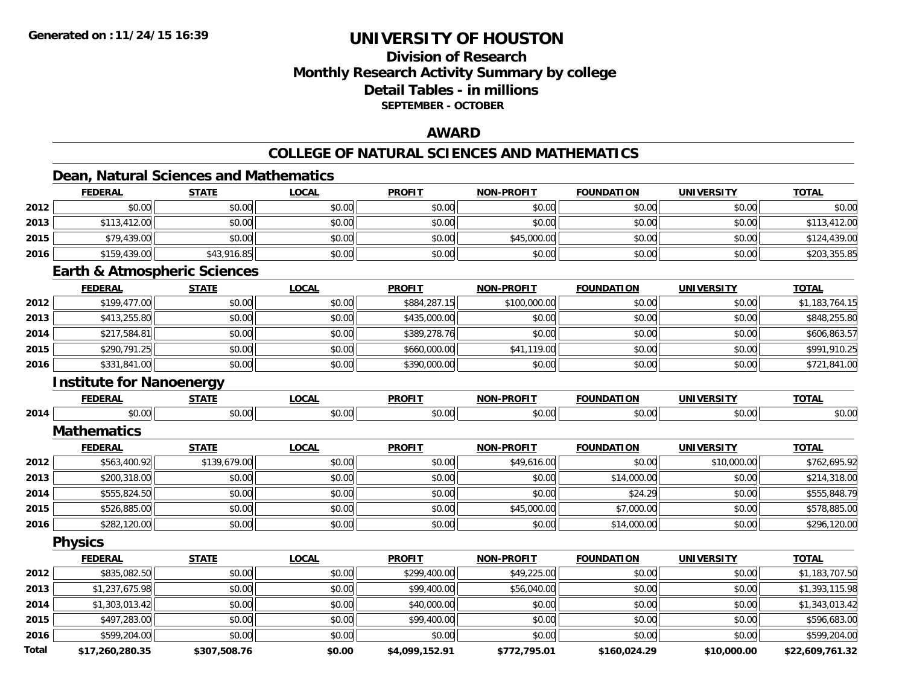# UNIVERSITY OF HOUSTON

## Division of Research
## Monthly Research Activity Summary by college
## Detail Tables - in millions
### SEPTEMBER - OCTOBER

## AWARD

## COLLEGE OF NATURAL SCIENCES AND MATHEMATICS

### Dean, Natural Sciences and Mathematics

| | FEDERAL | STATE | LOCAL | PROFIT | NON-PROFIT | FOUNDATION | UNIVERSITY | TOTAL |
|---|---|---|---|---|---|---|---|---|
| 2012 | $0.00 | $0.00 | $0.00 | $0.00 | $0.00 | $0.00 | $0.00 | $0.00 |
| 2013 | $113,412.00 | $0.00 | $0.00 | $0.00 | $0.00 | $0.00 | $0.00 | $113,412.00 |
| 2015 | $79,439.00 | $0.00 | $0.00 | $0.00 | $45,000.00 | $0.00 | $0.00 | $124,439.00 |
| 2016 | $159,439.00 | $43,916.85 | $0.00 | $0.00 | $0.00 | $0.00 | $0.00 | $203,355.85 |

### Earth & Atmospheric Sciences

| | FEDERAL | STATE | LOCAL | PROFIT | NON-PROFIT | FOUNDATION | UNIVERSITY | TOTAL |
|---|---|---|---|---|---|---|---|---|
| 2012 | $199,477.00 | $0.00 | $0.00 | $884,287.15 | $100,000.00 | $0.00 | $0.00 | $1,183,764.15 |
| 2013 | $413,255.80 | $0.00 | $0.00 | $435,000.00 | $0.00 | $0.00 | $0.00 | $848,255.80 |
| 2014 | $217,584.81 | $0.00 | $0.00 | $389,278.76 | $0.00 | $0.00 | $0.00 | $606,863.57 |
| 2015 | $290,791.25 | $0.00 | $0.00 | $660,000.00 | $41,119.00 | $0.00 | $0.00 | $991,910.25 |
| 2016 | $331,841.00 | $0.00 | $0.00 | $390,000.00 | $0.00 | $0.00 | $0.00 | $721,841.00 |

### Institute for Nanoenergy

| | FEDERAL | STATE | LOCAL | PROFIT | NON-PROFIT | FOUNDATION | UNIVERSITY | TOTAL |
|---|---|---|---|---|---|---|---|---|
| 2014 | $0.00 | $0.00 | $0.00 | $0.00 | $0.00 | $0.00 | $0.00 | $0.00 |

### Mathematics

| | FEDERAL | STATE | LOCAL | PROFIT | NON-PROFIT | FOUNDATION | UNIVERSITY | TOTAL |
|---|---|---|---|---|---|---|---|---|
| 2012 | $563,400.92 | $139,679.00 | $0.00 | $0.00 | $49,616.00 | $0.00 | $10,000.00 | $762,695.92 |
| 2013 | $200,318.00 | $0.00 | $0.00 | $0.00 | $0.00 | $14,000.00 | $0.00 | $214,318.00 |
| 2014 | $555,824.50 | $0.00 | $0.00 | $0.00 | $0.00 | $24.29 | $0.00 | $555,848.79 |
| 2015 | $526,885.00 | $0.00 | $0.00 | $0.00 | $45,000.00 | $7,000.00 | $0.00 | $578,885.00 |
| 2016 | $282,120.00 | $0.00 | $0.00 | $0.00 | $0.00 | $14,000.00 | $0.00 | $296,120.00 |

### Physics

| | FEDERAL | STATE | LOCAL | PROFIT | NON-PROFIT | FOUNDATION | UNIVERSITY | TOTAL |
|---|---|---|---|---|---|---|---|---|
| 2012 | $835,082.50 | $0.00 | $0.00 | $299,400.00 | $49,225.00 | $0.00 | $0.00 | $1,183,707.50 |
| 2013 | $1,237,675.98 | $0.00 | $0.00 | $99,400.00 | $56,040.00 | $0.00 | $0.00 | $1,393,115.98 |
| 2014 | $1,303,013.42 | $0.00 | $0.00 | $40,000.00 | $0.00 | $0.00 | $0.00 | $1,343,013.42 |
| 2015 | $497,283.00 | $0.00 | $0.00 | $99,400.00 | $0.00 | $0.00 | $0.00 | $596,683.00 |
| 2016 | $599,204.00 | $0.00 | $0.00 | $0.00 | $0.00 | $0.00 | $0.00 | $599,204.00 |
| **Total** | **$17,260,280.35** | **$307,508.76** | **$0.00** | **$4,099,152.91** | **$772,795.01** | **$160,024.29** | **$10,000.00** | **$22,609,761.32** |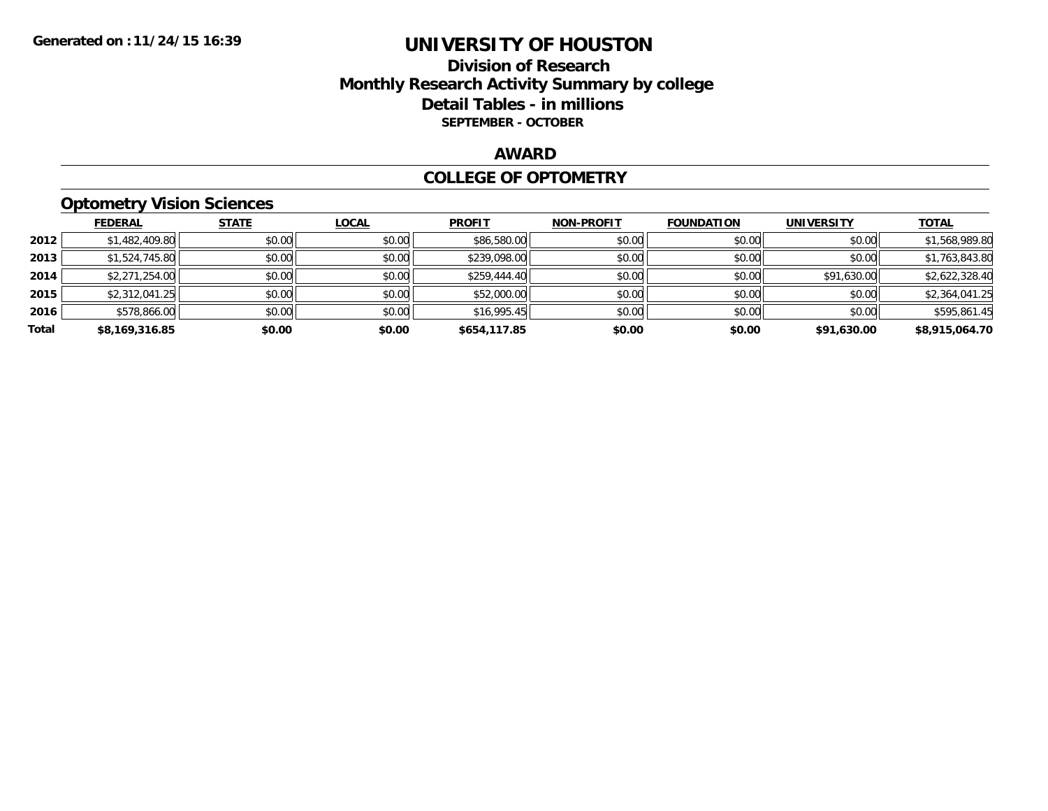Generated on :11/24/15 16:39

# UNIVERSITY OF HOUSTON

## Division of Research
## Monthly Research Activity Summary by college
## Detail Tables - in millions

**SEPTEMBER - OCTOBER**

### AWARD

### COLLEGE OF OPTOMETRY

#### Optometry Vision Sciences

| | FEDERAL | STATE | LOCAL | PROFIT | NON-PROFIT | FOUNDATION | UNIVERSITY | TOTAL |
|---|---|---|---|---|---|---|---|---|
| 2012 | $1,482,409.80 | $0.00 | $0.00 | $86,580.00 | $0.00 | $0.00 | $0.00 | $1,568,989.80 |
| 2013 | $1,524,745.80 | $0.00 | $0.00 | $239,098.00 | $0.00 | $0.00 | $0.00 | $1,763,843.80 |
| 2014 | $2,271,254.00 | $0.00 | $0.00 | $259,444.40 | $0.00 | $0.00 | $91,630.00 | $2,622,328.40 |
| 2015 | $2,312,041.25 | $0.00 | $0.00 | $52,000.00 | $0.00 | $0.00 | $0.00 | $2,364,041.25 |
| 2016 | $578,866.00 | $0.00 | $0.00 | $16,995.45 | $0.00 | $0.00 | $0.00 | $595,861.45 |
| **Total** | **$8,169,316.85** | **$0.00** | **$0.00** | **$654,117.85** | **$0.00** | **$0.00** | **$91,630.00** | **$8,915,064.70** |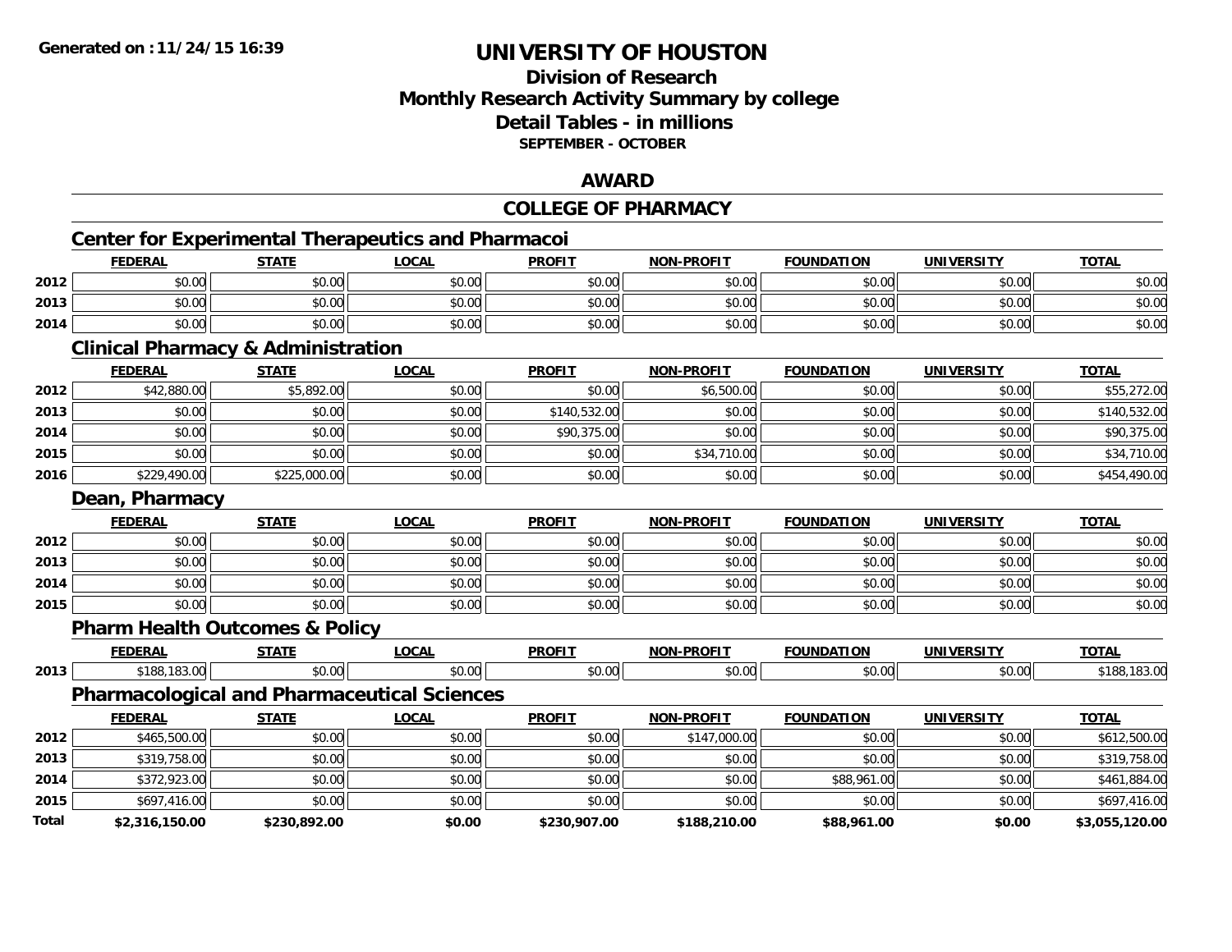# UNIVERSITY OF HOUSTON

## Division of Research
## Monthly Research Activity Summary by college
## Detail Tables - in millions
### SEPTEMBER - OCTOBER

## AWARD

## COLLEGE OF PHARMACY

### Center for Experimental Therapeutics and Pharmacoi

| | FEDERAL | STATE | LOCAL | PROFIT | NON-PROFIT | FOUNDATION | UNIVERSITY | TOTAL |
|---|---|---|---|---|---|---|---|---|
| 2012 | $0.00 | $0.00 | $0.00 | $0.00 | $0.00 | $0.00 | $0.00 | $0.00 |
| 2013 | $0.00 | $0.00 | $0.00 | $0.00 | $0.00 | $0.00 | $0.00 | $0.00 |
| 2014 | $0.00 | $0.00 | $0.00 | $0.00 | $0.00 | $0.00 | $0.00 | $0.00 |

### Clinical Pharmacy & Administration

| | FEDERAL | STATE | LOCAL | PROFIT | NON-PROFIT | FOUNDATION | UNIVERSITY | TOTAL |
|---|---|---|---|---|---|---|---|---|
| 2012 | $42,880.00 | $5,892.00 | $0.00 | $0.00 | $6,500.00 | $0.00 | $0.00 | $55,272.00 |
| 2013 | $0.00 | $0.00 | $0.00 | $140,532.00 | $0.00 | $0.00 | $0.00 | $140,532.00 |
| 2014 | $0.00 | $0.00 | $0.00 | $90,375.00 | $0.00 | $0.00 | $0.00 | $90,375.00 |
| 2015 | $0.00 | $0.00 | $0.00 | $0.00 | $34,710.00 | $0.00 | $0.00 | $34,710.00 |
| 2016 | $229,490.00 | $225,000.00 | $0.00 | $0.00 | $0.00 | $0.00 | $0.00 | $454,490.00 |

### Dean, Pharmacy

| | FEDERAL | STATE | LOCAL | PROFIT | NON-PROFIT | FOUNDATION | UNIVERSITY | TOTAL |
|---|---|---|---|---|---|---|---|---|
| 2012 | $0.00 | $0.00 | $0.00 | $0.00 | $0.00 | $0.00 | $0.00 | $0.00 |
| 2013 | $0.00 | $0.00 | $0.00 | $0.00 | $0.00 | $0.00 | $0.00 | $0.00 |
| 2014 | $0.00 | $0.00 | $0.00 | $0.00 | $0.00 | $0.00 | $0.00 | $0.00 |
| 2015 | $0.00 | $0.00 | $0.00 | $0.00 | $0.00 | $0.00 | $0.00 | $0.00 |

### Pharm Health Outcomes & Policy

| | FEDERAL | STATE | LOCAL | PROFIT | NON-PROFIT | FOUNDATION | UNIVERSITY | TOTAL |
|---|---|---|---|---|---|---|---|---|
| 2013 | $188,183.00 | $0.00 | $0.00 | $0.00 | $0.00 | $0.00 | $0.00 | $188,183.00 |

### Pharmacological and Pharmaceutical Sciences

| | FEDERAL | STATE | LOCAL | PROFIT | NON-PROFIT | FOUNDATION | UNIVERSITY | TOTAL |
|---|---|---|---|---|---|---|---|---|
| 2012 | $465,500.00 | $0.00 | $0.00 | $0.00 | $147,000.00 | $0.00 | $0.00 | $612,500.00 |
| 2013 | $319,758.00 | $0.00 | $0.00 | $0.00 | $0.00 | $0.00 | $0.00 | $319,758.00 |
| 2014 | $372,923.00 | $0.00 | $0.00 | $0.00 | $0.00 | $88,961.00 | $0.00 | $461,884.00 |
| 2015 | $697,416.00 | $0.00 | $0.00 | $0.00 | $0.00 | $0.00 | $0.00 | $697,416.00 |
| **Total** | **$2,316,150.00** | **$230,892.00** | **$0.00** | **$230,907.00** | **$188,210.00** | **$88,961.00** | **$0.00** | **$3,055,120.00** |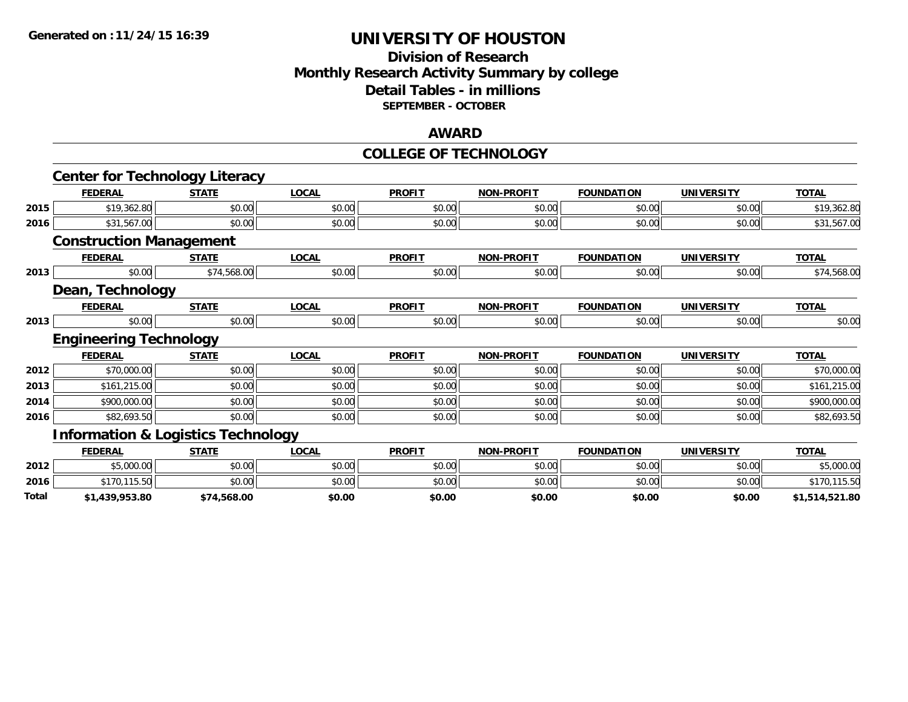# UNIVERSITY OF HOUSTON

## Division of Research
## Monthly Research Activity Summary by college
## Detail Tables - in millions
### SEPTEMBER - OCTOBER

## AWARD

## COLLEGE OF TECHNOLOGY

### Center for Technology Literacy

| | FEDERAL | STATE | LOCAL | PROFIT | NON-PROFIT | FOUNDATION | UNIVERSITY | TOTAL |
|---|---|---|---|---|---|---|---|---|
| 2015 | $19,362.80 | $0.00 | $0.00 | $0.00 | $0.00 | $0.00 | $0.00 | $19,362.80 |
| 2016 | $31,567.00 | $0.00 | $0.00 | $0.00 | $0.00 | $0.00 | $0.00 | $31,567.00 |

### Construction Management

| | FEDERAL | STATE | LOCAL | PROFIT | NON-PROFIT | FOUNDATION | UNIVERSITY | TOTAL |
|---|---|---|---|---|---|---|---|---|
| 2013 | $0.00 | $74,568.00 | $0.00 | $0.00 | $0.00 | $0.00 | $0.00 | $74,568.00 |

### Dean, Technology

| | FEDERAL | STATE | LOCAL | PROFIT | NON-PROFIT | FOUNDATION | UNIVERSITY | TOTAL |
|---|---|---|---|---|---|---|---|---|
| 2013 | $0.00 | $0.00 | $0.00 | $0.00 | $0.00 | $0.00 | $0.00 | $0.00 |

### Engineering Technology

| | FEDERAL | STATE | LOCAL | PROFIT | NON-PROFIT | FOUNDATION | UNIVERSITY | TOTAL |
|---|---|---|---|---|---|---|---|---|
| 2012 | $70,000.00 | $0.00 | $0.00 | $0.00 | $0.00 | $0.00 | $0.00 | $70,000.00 |
| 2013 | $161,215.00 | $0.00 | $0.00 | $0.00 | $0.00 | $0.00 | $0.00 | $161,215.00 |
| 2014 | $900,000.00 | $0.00 | $0.00 | $0.00 | $0.00 | $0.00 | $0.00 | $900,000.00 |
| 2016 | $82,693.50 | $0.00 | $0.00 | $0.00 | $0.00 | $0.00 | $0.00 | $82,693.50 |

### Information & Logistics Technology

| | FEDERAL | STATE | LOCAL | PROFIT | NON-PROFIT | FOUNDATION | UNIVERSITY | TOTAL |
|---|---|---|---|---|---|---|---|---|
| 2012 | $5,000.00 | $0.00 | $0.00 | $0.00 | $0.00 | $0.00 | $0.00 | $5,000.00 |
| 2016 | $170,115.50 | $0.00 | $0.00 | $0.00 | $0.00 | $0.00 | $0.00 | $170,115.50 |
| **Total** | **$1,439,953.80** | **$74,568.00** | **$0.00** | **$0.00** | **$0.00** | **$0.00** | **$0.00** | **$1,514,521.80** |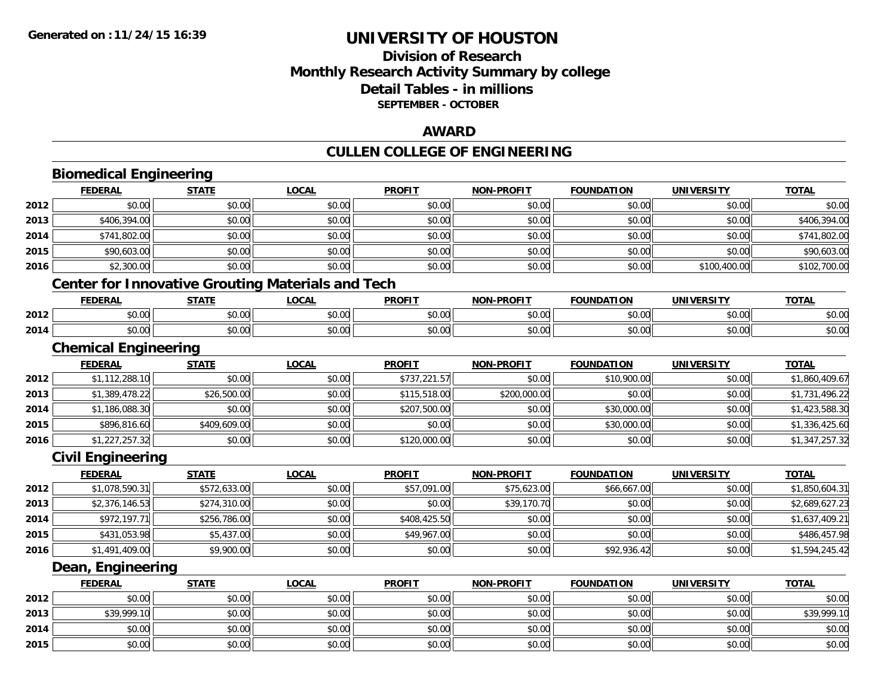**Generated on :11/24/15 16:39**

# UNIVERSITY OF HOUSTON

## Division of Research
## Monthly Research Activity Summary by college
## Detail Tables - in millions
### SEPTEMBER - OCTOBER

## AWARD

## CULLEN COLLEGE OF ENGINEERING

### Biomedical Engineering

| | FEDERAL | STATE | LOCAL | PROFIT | NON-PROFIT | FOUNDATION | UNIVERSITY | TOTAL |
|---|---|---|---|---|---|---|---|---|
| 2012 | $0.00 | $0.00 | $0.00 | $0.00 | $0.00 | $0.00 | $0.00 | $0.00 |
| 2013 | $406,394.00 | $0.00 | $0.00 | $0.00 | $0.00 | $0.00 | $0.00 | $406,394.00 |
| 2014 | $741,802.00 | $0.00 | $0.00 | $0.00 | $0.00 | $0.00 | $0.00 | $741,802.00 |
| 2015 | $90,603.00 | $0.00 | $0.00 | $0.00 | $0.00 | $0.00 | $0.00 | $90,603.00 |
| 2016 | $2,300.00 | $0.00 | $0.00 | $0.00 | $0.00 | $0.00 | $100,400.00 | $102,700.00 |

### Center for Innovative Grouting Materials and Tech

| | FEDERAL | STATE | LOCAL | PROFIT | NON-PROFIT | FOUNDATION | UNIVERSITY | TOTAL |
|---|---|---|---|---|---|---|---|---|
| 2012 | $0.00 | $0.00 | $0.00 | $0.00 | $0.00 | $0.00 | $0.00 | $0.00 |
| 2014 | $0.00 | $0.00 | $0.00 | $0.00 | $0.00 | $0.00 | $0.00 | $0.00 |

### Chemical Engineering

| | FEDERAL | STATE | LOCAL | PROFIT | NON-PROFIT | FOUNDATION | UNIVERSITY | TOTAL |
|---|---|---|---|---|---|---|---|---|
| 2012 | $1,112,288.10 | $0.00 | $0.00 | $737,221.57 | $0.00 | $10,900.00 | $0.00 | $1,860,409.67 |
| 2013 | $1,389,478.22 | $26,500.00 | $0.00 | $115,518.00 | $200,000.00 | $0.00 | $0.00 | $1,731,496.22 |
| 2014 | $1,186,088.30 | $0.00 | $0.00 | $207,500.00 | $0.00 | $30,000.00 | $0.00 | $1,423,588.30 |
| 2015 | $896,816.60 | $409,609.00 | $0.00 | $0.00 | $0.00 | $30,000.00 | $0.00 | $1,336,425.60 |
| 2016 | $1,227,257.32 | $0.00 | $0.00 | $120,000.00 | $0.00 | $0.00 | $0.00 | $1,347,257.32 |

### Civil Engineering

| | FEDERAL | STATE | LOCAL | PROFIT | NON-PROFIT | FOUNDATION | UNIVERSITY | TOTAL |
|---|---|---|---|---|---|---|---|---|
| 2012 | $1,078,590.31 | $572,633.00 | $0.00 | $57,091.00 | $75,623.00 | $66,667.00 | $0.00 | $1,850,604.31 |
| 2013 | $2,376,146.53 | $274,310.00 | $0.00 | $0.00 | $39,170.70 | $0.00 | $0.00 | $2,689,627.23 |
| 2014 | $972,197.71 | $256,786.00 | $0.00 | $408,425.50 | $0.00 | $0.00 | $0.00 | $1,637,409.21 |
| 2015 | $431,053.98 | $5,437.00 | $0.00 | $49,967.00 | $0.00 | $0.00 | $0.00 | $486,457.98 |
| 2016 | $1,491,409.00 | $9,900.00 | $0.00 | $0.00 | $0.00 | $92,936.42 | $0.00 | $1,594,245.42 |

### Dean, Engineering

| | FEDERAL | STATE | LOCAL | PROFIT | NON-PROFIT | FOUNDATION | UNIVERSITY | TOTAL |
|---|---|---|---|---|---|---|---|---|
| 2012 | $0.00 | $0.00 | $0.00 | $0.00 | $0.00 | $0.00 | $0.00 | $0.00 |
| 2013 | $39,999.10 | $0.00 | $0.00 | $0.00 | $0.00 | $0.00 | $0.00 | $39,999.10 |
| 2014 | $0.00 | $0.00 | $0.00 | $0.00 | $0.00 | $0.00 | $0.00 | $0.00 |
| 2015 | $0.00 | $0.00 | $0.00 | $0.00 | $0.00 | $0.00 | $0.00 | $0.00 |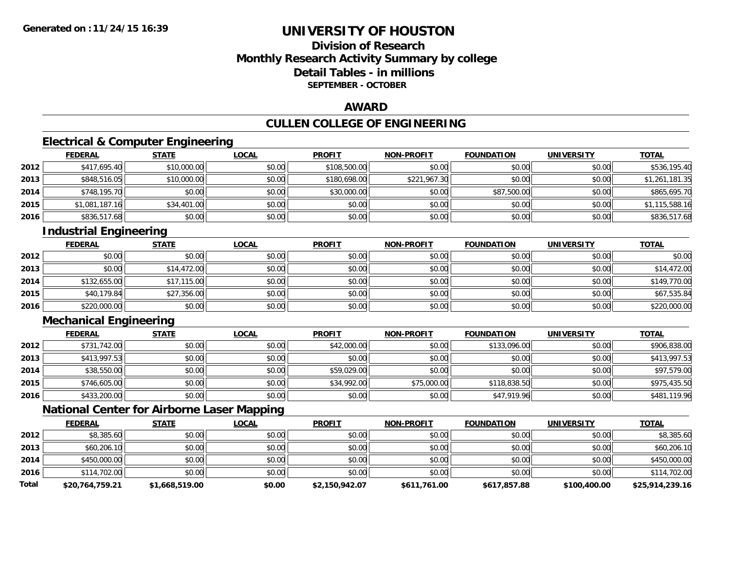# UNIVERSITY OF HOUSTON

## Division of Research
## Monthly Research Activity Summary by college
## Detail Tables - in millions
### SEPTEMBER - OCTOBER

## AWARD

## CULLEN COLLEGE OF ENGINEERING

### Electrical & Computer Engineering

| | FEDERAL | STATE | LOCAL | PROFIT | NON-PROFIT | FOUNDATION | UNIVERSITY | TOTAL |
|---|---|---|---|---|---|---|---|---|
| 2012 | $417,695.40 | $10,000.00 | $0.00 | $108,500.00 | $0.00 | $0.00 | $0.00 | $536,195.40 |
| 2013 | $848,516.05 | $10,000.00 | $0.00 | $180,698.00 | $221,967.30 | $0.00 | $0.00 | $1,261,181.35 |
| 2014 | $748,195.70 | $0.00 | $0.00 | $30,000.00 | $0.00 | $87,500.00 | $0.00 | $865,695.70 |
| 2015 | $1,081,187.16 | $34,401.00 | $0.00 | $0.00 | $0.00 | $0.00 | $0.00 | $1,115,588.16 |
| 2016 | $836,517.68 | $0.00 | $0.00 | $0.00 | $0.00 | $0.00 | $0.00 | $836,517.68 |

### Industrial Engineering

| | FEDERAL | STATE | LOCAL | PROFIT | NON-PROFIT | FOUNDATION | UNIVERSITY | TOTAL |
|---|---|---|---|---|---|---|---|---|
| 2012 | $0.00 | $0.00 | $0.00 | $0.00 | $0.00 | $0.00 | $0.00 | $0.00 |
| 2013 | $0.00 | $14,472.00 | $0.00 | $0.00 | $0.00 | $0.00 | $0.00 | $14,472.00 |
| 2014 | $132,655.00 | $17,115.00 | $0.00 | $0.00 | $0.00 | $0.00 | $0.00 | $149,770.00 |
| 2015 | $40,179.84 | $27,356.00 | $0.00 | $0.00 | $0.00 | $0.00 | $0.00 | $67,535.84 |
| 2016 | $220,000.00 | $0.00 | $0.00 | $0.00 | $0.00 | $0.00 | $0.00 | $220,000.00 |

### Mechanical Engineering

| | FEDERAL | STATE | LOCAL | PROFIT | NON-PROFIT | FOUNDATION | UNIVERSITY | TOTAL |
|---|---|---|---|---|---|---|---|---|
| 2012 | $731,742.00 | $0.00 | $0.00 | $42,000.00 | $0.00 | $133,096.00 | $0.00 | $906,838.00 |
| 2013 | $413,997.53 | $0.00 | $0.00 | $0.00 | $0.00 | $0.00 | $0.00 | $413,997.53 |
| 2014 | $38,550.00 | $0.00 | $0.00 | $59,029.00 | $0.00 | $0.00 | $0.00 | $97,579.00 |
| 2015 | $746,605.00 | $0.00 | $0.00 | $34,992.00 | $75,000.00 | $118,838.50 | $0.00 | $975,435.50 |
| 2016 | $433,200.00 | $0.00 | $0.00 | $0.00 | $0.00 | $47,919.96 | $0.00 | $481,119.96 |

### National Center for Airborne Laser Mapping

| | FEDERAL | STATE | LOCAL | PROFIT | NON-PROFIT | FOUNDATION | UNIVERSITY | TOTAL |
|---|---|---|---|---|---|---|---|---|
| 2012 | $8,385.60 | $0.00 | $0.00 | $0.00 | $0.00 | $0.00 | $0.00 | $8,385.60 |
| 2013 | $60,206.10 | $0.00 | $0.00 | $0.00 | $0.00 | $0.00 | $0.00 | $60,206.10 |
| 2014 | $450,000.00 | $0.00 | $0.00 | $0.00 | $0.00 | $0.00 | $0.00 | $450,000.00 |
| 2016 | $114,702.00 | $0.00 | $0.00 | $0.00 | $0.00 | $0.00 | $0.00 | $114,702.00 |
| **Total** | **$20,764,759.21** | **$1,668,519.00** | **$0.00** | **$2,150,942.07** | **$611,761.00** | **$617,857.88** | **$100,400.00** | **$25,914,239.16** |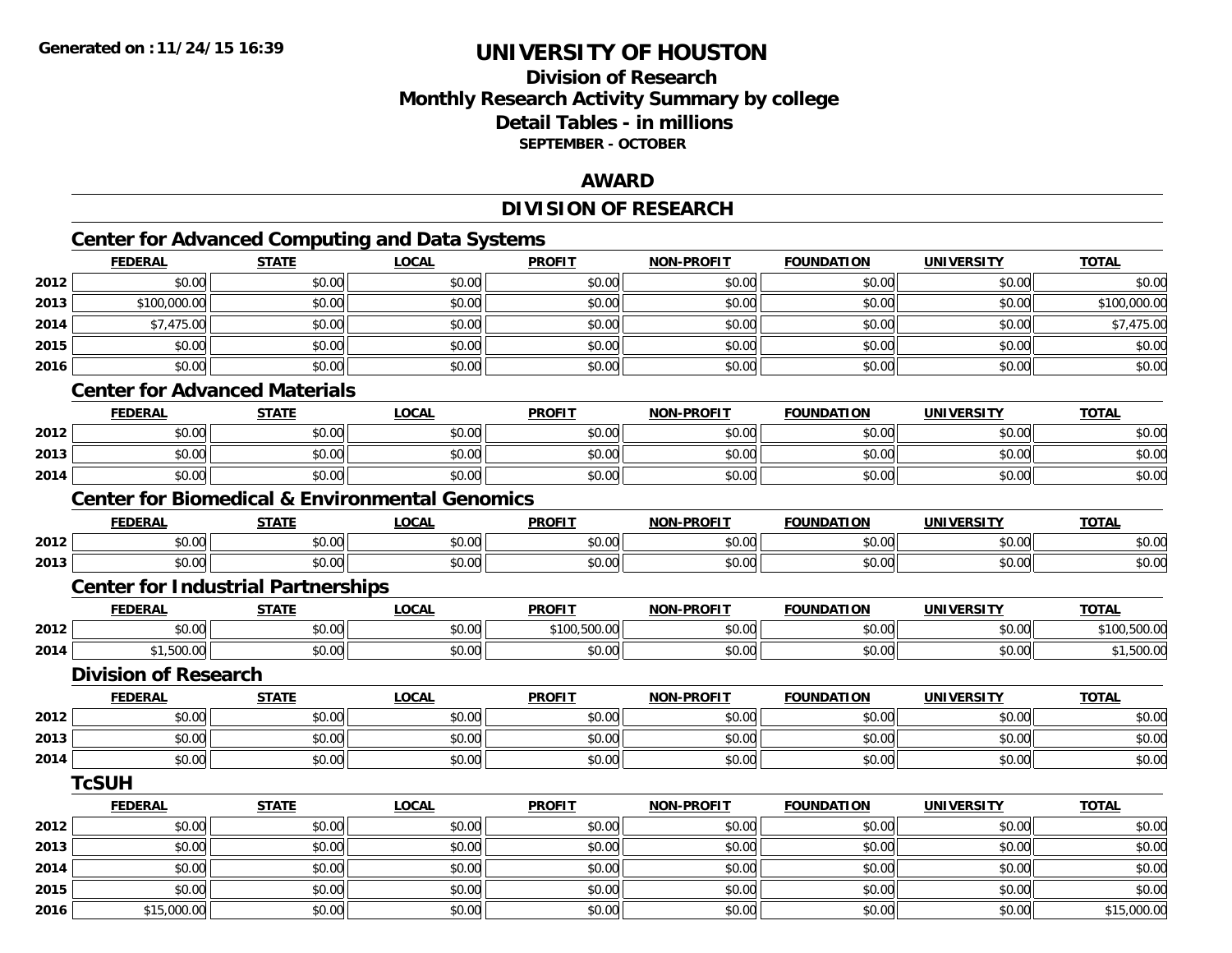Generated on :11/24/15 16:39

# UNIVERSITY OF HOUSTON

## Division of Research
## Monthly Research Activity Summary by college
## Detail Tables - in millions
### SEPTEMBER - OCTOBER

## AWARD

## DIVISION OF RESEARCH

### Center for Advanced Computing and Data Systems

| | FEDERAL | STATE | LOCAL | PROFIT | NON-PROFIT | FOUNDATION | UNIVERSITY | TOTAL |
|---|---|---|---|---|---|---|---|---|
| 2012 | $0.00 | $0.00 | $0.00 | $0.00 | $0.00 | $0.00 | $0.00 | $0.00 |
| 2013 | $100,000.00 | $0.00 | $0.00 | $0.00 | $0.00 | $0.00 | $0.00 | $100,000.00 |
| 2014 | $7,475.00 | $0.00 | $0.00 | $0.00 | $0.00 | $0.00 | $0.00 | $7,475.00 |
| 2015 | $0.00 | $0.00 | $0.00 | $0.00 | $0.00 | $0.00 | $0.00 | $0.00 |
| 2016 | $0.00 | $0.00 | $0.00 | $0.00 | $0.00 | $0.00 | $0.00 | $0.00 |

### Center for Advanced Materials

| | FEDERAL | STATE | LOCAL | PROFIT | NON-PROFIT | FOUNDATION | UNIVERSITY | TOTAL |
|---|---|---|---|---|---|---|---|---|
| 2012 | $0.00 | $0.00 | $0.00 | $0.00 | $0.00 | $0.00 | $0.00 | $0.00 |
| 2013 | $0.00 | $0.00 | $0.00 | $0.00 | $0.00 | $0.00 | $0.00 | $0.00 |
| 2014 | $0.00 | $0.00 | $0.00 | $0.00 | $0.00 | $0.00 | $0.00 | $0.00 |

### Center for Biomedical & Environmental Genomics

| | FEDERAL | STATE | LOCAL | PROFIT | NON-PROFIT | FOUNDATION | UNIVERSITY | TOTAL |
|---|---|---|---|---|---|---|---|---|
| 2012 | $0.00 | $0.00 | $0.00 | $0.00 | $0.00 | $0.00 | $0.00 | $0.00 |
| 2013 | $0.00 | $0.00 | $0.00 | $0.00 | $0.00 | $0.00 | $0.00 | $0.00 |

### Center for Industrial Partnerships

| | FEDERAL | STATE | LOCAL | PROFIT | NON-PROFIT | FOUNDATION | UNIVERSITY | TOTAL |
|---|---|---|---|---|---|---|---|---|
| 2012 | $0.00 | $0.00 | $0.00 | $100,500.00 | $0.00 | $0.00 | $0.00 | $100,500.00 |
| 2014 | $1,500.00 | $0.00 | $0.00 | $0.00 | $0.00 | $0.00 | $0.00 | $1,500.00 |

### Division of Research

| | FEDERAL | STATE | LOCAL | PROFIT | NON-PROFIT | FOUNDATION | UNIVERSITY | TOTAL |
|---|---|---|---|---|---|---|---|---|
| 2012 | $0.00 | $0.00 | $0.00 | $0.00 | $0.00 | $0.00 | $0.00 | $0.00 |
| 2013 | $0.00 | $0.00 | $0.00 | $0.00 | $0.00 | $0.00 | $0.00 | $0.00 |
| 2014 | $0.00 | $0.00 | $0.00 | $0.00 | $0.00 | $0.00 | $0.00 | $0.00 |

### TcSUH

| | FEDERAL | STATE | LOCAL | PROFIT | NON-PROFIT | FOUNDATION | UNIVERSITY | TOTAL |
|---|---|---|---|---|---|---|---|---|
| 2012 | $0.00 | $0.00 | $0.00 | $0.00 | $0.00 | $0.00 | $0.00 | $0.00 |
| 2013 | $0.00 | $0.00 | $0.00 | $0.00 | $0.00 | $0.00 | $0.00 | $0.00 |
| 2014 | $0.00 | $0.00 | $0.00 | $0.00 | $0.00 | $0.00 | $0.00 | $0.00 |
| 2015 | $0.00 | $0.00 | $0.00 | $0.00 | $0.00 | $0.00 | $0.00 | $0.00 |
| 2016 | $15,000.00 | $0.00 | $0.00 | $0.00 | $0.00 | $0.00 | $0.00 | $15,000.00 |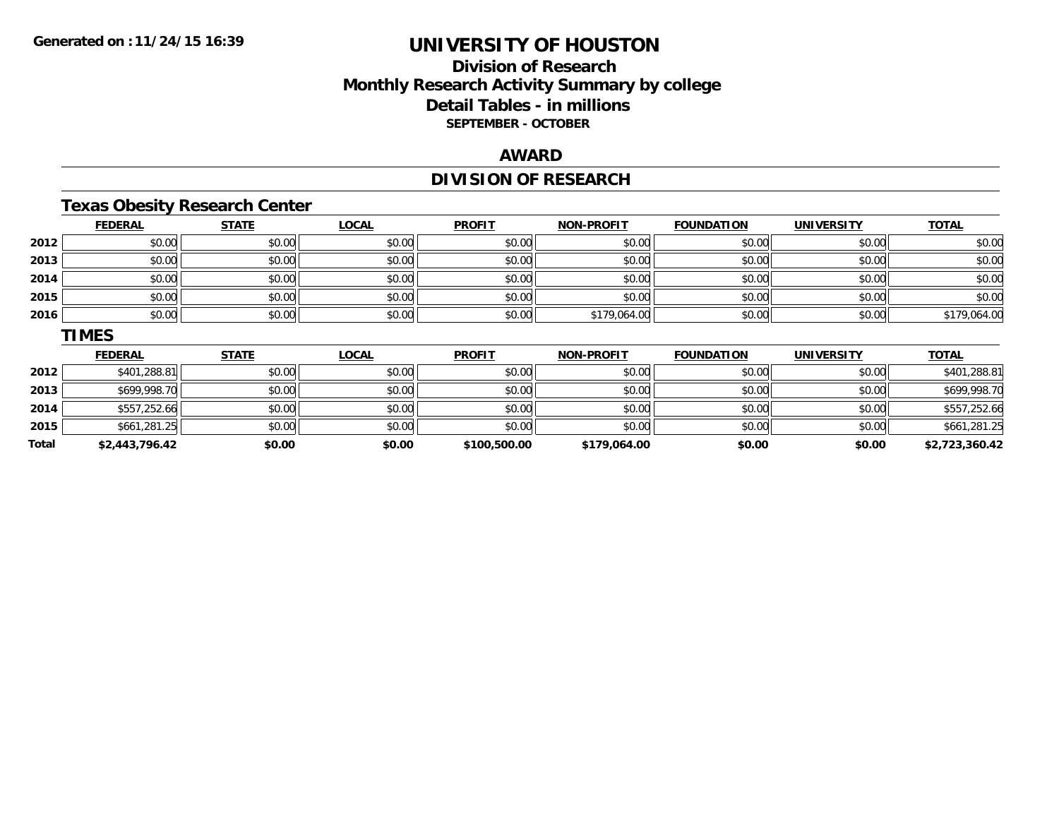# UNIVERSITY OF HOUSTON

## Division of Research
## Monthly Research Activity Summary by college
## Detail Tables - in millions
### SEPTEMBER - OCTOBER

Generated on : 11/24/15 16:39

## AWARD

## DIVISION OF RESEARCH

### Texas Obesity Research Center

| | FEDERAL | STATE | LOCAL | PROFIT | NON-PROFIT | FOUNDATION | UNIVERSITY | TOTAL |
|---|---|---|---|---|---|---|---|---|
| 2012 | $0.00 | $0.00 | $0.00 | $0.00 | $0.00 | $0.00 | $0.00 | $0.00 |
| 2013 | $0.00 | $0.00 | $0.00 | $0.00 | $0.00 | $0.00 | $0.00 | $0.00 |
| 2014 | $0.00 | $0.00 | $0.00 | $0.00 | $0.00 | $0.00 | $0.00 | $0.00 |
| 2015 | $0.00 | $0.00 | $0.00 | $0.00 | $0.00 | $0.00 | $0.00 | $0.00 |
| 2016 | $0.00 | $0.00 | $0.00 | $0.00 | $179,064.00 | $0.00 | $0.00 | $179,064.00 |

### TIMES

| | FEDERAL | STATE | LOCAL | PROFIT | NON-PROFIT | FOUNDATION | UNIVERSITY | TOTAL |
|---|---|---|---|---|---|---|---|---|
| 2012 | $401,288.81 | $0.00 | $0.00 | $0.00 | $0.00 | $0.00 | $0.00 | $401,288.81 |
| 2013 | $699,998.70 | $0.00 | $0.00 | $0.00 | $0.00 | $0.00 | $0.00 | $699,998.70 |
| 2014 | $557,252.66 | $0.00 | $0.00 | $0.00 | $0.00 | $0.00 | $0.00 | $557,252.66 |
| 2015 | $661,281.25 | $0.00 | $0.00 | $0.00 | $0.00 | $0.00 | $0.00 | $661,281.25 |
| **Total** | **$2,443,796.42** | **$0.00** | **$0.00** | **$100,500.00** | **$179,064.00** | **$0.00** | **$0.00** | **$2,723,360.42** |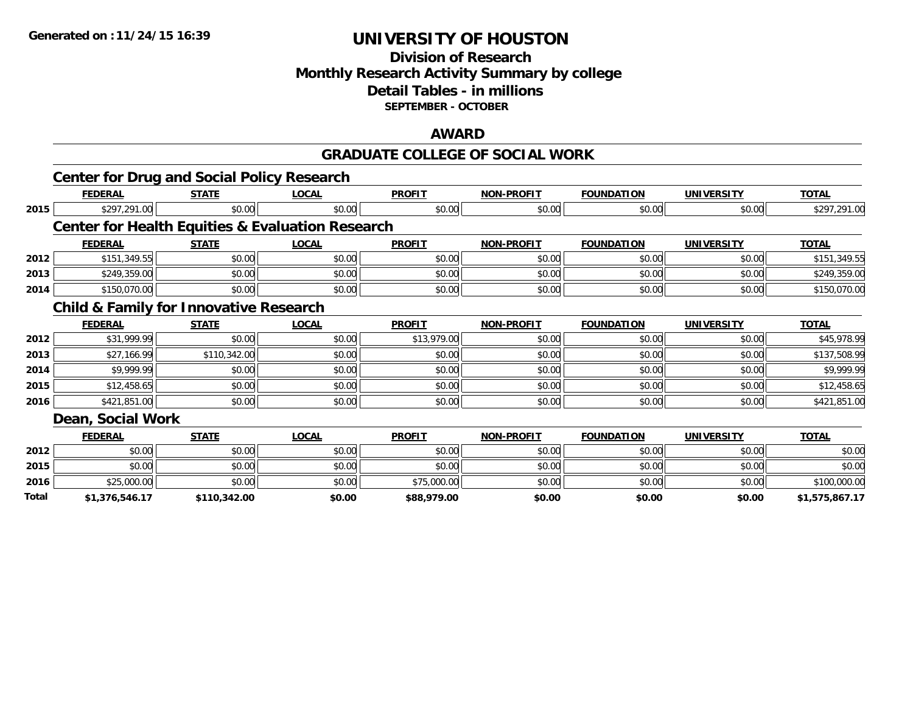**Generated on :11/24/15 16:39**

# UNIVERSITY OF HOUSTON

## Division of Research
## Monthly Research Activity Summary by college
## Detail Tables - in millions
### SEPTEMBER - OCTOBER

## AWARD

## GRADUATE COLLEGE OF SOCIAL WORK

### Center for Drug and Social Policy Research

| | FEDERAL | STATE | LOCAL | PROFIT | NON-PROFIT | FOUNDATION | UNIVERSITY | TOTAL |
|---|---|---|---|---|---|---|---|---|
| 2015 | $297,291.00 | $0.00 | $0.00 | $0.00 | $0.00 | $0.00 | $0.00 | $297,291.00 |

### Center for Health Equities & Evaluation Research

| | FEDERAL | STATE | LOCAL | PROFIT | NON-PROFIT | FOUNDATION | UNIVERSITY | TOTAL |
|---|---|---|---|---|---|---|---|---|
| 2012 | $151,349.55 | $0.00 | $0.00 | $0.00 | $0.00 | $0.00 | $0.00 | $151,349.55 |
| 2013 | $249,359.00 | $0.00 | $0.00 | $0.00 | $0.00 | $0.00 | $0.00 | $249,359.00 |
| 2014 | $150,070.00 | $0.00 | $0.00 | $0.00 | $0.00 | $0.00 | $0.00 | $150,070.00 |

### Child & Family for Innovative Research

| | FEDERAL | STATE | LOCAL | PROFIT | NON-PROFIT | FOUNDATION | UNIVERSITY | TOTAL |
|---|---|---|---|---|---|---|---|---|
| 2012 | $31,999.99 | $0.00 | $0.00 | $13,979.00 | $0.00 | $0.00 | $0.00 | $45,978.99 |
| 2013 | $27,166.99 | $110,342.00 | $0.00 | $0.00 | $0.00 | $0.00 | $0.00 | $137,508.99 |
| 2014 | $9,999.99 | $0.00 | $0.00 | $0.00 | $0.00 | $0.00 | $0.00 | $9,999.99 |
| 2015 | $12,458.65 | $0.00 | $0.00 | $0.00 | $0.00 | $0.00 | $0.00 | $12,458.65 |
| 2016 | $421,851.00 | $0.00 | $0.00 | $0.00 | $0.00 | $0.00 | $0.00 | $421,851.00 |

### Dean, Social Work

| | FEDERAL | STATE | LOCAL | PROFIT | NON-PROFIT | FOUNDATION | UNIVERSITY | TOTAL |
|---|---|---|---|---|---|---|---|---|
| 2012 | $0.00 | $0.00 | $0.00 | $0.00 | $0.00 | $0.00 | $0.00 | $0.00 |
| 2015 | $0.00 | $0.00 | $0.00 | $0.00 | $0.00 | $0.00 | $0.00 | $0.00 |
| 2016 | $25,000.00 | $0.00 | $0.00 | $75,000.00 | $0.00 | $0.00 | $0.00 | $100,000.00 |
| **Total** | **$1,376,546.17** | **$110,342.00** | **$0.00** | **$88,979.00** | **$0.00** | **$0.00** | **$0.00** | **$1,575,867.17** |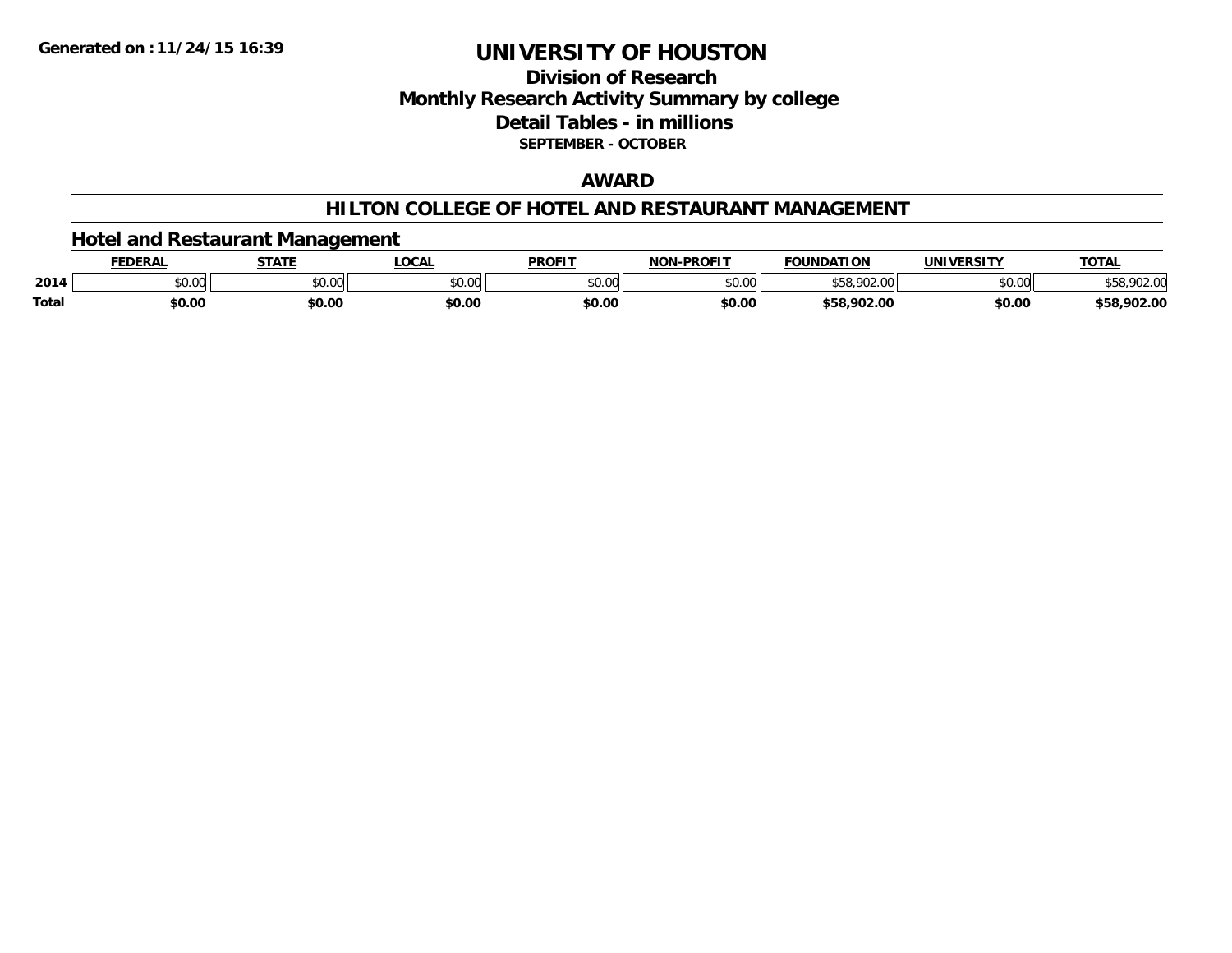# UNIVERSITY OF HOUSTON

## Division of Research
## Monthly Research Activity Summary by college
## Detail Tables - in millions
**SEPTEMBER - OCTOBER**

**Generated on : 11/24/15 16:39**

## AWARD

## HILTON COLLEGE OF HOTEL AND RESTAURANT MANAGEMENT

### Hotel and Restaurant Management

| | FEDERAL | STATE | LOCAL | PROFIT | NON-PROFIT | FOUNDATION | UNIVERSITY | TOTAL |
|---|---|---|---|---|---|---|---|---|
| 2014 | $0.00 | $0.00 | $0.00 | $0.00 | $0.00 | $58,902.00 | $0.00 | $58,902.00 |
| **Total** | **$0.00** | **$0.00** | **$0.00** | **$0.00** | **$0.00** | **$58,902.00** | **$0.00** | **$58,902.00** |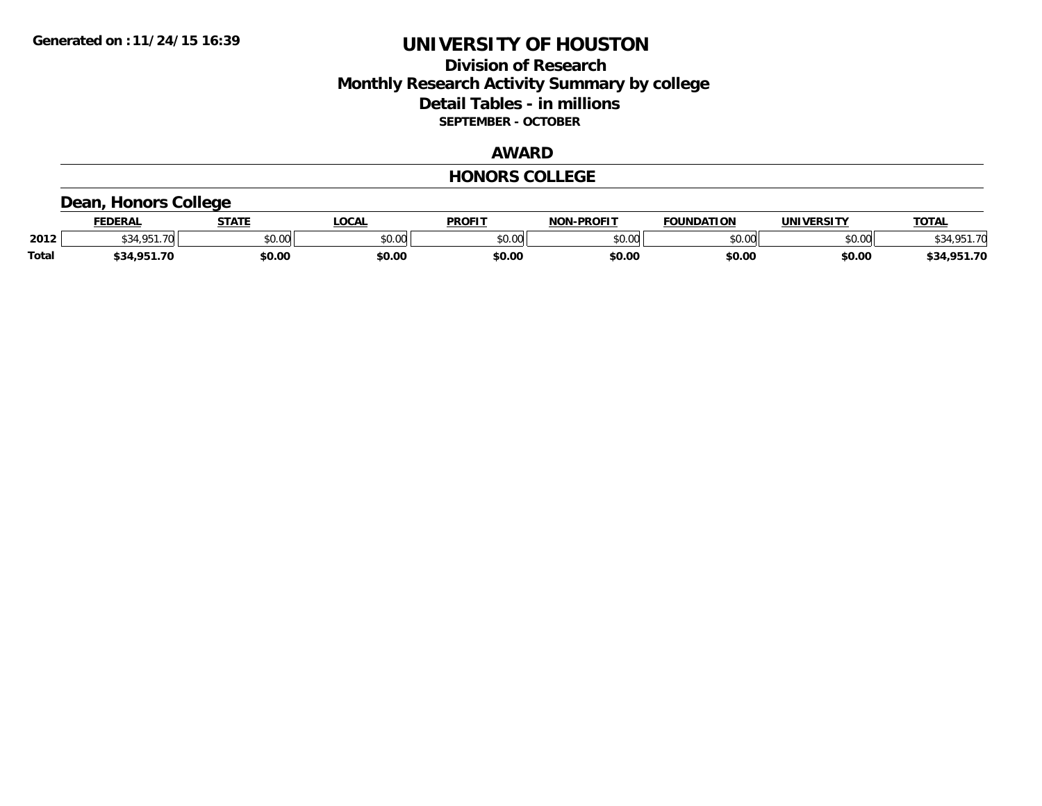# UNIVERSITY OF HOUSTON

## Division of Research
## Monthly Research Activity Summary by college
## Detail Tables - in millions
### SEPTEMBER - OCTOBER

## AWARD

## HONORS COLLEGE

### Dean, Honors College

| | FEDERAL | STATE | LOCAL | PROFIT | NON-PROFIT | FOUNDATION | UNIVERSITY | TOTAL |
|---|---|---|---|---|---|---|---|---|
| 2012 | $34,951.70 | $0.00 | $0.00 | $0.00 | $0.00 | $0.00 | $0.00 | $34,951.70 |
| **Total** | **$34,951.70** | **$0.00** | **$0.00** | **$0.00** | **$0.00** | **$0.00** | **$0.00** | **$34,951.70** |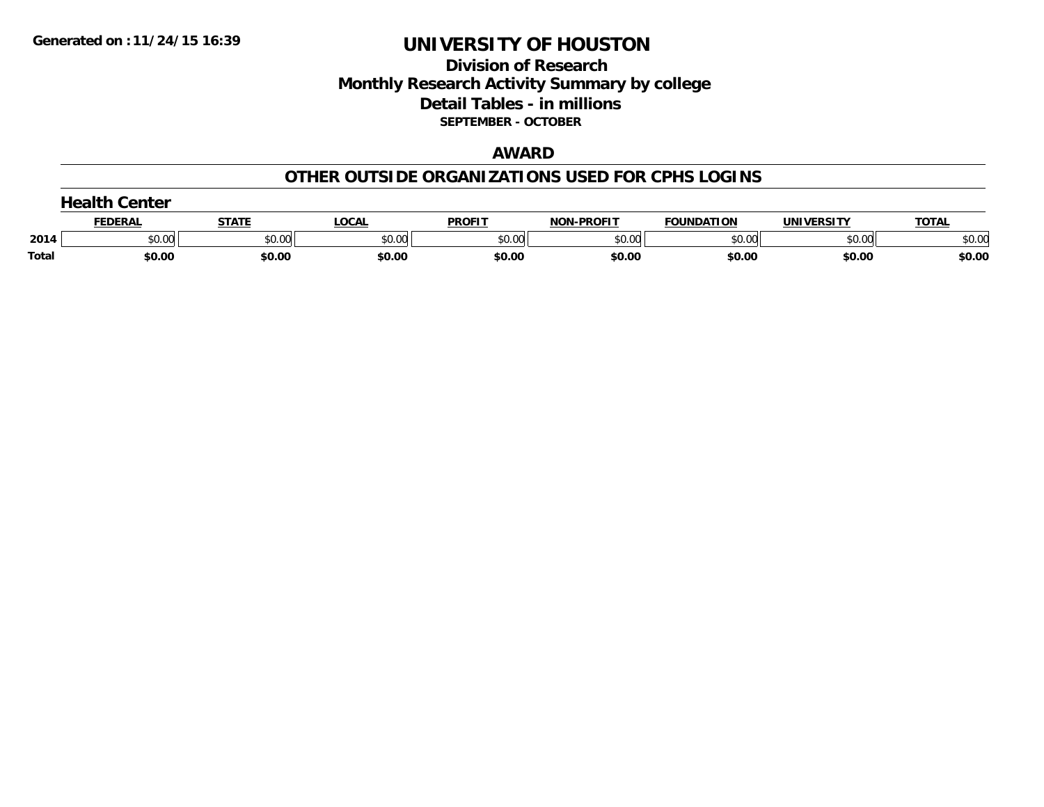Generated on :11/24/15 16:39

# UNIVERSITY OF HOUSTON

## Division of Research
## Monthly Research Activity Summary by college
## Detail Tables - in millions
### SEPTEMBER - OCTOBER

## AWARD

## OTHER OUTSIDE ORGANIZATIONS USED FOR CPHS LOGINS

### Health Center

| | FEDERAL | STATE | LOCAL | PROFIT | NON-PROFIT | FOUNDATION | UNIVERSITY | TOTAL |
|---|---|---|---|---|---|---|---|---|
| 2014 | $0.00 | $0.00 | $0.00 | $0.00 | $0.00 | $0.00 | $0.00 | $0.00 |
| **Total** | **$0.00** | **$0.00** | **$0.00** | **$0.00** | **$0.00** | **$0.00** | **$0.00** | **$0.00** |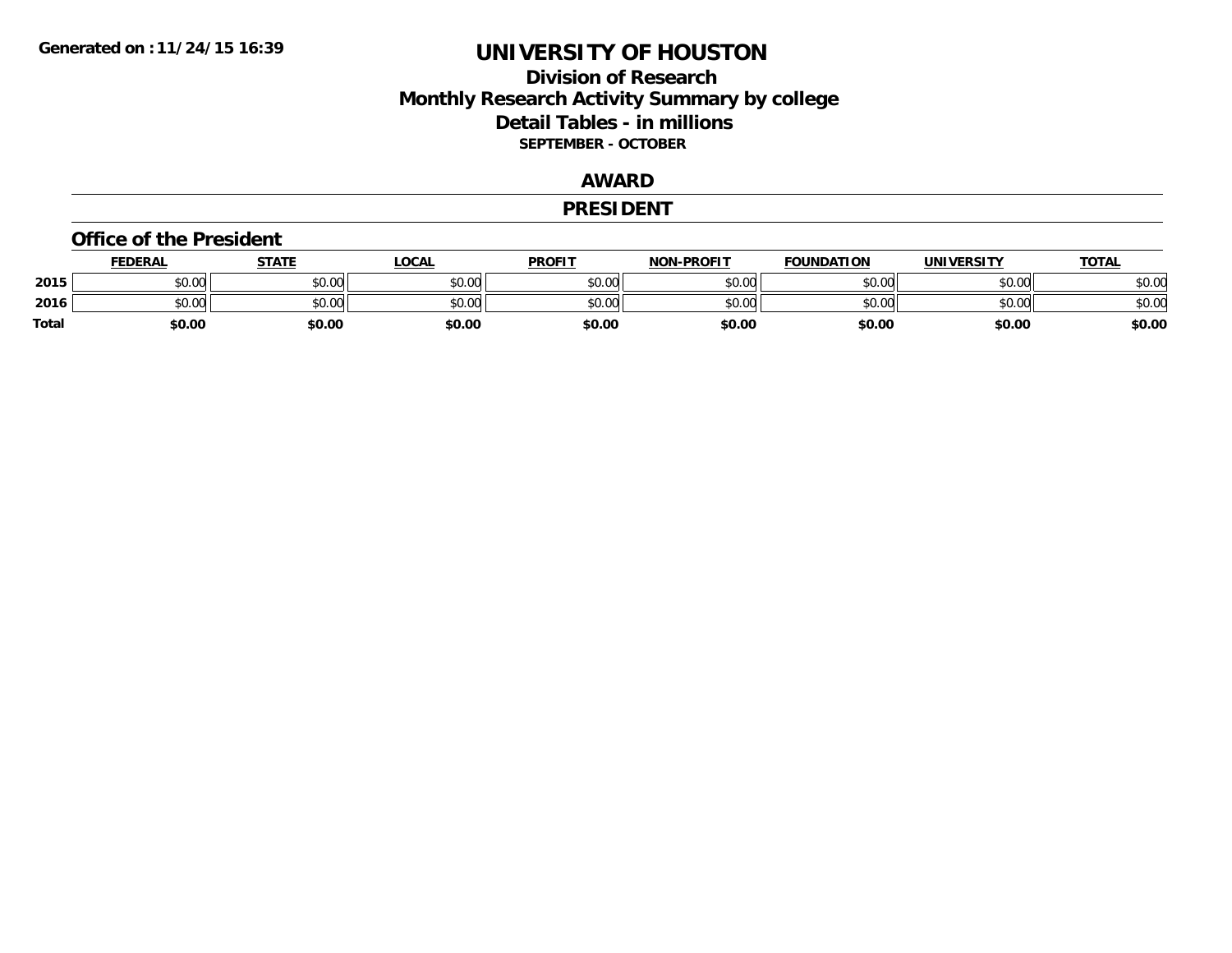# UNIVERSITY OF HOUSTON

## Division of Research
## Monthly Research Activity Summary by college
## Detail Tables - in millions

**SEPTEMBER - OCTOBER**

## AWARD

## PRESIDENT

### Office of the President

| | FEDERAL | STATE | LOCAL | PROFIT | NON-PROFIT | FOUNDATION | UNIVERSITY | TOTAL |
|---|---|---|---|---|---|---|---|---|
| 2015 | $0.00 | $0.00 | $0.00 | $0.00 | $0.00 | $0.00 | $0.00 | $0.00 |
| 2016 | $0.00 | $0.00 | $0.00 | $0.00 | $0.00 | $0.00 | $0.00 | $0.00 |
| Total | $0.00 | $0.00 | $0.00 | $0.00 | $0.00 | $0.00 | $0.00 | $0.00 |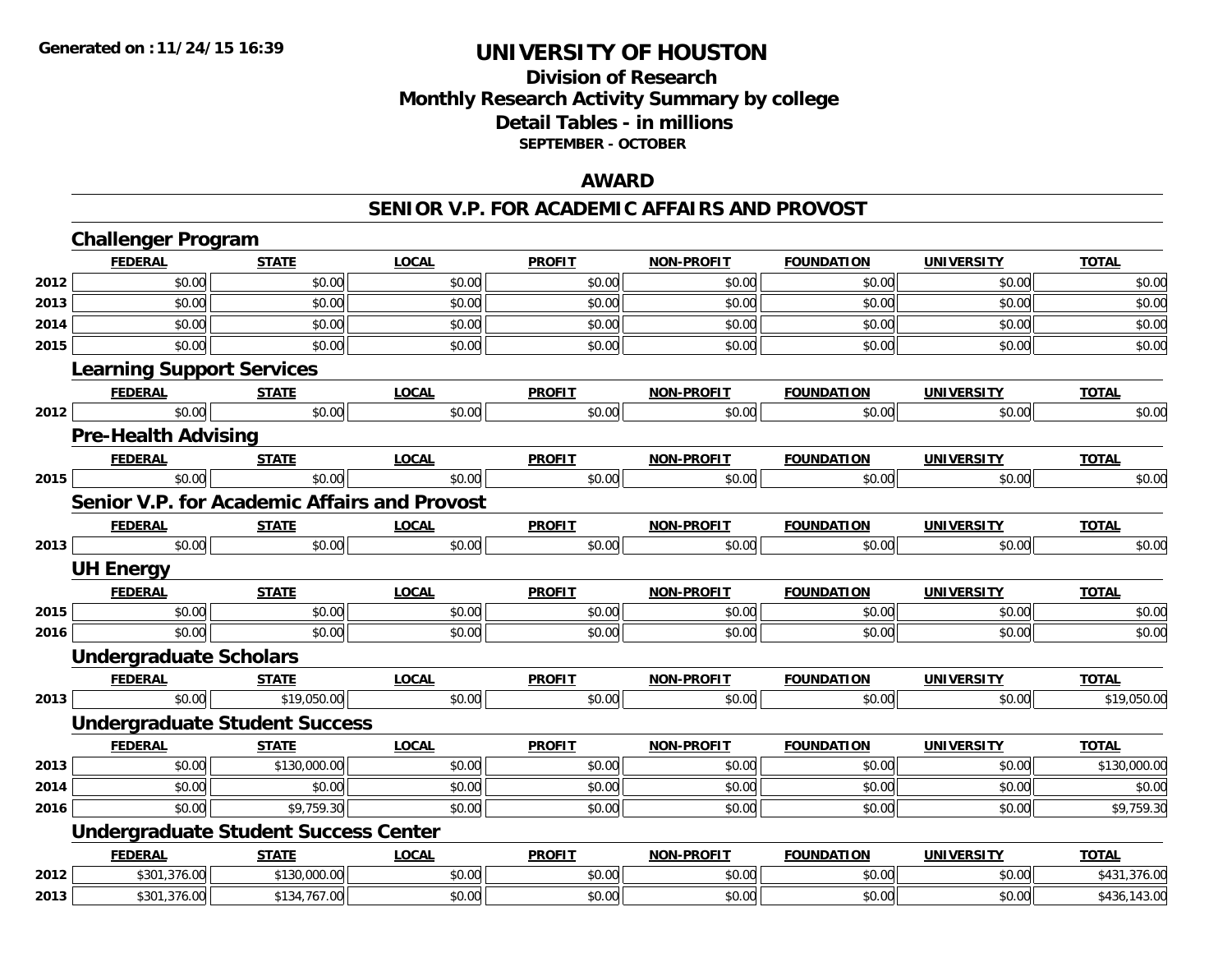# UNIVERSITY OF HOUSTON

## Division of Research
## Monthly Research Activity Summary by college
## Detail Tables - in millions
### SEPTEMBER - OCTOBER

## AWARD

## SENIOR V.P. FOR ACADEMIC AFFAIRS AND PROVOST

### Challenger Program

| | FEDERAL | STATE | LOCAL | PROFIT | NON-PROFIT | FOUNDATION | UNIVERSITY | TOTAL |
|---|---|---|---|---|---|---|---|---|
| 2012 | $0.00 | $0.00 | $0.00 | $0.00 | $0.00 | $0.00 | $0.00 | $0.00 |
| 2013 | $0.00 | $0.00 | $0.00 | $0.00 | $0.00 | $0.00 | $0.00 | $0.00 |
| 2014 | $0.00 | $0.00 | $0.00 | $0.00 | $0.00 | $0.00 | $0.00 | $0.00 |
| 2015 | $0.00 | $0.00 | $0.00 | $0.00 | $0.00 | $0.00 | $0.00 | $0.00 |

### Learning Support Services

| | FEDERAL | STATE | LOCAL | PROFIT | NON-PROFIT | FOUNDATION | UNIVERSITY | TOTAL |
|---|---|---|---|---|---|---|---|---|
| 2012 | $0.00 | $0.00 | $0.00 | $0.00 | $0.00 | $0.00 | $0.00 | $0.00 |

### Pre-Health Advising

| | FEDERAL | STATE | LOCAL | PROFIT | NON-PROFIT | FOUNDATION | UNIVERSITY | TOTAL |
|---|---|---|---|---|---|---|---|---|
| 2015 | $0.00 | $0.00 | $0.00 | $0.00 | $0.00 | $0.00 | $0.00 | $0.00 |

### Senior V.P. for Academic Affairs and Provost

| | FEDERAL | STATE | LOCAL | PROFIT | NON-PROFIT | FOUNDATION | UNIVERSITY | TOTAL |
|---|---|---|---|---|---|---|---|---|
| 2013 | $0.00 | $0.00 | $0.00 | $0.00 | $0.00 | $0.00 | $0.00 | $0.00 |

### UH Energy

| | FEDERAL | STATE | LOCAL | PROFIT | NON-PROFIT | FOUNDATION | UNIVERSITY | TOTAL |
|---|---|---|---|---|---|---|---|---|
| 2015 | $0.00 | $0.00 | $0.00 | $0.00 | $0.00 | $0.00 | $0.00 | $0.00 |
| 2016 | $0.00 | $0.00 | $0.00 | $0.00 | $0.00 | $0.00 | $0.00 | $0.00 |

### Undergraduate Scholars

| | FEDERAL | STATE | LOCAL | PROFIT | NON-PROFIT | FOUNDATION | UNIVERSITY | TOTAL |
|---|---|---|---|---|---|---|---|---|
| 2013 | $0.00 | $19,050.00 | $0.00 | $0.00 | $0.00 | $0.00 | $0.00 | $19,050.00 |

### Undergraduate Student Success

| | FEDERAL | STATE | LOCAL | PROFIT | NON-PROFIT | FOUNDATION | UNIVERSITY | TOTAL |
|---|---|---|---|---|---|---|---|---|
| 2013 | $0.00 | $130,000.00 | $0.00 | $0.00 | $0.00 | $0.00 | $0.00 | $130,000.00 |
| 2014 | $0.00 | $0.00 | $0.00 | $0.00 | $0.00 | $0.00 | $0.00 | $0.00 |
| 2016 | $0.00 | $9,759.30 | $0.00 | $0.00 | $0.00 | $0.00 | $0.00 | $9,759.30 |

### Undergraduate Student Success Center

| | FEDERAL | STATE | LOCAL | PROFIT | NON-PROFIT | FOUNDATION | UNIVERSITY | TOTAL |
|---|---|---|---|---|---|---|---|---|
| 2012 | $301,376.00 | $130,000.00 | $0.00 | $0.00 | $0.00 | $0.00 | $0.00 | $431,376.00 |
| 2013 | $301,376.00 | $134,767.00 | $0.00 | $0.00 | $0.00 | $0.00 | $0.00 | $436,143.00 |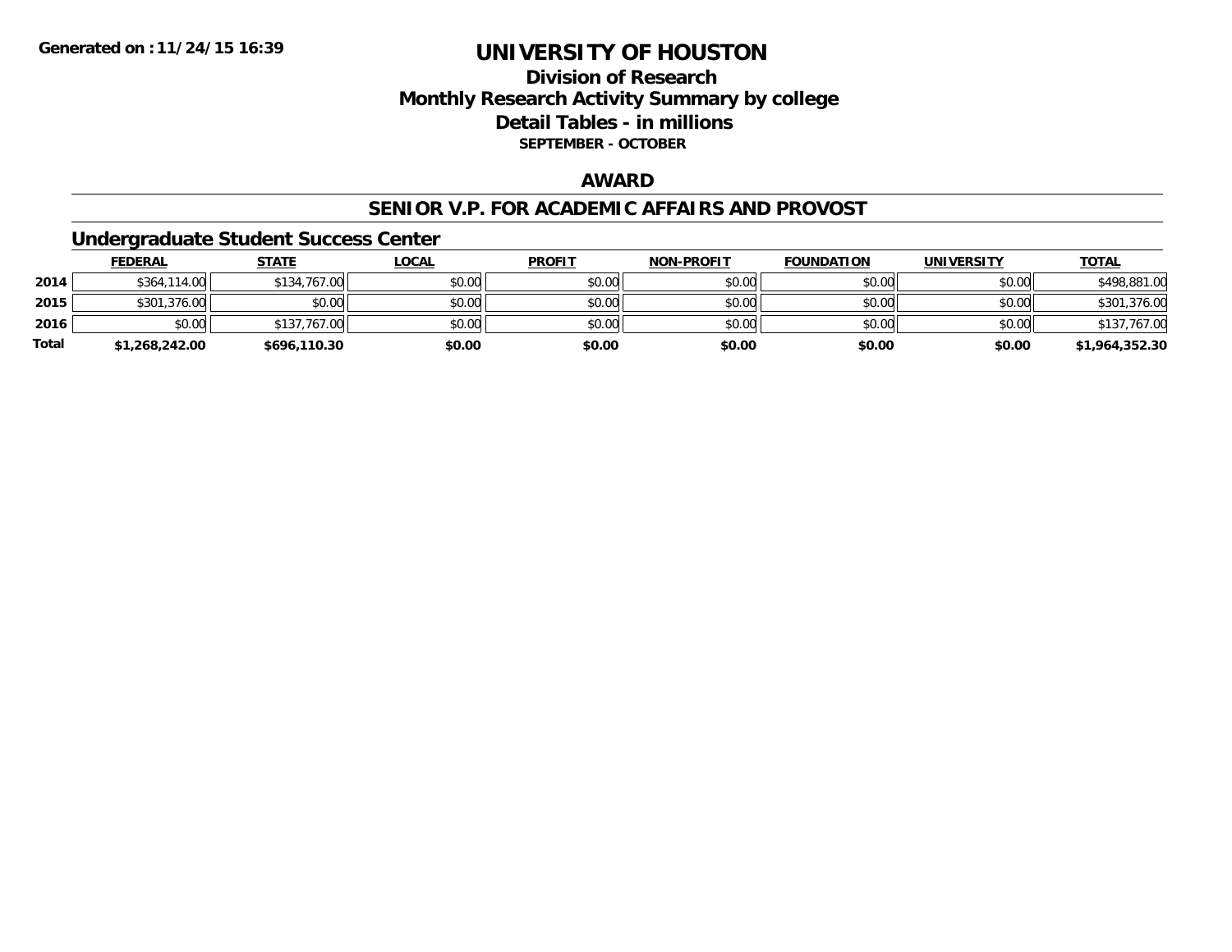# UNIVERSITY OF HOUSTON

## Division of Research
## Monthly Research Activity Summary by college
## Detail Tables - in millions
### SEPTEMBER - OCTOBER

## AWARD

## SENIOR V.P. FOR ACADEMIC AFFAIRS AND PROVOST

### Undergraduate Student Success Center

| | FEDERAL | STATE | LOCAL | PROFIT | NON-PROFIT | FOUNDATION | UNIVERSITY | TOTAL |
|---|---|---|---|---|---|---|---|---|
| 2014 | $364,114.00 | $134,767.00 | $0.00 | $0.00 | $0.00 | $0.00 | $0.00 | $498,881.00 |
| 2015 | $301,376.00 | $0.00 | $0.00 | $0.00 | $0.00 | $0.00 | $0.00 | $301,376.00 |
| 2016 | $0.00 | $137,767.00 | $0.00 | $0.00 | $0.00 | $0.00 | $0.00 | $137,767.00 |
| **Total** | **$1,268,242.00** | **$696,110.30** | **$0.00** | **$0.00** | **$0.00** | **$0.00** | **$0.00** | **$1,964,352.30** |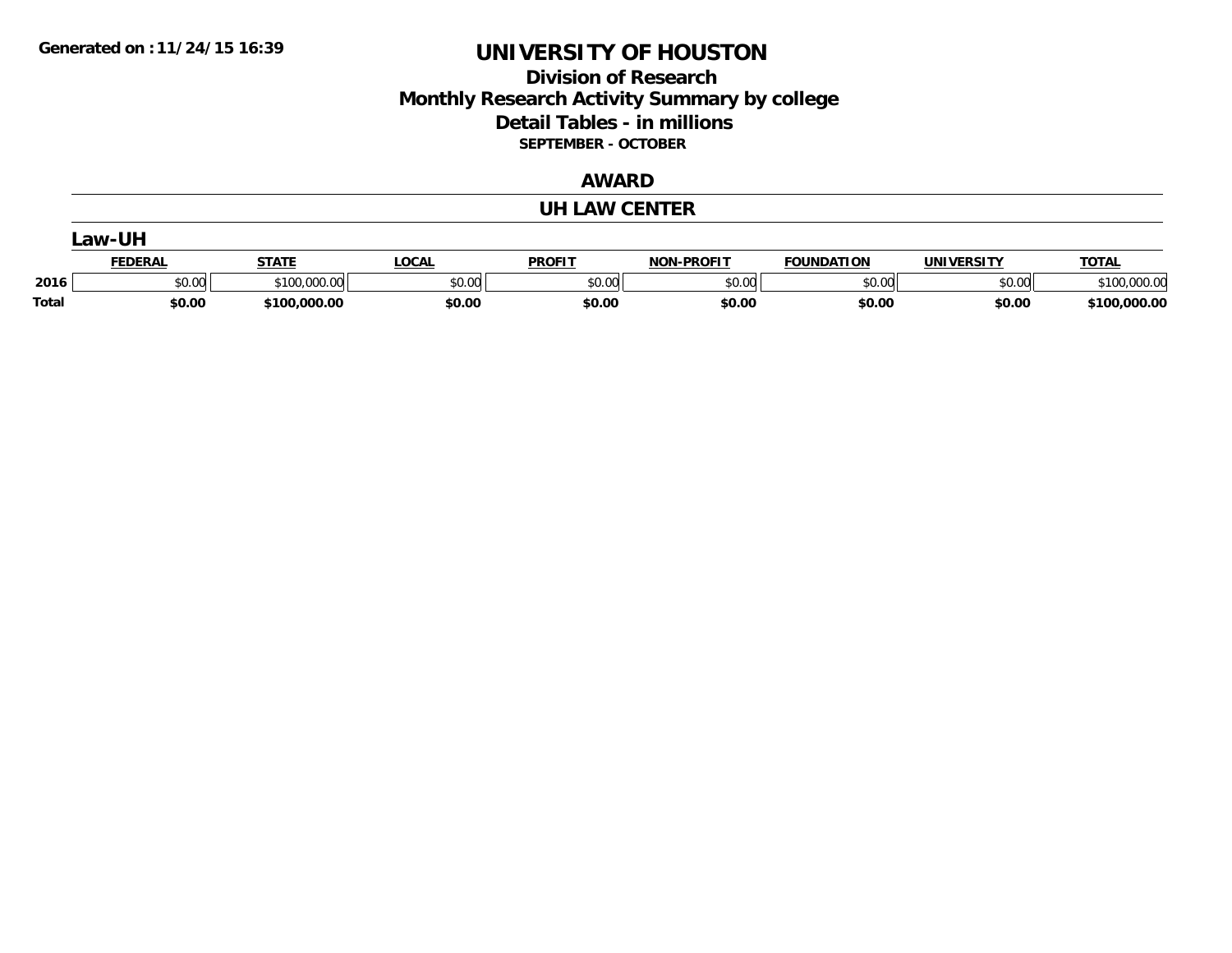Generated on :11/24/15 16:39

# UNIVERSITY OF HOUSTON

## Division of Research
## Monthly Research Activity Summary by college
## Detail Tables - in millions
### SEPTEMBER - OCTOBER

## AWARD

## UH LAW CENTER

### Law-UH

| | FEDERAL | STATE | LOCAL | PROFIT | NON-PROFIT | FOUNDATION | UNIVERSITY | TOTAL |
|---|---|---|---|---|---|---|---|---|
| 2016 | $0.00 | $100,000.00 | $0.00 | $0.00 | $0.00 | $0.00 | $0.00 | $100,000.00 |
| **Total** | **$0.00** | **$100,000.00** | **$0.00** | **$0.00** | **$0.00** | **$0.00** | **$0.00** | **$100,000.00** |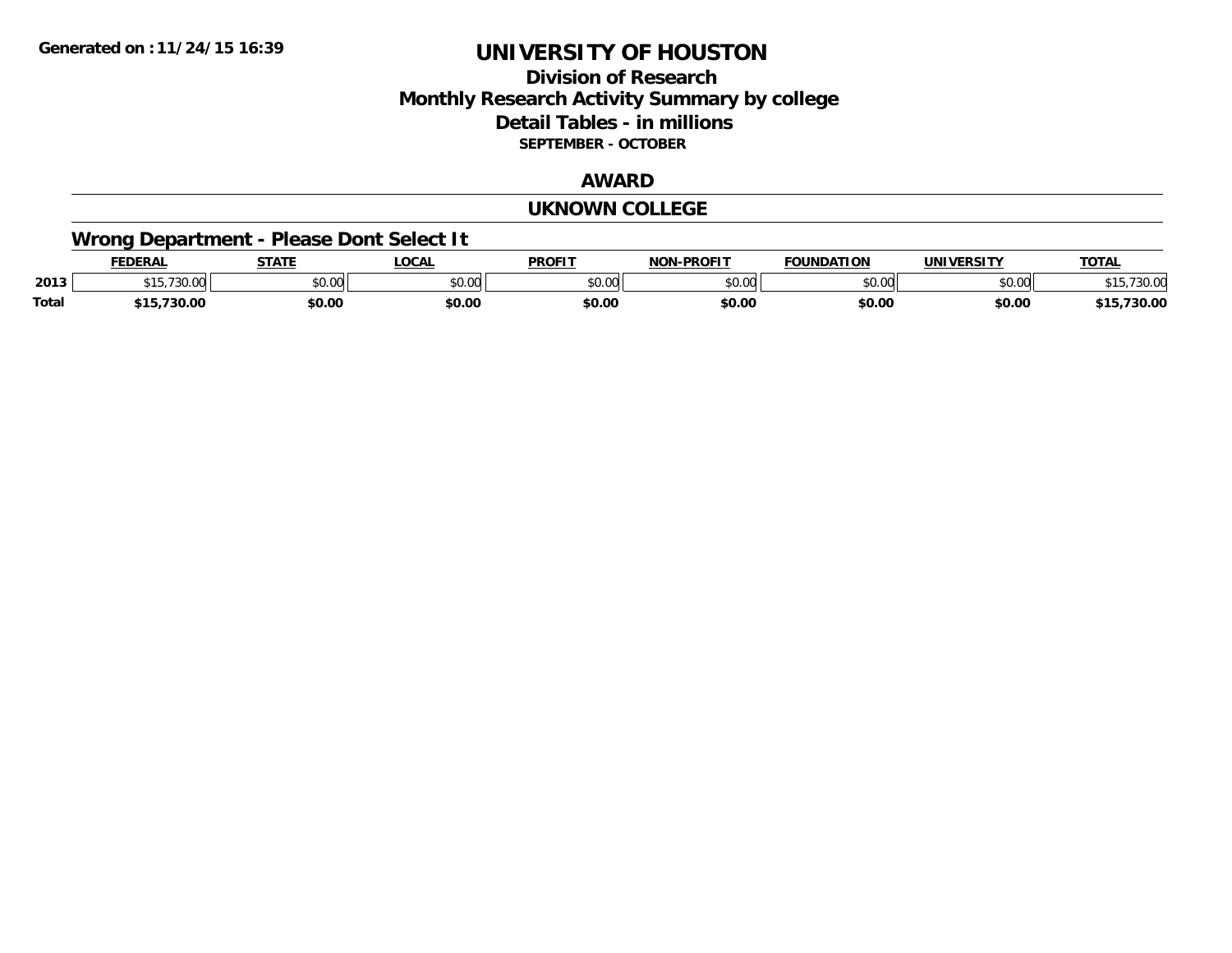# UNIVERSITY OF HOUSTON

## Division of Research
## Monthly Research Activity Summary by college
## Detail Tables - in millions
### SEPTEMBER - OCTOBER

## AWARD

## UKNOWN COLLEGE

### Wrong Department - Please Dont Select It

| | FEDERAL | STATE | LOCAL | PROFIT | NON-PROFIT | FOUNDATION | UNIVERSITY | TOTAL |
|---|---|---|---|---|---|---|---|---|
| 2013 | $15,730.00 | $0.00 | $0.00 | $0.00 | $0.00 | $0.00 | $0.00 | $15,730.00 |
| **Total** | **$15,730.00** | **$0.00** | **$0.00** | **$0.00** | **$0.00** | **$0.00** | **$0.00** | **$15,730.00** |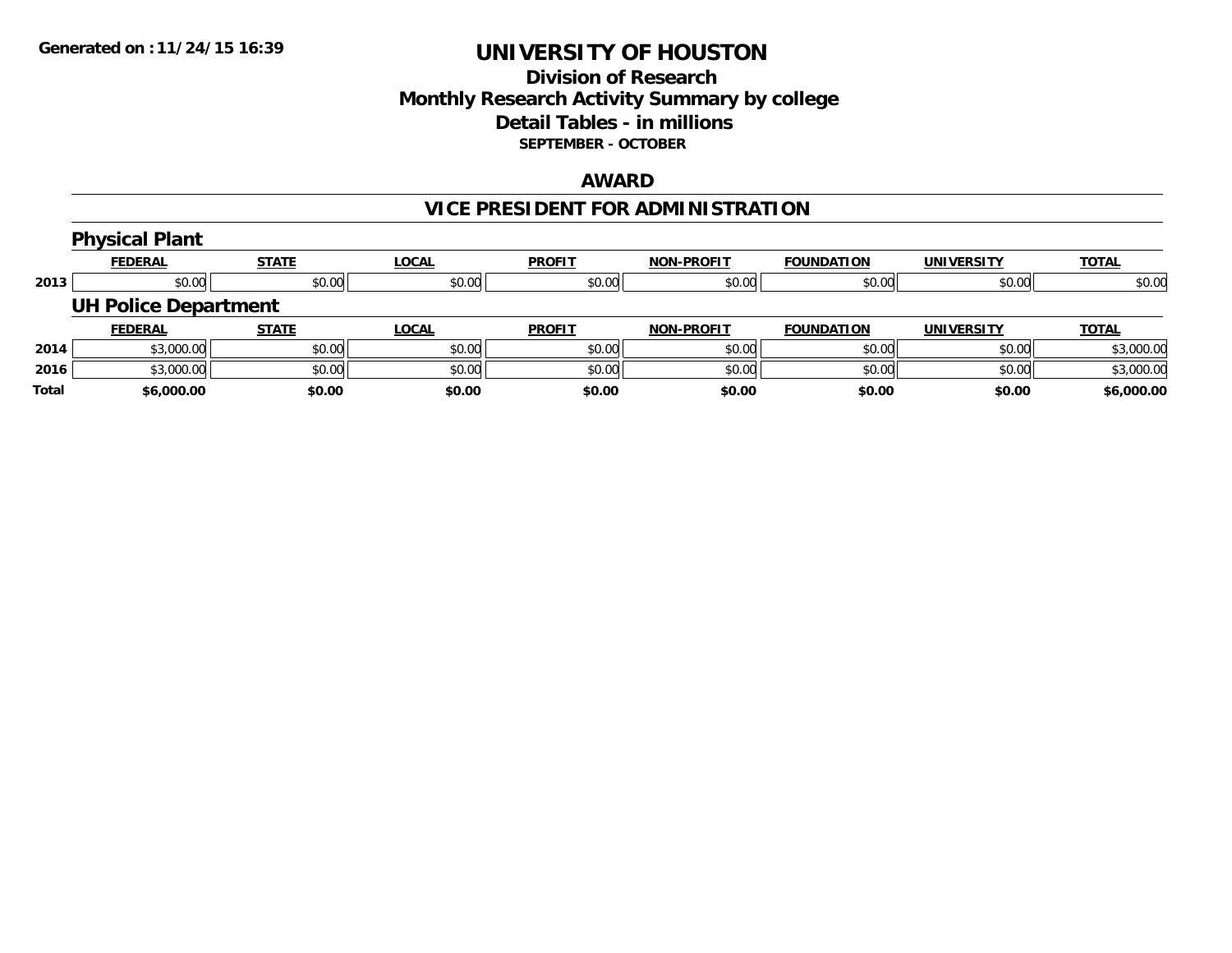Generated on :11/24/15 16:39

# UNIVERSITY OF HOUSTON

## Division of Research
## Monthly Research Activity Summary by college
## Detail Tables - in millions
### SEPTEMBER - OCTOBER

## AWARD

## VICE PRESIDENT FOR ADMINISTRATION

### Physical Plant

| | FEDERAL | STATE | LOCAL | PROFIT | NON-PROFIT | FOUNDATION | UNIVERSITY | TOTAL |
|---|---|---|---|---|---|---|---|---|
| 2013 | $0.00 | $0.00 | $0.00 | $0.00 | $0.00 | $0.00 | $0.00 | $0.00 |

### UH Police Department

| | FEDERAL | STATE | LOCAL | PROFIT | NON-PROFIT | FOUNDATION | UNIVERSITY | TOTAL |
|---|---|---|---|---|---|---|---|---|
| 2014 | $3,000.00 | $0.00 | $0.00 | $0.00 | $0.00 | $0.00 | $0.00 | $3,000.00 |
| 2016 | $3,000.00 | $0.00 | $0.00 | $0.00 | $0.00 | $0.00 | $0.00 | $3,000.00 |
| **Total** | **$6,000.00** | **$0.00** | **$0.00** | **$0.00** | **$0.00** | **$0.00** | **$0.00** | **$6,000.00** |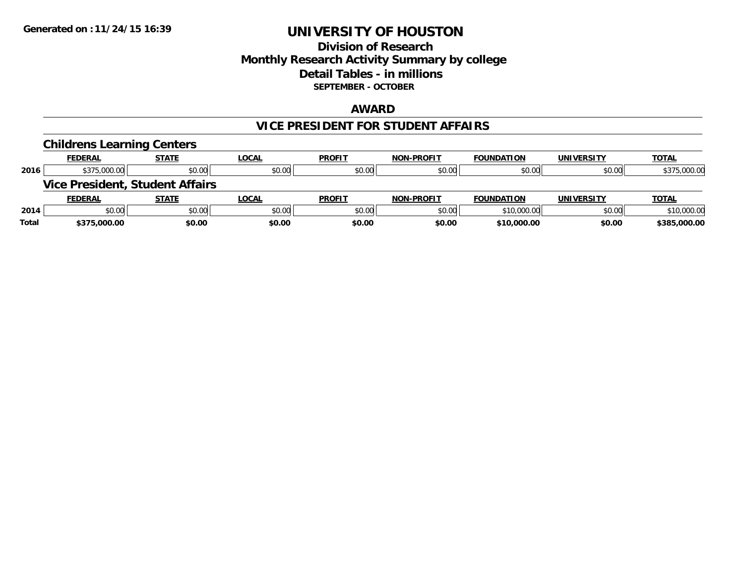**Generated on :11/24/15 16:39**

# UNIVERSITY OF HOUSTON

## Division of Research
## Monthly Research Activity Summary by college
## Detail Tables - in millions
### SEPTEMBER - OCTOBER

## AWARD

## VICE PRESIDENT FOR STUDENT AFFAIRS

### Childrens Learning Centers

| | FEDERAL | STATE | LOCAL | PROFIT | NON-PROFIT | FOUNDATION | UNIVERSITY | TOTAL |
|---|---|---|---|---|---|---|---|---|
| 2016 | $375,000.00 | $0.00 | $0.00 | $0.00 | $0.00 | $0.00 | $0.00 | $375,000.00 |

### Vice President, Student Affairs

| | FEDERAL | STATE | LOCAL | PROFIT | NON-PROFIT | FOUNDATION | UNIVERSITY | TOTAL |
|---|---|---|---|---|---|---|---|---|
| 2014 | $0.00 | $0.00 | $0.00 | $0.00 | $0.00 | $10,000.00 | $0.00 | $10,000.00 |
| **Total** | **$375,000.00** | **$0.00** | **$0.00** | **$0.00** | **$0.00** | **$10,000.00** | **$0.00** | **$385,000.00** |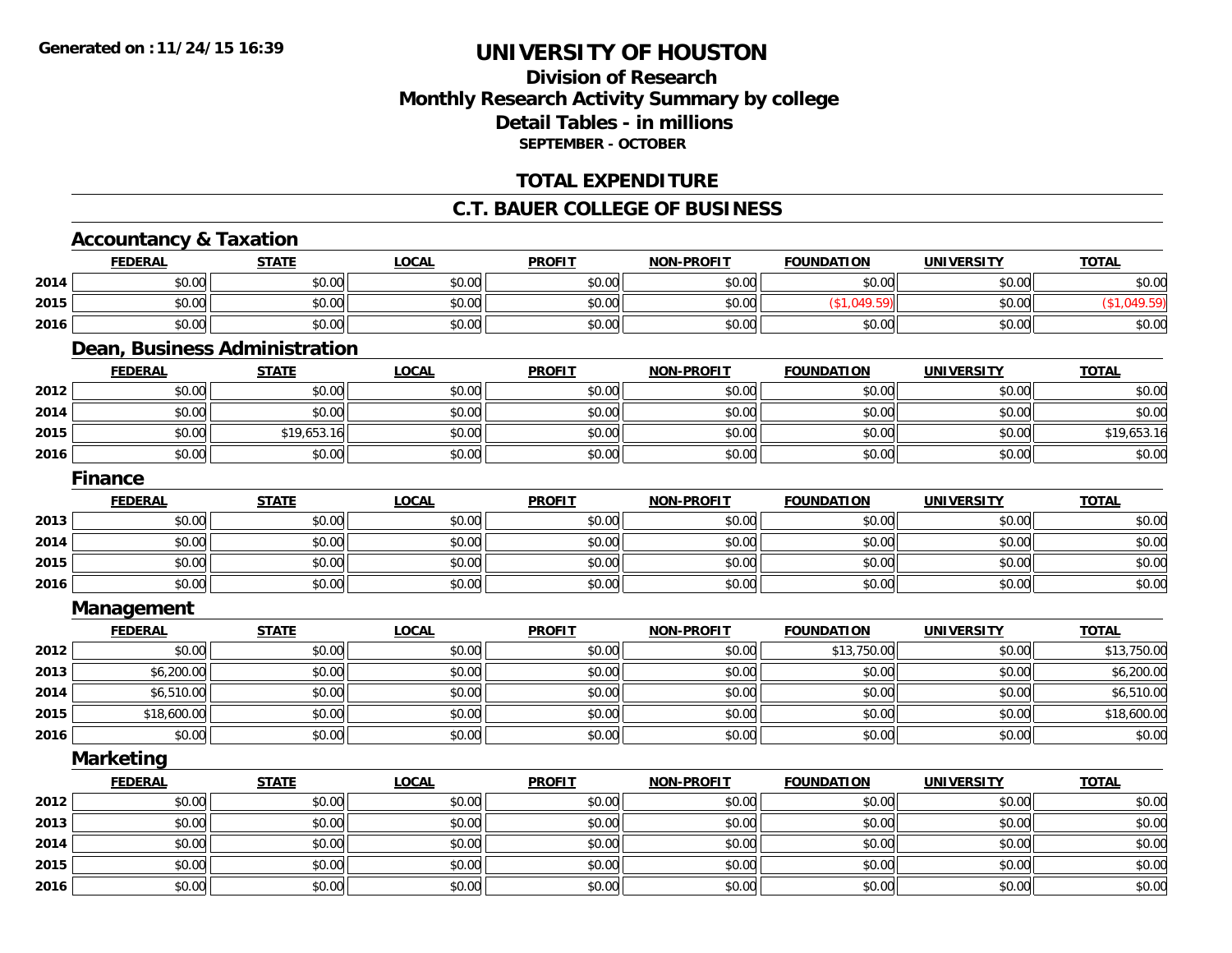# UNIVERSITY OF HOUSTON

## Division of Research
## Monthly Research Activity Summary by college
## Detail Tables - in millions
### SEPTEMBER - OCTOBER

## TOTAL EXPENDITURE

## C.T. BAUER COLLEGE OF BUSINESS

### Accountancy & Taxation

| | FEDERAL | STATE | LOCAL | PROFIT | NON-PROFIT | FOUNDATION | UNIVERSITY | TOTAL |
|---|---|---|---|---|---|---|---|---|
| 2014 | $0.00 | $0.00 | $0.00 | $0.00 | $0.00 | $0.00 | $0.00 | $0.00 |
| 2015 | $0.00 | $0.00 | $0.00 | $0.00 | $0.00 | ($1,049.59) | $0.00 | ($1,049.59) |
| 2016 | $0.00 | $0.00 | $0.00 | $0.00 | $0.00 | $0.00 | $0.00 | $0.00 |

### Dean, Business Administration

| | FEDERAL | STATE | LOCAL | PROFIT | NON-PROFIT | FOUNDATION | UNIVERSITY | TOTAL |
|---|---|---|---|---|---|---|---|---|
| 2012 | $0.00 | $0.00 | $0.00 | $0.00 | $0.00 | $0.00 | $0.00 | $0.00 |
| 2014 | $0.00 | $0.00 | $0.00 | $0.00 | $0.00 | $0.00 | $0.00 | $0.00 |
| 2015 | $0.00 | $19,653.16 | $0.00 | $0.00 | $0.00 | $0.00 | $0.00 | $19,653.16 |
| 2016 | $0.00 | $0.00 | $0.00 | $0.00 | $0.00 | $0.00 | $0.00 | $0.00 |

### Finance

| | FEDERAL | STATE | LOCAL | PROFIT | NON-PROFIT | FOUNDATION | UNIVERSITY | TOTAL |
|---|---|---|---|---|---|---|---|---|
| 2013 | $0.00 | $0.00 | $0.00 | $0.00 | $0.00 | $0.00 | $0.00 | $0.00 |
| 2014 | $0.00 | $0.00 | $0.00 | $0.00 | $0.00 | $0.00 | $0.00 | $0.00 |
| 2015 | $0.00 | $0.00 | $0.00 | $0.00 | $0.00 | $0.00 | $0.00 | $0.00 |
| 2016 | $0.00 | $0.00 | $0.00 | $0.00 | $0.00 | $0.00 | $0.00 | $0.00 |

### Management

| | FEDERAL | STATE | LOCAL | PROFIT | NON-PROFIT | FOUNDATION | UNIVERSITY | TOTAL |
|---|---|---|---|---|---|---|---|---|
| 2012 | $0.00 | $0.00 | $0.00 | $0.00 | $0.00 | $13,750.00 | $0.00 | $13,750.00 |
| 2013 | $6,200.00 | $0.00 | $0.00 | $0.00 | $0.00 | $0.00 | $0.00 | $6,200.00 |
| 2014 | $6,510.00 | $0.00 | $0.00 | $0.00 | $0.00 | $0.00 | $0.00 | $6,510.00 |
| 2015 | $18,600.00 | $0.00 | $0.00 | $0.00 | $0.00 | $0.00 | $0.00 | $18,600.00 |
| 2016 | $0.00 | $0.00 | $0.00 | $0.00 | $0.00 | $0.00 | $0.00 | $0.00 |

### Marketing

| | FEDERAL | STATE | LOCAL | PROFIT | NON-PROFIT | FOUNDATION | UNIVERSITY | TOTAL |
|---|---|---|---|---|---|---|---|---|
| 2012 | $0.00 | $0.00 | $0.00 | $0.00 | $0.00 | $0.00 | $0.00 | $0.00 |
| 2013 | $0.00 | $0.00 | $0.00 | $0.00 | $0.00 | $0.00 | $0.00 | $0.00 |
| 2014 | $0.00 | $0.00 | $0.00 | $0.00 | $0.00 | $0.00 | $0.00 | $0.00 |
| 2015 | $0.00 | $0.00 | $0.00 | $0.00 | $0.00 | $0.00 | $0.00 | $0.00 |
| 2016 | $0.00 | $0.00 | $0.00 | $0.00 | $0.00 | $0.00 | $0.00 | $0.00 |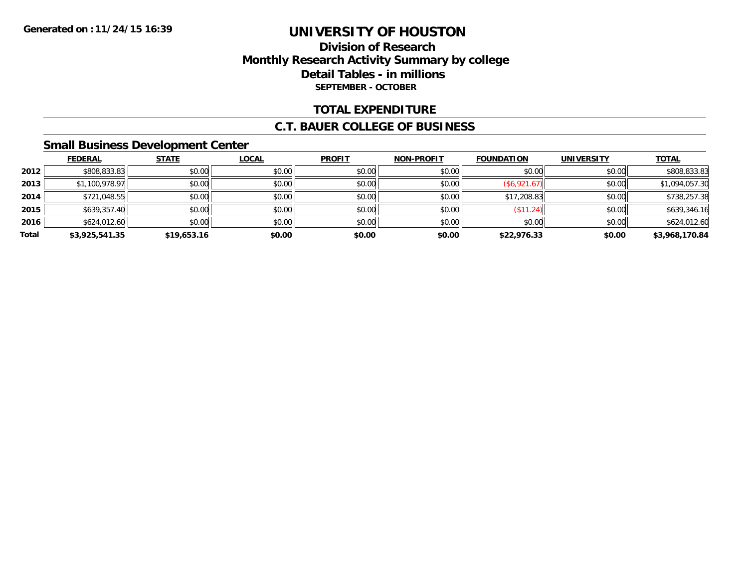Generated on :11/24/15 16:39

# UNIVERSITY OF HOUSTON

## Division of Research
## Monthly Research Activity Summary by college
## Detail Tables - in millions
### SEPTEMBER - OCTOBER

## TOTAL EXPENDITURE

## C.T. BAUER COLLEGE OF BUSINESS

### Small Business Development Center

| | FEDERAL | STATE | LOCAL | PROFIT | NON-PROFIT | FOUNDATION | UNIVERSITY | TOTAL |
|---|---|---|---|---|---|---|---|---|
| 2012 | $808,833.83 | $0.00 | $0.00 | $0.00 | $0.00 | $0.00 | $0.00 | $808,833.83 |
| 2013 | $1,100,978.97 | $0.00 | $0.00 | $0.00 | $0.00 | ($6,921.67) | $0.00 | $1,094,057.30 |
| 2014 | $721,048.55 | $0.00 | $0.00 | $0.00 | $0.00 | $17,208.83 | $0.00 | $738,257.38 |
| 2015 | $639,357.40 | $0.00 | $0.00 | $0.00 | $0.00 | ($11.24) | $0.00 | $639,346.16 |
| 2016 | $624,012.60 | $0.00 | $0.00 | $0.00 | $0.00 | $0.00 | $0.00 | $624,012.60 |
| **Total** | **$3,925,541.35** | **$19,653.16** | **$0.00** | **$0.00** | **$0.00** | **$22,976.33** | **$0.00** | **$3,968,170.84** |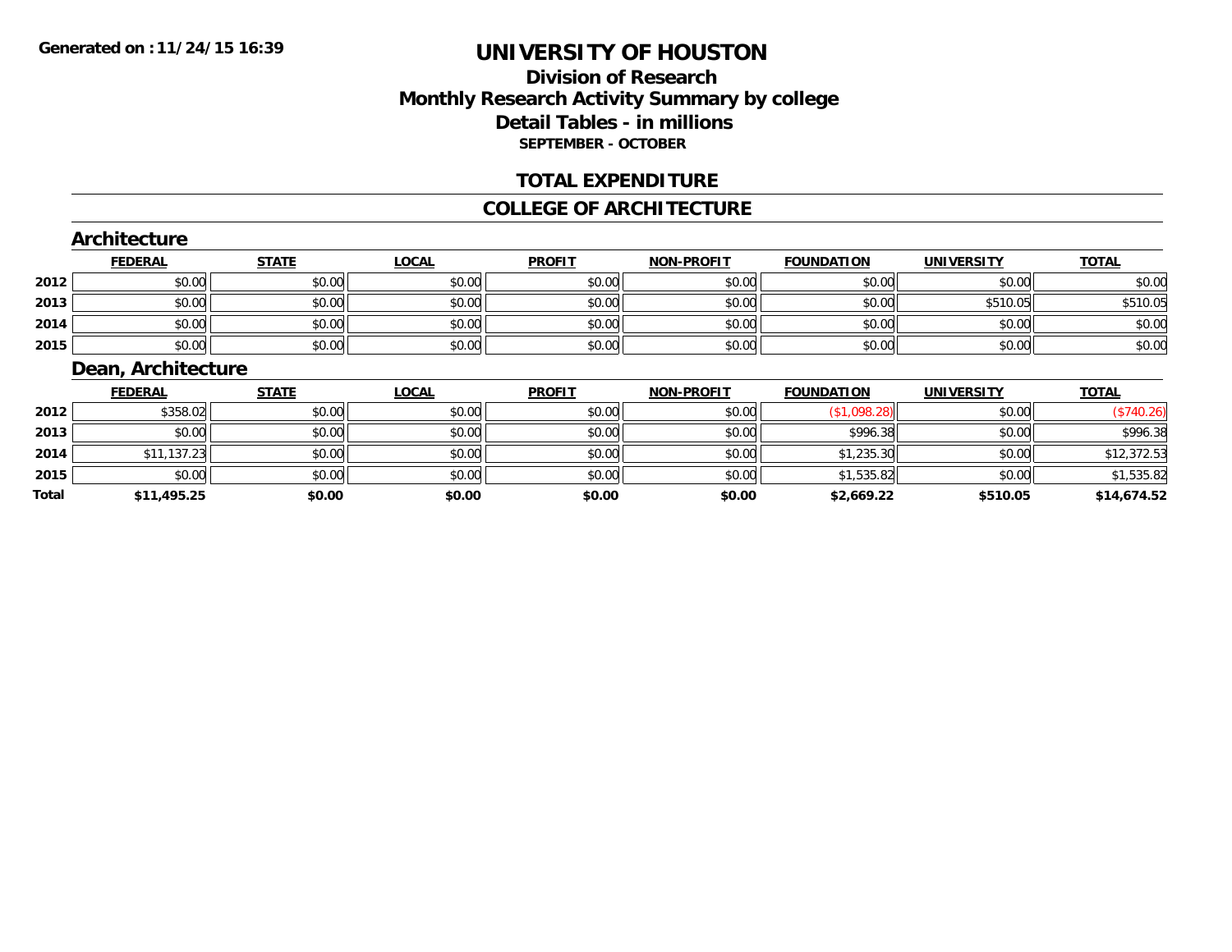Generated on :11/24/15 16:39

# UNIVERSITY OF HOUSTON

## Division of Research
## Monthly Research Activity Summary by college
## Detail Tables - in millions

**SEPTEMBER - OCTOBER**

## TOTAL EXPENDITURE

## COLLEGE OF ARCHITECTURE

### Architecture

| | FEDERAL | STATE | LOCAL | PROFIT | NON-PROFIT | FOUNDATION | UNIVERSITY | TOTAL |
|---|---|---|---|---|---|---|---|---|
| 2012 | $0.00 | $0.00 | $0.00 | $0.00 | $0.00 | $0.00 | $0.00 | $0.00 |
| 2013 | $0.00 | $0.00 | $0.00 | $0.00 | $0.00 | $0.00 | $510.05 | $510.05 |
| 2014 | $0.00 | $0.00 | $0.00 | $0.00 | $0.00 | $0.00 | $0.00 | $0.00 |
| 2015 | $0.00 | $0.00 | $0.00 | $0.00 | $0.00 | $0.00 | $0.00 | $0.00 |

### Dean, Architecture

| | FEDERAL | STATE | LOCAL | PROFIT | NON-PROFIT | FOUNDATION | UNIVERSITY | TOTAL |
|---|---|---|---|---|---|---|---|---|
| 2012 | $358.02 | $0.00 | $0.00 | $0.00 | $0.00 | ($1,098.28) | $0.00 | ($740.26) |
| 2013 | $0.00 | $0.00 | $0.00 | $0.00 | $0.00 | $996.38 | $0.00 | $996.38 |
| 2014 | $11,137.23 | $0.00 | $0.00 | $0.00 | $0.00 | $1,235.30 | $0.00 | $12,372.53 |
| 2015 | $0.00 | $0.00 | $0.00 | $0.00 | $0.00 | $1,535.82 | $0.00 | $1,535.82 |
| **Total** | **$11,495.25** | **$0.00** | **$0.00** | **$0.00** | **$0.00** | **$2,669.22** | **$510.05** | **$14,674.52** |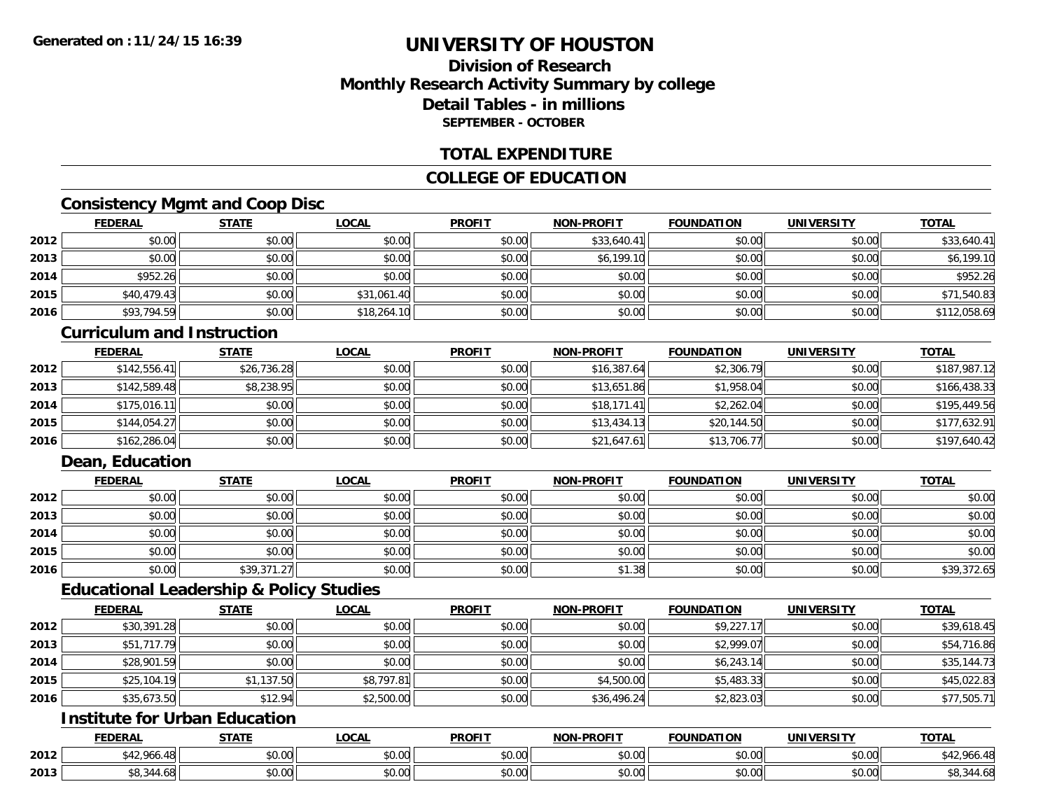**Generated on :11/24/15 16:39**

# UNIVERSITY OF HOUSTON

## Division of Research
## Monthly Research Activity Summary by college
## Detail Tables - in millions
### SEPTEMBER - OCTOBER

## TOTAL EXPENDITURE

## COLLEGE OF EDUCATION

### Consistency Mgmt and Coop Disc

| | FEDERAL | STATE | LOCAL | PROFIT | NON-PROFIT | FOUNDATION | UNIVERSITY | TOTAL |
|---|---|---|---|---|---|---|---|---|
| 2012 | $0.00 | $0.00 | $0.00 | $0.00 | $33,640.41 | $0.00 | $0.00 | $33,640.41 |
| 2013 | $0.00 | $0.00 | $0.00 | $0.00 | $6,199.10 | $0.00 | $0.00 | $6,199.10 |
| 2014 | $952.26 | $0.00 | $0.00 | $0.00 | $0.00 | $0.00 | $0.00 | $952.26 |
| 2015 | $40,479.43 | $0.00 | $31,061.40 | $0.00 | $0.00 | $0.00 | $0.00 | $71,540.83 |
| 2016 | $93,794.59 | $0.00 | $18,264.10 | $0.00 | $0.00 | $0.00 | $0.00 | $112,058.69 |

### Curriculum and Instruction

| | FEDERAL | STATE | LOCAL | PROFIT | NON-PROFIT | FOUNDATION | UNIVERSITY | TOTAL |
|---|---|---|---|---|---|---|---|---|
| 2012 | $142,556.41 | $26,736.28 | $0.00 | $0.00 | $16,387.64 | $2,306.79 | $0.00 | $187,987.12 |
| 2013 | $142,589.48 | $8,238.95 | $0.00 | $0.00 | $13,651.86 | $1,958.04 | $0.00 | $166,438.33 |
| 2014 | $175,016.11 | $0.00 | $0.00 | $0.00 | $18,171.41 | $2,262.04 | $0.00 | $195,449.56 |
| 2015 | $144,054.27 | $0.00 | $0.00 | $0.00 | $13,434.13 | $20,144.50 | $0.00 | $177,632.91 |
| 2016 | $162,286.04 | $0.00 | $0.00 | $0.00 | $21,647.61 | $13,706.77 | $0.00 | $197,640.42 |

### Dean, Education

| | FEDERAL | STATE | LOCAL | PROFIT | NON-PROFIT | FOUNDATION | UNIVERSITY | TOTAL |
|---|---|---|---|---|---|---|---|---|
| 2012 | $0.00 | $0.00 | $0.00 | $0.00 | $0.00 | $0.00 | $0.00 | $0.00 |
| 2013 | $0.00 | $0.00 | $0.00 | $0.00 | $0.00 | $0.00 | $0.00 | $0.00 |
| 2014 | $0.00 | $0.00 | $0.00 | $0.00 | $0.00 | $0.00 | $0.00 | $0.00 |
| 2015 | $0.00 | $0.00 | $0.00 | $0.00 | $0.00 | $0.00 | $0.00 | $0.00 |
| 2016 | $0.00 | $39,371.27 | $0.00 | $0.00 | $1.38 | $0.00 | $0.00 | $39,372.65 |

### Educational Leadership & Policy Studies

| | FEDERAL | STATE | LOCAL | PROFIT | NON-PROFIT | FOUNDATION | UNIVERSITY | TOTAL |
|---|---|---|---|---|---|---|---|---|
| 2012 | $30,391.28 | $0.00 | $0.00 | $0.00 | $0.00 | $9,227.17 | $0.00 | $39,618.45 |
| 2013 | $51,717.79 | $0.00 | $0.00 | $0.00 | $0.00 | $2,999.07 | $0.00 | $54,716.86 |
| 2014 | $28,901.59 | $0.00 | $0.00 | $0.00 | $0.00 | $6,243.14 | $0.00 | $35,144.73 |
| 2015 | $25,104.19 | $1,137.50 | $8,797.81 | $0.00 | $4,500.00 | $5,483.33 | $0.00 | $45,022.83 |
| 2016 | $35,673.50 | $12.94 | $2,500.00 | $0.00 | $36,496.24 | $2,823.03 | $0.00 | $77,505.71 |

### Institute for Urban Education

| | FEDERAL | STATE | LOCAL | PROFIT | NON-PROFIT | FOUNDATION | UNIVERSITY | TOTAL |
|---|---|---|---|---|---|---|---|---|
| 2012 | $42,966.48 | $0.00 | $0.00 | $0.00 | $0.00 | $0.00 | $0.00 | $42,966.48 |
| 2013 | $8,344.68 | $0.00 | $0.00 | $0.00 | $0.00 | $0.00 | $0.00 | $8,344.68 |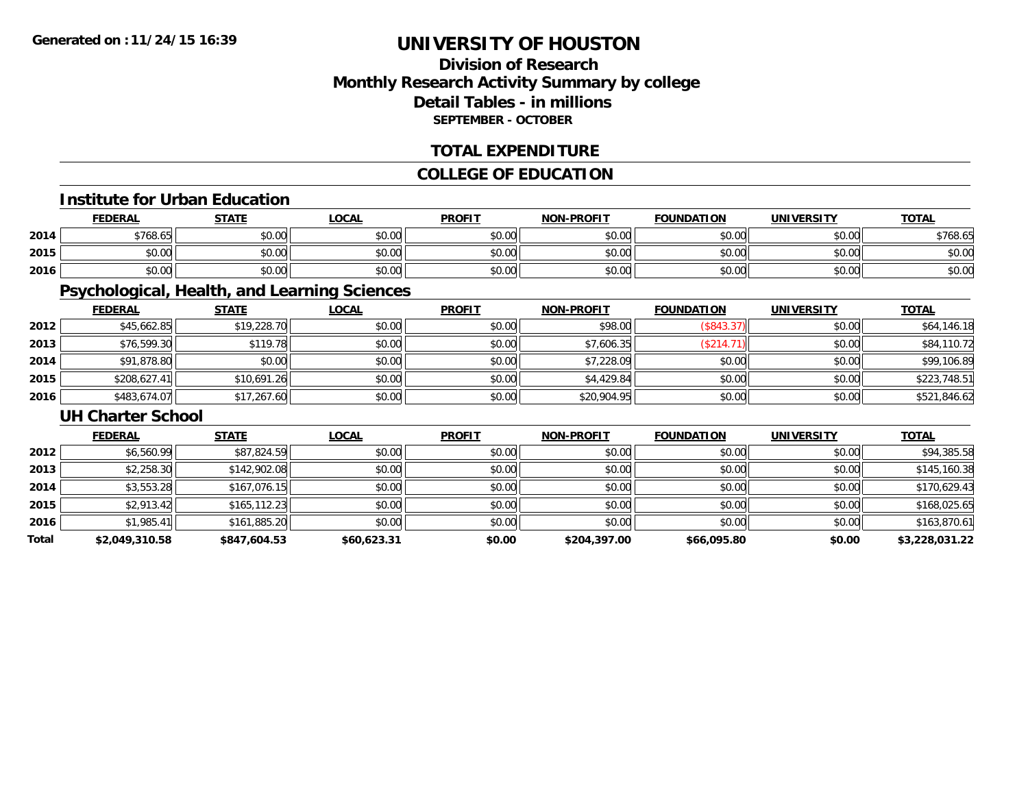# UNIVERSITY OF HOUSTON

## Division of Research
## Monthly Research Activity Summary by college
## Detail Tables - in millions
### SEPTEMBER - OCTOBER

## TOTAL EXPENDITURE

## COLLEGE OF EDUCATION

### Institute for Urban Education

| | FEDERAL | STATE | LOCAL | PROFIT | NON-PROFIT | FOUNDATION | UNIVERSITY | TOTAL |
|---|---|---|---|---|---|---|---|---|
| 2014 | $768.65 | $0.00 | $0.00 | $0.00 | $0.00 | $0.00 | $0.00 | $768.65 |
| 2015 | $0.00 | $0.00 | $0.00 | $0.00 | $0.00 | $0.00 | $0.00 | $0.00 |
| 2016 | $0.00 | $0.00 | $0.00 | $0.00 | $0.00 | $0.00 | $0.00 | $0.00 |

### Psychological, Health, and Learning Sciences

| | FEDERAL | STATE | LOCAL | PROFIT | NON-PROFIT | FOUNDATION | UNIVERSITY | TOTAL |
|---|---|---|---|---|---|---|---|---|
| 2012 | $45,662.85 | $19,228.70 | $0.00 | $0.00 | $98.00 | ($843.37) | $0.00 | $64,146.18 |
| 2013 | $76,599.30 | $119.78 | $0.00 | $0.00 | $7,606.35 | ($214.71) | $0.00 | $84,110.72 |
| 2014 | $91,878.80 | $0.00 | $0.00 | $0.00 | $7,228.09 | $0.00 | $0.00 | $99,106.89 |
| 2015 | $208,627.41 | $10,691.26 | $0.00 | $0.00 | $4,429.84 | $0.00 | $0.00 | $223,748.51 |
| 2016 | $483,674.07 | $17,267.60 | $0.00 | $0.00 | $20,904.95 | $0.00 | $0.00 | $521,846.62 |

### UH Charter School

| | FEDERAL | STATE | LOCAL | PROFIT | NON-PROFIT | FOUNDATION | UNIVERSITY | TOTAL |
|---|---|---|---|---|---|---|---|---|
| 2012 | $6,560.99 | $87,824.59 | $0.00 | $0.00 | $0.00 | $0.00 | $0.00 | $94,385.58 |
| 2013 | $2,258.30 | $142,902.08 | $0.00 | $0.00 | $0.00 | $0.00 | $0.00 | $145,160.38 |
| 2014 | $3,553.28 | $167,076.15 | $0.00 | $0.00 | $0.00 | $0.00 | $0.00 | $170,629.43 |
| 2015 | $2,913.42 | $165,112.23 | $0.00 | $0.00 | $0.00 | $0.00 | $0.00 | $168,025.65 |
| 2016 | $1,985.41 | $161,885.20 | $0.00 | $0.00 | $0.00 | $0.00 | $0.00 | $163,870.61 |
| **Total** | **$2,049,310.58** | **$847,604.53** | **$60,623.31** | **$0.00** | **$204,397.00** | **$66,095.80** | **$0.00** | **$3,228,031.22** |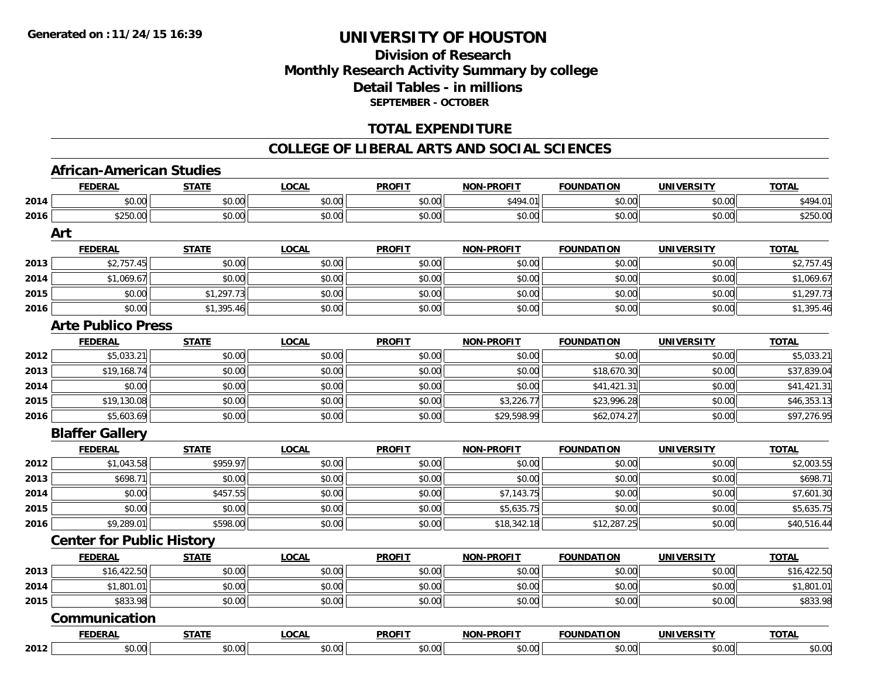# UNIVERSITY OF HOUSTON

## Division of Research
## Monthly Research Activity Summary by college
## Detail Tables - in millions
### SEPTEMBER - OCTOBER

## TOTAL EXPENDITURE

## COLLEGE OF LIBERAL ARTS AND SOCIAL SCIENCES

### African-American Studies

| | FEDERAL | STATE | LOCAL | PROFIT | NON-PROFIT | FOUNDATION | UNIVERSITY | TOTAL |
|---|---|---|---|---|---|---|---|---|
| 2014 | $0.00 | $0.00 | $0.00 | $0.00 | $494.01 | $0.00 | $0.00 | $494.01 |
| 2016 | $250.00 | $0.00 | $0.00 | $0.00 | $0.00 | $0.00 | $0.00 | $250.00 |

### Art

| | FEDERAL | STATE | LOCAL | PROFIT | NON-PROFIT | FOUNDATION | UNIVERSITY | TOTAL |
|---|---|---|---|---|---|---|---|---|
| 2013 | $2,757.45 | $0.00 | $0.00 | $0.00 | $0.00 | $0.00 | $0.00 | $2,757.45 |
| 2014 | $1,069.67 | $0.00 | $0.00 | $0.00 | $0.00 | $0.00 | $0.00 | $1,069.67 |
| 2015 | $0.00 | $1,297.73 | $0.00 | $0.00 | $0.00 | $0.00 | $0.00 | $1,297.73 |
| 2016 | $0.00 | $1,395.46 | $0.00 | $0.00 | $0.00 | $0.00 | $0.00 | $1,395.46 |

### Arte Publico Press

| | FEDERAL | STATE | LOCAL | PROFIT | NON-PROFIT | FOUNDATION | UNIVERSITY | TOTAL |
|---|---|---|---|---|---|---|---|---|
| 2012 | $5,033.21 | $0.00 | $0.00 | $0.00 | $0.00 | $0.00 | $0.00 | $5,033.21 |
| 2013 | $19,168.74 | $0.00 | $0.00 | $0.00 | $0.00 | $18,670.30 | $0.00 | $37,839.04 |
| 2014 | $0.00 | $0.00 | $0.00 | $0.00 | $0.00 | $41,421.31 | $0.00 | $41,421.31 |
| 2015 | $19,130.08 | $0.00 | $0.00 | $0.00 | $3,226.77 | $23,996.28 | $0.00 | $46,353.13 |
| 2016 | $5,603.69 | $0.00 | $0.00 | $0.00 | $29,598.99 | $62,074.27 | $0.00 | $97,276.95 |

### Blaffer Gallery

| | FEDERAL | STATE | LOCAL | PROFIT | NON-PROFIT | FOUNDATION | UNIVERSITY | TOTAL |
|---|---|---|---|---|---|---|---|---|
| 2012 | $1,043.58 | $959.97 | $0.00 | $0.00 | $0.00 | $0.00 | $0.00 | $2,003.55 |
| 2013 | $698.71 | $0.00 | $0.00 | $0.00 | $0.00 | $0.00 | $0.00 | $698.71 |
| 2014 | $0.00 | $457.55 | $0.00 | $0.00 | $7,143.75 | $0.00 | $0.00 | $7,601.30 |
| 2015 | $0.00 | $0.00 | $0.00 | $0.00 | $5,635.75 | $0.00 | $0.00 | $5,635.75 |
| 2016 | $9,289.01 | $598.00 | $0.00 | $0.00 | $18,342.18 | $12,287.25 | $0.00 | $40,516.44 |

### Center for Public History

| | FEDERAL | STATE | LOCAL | PROFIT | NON-PROFIT | FOUNDATION | UNIVERSITY | TOTAL |
|---|---|---|---|---|---|---|---|---|
| 2013 | $16,422.50 | $0.00 | $0.00 | $0.00 | $0.00 | $0.00 | $0.00 | $16,422.50 |
| 2014 | $1,801.01 | $0.00 | $0.00 | $0.00 | $0.00 | $0.00 | $0.00 | $1,801.01 |
| 2015 | $833.98 | $0.00 | $0.00 | $0.00 | $0.00 | $0.00 | $0.00 | $833.98 |

### Communication

| | FEDERAL | STATE | LOCAL | PROFIT | NON-PROFIT | FOUNDATION | UNIVERSITY | TOTAL |
|---|---|---|---|---|---|---|---|---|
| 2012 | $0.00 | $0.00 | $0.00 | $0.00 | $0.00 | $0.00 | $0.00 | $0.00 |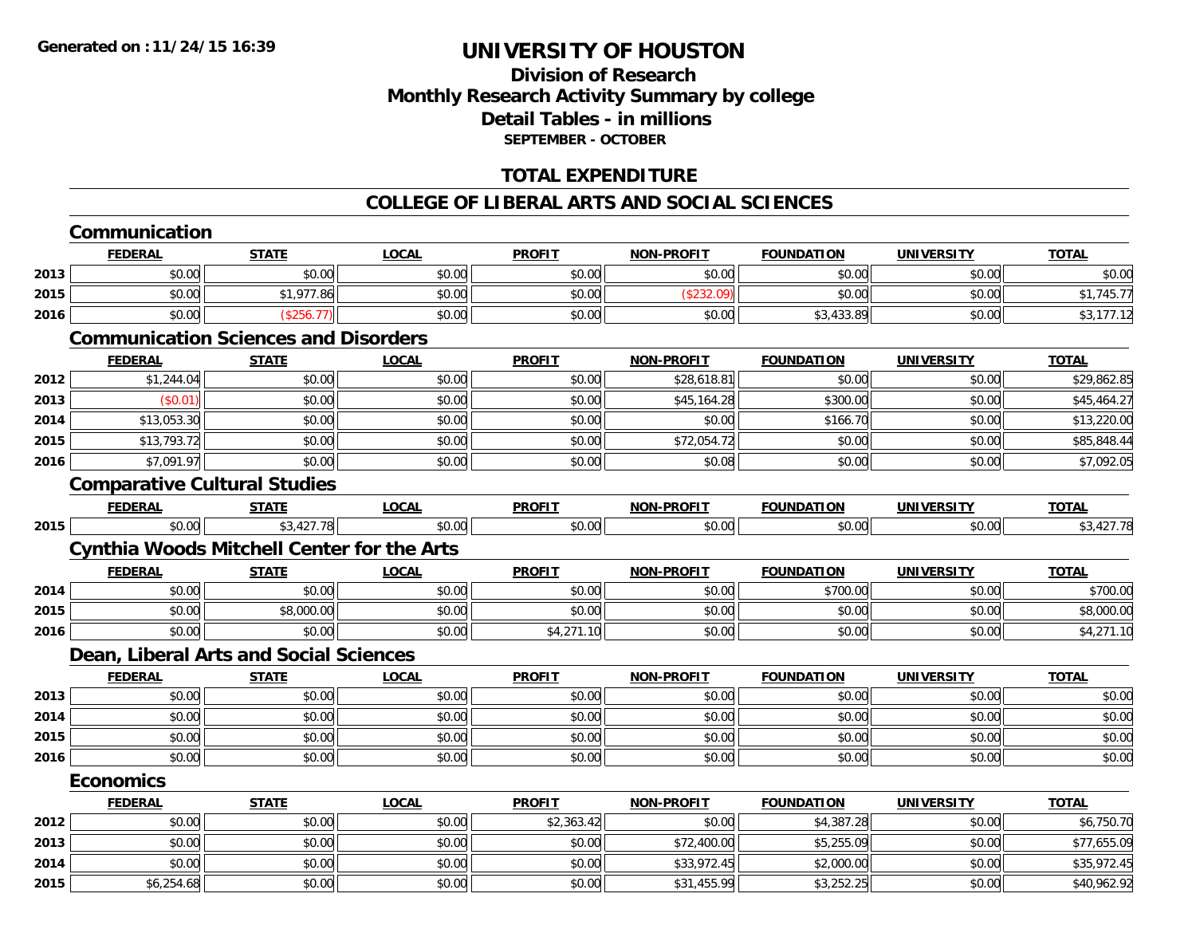**Generated on :11/24/15 16:39**

# UNIVERSITY OF HOUSTON

## Division of Research
## Monthly Research Activity Summary by college
## Detail Tables - in millions
### SEPTEMBER - OCTOBER

## TOTAL EXPENDITURE

## COLLEGE OF LIBERAL ARTS AND SOCIAL SCIENCES

### Communication

| | FEDERAL | STATE | LOCAL | PROFIT | NON-PROFIT | FOUNDATION | UNIVERSITY | TOTAL |
|---|---|---|---|---|---|---|---|---|
| 2013 | $0.00 | $0.00 | $0.00 | $0.00 | $0.00 | $0.00 | $0.00 | $0.00 |
| 2015 | $0.00 | $1,977.86 | $0.00 | $0.00 | ($232.09) | $0.00 | $0.00 | $1,745.77 |
| 2016 | $0.00 | ($256.77) | $0.00 | $0.00 | $0.00 | $3,433.89 | $0.00 | $3,177.12 |

### Communication Sciences and Disorders

| | FEDERAL | STATE | LOCAL | PROFIT | NON-PROFIT | FOUNDATION | UNIVERSITY | TOTAL |
|---|---|---|---|---|---|---|---|---|
| 2012 | $1,244.04 | $0.00 | $0.00 | $0.00 | $28,618.81 | $0.00 | $0.00 | $29,862.85 |
| 2013 | ($0.01) | $0.00 | $0.00 | $0.00 | $45,164.28 | $300.00 | $0.00 | $45,464.27 |
| 2014 | $13,053.30 | $0.00 | $0.00 | $0.00 | $0.00 | $166.70 | $0.00 | $13,220.00 |
| 2015 | $13,793.72 | $0.00 | $0.00 | $0.00 | $72,054.72 | $0.00 | $0.00 | $85,848.44 |
| 2016 | $7,091.97 | $0.00 | $0.00 | $0.00 | $0.08 | $0.00 | $0.00 | $7,092.05 |

### Comparative Cultural Studies

| | FEDERAL | STATE | LOCAL | PROFIT | NON-PROFIT | FOUNDATION | UNIVERSITY | TOTAL |
|---|---|---|---|---|---|---|---|---|
| 2015 | $0.00 | $3,427.78 | $0.00 | $0.00 | $0.00 | $0.00 | $0.00 | $3,427.78 |

### Cynthia Woods Mitchell Center for the Arts

| | FEDERAL | STATE | LOCAL | PROFIT | NON-PROFIT | FOUNDATION | UNIVERSITY | TOTAL |
|---|---|---|---|---|---|---|---|---|
| 2014 | $0.00 | $0.00 | $0.00 | $0.00 | $0.00 | $700.00 | $0.00 | $700.00 |
| 2015 | $0.00 | $8,000.00 | $0.00 | $0.00 | $0.00 | $0.00 | $0.00 | $8,000.00 |
| 2016 | $0.00 | $0.00 | $0.00 | $4,271.10 | $0.00 | $0.00 | $0.00 | $4,271.10 |

### Dean, Liberal Arts and Social Sciences

| | FEDERAL | STATE | LOCAL | PROFIT | NON-PROFIT | FOUNDATION | UNIVERSITY | TOTAL |
|---|---|---|---|---|---|---|---|---|
| 2013 | $0.00 | $0.00 | $0.00 | $0.00 | $0.00 | $0.00 | $0.00 | $0.00 |
| 2014 | $0.00 | $0.00 | $0.00 | $0.00 | $0.00 | $0.00 | $0.00 | $0.00 |
| 2015 | $0.00 | $0.00 | $0.00 | $0.00 | $0.00 | $0.00 | $0.00 | $0.00 |
| 2016 | $0.00 | $0.00 | $0.00 | $0.00 | $0.00 | $0.00 | $0.00 | $0.00 |

### Economics

| | FEDERAL | STATE | LOCAL | PROFIT | NON-PROFIT | FOUNDATION | UNIVERSITY | TOTAL |
|---|---|---|---|---|---|---|---|---|
| 2012 | $0.00 | $0.00 | $0.00 | $2,363.42 | $0.00 | $4,387.28 | $0.00 | $6,750.70 |
| 2013 | $0.00 | $0.00 | $0.00 | $0.00 | $72,400.00 | $5,255.09 | $0.00 | $77,655.09 |
| 2014 | $0.00 | $0.00 | $0.00 | $0.00 | $33,972.45 | $2,000.00 | $0.00 | $35,972.45 |
| 2015 | $6,254.68 | $0.00 | $0.00 | $0.00 | $31,455.99 | $3,252.25 | $0.00 | $40,962.92 |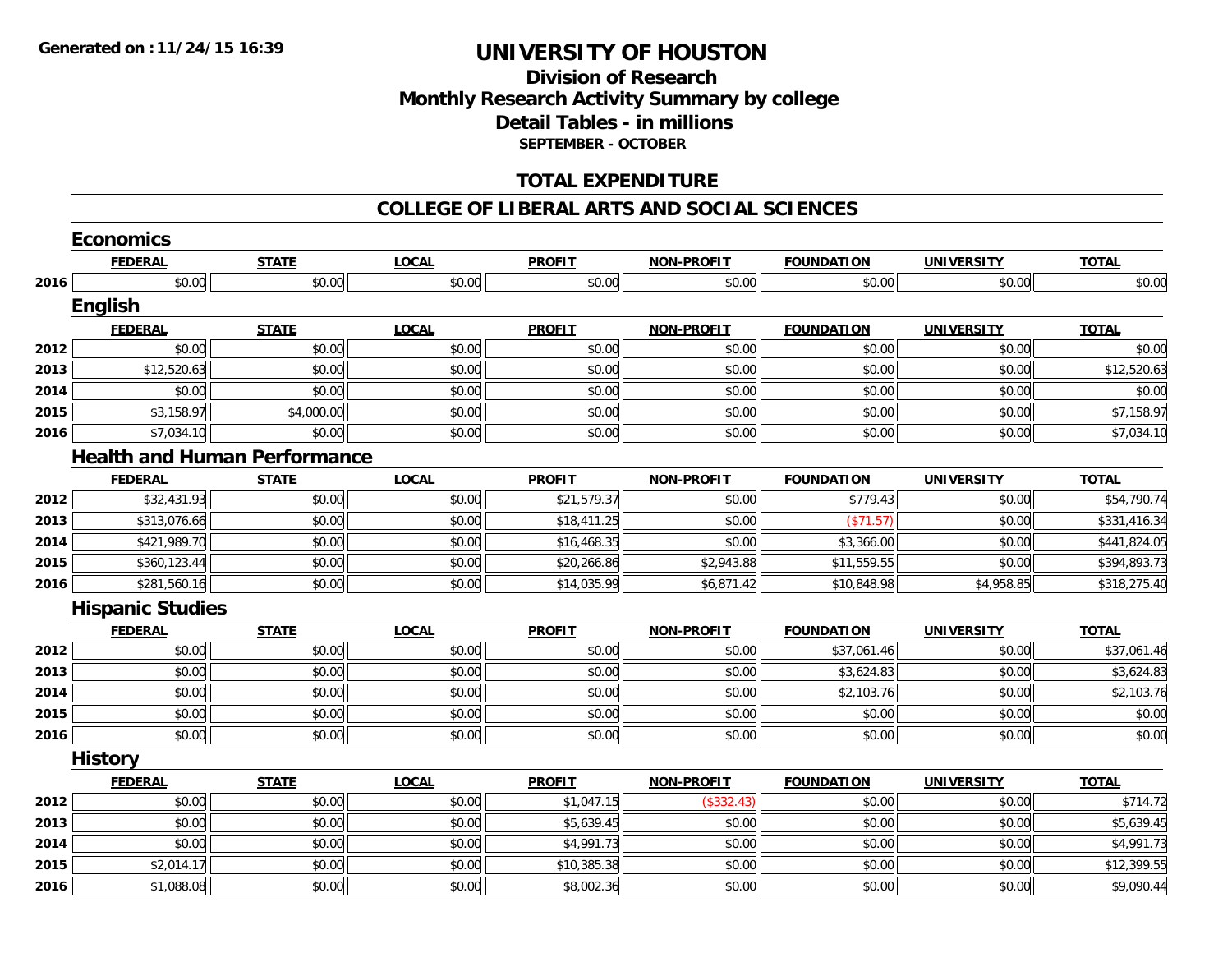**Generated on :11/24/15 16:39**

# UNIVERSITY OF HOUSTON

## Division of Research
## Monthly Research Activity Summary by college
## Detail Tables - in millions
### SEPTEMBER - OCTOBER

## TOTAL EXPENDITURE

## COLLEGE OF LIBERAL ARTS AND SOCIAL SCIENCES

### Economics

| | FEDERAL | STATE | LOCAL | PROFIT | NON-PROFIT | FOUNDATION | UNIVERSITY | TOTAL |
|---|---|---|---|---|---|---|---|---|
| 2016 | $0.00 | $0.00 | $0.00 | $0.00 | $0.00 | $0.00 | $0.00 | $0.00 |

### English

| | FEDERAL | STATE | LOCAL | PROFIT | NON-PROFIT | FOUNDATION | UNIVERSITY | TOTAL |
|---|---|---|---|---|---|---|---|---|
| 2012 | $0.00 | $0.00 | $0.00 | $0.00 | $0.00 | $0.00 | $0.00 | $0.00 |
| 2013 | $12,520.63 | $0.00 | $0.00 | $0.00 | $0.00 | $0.00 | $0.00 | $12,520.63 |
| 2014 | $0.00 | $0.00 | $0.00 | $0.00 | $0.00 | $0.00 | $0.00 | $0.00 |
| 2015 | $3,158.97 | $4,000.00 | $0.00 | $0.00 | $0.00 | $0.00 | $0.00 | $7,158.97 |
| 2016 | $7,034.10 | $0.00 | $0.00 | $0.00 | $0.00 | $0.00 | $0.00 | $7,034.10 |

### Health and Human Performance

| | FEDERAL | STATE | LOCAL | PROFIT | NON-PROFIT | FOUNDATION | UNIVERSITY | TOTAL |
|---|---|---|---|---|---|---|---|---|
| 2012 | $32,431.93 | $0.00 | $0.00 | $21,579.37 | $0.00 | $779.43 | $0.00 | $54,790.74 |
| 2013 | $313,076.66 | $0.00 | $0.00 | $18,411.25 | $0.00 | ($71.57) | $0.00 | $331,416.34 |
| 2014 | $421,989.70 | $0.00 | $0.00 | $16,468.35 | $0.00 | $3,366.00 | $0.00 | $441,824.05 |
| 2015 | $360,123.44 | $0.00 | $0.00 | $20,266.86 | $2,943.88 | $11,559.55 | $0.00 | $394,893.73 |
| 2016 | $281,560.16 | $0.00 | $0.00 | $14,035.99 | $6,871.42 | $10,848.98 | $4,958.85 | $318,275.40 |

### Hispanic Studies

| | FEDERAL | STATE | LOCAL | PROFIT | NON-PROFIT | FOUNDATION | UNIVERSITY | TOTAL |
|---|---|---|---|---|---|---|---|---|
| 2012 | $0.00 | $0.00 | $0.00 | $0.00 | $0.00 | $37,061.46 | $0.00 | $37,061.46 |
| 2013 | $0.00 | $0.00 | $0.00 | $0.00 | $0.00 | $3,624.83 | $0.00 | $3,624.83 |
| 2014 | $0.00 | $0.00 | $0.00 | $0.00 | $0.00 | $2,103.76 | $0.00 | $2,103.76 |
| 2015 | $0.00 | $0.00 | $0.00 | $0.00 | $0.00 | $0.00 | $0.00 | $0.00 |
| 2016 | $0.00 | $0.00 | $0.00 | $0.00 | $0.00 | $0.00 | $0.00 | $0.00 |

### History

| | FEDERAL | STATE | LOCAL | PROFIT | NON-PROFIT | FOUNDATION | UNIVERSITY | TOTAL |
|---|---|---|---|---|---|---|---|---|
| 2012 | $0.00 | $0.00 | $0.00 | $1,047.15 | ($332.43) | $0.00 | $0.00 | $714.72 |
| 2013 | $0.00 | $0.00 | $0.00 | $5,639.45 | $0.00 | $0.00 | $0.00 | $5,639.45 |
| 2014 | $0.00 | $0.00 | $0.00 | $4,991.73 | $0.00 | $0.00 | $0.00 | $4,991.73 |
| 2015 | $2,014.17 | $0.00 | $0.00 | $10,385.38 | $0.00 | $0.00 | $0.00 | $12,399.55 |
| 2016 | $1,088.08 | $0.00 | $0.00 | $8,002.36 | $0.00 | $0.00 | $0.00 | $9,090.44 |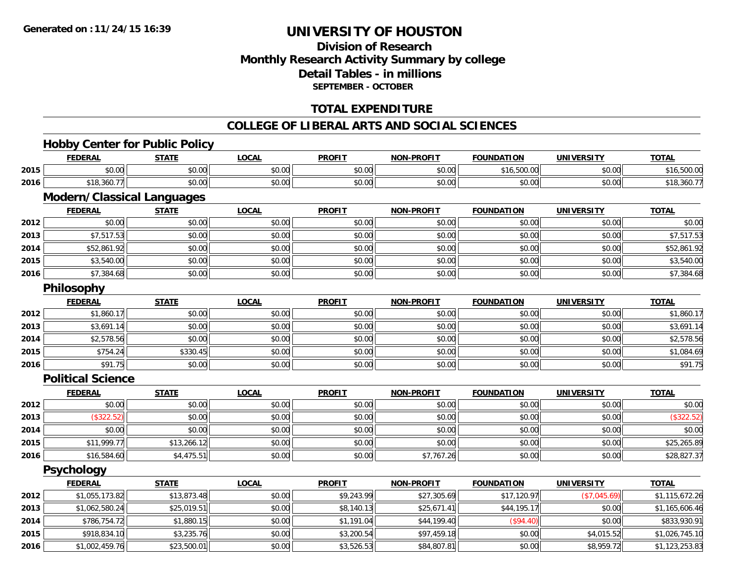**Generated on :11/24/15 16:39**

# UNIVERSITY OF HOUSTON

## Division of Research
## Monthly Research Activity Summary by college
## Detail Tables - in millions
### SEPTEMBER - OCTOBER

## TOTAL EXPENDITURE

## COLLEGE OF LIBERAL ARTS AND SOCIAL SCIENCES

### Hobby Center for Public Policy

| | FEDERAL | STATE | LOCAL | PROFIT | NON-PROFIT | FOUNDATION | UNIVERSITY | TOTAL |
|---|---|---|---|---|---|---|---|---|
| 2015 | $0.00 | $0.00 | $0.00 | $0.00 | $0.00 | $16,500.00 | $0.00 | $16,500.00 |
| 2016 | $18,360.77 | $0.00 | $0.00 | $0.00 | $0.00 | $0.00 | $0.00 | $18,360.77 |

### Modern/Classical Languages

| | FEDERAL | STATE | LOCAL | PROFIT | NON-PROFIT | FOUNDATION | UNIVERSITY | TOTAL |
|---|---|---|---|---|---|---|---|---|
| 2012 | $0.00 | $0.00 | $0.00 | $0.00 | $0.00 | $0.00 | $0.00 | $0.00 |
| 2013 | $7,517.53 | $0.00 | $0.00 | $0.00 | $0.00 | $0.00 | $0.00 | $7,517.53 |
| 2014 | $52,861.92 | $0.00 | $0.00 | $0.00 | $0.00 | $0.00 | $0.00 | $52,861.92 |
| 2015 | $3,540.00 | $0.00 | $0.00 | $0.00 | $0.00 | $0.00 | $0.00 | $3,540.00 |
| 2016 | $7,384.68 | $0.00 | $0.00 | $0.00 | $0.00 | $0.00 | $0.00 | $7,384.68 |

### Philosophy

| | FEDERAL | STATE | LOCAL | PROFIT | NON-PROFIT | FOUNDATION | UNIVERSITY | TOTAL |
|---|---|---|---|---|---|---|---|---|
| 2012 | $1,860.17 | $0.00 | $0.00 | $0.00 | $0.00 | $0.00 | $0.00 | $1,860.17 |
| 2013 | $3,691.14 | $0.00 | $0.00 | $0.00 | $0.00 | $0.00 | $0.00 | $3,691.14 |
| 2014 | $2,578.56 | $0.00 | $0.00 | $0.00 | $0.00 | $0.00 | $0.00 | $2,578.56 |
| 2015 | $754.24 | $330.45 | $0.00 | $0.00 | $0.00 | $0.00 | $0.00 | $1,084.69 |
| 2016 | $91.75 | $0.00 | $0.00 | $0.00 | $0.00 | $0.00 | $0.00 | $91.75 |

### Political Science

| | FEDERAL | STATE | LOCAL | PROFIT | NON-PROFIT | FOUNDATION | UNIVERSITY | TOTAL |
|---|---|---|---|---|---|---|---|---|
| 2012 | $0.00 | $0.00 | $0.00 | $0.00 | $0.00 | $0.00 | $0.00 | $0.00 |
| 2013 | ($322.52) | $0.00 | $0.00 | $0.00 | $0.00 | $0.00 | $0.00 | ($322.52) |
| 2014 | $0.00 | $0.00 | $0.00 | $0.00 | $0.00 | $0.00 | $0.00 | $0.00 |
| 2015 | $11,999.77 | $13,266.12 | $0.00 | $0.00 | $0.00 | $0.00 | $0.00 | $25,265.89 |
| 2016 | $16,584.60 | $4,475.51 | $0.00 | $0.00 | $7,767.26 | $0.00 | $0.00 | $28,827.37 |

### Psychology

| | FEDERAL | STATE | LOCAL | PROFIT | NON-PROFIT | FOUNDATION | UNIVERSITY | TOTAL |
|---|---|---|---|---|---|---|---|---|
| 2012 | $1,055,173.82 | $13,873.48 | $0.00 | $9,243.99 | $27,305.69 | $17,120.97 | ($7,045.69) | $1,115,672.26 |
| 2013 | $1,062,580.24 | $25,019.51 | $0.00 | $8,140.13 | $25,671.41 | $44,195.17 | $0.00 | $1,165,606.46 |
| 2014 | $786,754.72 | $1,880.15 | $0.00 | $1,191.04 | $44,199.40 | ($94.40) | $0.00 | $833,930.91 |
| 2015 | $918,834.10 | $3,235.76 | $0.00 | $3,200.54 | $97,459.18 | $0.00 | $4,015.52 | $1,026,745.10 |
| 2016 | $1,002,459.76 | $23,500.01 | $0.00 | $3,526.53 | $84,807.81 | $0.00 | $8,959.72 | $1,123,253.83 |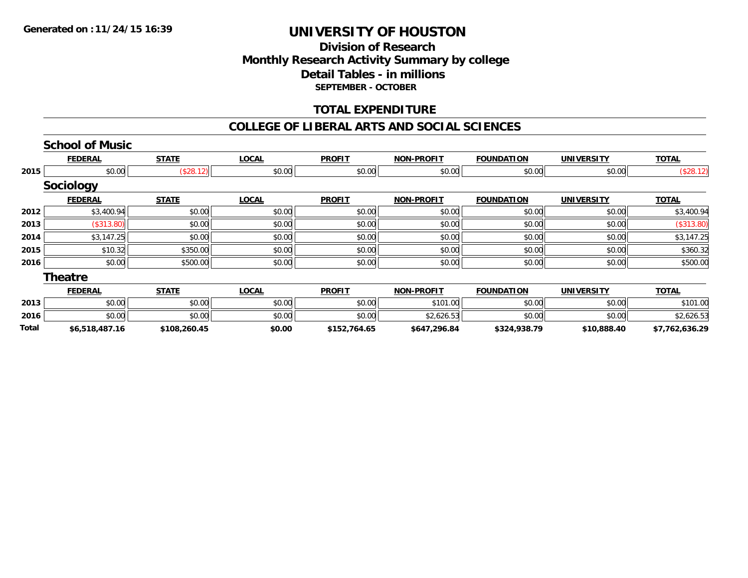**Generated on :11/24/15 16:39**

# UNIVERSITY OF HOUSTON

## Division of Research
## Monthly Research Activity Summary by college
## Detail Tables - in millions
### SEPTEMBER - OCTOBER

## TOTAL EXPENDITURE

## COLLEGE OF LIBERAL ARTS AND SOCIAL SCIENCES

### School of Music

| | FEDERAL | STATE | LOCAL | PROFIT | NON-PROFIT | FOUNDATION | UNIVERSITY | TOTAL |
|---|---|---|---|---|---|---|---|---|
| 2015 | $0.00 | ($28.12) | $0.00 | $0.00 | $0.00 | $0.00 | $0.00 | ($28.12) |

### Sociology

| | FEDERAL | STATE | LOCAL | PROFIT | NON-PROFIT | FOUNDATION | UNIVERSITY | TOTAL |
|---|---|---|---|---|---|---|---|---|
| 2012 | $3,400.94 | $0.00 | $0.00 | $0.00 | $0.00 | $0.00 | $0.00 | $3,400.94 |
| 2013 | ($313.80) | $0.00 | $0.00 | $0.00 | $0.00 | $0.00 | $0.00 | ($313.80) |
| 2014 | $3,147.25 | $0.00 | $0.00 | $0.00 | $0.00 | $0.00 | $0.00 | $3,147.25 |
| 2015 | $10.32 | $350.00 | $0.00 | $0.00 | $0.00 | $0.00 | $0.00 | $360.32 |
| 2016 | $0.00 | $500.00 | $0.00 | $0.00 | $0.00 | $0.00 | $0.00 | $500.00 |

### Theatre

| | FEDERAL | STATE | LOCAL | PROFIT | NON-PROFIT | FOUNDATION | UNIVERSITY | TOTAL |
|---|---|---|---|---|---|---|---|---|
| 2013 | $0.00 | $0.00 | $0.00 | $0.00 | $101.00 | $0.00 | $0.00 | $101.00 |
| 2016 | $0.00 | $0.00 | $0.00 | $0.00 | $2,626.53 | $0.00 | $0.00 | $2,626.53 |
| **Total** | **$6,518,487.16** | **$108,260.45** | **$0.00** | **$152,764.65** | **$647,296.84** | **$324,938.79** | **$10,888.40** | **$7,762,636.29** |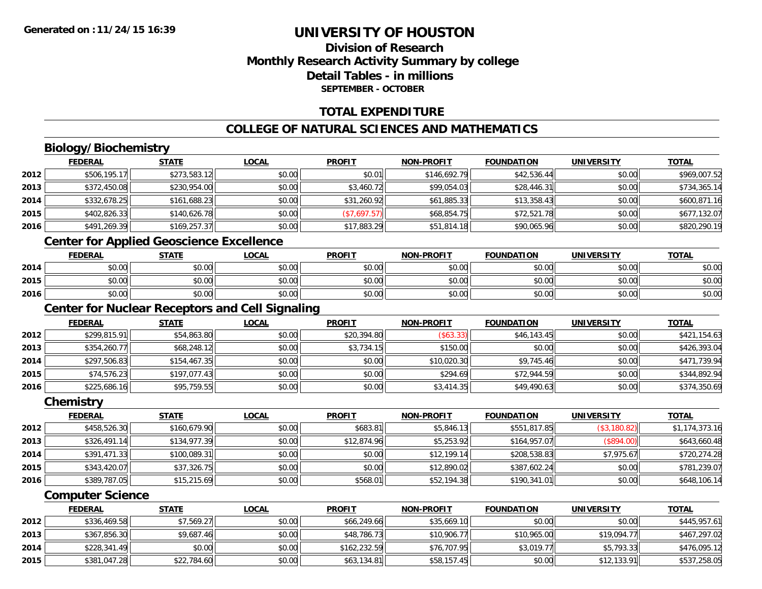# UNIVERSITY OF HOUSTON

## Division of Research
## Monthly Research Activity Summary by college
## Detail Tables - in millions
**SEPTEMBER - OCTOBER**

**Generated on : 11/24/15 16:39**

## TOTAL EXPENDITURE

## COLLEGE OF NATURAL SCIENCES AND MATHEMATICS

### Biology/Biochemistry

| | FEDERAL | STATE | LOCAL | PROFIT | NON-PROFIT | FOUNDATION | UNIVERSITY | TOTAL |
|---|---|---|---|---|---|---|---|---|
| 2012 | $506,195.17 | $273,583.12 | $0.00 | $0.01 | $146,692.79 | $42,536.44 | $0.00 | $969,007.52 |
| 2013 | $372,450.08 | $230,954.00 | $0.00 | $3,460.72 | $99,054.03 | $28,446.31 | $0.00 | $734,365.14 |
| 2014 | $332,678.25 | $161,688.23 | $0.00 | $31,260.92 | $61,885.33 | $13,358.43 | $0.00 | $600,871.16 |
| 2015 | $402,826.33 | $140,626.78 | $0.00 | ($7,697.57) | $68,854.75 | $72,521.78 | $0.00 | $677,132.07 |
| 2016 | $491,269.39 | $169,257.37 | $0.00 | $17,883.29 | $51,814.18 | $90,065.96 | $0.00 | $820,290.19 |

### Center for Applied Geoscience Excellence

| | FEDERAL | STATE | LOCAL | PROFIT | NON-PROFIT | FOUNDATION | UNIVERSITY | TOTAL |
|---|---|---|---|---|---|---|---|---|
| 2014 | $0.00 | $0.00 | $0.00 | $0.00 | $0.00 | $0.00 | $0.00 | $0.00 |
| 2015 | $0.00 | $0.00 | $0.00 | $0.00 | $0.00 | $0.00 | $0.00 | $0.00 |
| 2016 | $0.00 | $0.00 | $0.00 | $0.00 | $0.00 | $0.00 | $0.00 | $0.00 |

### Center for Nuclear Receptors and Cell Signaling

| | FEDERAL | STATE | LOCAL | PROFIT | NON-PROFIT | FOUNDATION | UNIVERSITY | TOTAL |
|---|---|---|---|---|---|---|---|---|
| 2012 | $299,815.91 | $54,863.80 | $0.00 | $20,394.80 | ($63.33) | $46,143.45 | $0.00 | $421,154.63 |
| 2013 | $354,260.77 | $68,248.12 | $0.00 | $3,734.15 | $150.00 | $0.00 | $0.00 | $426,393.04 |
| 2014 | $297,506.83 | $154,467.35 | $0.00 | $0.00 | $10,020.30 | $9,745.46 | $0.00 | $471,739.94 |
| 2015 | $74,576.23 | $197,077.43 | $0.00 | $0.00 | $294.69 | $72,944.59 | $0.00 | $344,892.94 |
| 2016 | $225,686.16 | $95,759.55 | $0.00 | $0.00 | $3,414.35 | $49,490.63 | $0.00 | $374,350.69 |

### Chemistry

| | FEDERAL | STATE | LOCAL | PROFIT | NON-PROFIT | FOUNDATION | UNIVERSITY | TOTAL |
|---|---|---|---|---|---|---|---|---|
| 2012 | $458,526.30 | $160,679.90 | $0.00 | $683.81 | $5,846.13 | $551,817.85 | ($3,180.82) | $1,174,373.16 |
| 2013 | $326,491.14 | $134,977.39 | $0.00 | $12,874.96 | $5,253.92 | $164,957.07 | ($894.00) | $643,660.48 |
| 2014 | $391,471.33 | $100,089.31 | $0.00 | $0.00 | $12,199.14 | $208,538.83 | $7,975.67 | $720,274.28 |
| 2015 | $343,420.07 | $37,326.75 | $0.00 | $0.00 | $12,890.02 | $387,602.24 | $0.00 | $781,239.07 |
| 2016 | $389,787.05 | $15,215.69 | $0.00 | $568.01 | $52,194.38 | $190,341.01 | $0.00 | $648,106.14 |

### Computer Science

| | FEDERAL | STATE | LOCAL | PROFIT | NON-PROFIT | FOUNDATION | UNIVERSITY | TOTAL |
|---|---|---|---|---|---|---|---|---|
| 2012 | $336,469.58 | $7,569.27 | $0.00 | $66,249.66 | $35,669.10 | $0.00 | $0.00 | $445,957.61 |
| 2013 | $367,856.30 | $9,687.46 | $0.00 | $48,786.73 | $10,906.77 | $10,965.00 | $19,094.77 | $467,297.02 |
| 2014 | $228,341.49 | $0.00 | $0.00 | $162,232.59 | $76,707.95 | $3,019.77 | $5,793.33 | $476,095.12 |
| 2015 | $381,047.28 | $22,784.60 | $0.00 | $63,134.81 | $58,157.45 | $0.00 | $12,133.91 | $537,258.05 |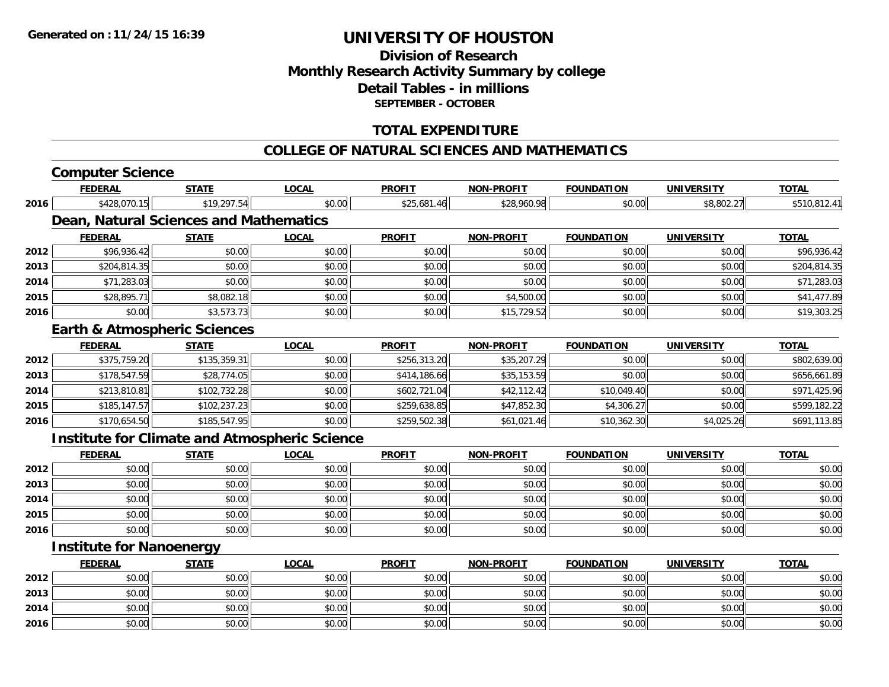**Generated on :11/24/15 16:39**

# UNIVERSITY OF HOUSTON

## Division of Research
## Monthly Research Activity Summary by college
## Detail Tables - in millions
### SEPTEMBER - OCTOBER

## TOTAL EXPENDITURE

## COLLEGE OF NATURAL SCIENCES AND MATHEMATICS

### Computer Science

| | FEDERAL | STATE | LOCAL | PROFIT | NON-PROFIT | FOUNDATION | UNIVERSITY | TOTAL |
|---|---|---|---|---|---|---|---|---|
| 2016 | $428,070.15 | $19,297.54 | $0.00 | $25,681.46 | $28,960.98 | $0.00 | $8,802.27 | $510,812.41 |

### Dean, Natural Sciences and Mathematics

| | FEDERAL | STATE | LOCAL | PROFIT | NON-PROFIT | FOUNDATION | UNIVERSITY | TOTAL |
|---|---|---|---|---|---|---|---|---|
| 2012 | $96,936.42 | $0.00 | $0.00 | $0.00 | $0.00 | $0.00 | $0.00 | $96,936.42 |
| 2013 | $204,814.35 | $0.00 | $0.00 | $0.00 | $0.00 | $0.00 | $0.00 | $204,814.35 |
| 2014 | $71,283.03 | $0.00 | $0.00 | $0.00 | $0.00 | $0.00 | $0.00 | $71,283.03 |
| 2015 | $28,895.71 | $8,082.18 | $0.00 | $0.00 | $4,500.00 | $0.00 | $0.00 | $41,477.89 |
| 2016 | $0.00 | $3,573.73 | $0.00 | $0.00 | $15,729.52 | $0.00 | $0.00 | $19,303.25 |

### Earth & Atmospheric Sciences

| | FEDERAL | STATE | LOCAL | PROFIT | NON-PROFIT | FOUNDATION | UNIVERSITY | TOTAL |
|---|---|---|---|---|---|---|---|---|
| 2012 | $375,759.20 | $135,359.31 | $0.00 | $256,313.20 | $35,207.29 | $0.00 | $0.00 | $802,639.00 |
| 2013 | $178,547.59 | $28,774.05 | $0.00 | $414,186.66 | $35,153.59 | $0.00 | $0.00 | $656,661.89 |
| 2014 | $213,810.81 | $102,732.28 | $0.00 | $602,721.04 | $42,112.42 | $10,049.40 | $0.00 | $971,425.96 |
| 2015 | $185,147.57 | $102,237.23 | $0.00 | $259,638.85 | $47,852.30 | $4,306.27 | $0.00 | $599,182.22 |
| 2016 | $170,654.50 | $185,547.95 | $0.00 | $259,502.38 | $61,021.46 | $10,362.30 | $4,025.26 | $691,113.85 |

### Institute for Climate and Atmospheric Science

| | FEDERAL | STATE | LOCAL | PROFIT | NON-PROFIT | FOUNDATION | UNIVERSITY | TOTAL |
|---|---|---|---|---|---|---|---|---|
| 2012 | $0.00 | $0.00 | $0.00 | $0.00 | $0.00 | $0.00 | $0.00 | $0.00 |
| 2013 | $0.00 | $0.00 | $0.00 | $0.00 | $0.00 | $0.00 | $0.00 | $0.00 |
| 2014 | $0.00 | $0.00 | $0.00 | $0.00 | $0.00 | $0.00 | $0.00 | $0.00 |
| 2015 | $0.00 | $0.00 | $0.00 | $0.00 | $0.00 | $0.00 | $0.00 | $0.00 |
| 2016 | $0.00 | $0.00 | $0.00 | $0.00 | $0.00 | $0.00 | $0.00 | $0.00 |

### Institute for Nanoenergy

| | FEDERAL | STATE | LOCAL | PROFIT | NON-PROFIT | FOUNDATION | UNIVERSITY | TOTAL |
|---|---|---|---|---|---|---|---|---|
| 2012 | $0.00 | $0.00 | $0.00 | $0.00 | $0.00 | $0.00 | $0.00 | $0.00 |
| 2013 | $0.00 | $0.00 | $0.00 | $0.00 | $0.00 | $0.00 | $0.00 | $0.00 |
| 2014 | $0.00 | $0.00 | $0.00 | $0.00 | $0.00 | $0.00 | $0.00 | $0.00 |
| 2016 | $0.00 | $0.00 | $0.00 | $0.00 | $0.00 | $0.00 | $0.00 | $0.00 |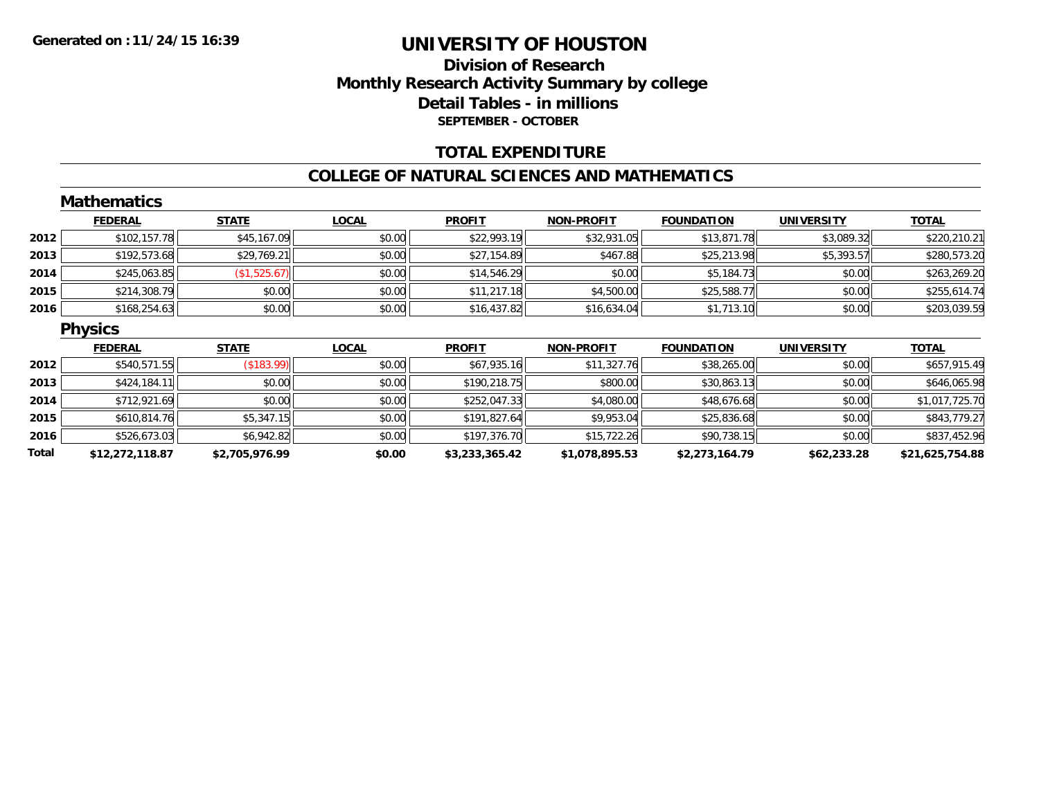# UNIVERSITY OF HOUSTON

## Division of Research
## Monthly Research Activity Summary by college
## Detail Tables - in millions
### SEPTEMBER - OCTOBER

## TOTAL EXPENDITURE

## COLLEGE OF NATURAL SCIENCES AND MATHEMATICS

### Mathematics

| | FEDERAL | STATE | LOCAL | PROFIT | NON-PROFIT | FOUNDATION | UNIVERSITY | TOTAL |
|---|---|---|---|---|---|---|---|---|
| 2012 | $102,157.78 | $45,167.09 | $0.00 | $22,993.19 | $32,931.05 | $13,871.78 | $3,089.32 | $220,210.21 |
| 2013 | $192,573.68 | $29,769.21 | $0.00 | $27,154.89 | $467.88 | $25,213.98 | $5,393.57 | $280,573.20 |
| 2014 | $245,063.85 | ($1,525.67) | $0.00 | $14,546.29 | $0.00 | $5,184.73 | $0.00 | $263,269.20 |
| 2015 | $214,308.79 | $0.00 | $0.00 | $11,217.18 | $4,500.00 | $25,588.77 | $0.00 | $255,614.74 |
| 2016 | $168,254.63 | $0.00 | $0.00 | $16,437.82 | $16,634.04 | $1,713.10 | $0.00 | $203,039.59 |

### Physics

| | FEDERAL | STATE | LOCAL | PROFIT | NON-PROFIT | FOUNDATION | UNIVERSITY | TOTAL |
|---|---|---|---|---|---|---|---|---|
| 2012 | $540,571.55 | ($183.99) | $0.00 | $67,935.16 | $11,327.76 | $38,265.00 | $0.00 | $657,915.49 |
| 2013 | $424,184.11 | $0.00 | $0.00 | $190,218.75 | $800.00 | $30,863.13 | $0.00 | $646,065.98 |
| 2014 | $712,921.69 | $0.00 | $0.00 | $252,047.33 | $4,080.00 | $48,676.68 | $0.00 | $1,017,725.70 |
| 2015 | $610,814.76 | $5,347.15 | $0.00 | $191,827.64 | $9,953.04 | $25,836.68 | $0.00 | $843,779.27 |
| 2016 | $526,673.03 | $6,942.82 | $0.00 | $197,376.70 | $15,722.26 | $90,738.15 | $0.00 | $837,452.96 |
| **Total** | **$12,272,118.87** | **$2,705,976.99** | **$0.00** | **$3,233,365.42** | **$1,078,895.53** | **$2,273,164.79** | **$62,233.28** | **$21,625,754.88** |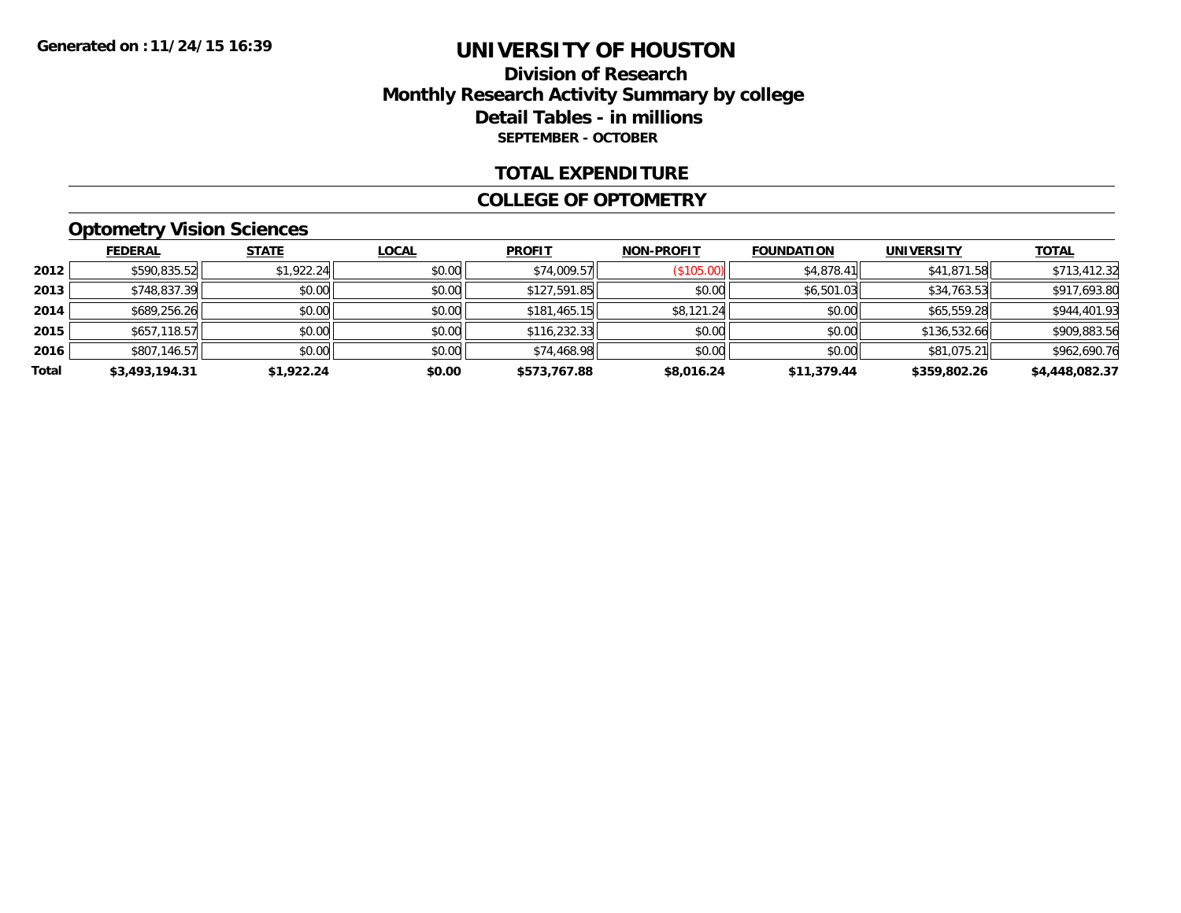Generated on :11/24/15 16:39

# UNIVERSITY OF HOUSTON

## Division of Research
## Monthly Research Activity Summary by college
## Detail Tables - in millions
### SEPTEMBER - OCTOBER

## TOTAL EXPENDITURE

## COLLEGE OF OPTOMETRY

### Optometry Vision Sciences

| | FEDERAL | STATE | LOCAL | PROFIT | NON-PROFIT | FOUNDATION | UNIVERSITY | TOTAL |
|---|---|---|---|---|---|---|---|---|
| 2012 | $590,835.52 | $1,922.24 | $0.00 | $74,009.57 | ($105.00) | $4,878.41 | $41,871.58 | $713,412.32 |
| 2013 | $748,837.39 | $0.00 | $0.00 | $127,591.85 | $0.00 | $6,501.03 | $34,763.53 | $917,693.80 |
| 2014 | $689,256.26 | $0.00 | $0.00 | $181,465.15 | $8,121.24 | $0.00 | $65,559.28 | $944,401.93 |
| 2015 | $657,118.57 | $0.00 | $0.00 | $116,232.33 | $0.00 | $0.00 | $136,532.66 | $909,883.56 |
| 2016 | $807,146.57 | $0.00 | $0.00 | $74,468.98 | $0.00 | $0.00 | $81,075.21 | $962,690.76 |
| **Total** | **$3,493,194.31** | **$1,922.24** | **$0.00** | **$573,767.88** | **$8,016.24** | **$11,379.44** | **$359,802.26** | **$4,448,082.37** |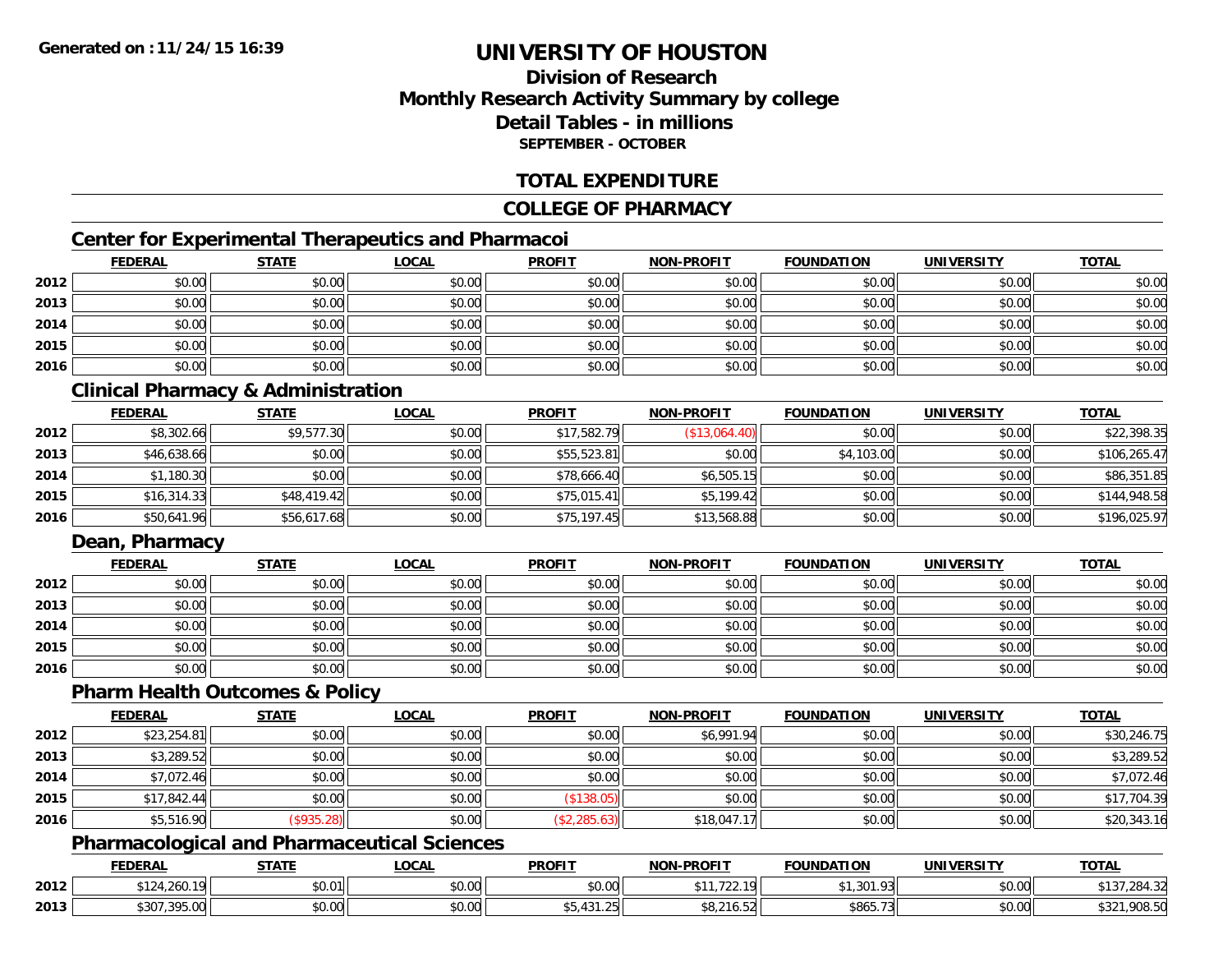Generated on :11/24/15 16:39

# UNIVERSITY OF HOUSTON

## Division of Research
## Monthly Research Activity Summary by college
## Detail Tables - in millions
### SEPTEMBER - OCTOBER

## TOTAL EXPENDITURE

## COLLEGE OF PHARMACY

### Center for Experimental Therapeutics and Pharmacoi

| | FEDERAL | STATE | LOCAL | PROFIT | NON-PROFIT | FOUNDATION | UNIVERSITY | TOTAL |
|---|---|---|---|---|---|---|---|---|
| 2012 | $0.00 | $0.00 | $0.00 | $0.00 | $0.00 | $0.00 | $0.00 | $0.00 |
| 2013 | $0.00 | $0.00 | $0.00 | $0.00 | $0.00 | $0.00 | $0.00 | $0.00 |
| 2014 | $0.00 | $0.00 | $0.00 | $0.00 | $0.00 | $0.00 | $0.00 | $0.00 |
| 2015 | $0.00 | $0.00 | $0.00 | $0.00 | $0.00 | $0.00 | $0.00 | $0.00 |
| 2016 | $0.00 | $0.00 | $0.00 | $0.00 | $0.00 | $0.00 | $0.00 | $0.00 |

### Clinical Pharmacy & Administration

| | FEDERAL | STATE | LOCAL | PROFIT | NON-PROFIT | FOUNDATION | UNIVERSITY | TOTAL |
|---|---|---|---|---|---|---|---|---|
| 2012 | $8,302.66 | $9,577.30 | $0.00 | $17,582.79 | ($13,064.40) | $0.00 | $0.00 | $22,398.35 |
| 2013 | $46,638.66 | $0.00 | $0.00 | $55,523.81 | $0.00 | $4,103.00 | $0.00 | $106,265.47 |
| 2014 | $1,180.30 | $0.00 | $0.00 | $78,666.40 | $6,505.15 | $0.00 | $0.00 | $86,351.85 |
| 2015 | $16,314.33 | $48,419.42 | $0.00 | $75,015.41 | $5,199.42 | $0.00 | $0.00 | $144,948.58 |
| 2016 | $50,641.96 | $56,617.68 | $0.00 | $75,197.45 | $13,568.88 | $0.00 | $0.00 | $196,025.97 |

### Dean, Pharmacy

| | FEDERAL | STATE | LOCAL | PROFIT | NON-PROFIT | FOUNDATION | UNIVERSITY | TOTAL |
|---|---|---|---|---|---|---|---|---|
| 2012 | $0.00 | $0.00 | $0.00 | $0.00 | $0.00 | $0.00 | $0.00 | $0.00 |
| 2013 | $0.00 | $0.00 | $0.00 | $0.00 | $0.00 | $0.00 | $0.00 | $0.00 |
| 2014 | $0.00 | $0.00 | $0.00 | $0.00 | $0.00 | $0.00 | $0.00 | $0.00 |
| 2015 | $0.00 | $0.00 | $0.00 | $0.00 | $0.00 | $0.00 | $0.00 | $0.00 |
| 2016 | $0.00 | $0.00 | $0.00 | $0.00 | $0.00 | $0.00 | $0.00 | $0.00 |

### Pharm Health Outcomes & Policy

| | FEDERAL | STATE | LOCAL | PROFIT | NON-PROFIT | FOUNDATION | UNIVERSITY | TOTAL |
|---|---|---|---|---|---|---|---|---|
| 2012 | $23,254.81 | $0.00 | $0.00 | $0.00 | $6,991.94 | $0.00 | $0.00 | $30,246.75 |
| 2013 | $3,289.52 | $0.00 | $0.00 | $0.00 | $0.00 | $0.00 | $0.00 | $3,289.52 |
| 2014 | $7,072.46 | $0.00 | $0.00 | $0.00 | $0.00 | $0.00 | $0.00 | $7,072.46 |
| 2015 | $17,842.44 | $0.00 | $0.00 | ($138.05) | $0.00 | $0.00 | $0.00 | $17,704.39 |
| 2016 | $5,516.90 | ($935.28) | $0.00 | ($2,285.63) | $18,047.17 | $0.00 | $0.00 | $20,343.16 |

### Pharmacological and Pharmaceutical Sciences

| | FEDERAL | STATE | LOCAL | PROFIT | NON-PROFIT | FOUNDATION | UNIVERSITY | TOTAL |
|---|---|---|---|---|---|---|---|---|
| 2012 | $124,260.19 | $0.01 | $0.00 | $0.00 | $11,722.19 | $1,301.93 | $0.00 | $137,284.32 |
| 2013 | $307,395.00 | $0.00 | $0.00 | $5,431.25 | $8,216.52 | $865.73 | $0.00 | $321,908.50 |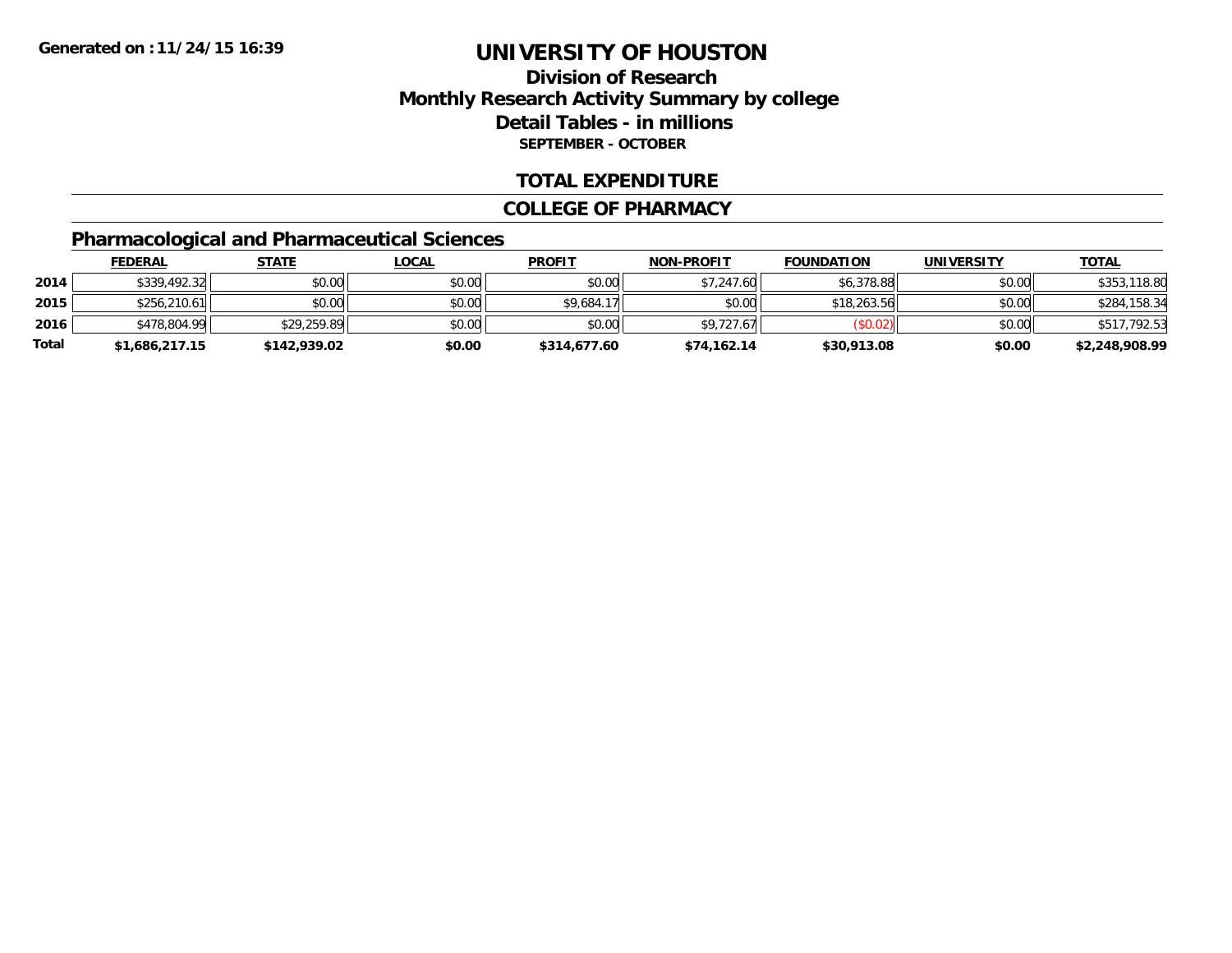Generated on :11/24/15 16:39

# UNIVERSITY OF HOUSTON

## Division of Research
## Monthly Research Activity Summary by college
## Detail Tables - in millions
### SEPTEMBER - OCTOBER

## TOTAL EXPENDITURE

## COLLEGE OF PHARMACY

### Pharmacological and Pharmaceutical Sciences

| | FEDERAL | STATE | LOCAL | PROFIT | NON-PROFIT | FOUNDATION | UNIVERSITY | TOTAL |
|---|---|---|---|---|---|---|---|---|
| 2014 | $339,492.32 | $0.00 | $0.00 | $0.00 | $7,247.60 | $6,378.88 | $0.00 | $353,118.80 |
| 2015 | $256,210.61 | $0.00 | $0.00 | $9,684.17 | $0.00 | $18,263.56 | $0.00 | $284,158.34 |
| 2016 | $478,804.99 | $29,259.89 | $0.00 | $0.00 | $9,727.67 | ($0.02) | $0.00 | $517,792.53 |
| **Total** | **$1,686,217.15** | **$142,939.02** | **$0.00** | **$314,677.60** | **$74,162.14** | **$30,913.08** | **$0.00** | **$2,248,908.99** |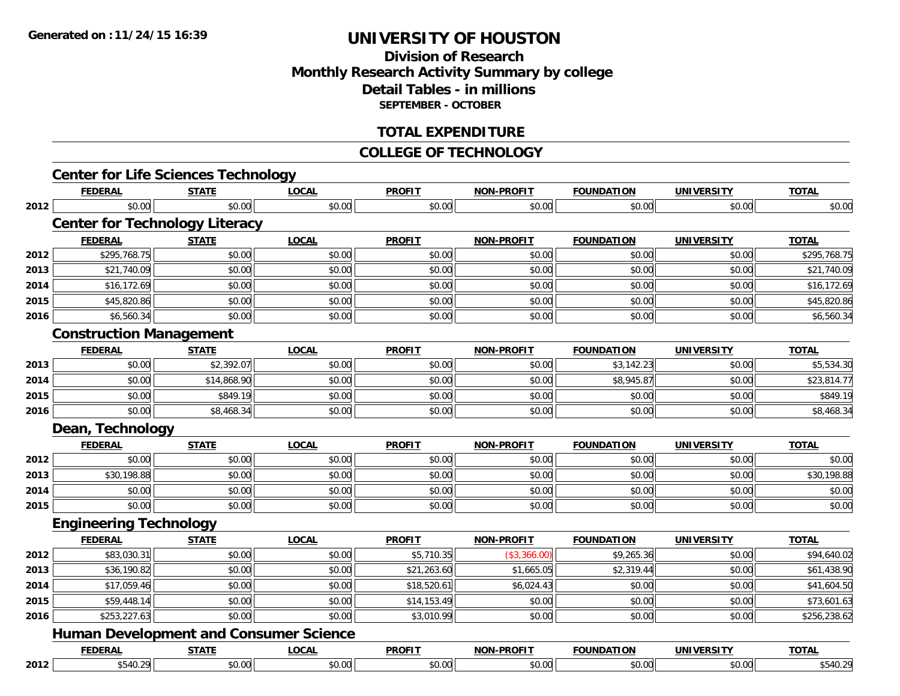# UNIVERSITY OF HOUSTON

## Division of Research
## Monthly Research Activity Summary by college
## Detail Tables - in millions
### SEPTEMBER - OCTOBER

## TOTAL EXPENDITURE

## COLLEGE OF TECHNOLOGY

### Center for Life Sciences Technology

| | FEDERAL | STATE | LOCAL | PROFIT | NON-PROFIT | FOUNDATION | UNIVERSITY | TOTAL |
|---|---|---|---|---|---|---|---|---|
| 2012 | $0.00 | $0.00 | $0.00 | $0.00 | $0.00 | $0.00 | $0.00 | $0.00 |

### Center for Technology Literacy

| | FEDERAL | STATE | LOCAL | PROFIT | NON-PROFIT | FOUNDATION | UNIVERSITY | TOTAL |
|---|---|---|---|---|---|---|---|---|
| 2012 | $295,768.75 | $0.00 | $0.00 | $0.00 | $0.00 | $0.00 | $0.00 | $295,768.75 |
| 2013 | $21,740.09 | $0.00 | $0.00 | $0.00 | $0.00 | $0.00 | $0.00 | $21,740.09 |
| 2014 | $16,172.69 | $0.00 | $0.00 | $0.00 | $0.00 | $0.00 | $0.00 | $16,172.69 |
| 2015 | $45,820.86 | $0.00 | $0.00 | $0.00 | $0.00 | $0.00 | $0.00 | $45,820.86 |
| 2016 | $6,560.34 | $0.00 | $0.00 | $0.00 | $0.00 | $0.00 | $0.00 | $6,560.34 |

### Construction Management

| | FEDERAL | STATE | LOCAL | PROFIT | NON-PROFIT | FOUNDATION | UNIVERSITY | TOTAL |
|---|---|---|---|---|---|---|---|---|
| 2013 | $0.00 | $2,392.07 | $0.00 | $0.00 | $0.00 | $3,142.23 | $0.00 | $5,534.30 |
| 2014 | $0.00 | $14,868.90 | $0.00 | $0.00 | $0.00 | $8,945.87 | $0.00 | $23,814.77 |
| 2015 | $0.00 | $849.19 | $0.00 | $0.00 | $0.00 | $0.00 | $0.00 | $849.19 |
| 2016 | $0.00 | $8,468.34 | $0.00 | $0.00 | $0.00 | $0.00 | $0.00 | $8,468.34 |

### Dean, Technology

| | FEDERAL | STATE | LOCAL | PROFIT | NON-PROFIT | FOUNDATION | UNIVERSITY | TOTAL |
|---|---|---|---|---|---|---|---|---|
| 2012 | $0.00 | $0.00 | $0.00 | $0.00 | $0.00 | $0.00 | $0.00 | $0.00 |
| 2013 | $30,198.88 | $0.00 | $0.00 | $0.00 | $0.00 | $0.00 | $0.00 | $30,198.88 |
| 2014 | $0.00 | $0.00 | $0.00 | $0.00 | $0.00 | $0.00 | $0.00 | $0.00 |
| 2015 | $0.00 | $0.00 | $0.00 | $0.00 | $0.00 | $0.00 | $0.00 | $0.00 |

### Engineering Technology

| | FEDERAL | STATE | LOCAL | PROFIT | NON-PROFIT | FOUNDATION | UNIVERSITY | TOTAL |
|---|---|---|---|---|---|---|---|---|
| 2012 | $83,030.31 | $0.00 | $0.00 | $5,710.35 | ($3,366.00) | $9,265.36 | $0.00 | $94,640.02 |
| 2013 | $36,190.82 | $0.00 | $0.00 | $21,263.60 | $1,665.05 | $2,319.44 | $0.00 | $61,438.90 |
| 2014 | $17,059.46 | $0.00 | $0.00 | $18,520.61 | $6,024.43 | $0.00 | $0.00 | $41,604.50 |
| 2015 | $59,448.14 | $0.00 | $0.00 | $14,153.49 | $0.00 | $0.00 | $0.00 | $73,601.63 |
| 2016 | $253,227.63 | $0.00 | $0.00 | $3,010.99 | $0.00 | $0.00 | $0.00 | $256,238.62 |

### Human Development and Consumer Science

| | FEDERAL | STATE | LOCAL | PROFIT | NON-PROFIT | FOUNDATION | UNIVERSITY | TOTAL |
|---|---|---|---|---|---|---|---|---|
| 2012 | $540.29 | $0.00 | $0.00 | $0.00 | $0.00 | $0.00 | $0.00 | $540.29 |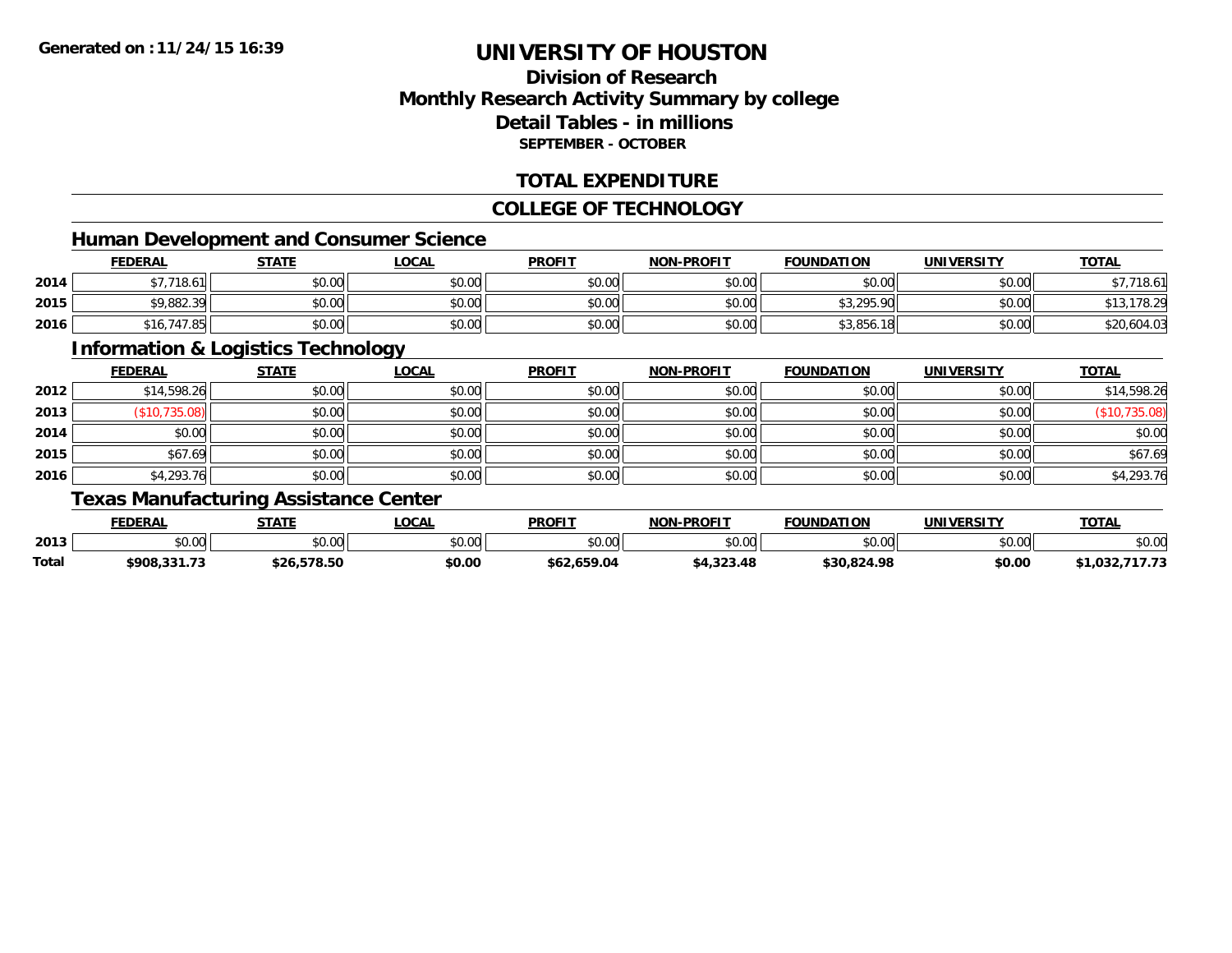# UNIVERSITY OF HOUSTON

## Division of Research
## Monthly Research Activity Summary by college
## Detail Tables - in millions
### SEPTEMBER - OCTOBER

## TOTAL EXPENDITURE

## COLLEGE OF TECHNOLOGY

### Human Development and Consumer Science

| | FEDERAL | STATE | LOCAL | PROFIT | NON-PROFIT | FOUNDATION | UNIVERSITY | TOTAL |
|---|---|---|---|---|---|---|---|---|
| 2014 | $7,718.61 | $0.00 | $0.00 | $0.00 | $0.00 | $0.00 | $0.00 | $7,718.61 |
| 2015 | $9,882.39 | $0.00 | $0.00 | $0.00 | $0.00 | $3,295.90 | $0.00 | $13,178.29 |
| 2016 | $16,747.85 | $0.00 | $0.00 | $0.00 | $0.00 | $3,856.18 | $0.00 | $20,604.03 |

### Information & Logistics Technology

| | FEDERAL | STATE | LOCAL | PROFIT | NON-PROFIT | FOUNDATION | UNIVERSITY | TOTAL |
|---|---|---|---|---|---|---|---|---|
| 2012 | $14,598.26 | $0.00 | $0.00 | $0.00 | $0.00 | $0.00 | $0.00 | $14,598.26 |
| 2013 | ($10,735.08) | $0.00 | $0.00 | $0.00 | $0.00 | $0.00 | $0.00 | ($10,735.08) |
| 2014 | $0.00 | $0.00 | $0.00 | $0.00 | $0.00 | $0.00 | $0.00 | $0.00 |
| 2015 | $67.69 | $0.00 | $0.00 | $0.00 | $0.00 | $0.00 | $0.00 | $67.69 |
| 2016 | $4,293.76 | $0.00 | $0.00 | $0.00 | $0.00 | $0.00 | $0.00 | $4,293.76 |

### Texas Manufacturing Assistance Center

| | FEDERAL | STATE | LOCAL | PROFIT | NON-PROFIT | FOUNDATION | UNIVERSITY | TOTAL |
|---|---|---|---|---|---|---|---|---|
| 2013 | $0.00 | $0.00 | $0.00 | $0.00 | $0.00 | $0.00 | $0.00 | $0.00 |
| **Total** | **$908,331.73** | **$26,578.50** | **$0.00** | **$62,659.04** | **$4,323.48** | **$30,824.98** | **$0.00** | **$1,032,717.73** |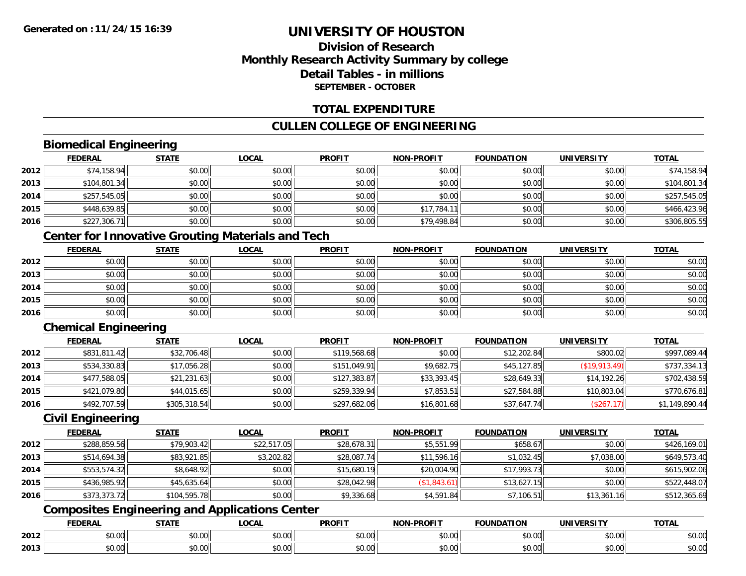# UNIVERSITY OF HOUSTON

## Division of Research
## Monthly Research Activity Summary by college
## Detail Tables - in millions
### SEPTEMBER - OCTOBER

## TOTAL EXPENDITURE

## CULLEN COLLEGE OF ENGINEERING

### Biomedical Engineering

| | FEDERAL | STATE | LOCAL | PROFIT | NON-PROFIT | FOUNDATION | UNIVERSITY | TOTAL |
|---|---|---|---|---|---|---|---|---|
| 2012 | $74,158.94 | $0.00 | $0.00 | $0.00 | $0.00 | $0.00 | $0.00 | $74,158.94 |
| 2013 | $104,801.34 | $0.00 | $0.00 | $0.00 | $0.00 | $0.00 | $0.00 | $104,801.34 |
| 2014 | $257,545.05 | $0.00 | $0.00 | $0.00 | $0.00 | $0.00 | $0.00 | $257,545.05 |
| 2015 | $448,639.85 | $0.00 | $0.00 | $0.00 | $17,784.11 | $0.00 | $0.00 | $466,423.96 |
| 2016 | $227,306.71 | $0.00 | $0.00 | $0.00 | $79,498.84 | $0.00 | $0.00 | $306,805.55 |

### Center for Innovative Grouting Materials and Tech

| | FEDERAL | STATE | LOCAL | PROFIT | NON-PROFIT | FOUNDATION | UNIVERSITY | TOTAL |
|---|---|---|---|---|---|---|---|---|
| 2012 | $0.00 | $0.00 | $0.00 | $0.00 | $0.00 | $0.00 | $0.00 | $0.00 |
| 2013 | $0.00 | $0.00 | $0.00 | $0.00 | $0.00 | $0.00 | $0.00 | $0.00 |
| 2014 | $0.00 | $0.00 | $0.00 | $0.00 | $0.00 | $0.00 | $0.00 | $0.00 |
| 2015 | $0.00 | $0.00 | $0.00 | $0.00 | $0.00 | $0.00 | $0.00 | $0.00 |
| 2016 | $0.00 | $0.00 | $0.00 | $0.00 | $0.00 | $0.00 | $0.00 | $0.00 |

### Chemical Engineering

| | FEDERAL | STATE | LOCAL | PROFIT | NON-PROFIT | FOUNDATION | UNIVERSITY | TOTAL |
|---|---|---|---|---|---|---|---|---|
| 2012 | $831,811.42 | $32,706.48 | $0.00 | $119,568.68 | $0.00 | $12,202.84 | $800.02 | $997,089.44 |
| 2013 | $534,330.83 | $17,056.28 | $0.00 | $151,049.91 | $9,682.75 | $45,127.85 | ($19,913.49) | $737,334.13 |
| 2014 | $477,588.05 | $21,231.63 | $0.00 | $127,383.87 | $33,393.45 | $28,649.33 | $14,192.26 | $702,438.59 |
| 2015 | $421,079.80 | $44,015.65 | $0.00 | $259,339.94 | $7,853.51 | $27,584.88 | $10,803.04 | $770,676.81 |
| 2016 | $492,707.59 | $305,318.54 | $0.00 | $297,682.06 | $16,801.68 | $37,647.74 | ($267.17) | $1,149,890.44 |

### Civil Engineering

| | FEDERAL | STATE | LOCAL | PROFIT | NON-PROFIT | FOUNDATION | UNIVERSITY | TOTAL |
|---|---|---|---|---|---|---|---|---|
| 2012 | $288,859.56 | $79,903.42 | $22,517.05 | $28,678.31 | $5,551.99 | $658.67 | $0.00 | $426,169.01 |
| 2013 | $514,694.38 | $83,921.85 | $3,202.82 | $28,087.74 | $11,596.16 | $1,032.45 | $7,038.00 | $649,573.40 |
| 2014 | $553,574.32 | $8,648.92 | $0.00 | $15,680.19 | $20,004.90 | $17,993.73 | $0.00 | $615,902.06 |
| 2015 | $436,985.92 | $45,635.64 | $0.00 | $28,042.98 | ($1,843.61) | $13,627.15 | $0.00 | $522,448.07 |
| 2016 | $373,373.72 | $104,595.78 | $0.00 | $9,336.68 | $4,591.84 | $7,106.51 | $13,361.16 | $512,365.69 |

### Composites Engineering and Applications Center

| | FEDERAL | STATE | LOCAL | PROFIT | NON-PROFIT | FOUNDATION | UNIVERSITY | TOTAL |
|---|---|---|---|---|---|---|---|---|
| 2012 | $0.00 | $0.00 | $0.00 | $0.00 | $0.00 | $0.00 | $0.00 | $0.00 |
| 2013 | $0.00 | $0.00 | $0.00 | $0.00 | $0.00 | $0.00 | $0.00 | $0.00 |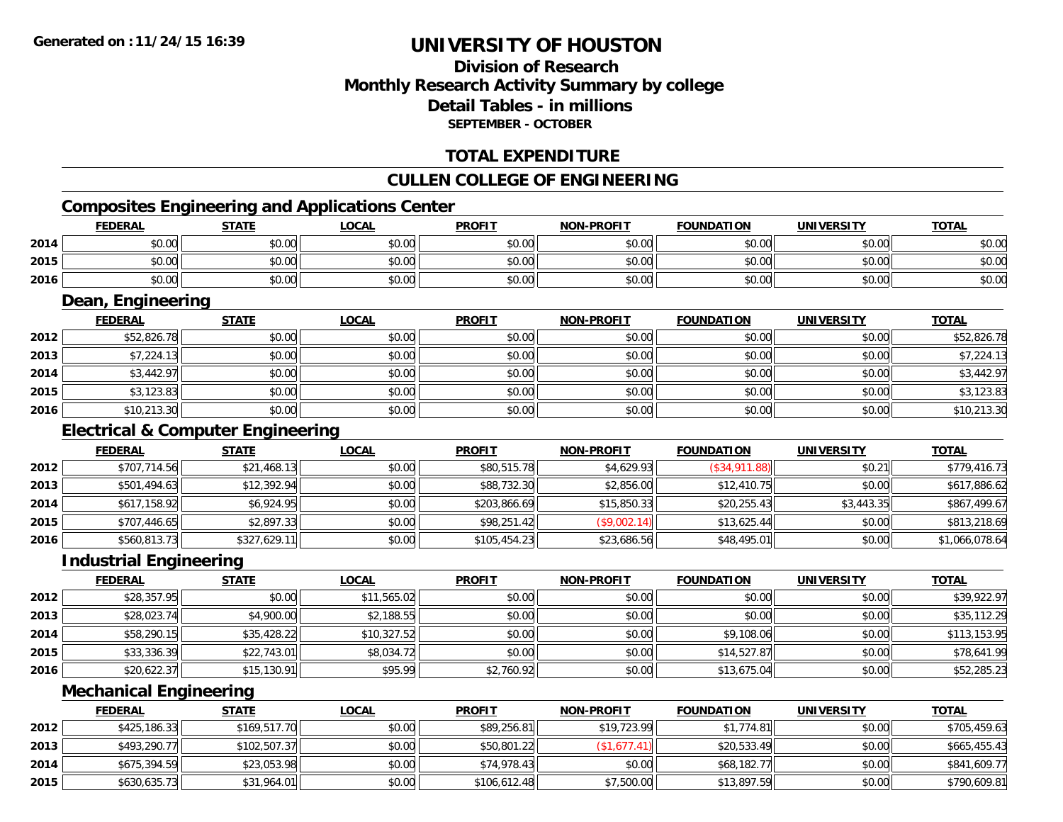Generated on :11/24/15 16:39

# UNIVERSITY OF HOUSTON

## Division of Research
## Monthly Research Activity Summary by college
## Detail Tables - in millions
### SEPTEMBER - OCTOBER

## TOTAL EXPENDITURE

## CULLEN COLLEGE OF ENGINEERING

### Composites Engineering and Applications Center

| | FEDERAL | STATE | LOCAL | PROFIT | NON-PROFIT | FOUNDATION | UNIVERSITY | TOTAL |
|---|---|---|---|---|---|---|---|---|
| 2014 | $0.00 | $0.00 | $0.00 | $0.00 | $0.00 | $0.00 | $0.00 | $0.00 |
| 2015 | $0.00 | $0.00 | $0.00 | $0.00 | $0.00 | $0.00 | $0.00 | $0.00 |
| 2016 | $0.00 | $0.00 | $0.00 | $0.00 | $0.00 | $0.00 | $0.00 | $0.00 |

### Dean, Engineering

| | FEDERAL | STATE | LOCAL | PROFIT | NON-PROFIT | FOUNDATION | UNIVERSITY | TOTAL |
|---|---|---|---|---|---|---|---|---|
| 2012 | $52,826.78 | $0.00 | $0.00 | $0.00 | $0.00 | $0.00 | $0.00 | $52,826.78 |
| 2013 | $7,224.13 | $0.00 | $0.00 | $0.00 | $0.00 | $0.00 | $0.00 | $7,224.13 |
| 2014 | $3,442.97 | $0.00 | $0.00 | $0.00 | $0.00 | $0.00 | $0.00 | $3,442.97 |
| 2015 | $3,123.83 | $0.00 | $0.00 | $0.00 | $0.00 | $0.00 | $0.00 | $3,123.83 |
| 2016 | $10,213.30 | $0.00 | $0.00 | $0.00 | $0.00 | $0.00 | $0.00 | $10,213.30 |

### Electrical & Computer Engineering

| | FEDERAL | STATE | LOCAL | PROFIT | NON-PROFIT | FOUNDATION | UNIVERSITY | TOTAL |
|---|---|---|---|---|---|---|---|---|
| 2012 | $707,714.56 | $21,468.13 | $0.00 | $80,515.78 | $4,629.93 | ($34,911.88) | $0.21 | $779,416.73 |
| 2013 | $501,494.63 | $12,392.94 | $0.00 | $88,732.30 | $2,856.00 | $12,410.75 | $0.00 | $617,886.62 |
| 2014 | $617,158.92 | $6,924.95 | $0.00 | $203,866.69 | $15,850.33 | $20,255.43 | $3,443.35 | $867,499.67 |
| 2015 | $707,446.65 | $2,897.33 | $0.00 | $98,251.42 | ($9,002.14) | $13,625.44 | $0.00 | $813,218.69 |
| 2016 | $560,813.73 | $327,629.11 | $0.00 | $105,454.23 | $23,686.56 | $48,495.01 | $0.00 | $1,066,078.64 |

### Industrial Engineering

| | FEDERAL | STATE | LOCAL | PROFIT | NON-PROFIT | FOUNDATION | UNIVERSITY | TOTAL |
|---|---|---|---|---|---|---|---|---|
| 2012 | $28,357.95 | $0.00 | $11,565.02 | $0.00 | $0.00 | $0.00 | $0.00 | $39,922.97 |
| 2013 | $28,023.74 | $4,900.00 | $2,188.55 | $0.00 | $0.00 | $0.00 | $0.00 | $35,112.29 |
| 2014 | $58,290.15 | $35,428.22 | $10,327.52 | $0.00 | $0.00 | $9,108.06 | $0.00 | $113,153.95 |
| 2015 | $33,336.39 | $22,743.01 | $8,034.72 | $0.00 | $0.00 | $14,527.87 | $0.00 | $78,641.99 |
| 2016 | $20,622.37 | $15,130.91 | $95.99 | $2,760.92 | $0.00 | $13,675.04 | $0.00 | $52,285.23 |

### Mechanical Engineering

| | FEDERAL | STATE | LOCAL | PROFIT | NON-PROFIT | FOUNDATION | UNIVERSITY | TOTAL |
|---|---|---|---|---|---|---|---|---|
| 2012 | $425,186.33 | $169,517.70 | $0.00 | $89,256.81 | $19,723.99 | $1,774.81 | $0.00 | $705,459.63 |
| 2013 | $493,290.77 | $102,507.37 | $0.00 | $50,801.22 | ($1,677.41) | $20,533.49 | $0.00 | $665,455.43 |
| 2014 | $675,394.59 | $23,053.98 | $0.00 | $74,978.43 | $0.00 | $68,182.77 | $0.00 | $841,609.77 |
| 2015 | $630,635.73 | $31,964.01 | $0.00 | $106,612.48 | $7,500.00 | $13,897.59 | $0.00 | $790,609.81 |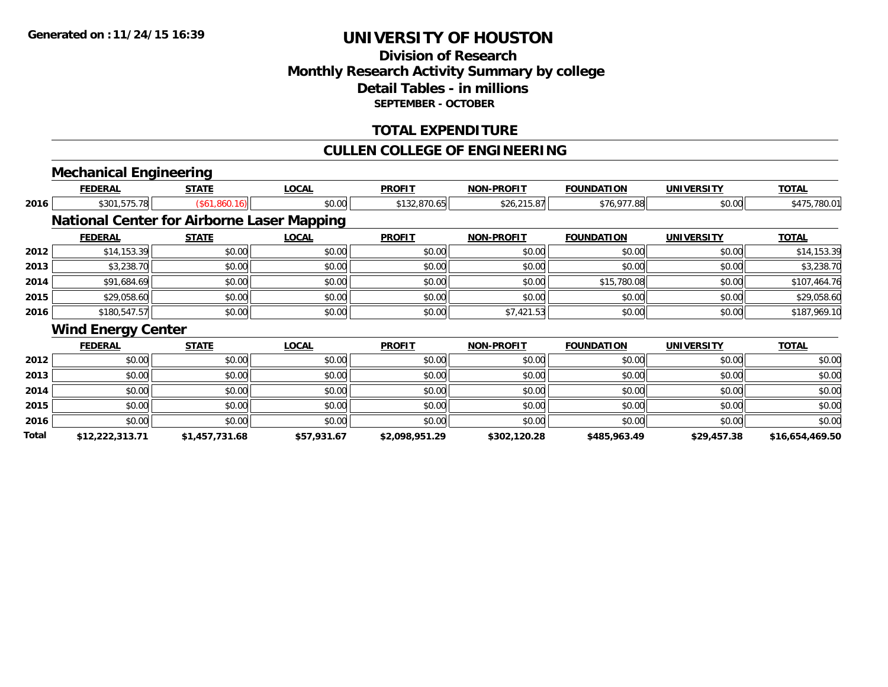**Generated on :11/24/15 16:39**

# UNIVERSITY OF HOUSTON

## Division of Research
## Monthly Research Activity Summary by college
## Detail Tables - in millions
### SEPTEMBER - OCTOBER

## TOTAL EXPENDITURE

## CULLEN COLLEGE OF ENGINEERING

### Mechanical Engineering

| | FEDERAL | STATE | LOCAL | PROFIT | NON-PROFIT | FOUNDATION | UNIVERSITY | TOTAL |
|---|---|---|---|---|---|---|---|---|
| 2016 | $301,575.78 | ($61,860.16) | $0.00 | $132,870.65 | $26,215.87 | $76,977.88 | $0.00 | $475,780.01 |

### National Center for Airborne Laser Mapping

| | FEDERAL | STATE | LOCAL | PROFIT | NON-PROFIT | FOUNDATION | UNIVERSITY | TOTAL |
|---|---|---|---|---|---|---|---|---|
| 2012 | $14,153.39 | $0.00 | $0.00 | $0.00 | $0.00 | $0.00 | $0.00 | $14,153.39 |
| 2013 | $3,238.70 | $0.00 | $0.00 | $0.00 | $0.00 | $0.00 | $0.00 | $3,238.70 |
| 2014 | $91,684.69 | $0.00 | $0.00 | $0.00 | $0.00 | $15,780.08 | $0.00 | $107,464.76 |
| 2015 | $29,058.60 | $0.00 | $0.00 | $0.00 | $0.00 | $0.00 | $0.00 | $29,058.60 |
| 2016 | $180,547.57 | $0.00 | $0.00 | $0.00 | $7,421.53 | $0.00 | $0.00 | $187,969.10 |

### Wind Energy Center

| | FEDERAL | STATE | LOCAL | PROFIT | NON-PROFIT | FOUNDATION | UNIVERSITY | TOTAL |
|---|---|---|---|---|---|---|---|---|
| 2012 | $0.00 | $0.00 | $0.00 | $0.00 | $0.00 | $0.00 | $0.00 | $0.00 |
| 2013 | $0.00 | $0.00 | $0.00 | $0.00 | $0.00 | $0.00 | $0.00 | $0.00 |
| 2014 | $0.00 | $0.00 | $0.00 | $0.00 | $0.00 | $0.00 | $0.00 | $0.00 |
| 2015 | $0.00 | $0.00 | $0.00 | $0.00 | $0.00 | $0.00 | $0.00 | $0.00 |
| 2016 | $0.00 | $0.00 | $0.00 | $0.00 | $0.00 | $0.00 | $0.00 | $0.00 |
| **Total** | **$12,222,313.71** | **$1,457,731.68** | **$57,931.67** | **$2,098,951.29** | **$302,120.28** | **$485,963.49** | **$29,457.38** | **$16,654,469.50** |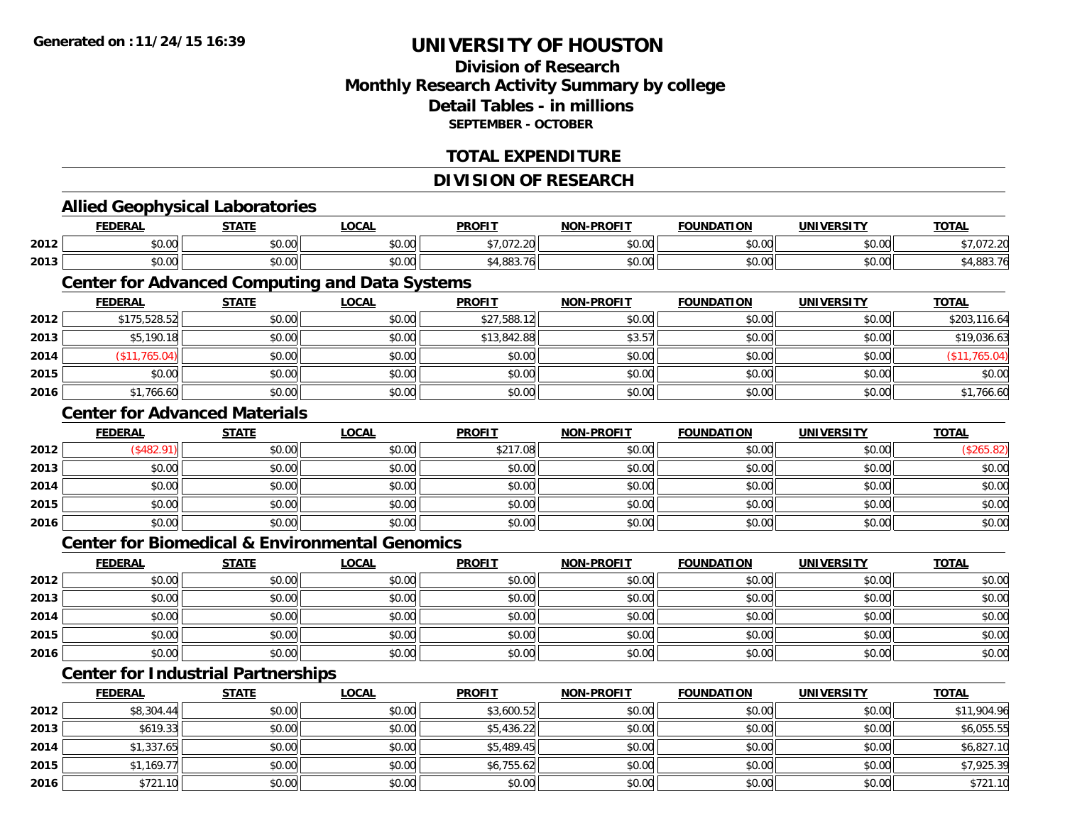**Generated on :11/24/15 16:39**

# UNIVERSITY OF HOUSTON

## Division of Research
## Monthly Research Activity Summary by college
## Detail Tables - in millions
### SEPTEMBER - OCTOBER

## TOTAL EXPENDITURE

## DIVISION OF RESEARCH

### Allied Geophysical Laboratories

| | FEDERAL | STATE | LOCAL | PROFIT | NON-PROFIT | FOUNDATION | UNIVERSITY | TOTAL |
|---|---|---|---|---|---|---|---|---|
| 2012 | $0.00 | $0.00 | $0.00 | $7,072.20 | $0.00 | $0.00 | $0.00 | $7,072.20 |
| 2013 | $0.00 | $0.00 | $0.00 | $4,883.76 | $0.00 | $0.00 | $0.00 | $4,883.76 |

### Center for Advanced Computing and Data Systems

| | FEDERAL | STATE | LOCAL | PROFIT | NON-PROFIT | FOUNDATION | UNIVERSITY | TOTAL |
|---|---|---|---|---|---|---|---|---|
| 2012 | $175,528.52 | $0.00 | $0.00 | $27,588.12 | $0.00 | $0.00 | $0.00 | $203,116.64 |
| 2013 | $5,190.18 | $0.00 | $0.00 | $13,842.88 | $3.57 | $0.00 | $0.00 | $19,036.63 |
| 2014 | ($11,765.04) | $0.00 | $0.00 | $0.00 | $0.00 | $0.00 | $0.00 | ($11,765.04) |
| 2015 | $0.00 | $0.00 | $0.00 | $0.00 | $0.00 | $0.00 | $0.00 | $0.00 |
| 2016 | $1,766.60 | $0.00 | $0.00 | $0.00 | $0.00 | $0.00 | $0.00 | $1,766.60 |

### Center for Advanced Materials

| | FEDERAL | STATE | LOCAL | PROFIT | NON-PROFIT | FOUNDATION | UNIVERSITY | TOTAL |
|---|---|---|---|---|---|---|---|---|
| 2012 | ($482.91) | $0.00 | $0.00 | $217.08 | $0.00 | $0.00 | $0.00 | ($265.82) |
| 2013 | $0.00 | $0.00 | $0.00 | $0.00 | $0.00 | $0.00 | $0.00 | $0.00 |
| 2014 | $0.00 | $0.00 | $0.00 | $0.00 | $0.00 | $0.00 | $0.00 | $0.00 |
| 2015 | $0.00 | $0.00 | $0.00 | $0.00 | $0.00 | $0.00 | $0.00 | $0.00 |
| 2016 | $0.00 | $0.00 | $0.00 | $0.00 | $0.00 | $0.00 | $0.00 | $0.00 |

### Center for Biomedical & Environmental Genomics

| | FEDERAL | STATE | LOCAL | PROFIT | NON-PROFIT | FOUNDATION | UNIVERSITY | TOTAL |
|---|---|---|---|---|---|---|---|---|
| 2012 | $0.00 | $0.00 | $0.00 | $0.00 | $0.00 | $0.00 | $0.00 | $0.00 |
| 2013 | $0.00 | $0.00 | $0.00 | $0.00 | $0.00 | $0.00 | $0.00 | $0.00 |
| 2014 | $0.00 | $0.00 | $0.00 | $0.00 | $0.00 | $0.00 | $0.00 | $0.00 |
| 2015 | $0.00 | $0.00 | $0.00 | $0.00 | $0.00 | $0.00 | $0.00 | $0.00 |
| 2016 | $0.00 | $0.00 | $0.00 | $0.00 | $0.00 | $0.00 | $0.00 | $0.00 |

### Center for Industrial Partnerships

| | FEDERAL | STATE | LOCAL | PROFIT | NON-PROFIT | FOUNDATION | UNIVERSITY | TOTAL |
|---|---|---|---|---|---|---|---|---|
| 2012 | $8,304.44 | $0.00 | $0.00 | $3,600.52 | $0.00 | $0.00 | $0.00 | $11,904.96 |
| 2013 | $619.33 | $0.00 | $0.00 | $5,436.22 | $0.00 | $0.00 | $0.00 | $6,055.55 |
| 2014 | $1,337.65 | $0.00 | $0.00 | $5,489.45 | $0.00 | $0.00 | $0.00 | $6,827.10 |
| 2015 | $1,169.77 | $0.00 | $0.00 | $6,755.62 | $0.00 | $0.00 | $0.00 | $7,925.39 |
| 2016 | $721.10 | $0.00 | $0.00 | $0.00 | $0.00 | $0.00 | $0.00 | $721.10 |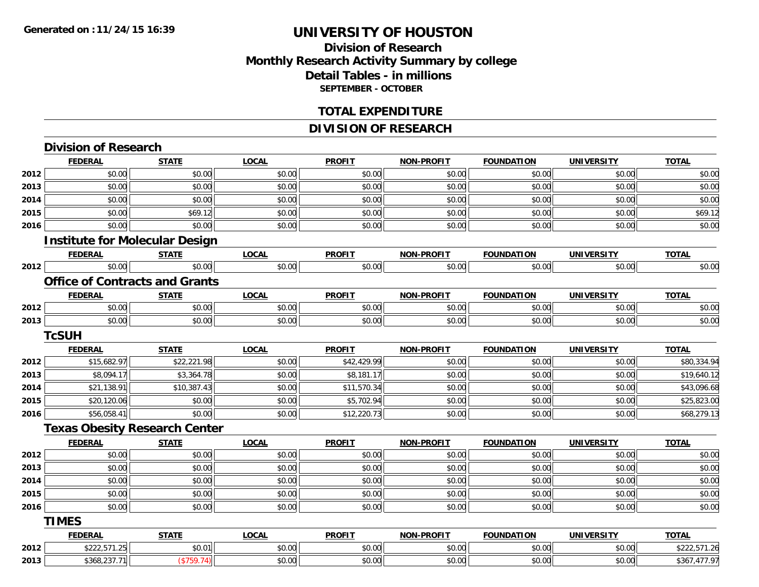# UNIVERSITY OF HOUSTON

## Division of Research
## Monthly Research Activity Summary by college
## Detail Tables - in millions
**SEPTEMBER - OCTOBER**

## TOTAL EXPENDITURE

## DIVISION OF RESEARCH

### Division of Research

| | FEDERAL | STATE | LOCAL | PROFIT | NON-PROFIT | FOUNDATION | UNIVERSITY | TOTAL |
|---|---|---|---|---|---|---|---|---|
| 2012 | $0.00 | $0.00 | $0.00 | $0.00 | $0.00 | $0.00 | $0.00 | $0.00 |
| 2013 | $0.00 | $0.00 | $0.00 | $0.00 | $0.00 | $0.00 | $0.00 | $0.00 |
| 2014 | $0.00 | $0.00 | $0.00 | $0.00 | $0.00 | $0.00 | $0.00 | $0.00 |
| 2015 | $0.00 | $69.12 | $0.00 | $0.00 | $0.00 | $0.00 | $0.00 | $69.12 |
| 2016 | $0.00 | $0.00 | $0.00 | $0.00 | $0.00 | $0.00 | $0.00 | $0.00 |

### Institute for Molecular Design

| | FEDERAL | STATE | LOCAL | PROFIT | NON-PROFIT | FOUNDATION | UNIVERSITY | TOTAL |
|---|---|---|---|---|---|---|---|---|
| 2012 | $0.00 | $0.00 | $0.00 | $0.00 | $0.00 | $0.00 | $0.00 | $0.00 |

### Office of Contracts and Grants

| | FEDERAL | STATE | LOCAL | PROFIT | NON-PROFIT | FOUNDATION | UNIVERSITY | TOTAL |
|---|---|---|---|---|---|---|---|---|
| 2012 | $0.00 | $0.00 | $0.00 | $0.00 | $0.00 | $0.00 | $0.00 | $0.00 |
| 2013 | $0.00 | $0.00 | $0.00 | $0.00 | $0.00 | $0.00 | $0.00 | $0.00 |

### TcSUH

| | FEDERAL | STATE | LOCAL | PROFIT | NON-PROFIT | FOUNDATION | UNIVERSITY | TOTAL |
|---|---|---|---|---|---|---|---|---|
| 2012 | $15,682.97 | $22,221.98 | $0.00 | $42,429.99 | $0.00 | $0.00 | $0.00 | $80,334.94 |
| 2013 | $8,094.17 | $3,364.78 | $0.00 | $8,181.17 | $0.00 | $0.00 | $0.00 | $19,640.12 |
| 2014 | $21,138.91 | $10,387.43 | $0.00 | $11,570.34 | $0.00 | $0.00 | $0.00 | $43,096.68 |
| 2015 | $20,120.06 | $0.00 | $0.00 | $5,702.94 | $0.00 | $0.00 | $0.00 | $25,823.00 |
| 2016 | $56,058.41 | $0.00 | $0.00 | $12,220.73 | $0.00 | $0.00 | $0.00 | $68,279.13 |

### Texas Obesity Research Center

| | FEDERAL | STATE | LOCAL | PROFIT | NON-PROFIT | FOUNDATION | UNIVERSITY | TOTAL |
|---|---|---|---|---|---|---|---|---|
| 2012 | $0.00 | $0.00 | $0.00 | $0.00 | $0.00 | $0.00 | $0.00 | $0.00 |
| 2013 | $0.00 | $0.00 | $0.00 | $0.00 | $0.00 | $0.00 | $0.00 | $0.00 |
| 2014 | $0.00 | $0.00 | $0.00 | $0.00 | $0.00 | $0.00 | $0.00 | $0.00 |
| 2015 | $0.00 | $0.00 | $0.00 | $0.00 | $0.00 | $0.00 | $0.00 | $0.00 |
| 2016 | $0.00 | $0.00 | $0.00 | $0.00 | $0.00 | $0.00 | $0.00 | $0.00 |

### TIMES

| | FEDERAL | STATE | LOCAL | PROFIT | NON-PROFIT | FOUNDATION | UNIVERSITY | TOTAL |
|---|---|---|---|---|---|---|---|---|
| 2012 | $222,571.25 | $0.01 | $0.00 | $0.00 | $0.00 | $0.00 | $0.00 | $222,571.26 |
| 2013 | $368,237.71 | ($759.74) | $0.00 | $0.00 | $0.00 | $0.00 | $0.00 | $367,477.97 |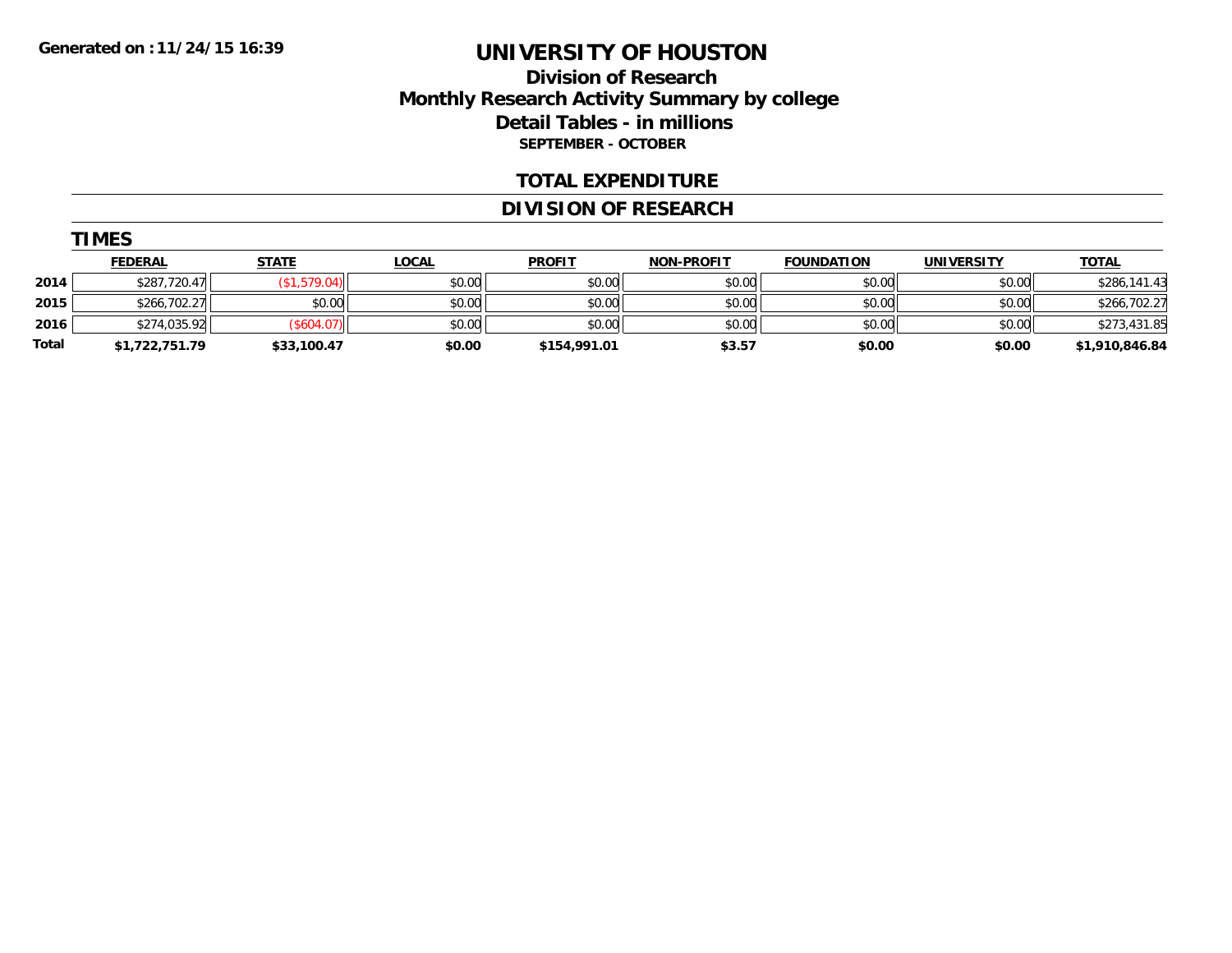Generated on :11/24/15 16:39

# UNIVERSITY OF HOUSTON

## Division of Research
## Monthly Research Activity Summary by college
## Detail Tables - in millions

**SEPTEMBER - OCTOBER**

## TOTAL EXPENDITURE

## DIVISION OF RESEARCH

### TIMES

| | FEDERAL | STATE | LOCAL | PROFIT | NON-PROFIT | FOUNDATION | UNIVERSITY | TOTAL |
|---|---|---|---|---|---|---|---|---|
| 2014 | $287,720.47 | ($1,579.04) | $0.00 | $0.00 | $0.00 | $0.00 | $0.00 | $286,141.43 |
| 2015 | $266,702.27 | $0.00 | $0.00 | $0.00 | $0.00 | $0.00 | $0.00 | $266,702.27 |
| 2016 | $274,035.92 | ($604.07) | $0.00 | $0.00 | $0.00 | $0.00 | $0.00 | $273,431.85 |
| **Total** | **$1,722,751.79** | **$33,100.47** | **$0.00** | **$154,991.01** | **$3.57** | **$0.00** | **$0.00** | **$1,910,846.84** |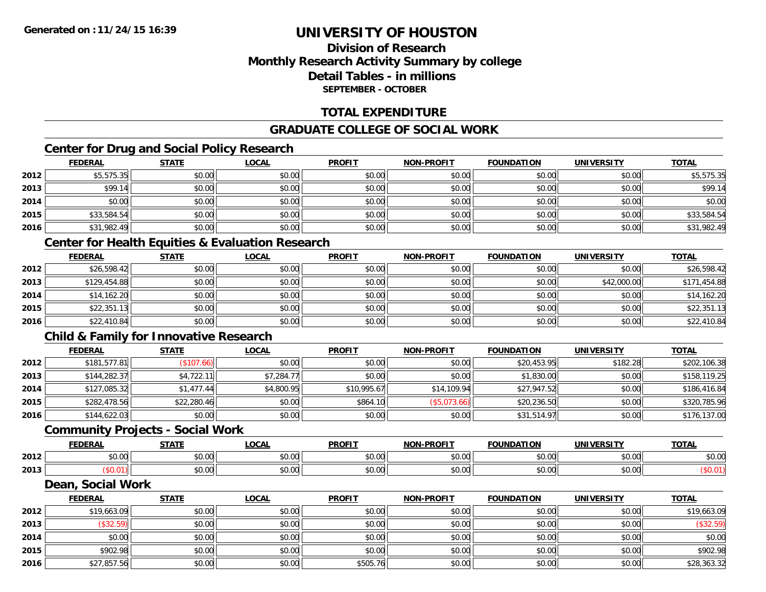# UNIVERSITY OF HOUSTON

## Division of Research
## Monthly Research Activity Summary by college
## Detail Tables - in millions
### SEPTEMBER - OCTOBER

Generated on : 11/24/15 16:39

## TOTAL EXPENDITURE

## GRADUATE COLLEGE OF SOCIAL WORK

### Center for Drug and Social Policy Research

| | FEDERAL | STATE | LOCAL | PROFIT | NON-PROFIT | FOUNDATION | UNIVERSITY | TOTAL |
|---|---|---|---|---|---|---|---|---|
| 2012 | $5,575.35 | $0.00 | $0.00 | $0.00 | $0.00 | $0.00 | $0.00 | $5,575.35 |
| 2013 | $99.14 | $0.00 | $0.00 | $0.00 | $0.00 | $0.00 | $0.00 | $99.14 |
| 2014 | $0.00 | $0.00 | $0.00 | $0.00 | $0.00 | $0.00 | $0.00 | $0.00 |
| 2015 | $33,584.54 | $0.00 | $0.00 | $0.00 | $0.00 | $0.00 | $0.00 | $33,584.54 |
| 2016 | $31,982.49 | $0.00 | $0.00 | $0.00 | $0.00 | $0.00 | $0.00 | $31,982.49 |

### Center for Health Equities & Evaluation Research

| | FEDERAL | STATE | LOCAL | PROFIT | NON-PROFIT | FOUNDATION | UNIVERSITY | TOTAL |
|---|---|---|---|---|---|---|---|---|
| 2012 | $26,598.42 | $0.00 | $0.00 | $0.00 | $0.00 | $0.00 | $0.00 | $26,598.42 |
| 2013 | $129,454.88 | $0.00 | $0.00 | $0.00 | $0.00 | $0.00 | $42,000.00 | $171,454.88 |
| 2014 | $14,162.20 | $0.00 | $0.00 | $0.00 | $0.00 | $0.00 | $0.00 | $14,162.20 |
| 2015 | $22,351.13 | $0.00 | $0.00 | $0.00 | $0.00 | $0.00 | $0.00 | $22,351.13 |
| 2016 | $22,410.84 | $0.00 | $0.00 | $0.00 | $0.00 | $0.00 | $0.00 | $22,410.84 |

### Child & Family for Innovative Research

| | FEDERAL | STATE | LOCAL | PROFIT | NON-PROFIT | FOUNDATION | UNIVERSITY | TOTAL |
|---|---|---|---|---|---|---|---|---|
| 2012 | $181,577.81 | ($107.66) | $0.00 | $0.00 | $0.00 | $20,453.95 | $182.28 | $202,106.38 |
| 2013 | $144,282.37 | $4,722.11 | $7,284.77 | $0.00 | $0.00 | $1,830.00 | $0.00 | $158,119.25 |
| 2014 | $127,085.32 | $1,477.44 | $4,800.95 | $10,995.67 | $14,109.94 | $27,947.52 | $0.00 | $186,416.84 |
| 2015 | $282,478.56 | $22,280.46 | $0.00 | $864.10 | ($5,073.66) | $20,236.50 | $0.00 | $320,785.96 |
| 2016 | $144,622.03 | $0.00 | $0.00 | $0.00 | $0.00 | $31,514.97 | $0.00 | $176,137.00 |

### Community Projects - Social Work

| | FEDERAL | STATE | LOCAL | PROFIT | NON-PROFIT | FOUNDATION | UNIVERSITY | TOTAL |
|---|---|---|---|---|---|---|---|---|
| 2012 | $0.00 | $0.00 | $0.00 | $0.00 | $0.00 | $0.00 | $0.00 | $0.00 |
| 2013 | ($0.01) | $0.00 | $0.00 | $0.00 | $0.00 | $0.00 | $0.00 | ($0.01) |

### Dean, Social Work

| | FEDERAL | STATE | LOCAL | PROFIT | NON-PROFIT | FOUNDATION | UNIVERSITY | TOTAL |
|---|---|---|---|---|---|---|---|---|
| 2012 | $19,663.09 | $0.00 | $0.00 | $0.00 | $0.00 | $0.00 | $0.00 | $19,663.09 |
| 2013 | ($32.59) | $0.00 | $0.00 | $0.00 | $0.00 | $0.00 | $0.00 | ($32.59) |
| 2014 | $0.00 | $0.00 | $0.00 | $0.00 | $0.00 | $0.00 | $0.00 | $0.00 |
| 2015 | $902.98 | $0.00 | $0.00 | $0.00 | $0.00 | $0.00 | $0.00 | $902.98 |
| 2016 | $27,857.56 | $0.00 | $0.00 | $505.76 | $0.00 | $0.00 | $0.00 | $28,363.32 |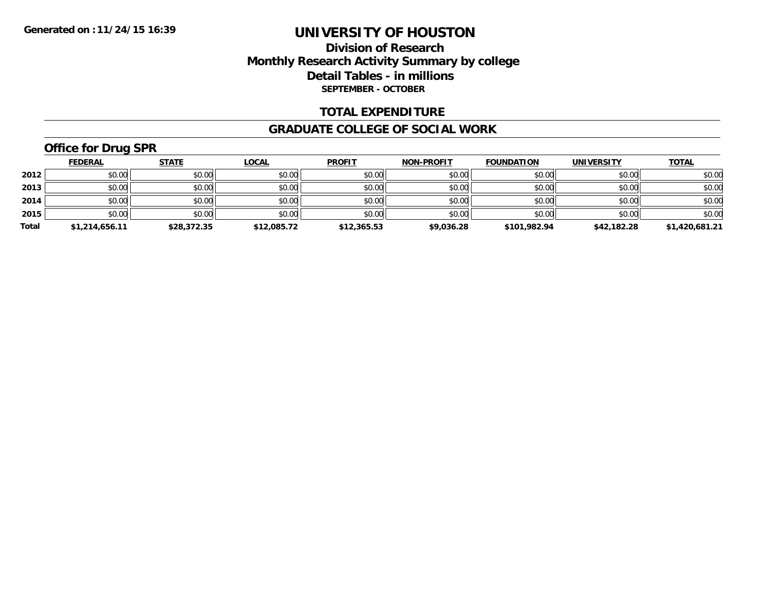Generated on :11/24/15 16:39

# UNIVERSITY OF HOUSTON

## Division of Research
## Monthly Research Activity Summary by college
## Detail Tables - in millions
### SEPTEMBER - OCTOBER

## TOTAL EXPENDITURE

## GRADUATE COLLEGE OF SOCIAL WORK

### Office for Drug SPR

| | FEDERAL | STATE | LOCAL | PROFIT | NON-PROFIT | FOUNDATION | UNIVERSITY | TOTAL |
|---|---|---|---|---|---|---|---|---|
| 2012 | $0.00 | $0.00 | $0.00 | $0.00 | $0.00 | $0.00 | $0.00 | $0.00 |
| 2013 | $0.00 | $0.00 | $0.00 | $0.00 | $0.00 | $0.00 | $0.00 | $0.00 |
| 2014 | $0.00 | $0.00 | $0.00 | $0.00 | $0.00 | $0.00 | $0.00 | $0.00 |
| 2015 | $0.00 | $0.00 | $0.00 | $0.00 | $0.00 | $0.00 | $0.00 | $0.00 |
| **Total** | **$1,214,656.11** | **$28,372.35** | **$12,085.72** | **$12,365.53** | **$9,036.28** | **$101,982.94** | **$42,182.28** | **$1,420,681.21** |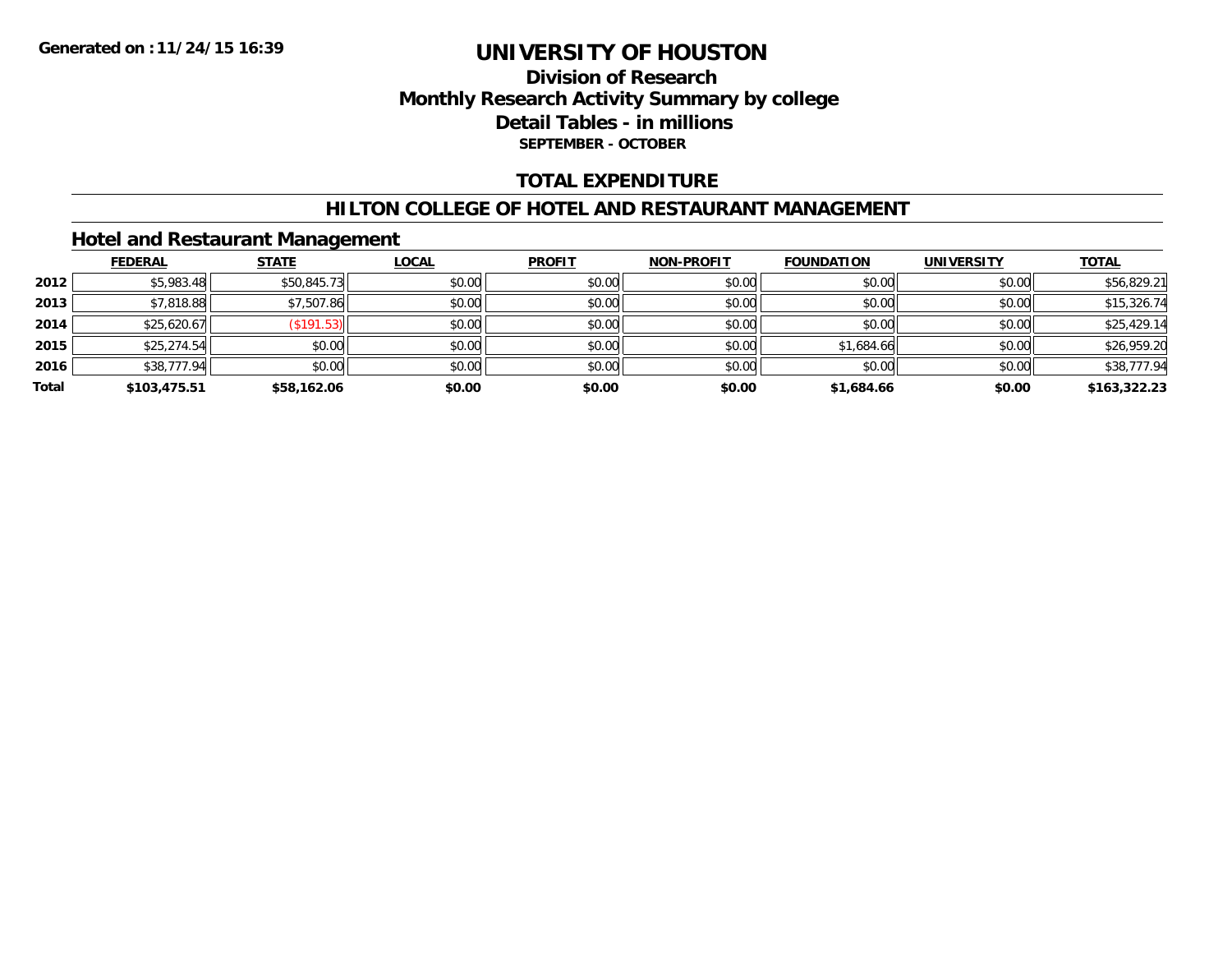**Generated on :11/24/15 16:39**

# UNIVERSITY OF HOUSTON

## Division of Research
## Monthly Research Activity Summary by college
## Detail Tables - in millions
### SEPTEMBER - OCTOBER

## TOTAL EXPENDITURE

## HILTON COLLEGE OF HOTEL AND RESTAURANT MANAGEMENT

### Hotel and Restaurant Management

| | FEDERAL | STATE | LOCAL | PROFIT | NON-PROFIT | FOUNDATION | UNIVERSITY | TOTAL |
|---|---|---|---|---|---|---|---|---|
| 2012 | $5,983.48 | $50,845.73 | $0.00 | $0.00 | $0.00 | $0.00 | $0.00 | $56,829.21 |
| 2013 | $7,818.88 | $7,507.86 | $0.00 | $0.00 | $0.00 | $0.00 | $0.00 | $15,326.74 |
| 2014 | $25,620.67 | ($191.53) | $0.00 | $0.00 | $0.00 | $0.00 | $0.00 | $25,429.14 |
| 2015 | $25,274.54 | $0.00 | $0.00 | $0.00 | $0.00 | $1,684.66 | $0.00 | $26,959.20 |
| 2016 | $38,777.94 | $0.00 | $0.00 | $0.00 | $0.00 | $0.00 | $0.00 | $38,777.94 |
| **Total** | **$103,475.51** | **$58,162.06** | **$0.00** | **$0.00** | **$0.00** | **$1,684.66** | **$0.00** | **$163,322.23** |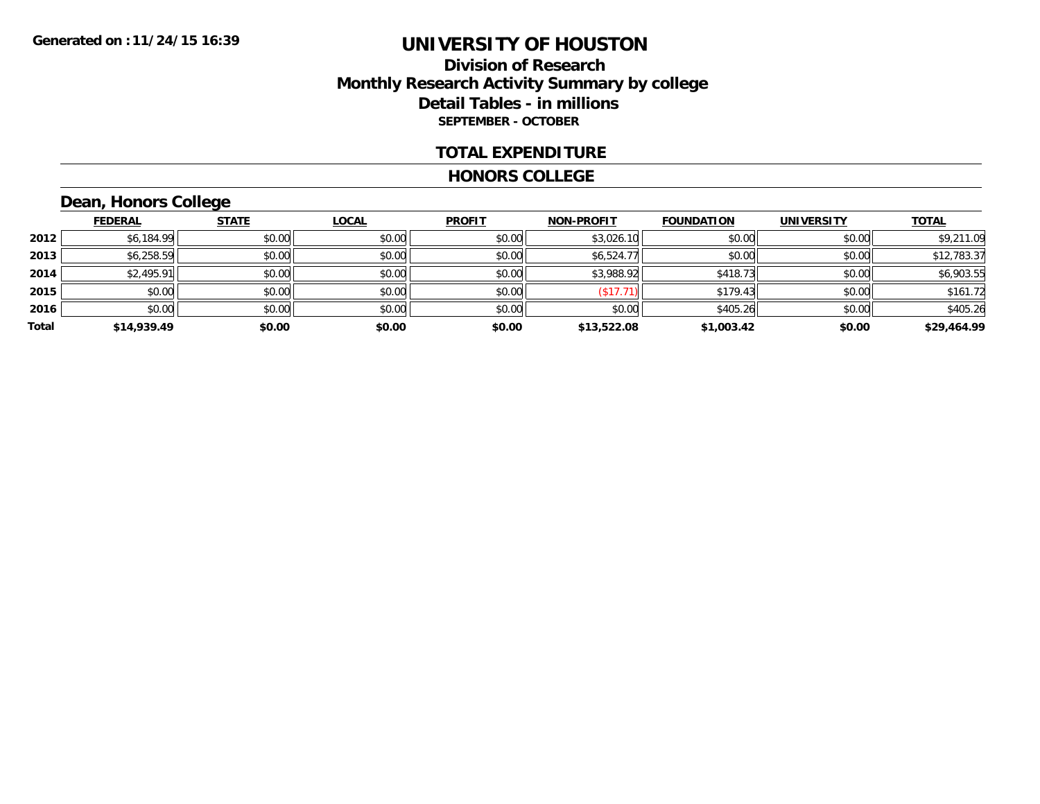Generated on :11/24/15 16:39

# UNIVERSITY OF HOUSTON

## Division of Research
## Monthly Research Activity Summary by college
## Detail Tables - in millions
### SEPTEMBER - OCTOBER

## TOTAL EXPENDITURE

## HONORS COLLEGE

### Dean, Honors College

| | FEDERAL | STATE | LOCAL | PROFIT | NON-PROFIT | FOUNDATION | UNIVERSITY | TOTAL |
|---|---|---|---|---|---|---|---|---|
| 2012 | $6,184.99 | $0.00 | $0.00 | $0.00 | $3,026.10 | $0.00 | $0.00 | $9,211.09 |
| 2013 | $6,258.59 | $0.00 | $0.00 | $0.00 | $6,524.77 | $0.00 | $0.00 | $12,783.37 |
| 2014 | $2,495.91 | $0.00 | $0.00 | $0.00 | $3,988.92 | $418.73 | $0.00 | $6,903.55 |
| 2015 | $0.00 | $0.00 | $0.00 | $0.00 | ($17.71) | $179.43 | $0.00 | $161.72 |
| 2016 | $0.00 | $0.00 | $0.00 | $0.00 | $0.00 | $405.26 | $0.00 | $405.26 |
| **Total** | **$14,939.49** | **$0.00** | **$0.00** | **$0.00** | **$13,522.08** | **$1,003.42** | **$0.00** | **$29,464.99** |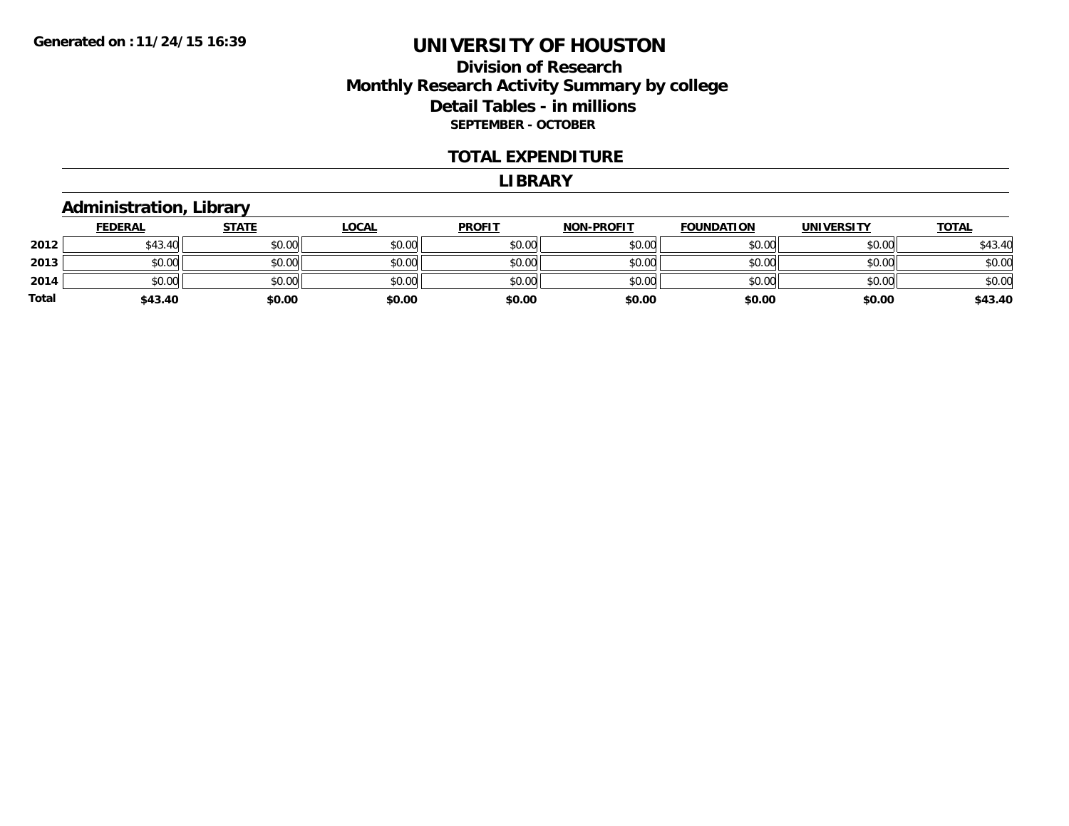# UNIVERSITY OF HOUSTON

## Division of Research
## Monthly Research Activity Summary by college
## Detail Tables - in millions
**SEPTEMBER - OCTOBER**

### TOTAL EXPENDITURE

### LIBRARY

#### Administration, Library

| | FEDERAL | STATE | LOCAL | PROFIT | NON-PROFIT | FOUNDATION | UNIVERSITY | TOTAL |
|---|---|---|---|---|---|---|---|---|
| **2012** | $43.40 | $0.00 | $0.00 | $0.00 | $0.00 | $0.00 | $0.00 | $43.40 |
| **2013** | $0.00 | $0.00 | $0.00 | $0.00 | $0.00 | $0.00 | $0.00 | $0.00 |
| **2014** | $0.00 | $0.00 | $0.00 | $0.00 | $0.00 | $0.00 | $0.00 | $0.00 |
| **Total** | **$43.40** | **$0.00** | **$0.00** | **$0.00** | **$0.00** | **$0.00** | **$0.00** | **$43.40** |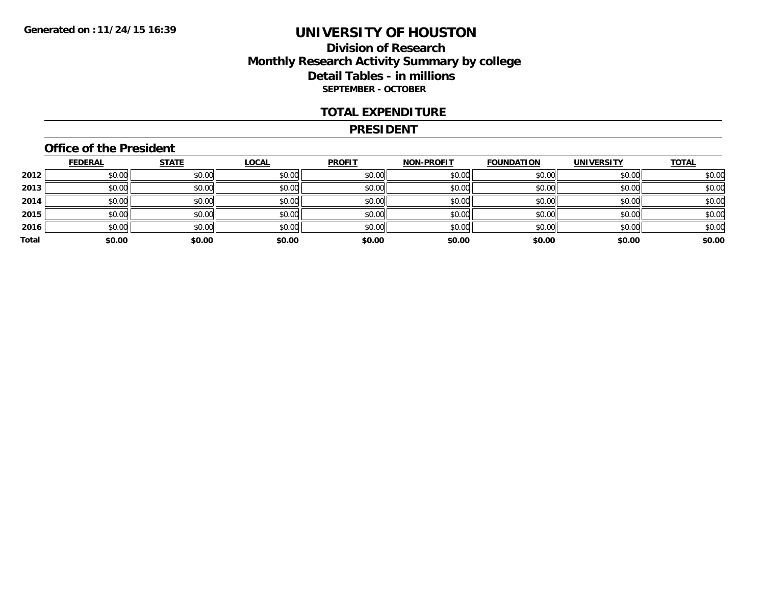Generated on :11/24/15 16:39

# UNIVERSITY OF HOUSTON

## Division of Research
## Monthly Research Activity Summary by college
## Detail Tables - in millions
### SEPTEMBER - OCTOBER

## TOTAL EXPENDITURE

## PRESIDENT

### Office of the President

| | FEDERAL | STATE | LOCAL | PROFIT | NON-PROFIT | FOUNDATION | UNIVERSITY | TOTAL |
|---|---|---|---|---|---|---|---|---|
| 2012 | $0.00 | $0.00 | $0.00 | $0.00 | $0.00 | $0.00 | $0.00 | $0.00 |
| 2013 | $0.00 | $0.00 | $0.00 | $0.00 | $0.00 | $0.00 | $0.00 | $0.00 |
| 2014 | $0.00 | $0.00 | $0.00 | $0.00 | $0.00 | $0.00 | $0.00 | $0.00 |
| 2015 | $0.00 | $0.00 | $0.00 | $0.00 | $0.00 | $0.00 | $0.00 | $0.00 |
| 2016 | $0.00 | $0.00 | $0.00 | $0.00 | $0.00 | $0.00 | $0.00 | $0.00 |
| **Total** | **$0.00** | **$0.00** | **$0.00** | **$0.00** | **$0.00** | **$0.00** | **$0.00** | **$0.00** |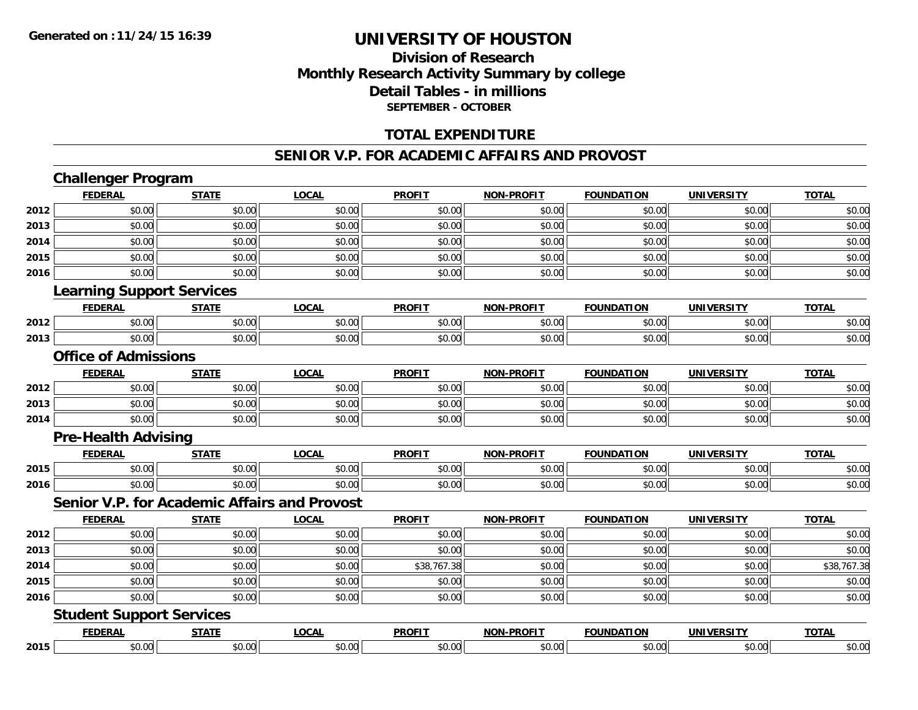# UNIVERSITY OF HOUSTON

## Division of Research
## Monthly Research Activity Summary by college
## Detail Tables - in millions
### SEPTEMBER - OCTOBER

## TOTAL EXPENDITURE

## SENIOR V.P. FOR ACADEMIC AFFAIRS AND PROVOST

### Challenger Program

| | FEDERAL | STATE | LOCAL | PROFIT | NON-PROFIT | FOUNDATION | UNIVERSITY | TOTAL |
|---|---|---|---|---|---|---|---|---|
| 2012 | $0.00 | $0.00 | $0.00 | $0.00 | $0.00 | $0.00 | $0.00 | $0.00 |
| 2013 | $0.00 | $0.00 | $0.00 | $0.00 | $0.00 | $0.00 | $0.00 | $0.00 |
| 2014 | $0.00 | $0.00 | $0.00 | $0.00 | $0.00 | $0.00 | $0.00 | $0.00 |
| 2015 | $0.00 | $0.00 | $0.00 | $0.00 | $0.00 | $0.00 | $0.00 | $0.00 |
| 2016 | $0.00 | $0.00 | $0.00 | $0.00 | $0.00 | $0.00 | $0.00 | $0.00 |

### Learning Support Services

| | FEDERAL | STATE | LOCAL | PROFIT | NON-PROFIT | FOUNDATION | UNIVERSITY | TOTAL |
|---|---|---|---|---|---|---|---|---|
| 2012 | $0.00 | $0.00 | $0.00 | $0.00 | $0.00 | $0.00 | $0.00 | $0.00 |
| 2013 | $0.00 | $0.00 | $0.00 | $0.00 | $0.00 | $0.00 | $0.00 | $0.00 |

### Office of Admissions

| | FEDERAL | STATE | LOCAL | PROFIT | NON-PROFIT | FOUNDATION | UNIVERSITY | TOTAL |
|---|---|---|---|---|---|---|---|---|
| 2012 | $0.00 | $0.00 | $0.00 | $0.00 | $0.00 | $0.00 | $0.00 | $0.00 |
| 2013 | $0.00 | $0.00 | $0.00 | $0.00 | $0.00 | $0.00 | $0.00 | $0.00 |
| 2014 | $0.00 | $0.00 | $0.00 | $0.00 | $0.00 | $0.00 | $0.00 | $0.00 |

### Pre-Health Advising

| | FEDERAL | STATE | LOCAL | PROFIT | NON-PROFIT | FOUNDATION | UNIVERSITY | TOTAL |
|---|---|---|---|---|---|---|---|---|
| 2015 | $0.00 | $0.00 | $0.00 | $0.00 | $0.00 | $0.00 | $0.00 | $0.00 |
| 2016 | $0.00 | $0.00 | $0.00 | $0.00 | $0.00 | $0.00 | $0.00 | $0.00 |

### Senior V.P. for Academic Affairs and Provost

| | FEDERAL | STATE | LOCAL | PROFIT | NON-PROFIT | FOUNDATION | UNIVERSITY | TOTAL |
|---|---|---|---|---|---|---|---|---|
| 2012 | $0.00 | $0.00 | $0.00 | $0.00 | $0.00 | $0.00 | $0.00 | $0.00 |
| 2013 | $0.00 | $0.00 | $0.00 | $0.00 | $0.00 | $0.00 | $0.00 | $0.00 |
| 2014 | $0.00 | $0.00 | $0.00 | $38,767.38 | $0.00 | $0.00 | $0.00 | $38,767.38 |
| 2015 | $0.00 | $0.00 | $0.00 | $0.00 | $0.00 | $0.00 | $0.00 | $0.00 |
| 2016 | $0.00 | $0.00 | $0.00 | $0.00 | $0.00 | $0.00 | $0.00 | $0.00 |

### Student Support Services

| | FEDERAL | STATE | LOCAL | PROFIT | NON-PROFIT | FOUNDATION | UNIVERSITY | TOTAL |
|---|---|---|---|---|---|---|---|---|
| 2015 | $0.00 | $0.00 | $0.00 | $0.00 | $0.00 | $0.00 | $0.00 | $0.00 |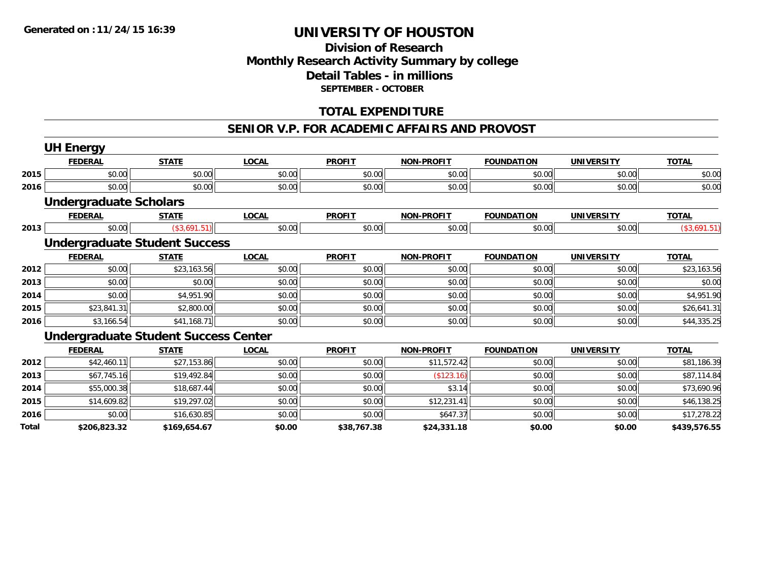**Generated on :11/24/15 16:39**

# UNIVERSITY OF HOUSTON

## Division of Research
## Monthly Research Activity Summary by college
## Detail Tables - in millions
### SEPTEMBER - OCTOBER

## TOTAL EXPENDITURE

## SENIOR V.P. FOR ACADEMIC AFFAIRS AND PROVOST

### UH Energy

| | FEDERAL | STATE | LOCAL | PROFIT | NON-PROFIT | FOUNDATION | UNIVERSITY | TOTAL |
|---|---|---|---|---|---|---|---|---|
| 2015 | $0.00 | $0.00 | $0.00 | $0.00 | $0.00 | $0.00 | $0.00 | $0.00 |
| 2016 | $0.00 | $0.00 | $0.00 | $0.00 | $0.00 | $0.00 | $0.00 | $0.00 |

### Undergraduate Scholars

| | FEDERAL | STATE | LOCAL | PROFIT | NON-PROFIT | FOUNDATION | UNIVERSITY | TOTAL |
|---|---|---|---|---|---|---|---|---|
| 2013 | $0.00 | ($3,691.51) | $0.00 | $0.00 | $0.00 | $0.00 | $0.00 | ($3,691.51) |

### Undergraduate Student Success

| | FEDERAL | STATE | LOCAL | PROFIT | NON-PROFIT | FOUNDATION | UNIVERSITY | TOTAL |
|---|---|---|---|---|---|---|---|---|
| 2012 | $0.00 | $23,163.56 | $0.00 | $0.00 | $0.00 | $0.00 | $0.00 | $23,163.56 |
| 2013 | $0.00 | $0.00 | $0.00 | $0.00 | $0.00 | $0.00 | $0.00 | $0.00 |
| 2014 | $0.00 | $4,951.90 | $0.00 | $0.00 | $0.00 | $0.00 | $0.00 | $4,951.90 |
| 2015 | $23,841.31 | $2,800.00 | $0.00 | $0.00 | $0.00 | $0.00 | $0.00 | $26,641.31 |
| 2016 | $3,166.54 | $41,168.71 | $0.00 | $0.00 | $0.00 | $0.00 | $0.00 | $44,335.25 |

### Undergraduate Student Success Center

| | FEDERAL | STATE | LOCAL | PROFIT | NON-PROFIT | FOUNDATION | UNIVERSITY | TOTAL |
|---|---|---|---|---|---|---|---|---|
| 2012 | $42,460.11 | $27,153.86 | $0.00 | $0.00 | $11,572.42 | $0.00 | $0.00 | $81,186.39 |
| 2013 | $67,745.16 | $19,492.84 | $0.00 | $0.00 | ($123.16) | $0.00 | $0.00 | $87,114.84 |
| 2014 | $55,000.38 | $18,687.44 | $0.00 | $0.00 | $3.14 | $0.00 | $0.00 | $73,690.96 |
| 2015 | $14,609.82 | $19,297.02 | $0.00 | $0.00 | $12,231.41 | $0.00 | $0.00 | $46,138.25 |
| 2016 | $0.00 | $16,630.85 | $0.00 | $0.00 | $647.37 | $0.00 | $0.00 | $17,278.22 |
| **Total** | **$206,823.32** | **$169,654.67** | **$0.00** | **$38,767.38** | **$24,331.18** | **$0.00** | **$0.00** | **$439,576.55** |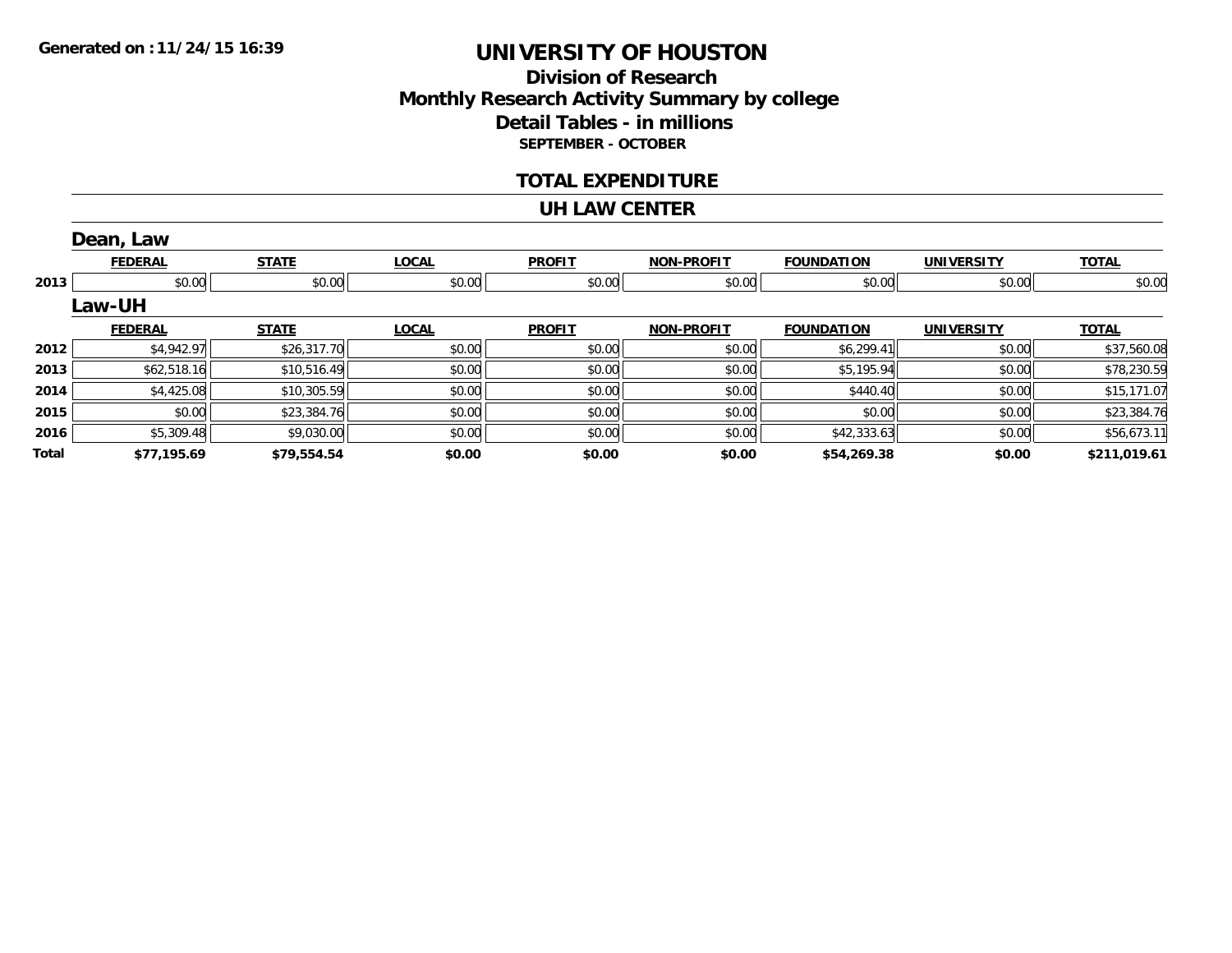Generated on :11/24/15 16:39

# UNIVERSITY OF HOUSTON

## Division of Research
## Monthly Research Activity Summary by college
## Detail Tables - in millions
### SEPTEMBER - OCTOBER

## TOTAL EXPENDITURE

## UH LAW CENTER

### Dean, Law

| | FEDERAL | STATE | LOCAL | PROFIT | NON-PROFIT | FOUNDATION | UNIVERSITY | TOTAL |
|---|---|---|---|---|---|---|---|---|
| 2013 | $0.00 | $0.00 | $0.00 | $0.00 | $0.00 | $0.00 | $0.00 | $0.00 |

### Law-UH

| | FEDERAL | STATE | LOCAL | PROFIT | NON-PROFIT | FOUNDATION | UNIVERSITY | TOTAL |
|---|---|---|---|---|---|---|---|---|
| 2012 | $4,942.97 | $26,317.70 | $0.00 | $0.00 | $0.00 | $6,299.41 | $0.00 | $37,560.08 |
| 2013 | $62,518.16 | $10,516.49 | $0.00 | $0.00 | $0.00 | $5,195.94 | $0.00 | $78,230.59 |
| 2014 | $4,425.08 | $10,305.59 | $0.00 | $0.00 | $0.00 | $440.40 | $0.00 | $15,171.07 |
| 2015 | $0.00 | $23,384.76 | $0.00 | $0.00 | $0.00 | $0.00 | $0.00 | $23,384.76 |
| 2016 | $5,309.48 | $9,030.00 | $0.00 | $0.00 | $0.00 | $42,333.63 | $0.00 | $56,673.11 |
| **Total** | **$77,195.69** | **$79,554.54** | **$0.00** | **$0.00** | **$0.00** | **$54,269.38** | **$0.00** | **$211,019.61** |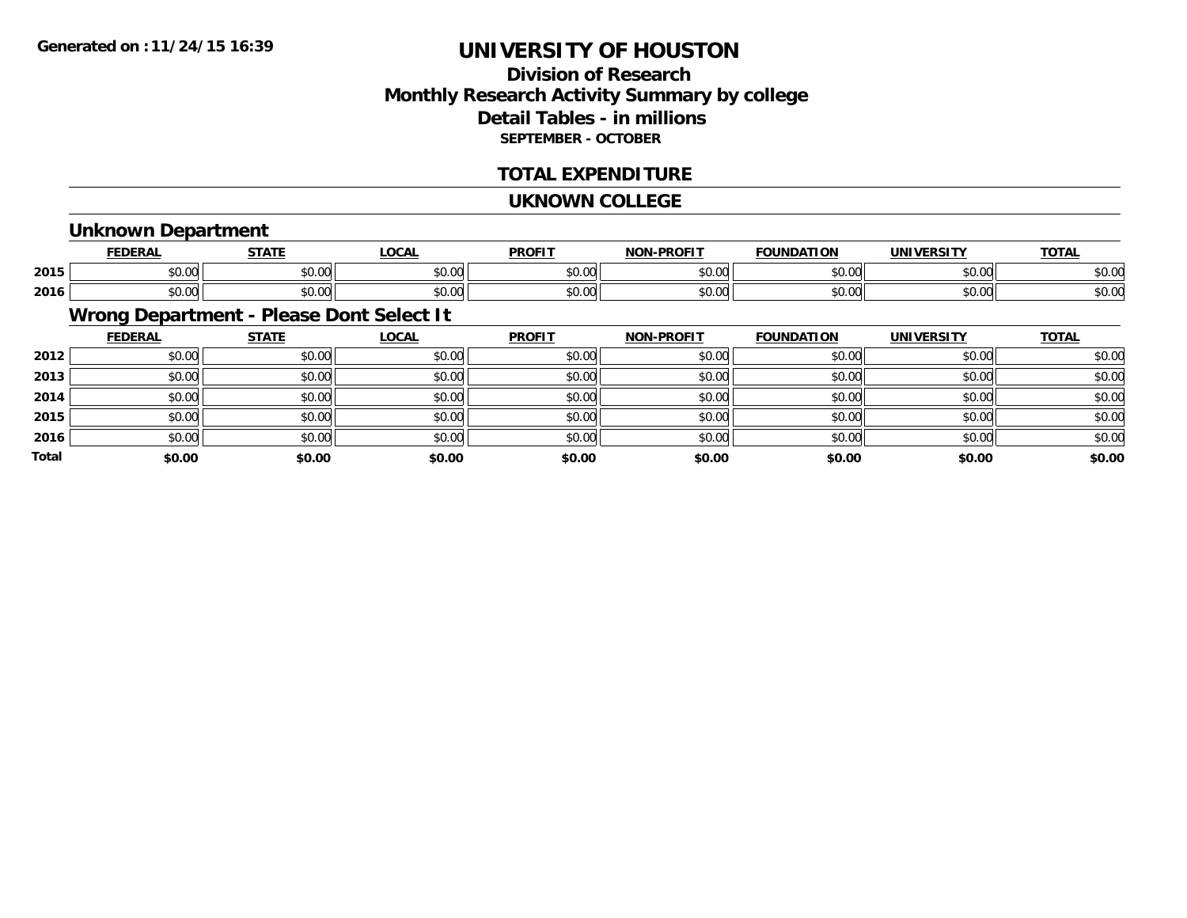Generated on :11/24/15 16:39

# UNIVERSITY OF HOUSTON

## Division of Research
## Monthly Research Activity Summary by college
## Detail Tables - in millions
### SEPTEMBER - OCTOBER

## TOTAL EXPENDITURE

## UKNOWN COLLEGE

### Unknown Department

| | FEDERAL | STATE | LOCAL | PROFIT | NON-PROFIT | FOUNDATION | UNIVERSITY | TOTAL |
|---|---|---|---|---|---|---|---|---|
| 2015 | $0.00 | $0.00 | $0.00 | $0.00 | $0.00 | $0.00 | $0.00 | $0.00 |
| 2016 | $0.00 | $0.00 | $0.00 | $0.00 | $0.00 | $0.00 | $0.00 | $0.00 |

### Wrong Department - Please Dont Select It

| | FEDERAL | STATE | LOCAL | PROFIT | NON-PROFIT | FOUNDATION | UNIVERSITY | TOTAL |
|---|---|---|---|---|---|---|---|---|
| 2012 | $0.00 | $0.00 | $0.00 | $0.00 | $0.00 | $0.00 | $0.00 | $0.00 |
| 2013 | $0.00 | $0.00 | $0.00 | $0.00 | $0.00 | $0.00 | $0.00 | $0.00 |
| 2014 | $0.00 | $0.00 | $0.00 | $0.00 | $0.00 | $0.00 | $0.00 | $0.00 |
| 2015 | $0.00 | $0.00 | $0.00 | $0.00 | $0.00 | $0.00 | $0.00 | $0.00 |
| 2016 | $0.00 | $0.00 | $0.00 | $0.00 | $0.00 | $0.00 | $0.00 | $0.00 |
| **Total** | **$0.00** | **$0.00** | **$0.00** | **$0.00** | **$0.00** | **$0.00** | **$0.00** | **$0.00** |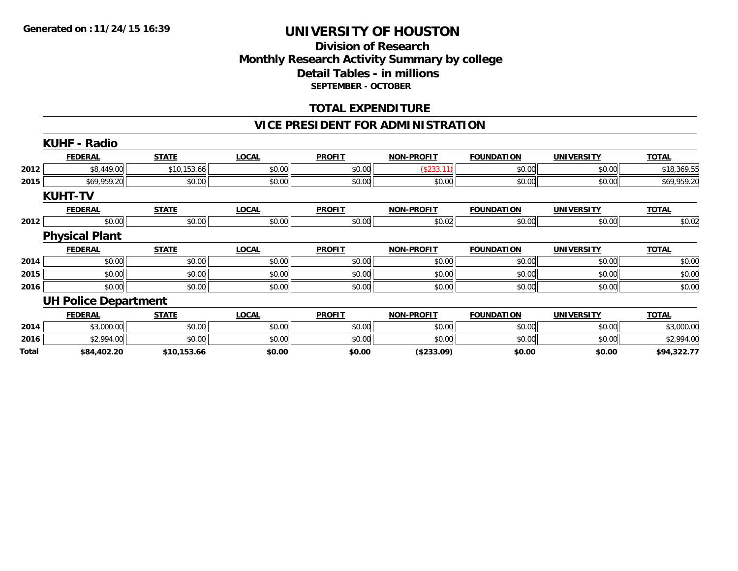**Generated on :11/24/15 16:39**

# UNIVERSITY OF HOUSTON

## Division of Research
## Monthly Research Activity Summary by college
## Detail Tables - in millions
### SEPTEMBER - OCTOBER

## TOTAL EXPENDITURE

## VICE PRESIDENT FOR ADMINISTRATION

### KUHF - Radio

| | FEDERAL | STATE | LOCAL | PROFIT | NON-PROFIT | FOUNDATION | UNIVERSITY | TOTAL |
|---|---|---|---|---|---|---|---|---|
| 2012 | $8,449.00 | $10,153.66 | $0.00 | $0.00 | ($233.11) | $0.00 | $0.00 | $18,369.55 |
| 2015 | $69,959.20 | $0.00 | $0.00 | $0.00 | $0.00 | $0.00 | $0.00 | $69,959.20 |

### KUHT-TV

| | FEDERAL | STATE | LOCAL | PROFIT | NON-PROFIT | FOUNDATION | UNIVERSITY | TOTAL |
|---|---|---|---|---|---|---|---|---|
| 2012 | $0.00 | $0.00 | $0.00 | $0.00 | $0.02 | $0.00 | $0.00 | $0.02 |

### Physical Plant

| | FEDERAL | STATE | LOCAL | PROFIT | NON-PROFIT | FOUNDATION | UNIVERSITY | TOTAL |
|---|---|---|---|---|---|---|---|---|
| 2014 | $0.00 | $0.00 | $0.00 | $0.00 | $0.00 | $0.00 | $0.00 | $0.00 |
| 2015 | $0.00 | $0.00 | $0.00 | $0.00 | $0.00 | $0.00 | $0.00 | $0.00 |
| 2016 | $0.00 | $0.00 | $0.00 | $0.00 | $0.00 | $0.00 | $0.00 | $0.00 |

### UH Police Department

| | FEDERAL | STATE | LOCAL | PROFIT | NON-PROFIT | FOUNDATION | UNIVERSITY | TOTAL |
|---|---|---|---|---|---|---|---|---|
| 2014 | $3,000.00 | $0.00 | $0.00 | $0.00 | $0.00 | $0.00 | $0.00 | $3,000.00 |
| 2016 | $2,994.00 | $0.00 | $0.00 | $0.00 | $0.00 | $0.00 | $0.00 | $2,994.00 |
| **Total** | **$84,402.20** | **$10,153.66** | **$0.00** | **$0.00** | **($233.09)** | **$0.00** | **$0.00** | **$94,322.77** |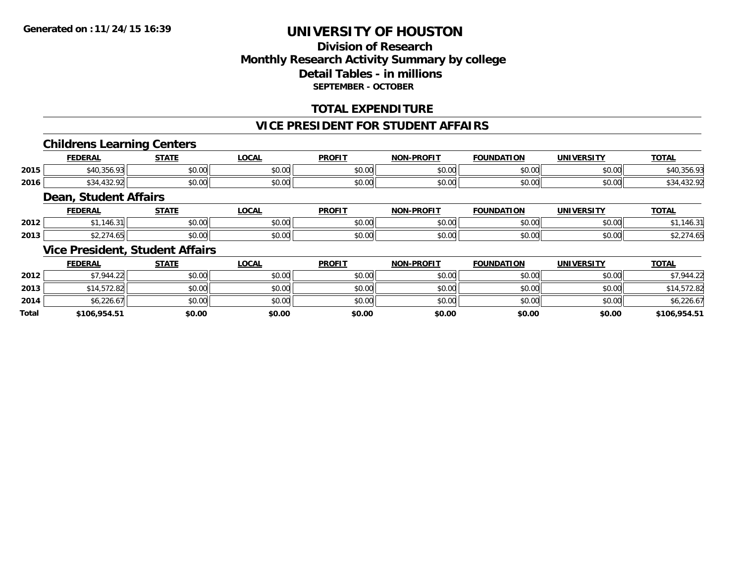**Generated on :11/24/15 16:39**

# UNIVERSITY OF HOUSTON

## Division of Research
## Monthly Research Activity Summary by college
## Detail Tables - in millions
### SEPTEMBER - OCTOBER

## TOTAL EXPENDITURE

## VICE PRESIDENT FOR STUDENT AFFAIRS

### Childrens Learning Centers

| | FEDERAL | STATE | LOCAL | PROFIT | NON-PROFIT | FOUNDATION | UNIVERSITY | TOTAL |
|---|---|---|---|---|---|---|---|---|
| 2015 | $40,356.93 | $0.00 | $0.00 | $0.00 | $0.00 | $0.00 | $0.00 | $40,356.93 |
| 2016 | $34,432.92 | $0.00 | $0.00 | $0.00 | $0.00 | $0.00 | $0.00 | $34,432.92 |

### Dean, Student Affairs

| | FEDERAL | STATE | LOCAL | PROFIT | NON-PROFIT | FOUNDATION | UNIVERSITY | TOTAL |
|---|---|---|---|---|---|---|---|---|
| 2012 | $1,146.31 | $0.00 | $0.00 | $0.00 | $0.00 | $0.00 | $0.00 | $1,146.31 |
| 2013 | $2,274.65 | $0.00 | $0.00 | $0.00 | $0.00 | $0.00 | $0.00 | $2,274.65 |

### Vice President, Student Affairs

| | FEDERAL | STATE | LOCAL | PROFIT | NON-PROFIT | FOUNDATION | UNIVERSITY | TOTAL |
|---|---|---|---|---|---|---|---|---|
| 2012 | $7,944.22 | $0.00 | $0.00 | $0.00 | $0.00 | $0.00 | $0.00 | $7,944.22 |
| 2013 | $14,572.82 | $0.00 | $0.00 | $0.00 | $0.00 | $0.00 | $0.00 | $14,572.82 |
| 2014 | $6,226.67 | $0.00 | $0.00 | $0.00 | $0.00 | $0.00 | $0.00 | $6,226.67 |
| **Total** | **$106,954.51** | **$0.00** | **$0.00** | **$0.00** | **$0.00** | **$0.00** | **$0.00** | **$106,954.51** |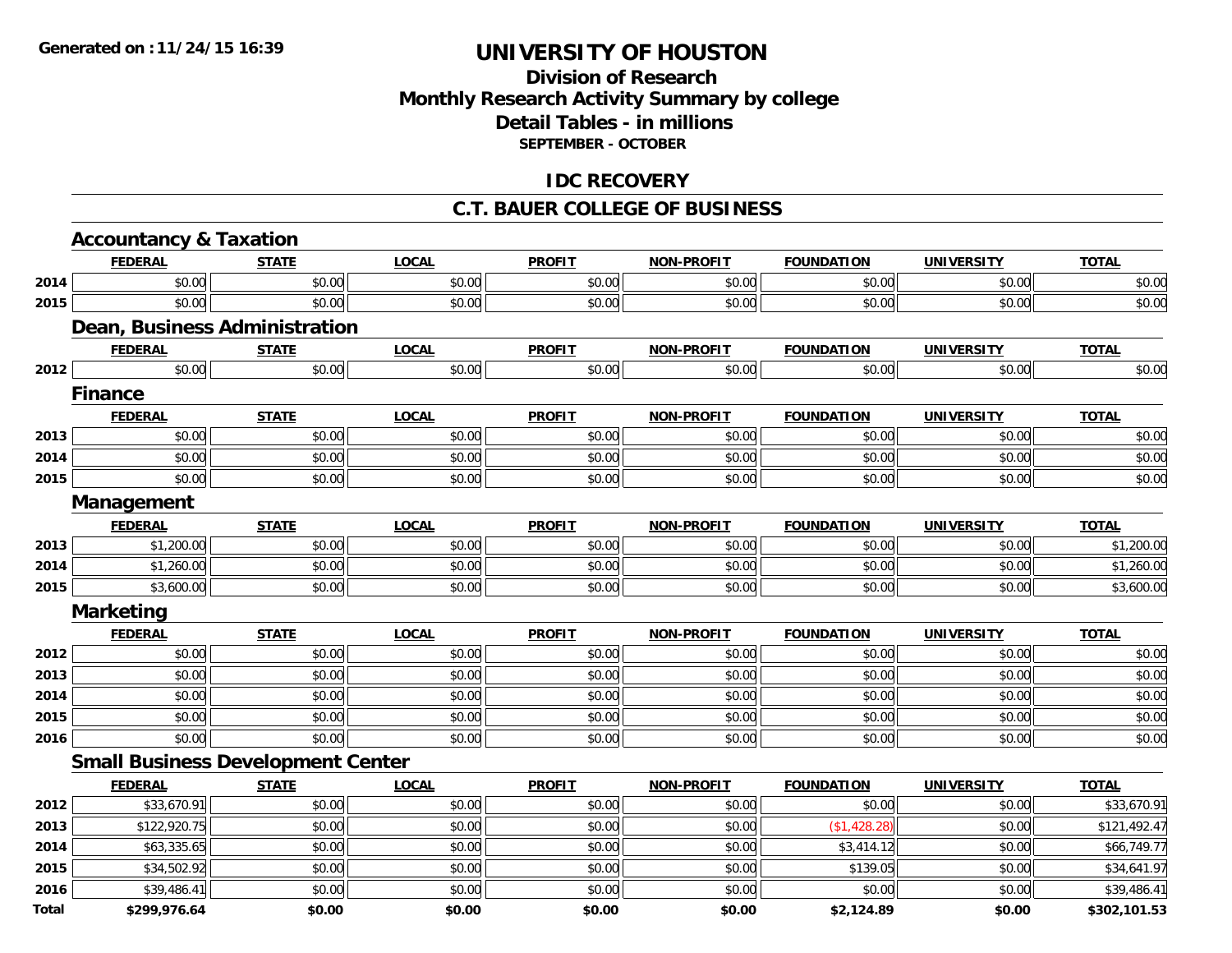# UNIVERSITY OF HOUSTON

## Division of Research
## Monthly Research Activity Summary by college
## Detail Tables - in millions
### SEPTEMBER - OCTOBER

## IDC RECOVERY

## C.T. BAUER COLLEGE OF BUSINESS

### Accountancy & Taxation

| | FEDERAL | STATE | LOCAL | PROFIT | NON-PROFIT | FOUNDATION | UNIVERSITY | TOTAL |
|---|---|---|---|---|---|---|---|---|
| 2014 | $0.00 | $0.00 | $0.00 | $0.00 | $0.00 | $0.00 | $0.00 | $0.00 |
| 2015 | $0.00 | $0.00 | $0.00 | $0.00 | $0.00 | $0.00 | $0.00 | $0.00 |

### Dean, Business Administration

| | FEDERAL | STATE | LOCAL | PROFIT | NON-PROFIT | FOUNDATION | UNIVERSITY | TOTAL |
|---|---|---|---|---|---|---|---|---|
| 2012 | $0.00 | $0.00 | $0.00 | $0.00 | $0.00 | $0.00 | $0.00 | $0.00 |

### Finance

| | FEDERAL | STATE | LOCAL | PROFIT | NON-PROFIT | FOUNDATION | UNIVERSITY | TOTAL |
|---|---|---|---|---|---|---|---|---|
| 2013 | $0.00 | $0.00 | $0.00 | $0.00 | $0.00 | $0.00 | $0.00 | $0.00 |
| 2014 | $0.00 | $0.00 | $0.00 | $0.00 | $0.00 | $0.00 | $0.00 | $0.00 |
| 2015 | $0.00 | $0.00 | $0.00 | $0.00 | $0.00 | $0.00 | $0.00 | $0.00 |

### Management

| | FEDERAL | STATE | LOCAL | PROFIT | NON-PROFIT | FOUNDATION | UNIVERSITY | TOTAL |
|---|---|---|---|---|---|---|---|---|
| 2013 | $1,200.00 | $0.00 | $0.00 | $0.00 | $0.00 | $0.00 | $0.00 | $1,200.00 |
| 2014 | $1,260.00 | $0.00 | $0.00 | $0.00 | $0.00 | $0.00 | $0.00 | $1,260.00 |
| 2015 | $3,600.00 | $0.00 | $0.00 | $0.00 | $0.00 | $0.00 | $0.00 | $3,600.00 |

### Marketing

| | FEDERAL | STATE | LOCAL | PROFIT | NON-PROFIT | FOUNDATION | UNIVERSITY | TOTAL |
|---|---|---|---|---|---|---|---|---|
| 2012 | $0.00 | $0.00 | $0.00 | $0.00 | $0.00 | $0.00 | $0.00 | $0.00 |
| 2013 | $0.00 | $0.00 | $0.00 | $0.00 | $0.00 | $0.00 | $0.00 | $0.00 |
| 2014 | $0.00 | $0.00 | $0.00 | $0.00 | $0.00 | $0.00 | $0.00 | $0.00 |
| 2015 | $0.00 | $0.00 | $0.00 | $0.00 | $0.00 | $0.00 | $0.00 | $0.00 |
| 2016 | $0.00 | $0.00 | $0.00 | $0.00 | $0.00 | $0.00 | $0.00 | $0.00 |

### Small Business Development Center

| | FEDERAL | STATE | LOCAL | PROFIT | NON-PROFIT | FOUNDATION | UNIVERSITY | TOTAL |
|---|---|---|---|---|---|---|---|---|
| 2012 | $33,670.91 | $0.00 | $0.00 | $0.00 | $0.00 | $0.00 | $0.00 | $33,670.91 |
| 2013 | $122,920.75 | $0.00 | $0.00 | $0.00 | $0.00 | ($1,428.28) | $0.00 | $121,492.47 |
| 2014 | $63,335.65 | $0.00 | $0.00 | $0.00 | $0.00 | $3,414.12 | $0.00 | $66,749.77 |
| 2015 | $34,502.92 | $0.00 | $0.00 | $0.00 | $0.00 | $139.05 | $0.00 | $34,641.97 |
| 2016 | $39,486.41 | $0.00 | $0.00 | $0.00 | $0.00 | $0.00 | $0.00 | $39,486.41 |
| **Total** | **$299,976.64** | **$0.00** | **$0.00** | **$0.00** | **$0.00** | **$2,124.89** | **$0.00** | **$302,101.53** |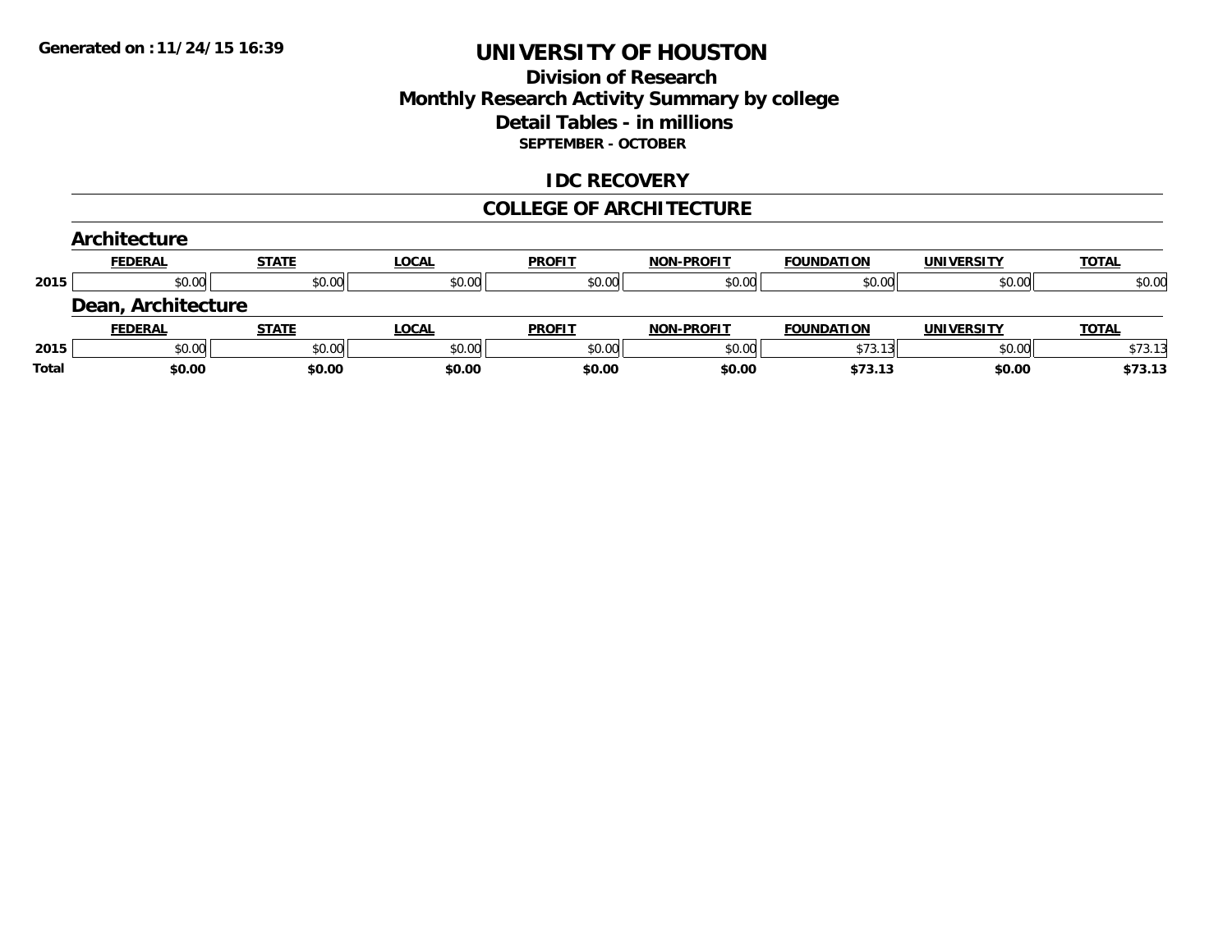Generated on :11/24/15 16:39

# UNIVERSITY OF HOUSTON

## Division of Research
## Monthly Research Activity Summary by college
## Detail Tables - in millions
### SEPTEMBER - OCTOBER

### IDC RECOVERY

### COLLEGE OF ARCHITECTURE

#### Architecture

| | FEDERAL | STATE | LOCAL | PROFIT | NON-PROFIT | FOUNDATION | UNIVERSITY | TOTAL |
|---|---|---|---|---|---|---|---|---|
| 2015 | $0.00 | $0.00 | $0.00 | $0.00 | $0.00 | $0.00 | $0.00 | $0.00 |

#### Dean, Architecture

| | FEDERAL | STATE | LOCAL | PROFIT | NON-PROFIT | FOUNDATION | UNIVERSITY | TOTAL |
|---|---|---|---|---|---|---|---|---|
| 2015 | $0.00 | $0.00 | $0.00 | $0.00 | $0.00 | $73.13 | $0.00 | $73.13 |
| **Total** | **$0.00** | **$0.00** | **$0.00** | **$0.00** | **$0.00** | **$73.13** | **$0.00** | **$73.13** |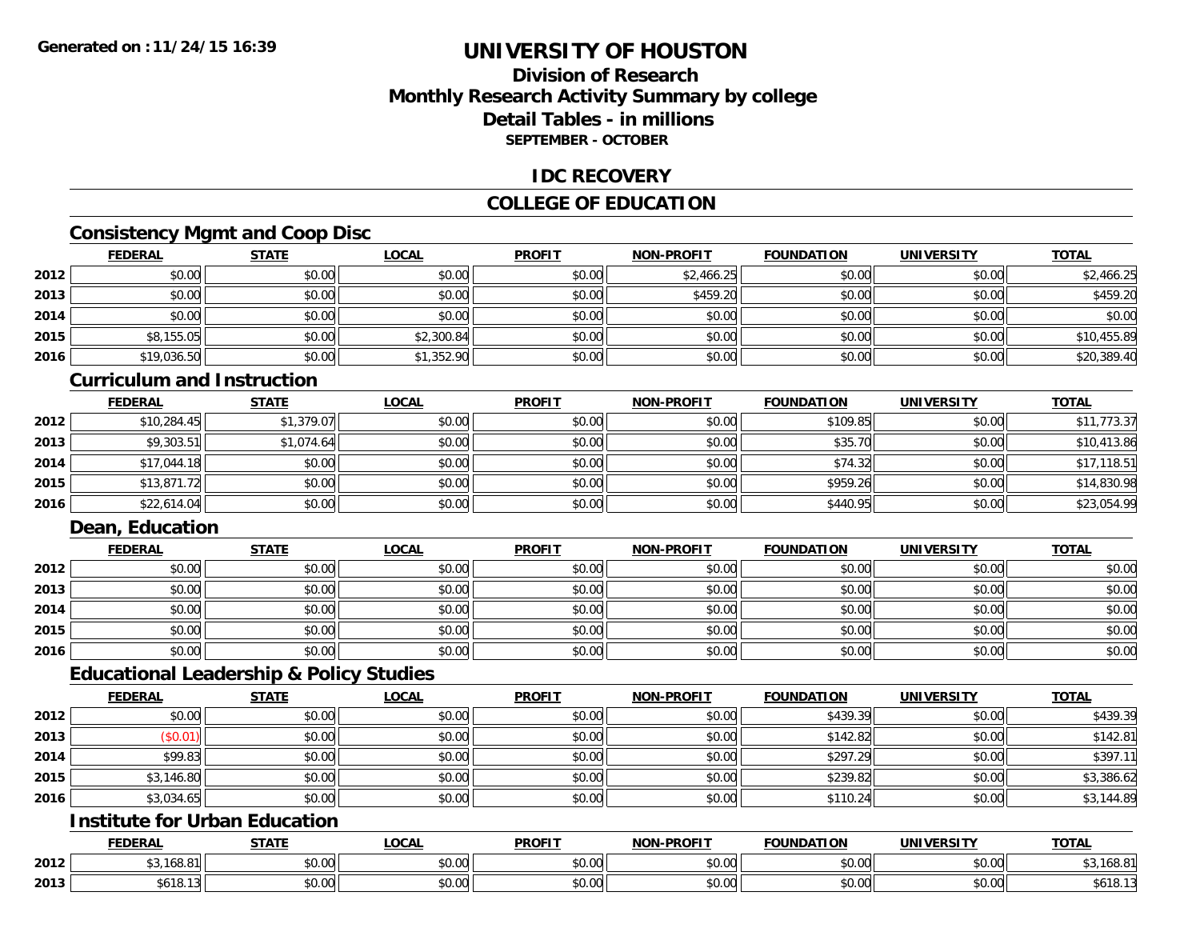# UNIVERSITY OF HOUSTON

## Division of Research
## Monthly Research Activity Summary by college
## Detail Tables - in millions
### SEPTEMBER - OCTOBER

## IDC RECOVERY

## COLLEGE OF EDUCATION

### Consistency Mgmt and Coop Disc

| | FEDERAL | STATE | LOCAL | PROFIT | NON-PROFIT | FOUNDATION | UNIVERSITY | TOTAL |
|---|---|---|---|---|---|---|---|---|
| 2012 | $0.00 | $0.00 | $0.00 | $0.00 | $2,466.25 | $0.00 | $0.00 | $2,466.25 |
| 2013 | $0.00 | $0.00 | $0.00 | $0.00 | $459.20 | $0.00 | $0.00 | $459.20 |
| 2014 | $0.00 | $0.00 | $0.00 | $0.00 | $0.00 | $0.00 | $0.00 | $0.00 |
| 2015 | $8,155.05 | $0.00 | $2,300.84 | $0.00 | $0.00 | $0.00 | $0.00 | $10,455.89 |
| 2016 | $19,036.50 | $0.00 | $1,352.90 | $0.00 | $0.00 | $0.00 | $0.00 | $20,389.40 |

### Curriculum and Instruction

| | FEDERAL | STATE | LOCAL | PROFIT | NON-PROFIT | FOUNDATION | UNIVERSITY | TOTAL |
|---|---|---|---|---|---|---|---|---|
| 2012 | $10,284.45 | $1,379.07 | $0.00 | $0.00 | $0.00 | $109.85 | $0.00 | $11,773.37 |
| 2013 | $9,303.51 | $1,074.64 | $0.00 | $0.00 | $0.00 | $35.70 | $0.00 | $10,413.86 |
| 2014 | $17,044.18 | $0.00 | $0.00 | $0.00 | $0.00 | $74.32 | $0.00 | $17,118.51 |
| 2015 | $13,871.72 | $0.00 | $0.00 | $0.00 | $0.00 | $959.26 | $0.00 | $14,830.98 |
| 2016 | $22,614.04 | $0.00 | $0.00 | $0.00 | $0.00 | $440.95 | $0.00 | $23,054.99 |

### Dean, Education

| | FEDERAL | STATE | LOCAL | PROFIT | NON-PROFIT | FOUNDATION | UNIVERSITY | TOTAL |
|---|---|---|---|---|---|---|---|---|
| 2012 | $0.00 | $0.00 | $0.00 | $0.00 | $0.00 | $0.00 | $0.00 | $0.00 |
| 2013 | $0.00 | $0.00 | $0.00 | $0.00 | $0.00 | $0.00 | $0.00 | $0.00 |
| 2014 | $0.00 | $0.00 | $0.00 | $0.00 | $0.00 | $0.00 | $0.00 | $0.00 |
| 2015 | $0.00 | $0.00 | $0.00 | $0.00 | $0.00 | $0.00 | $0.00 | $0.00 |
| 2016 | $0.00 | $0.00 | $0.00 | $0.00 | $0.00 | $0.00 | $0.00 | $0.00 |

### Educational Leadership & Policy Studies

| | FEDERAL | STATE | LOCAL | PROFIT | NON-PROFIT | FOUNDATION | UNIVERSITY | TOTAL |
|---|---|---|---|---|---|---|---|---|
| 2012 | $0.00 | $0.00 | $0.00 | $0.00 | $0.00 | $439.39 | $0.00 | $439.39 |
| 2013 | ($0.01) | $0.00 | $0.00 | $0.00 | $0.00 | $142.82 | $0.00 | $142.81 |
| 2014 | $99.83 | $0.00 | $0.00 | $0.00 | $0.00 | $297.29 | $0.00 | $397.11 |
| 2015 | $3,146.80 | $0.00 | $0.00 | $0.00 | $0.00 | $239.82 | $0.00 | $3,386.62 |
| 2016 | $3,034.65 | $0.00 | $0.00 | $0.00 | $0.00 | $110.24 | $0.00 | $3,144.89 |

### Institute for Urban Education

| | FEDERAL | STATE | LOCAL | PROFIT | NON-PROFIT | FOUNDATION | UNIVERSITY | TOTAL |
|---|---|---|---|---|---|---|---|---|
| 2012 | $3,168.81 | $0.00 | $0.00 | $0.00 | $0.00 | $0.00 | $0.00 | $3,168.81 |
| 2013 | $618.13 | $0.00 | $0.00 | $0.00 | $0.00 | $0.00 | $0.00 | $618.13 |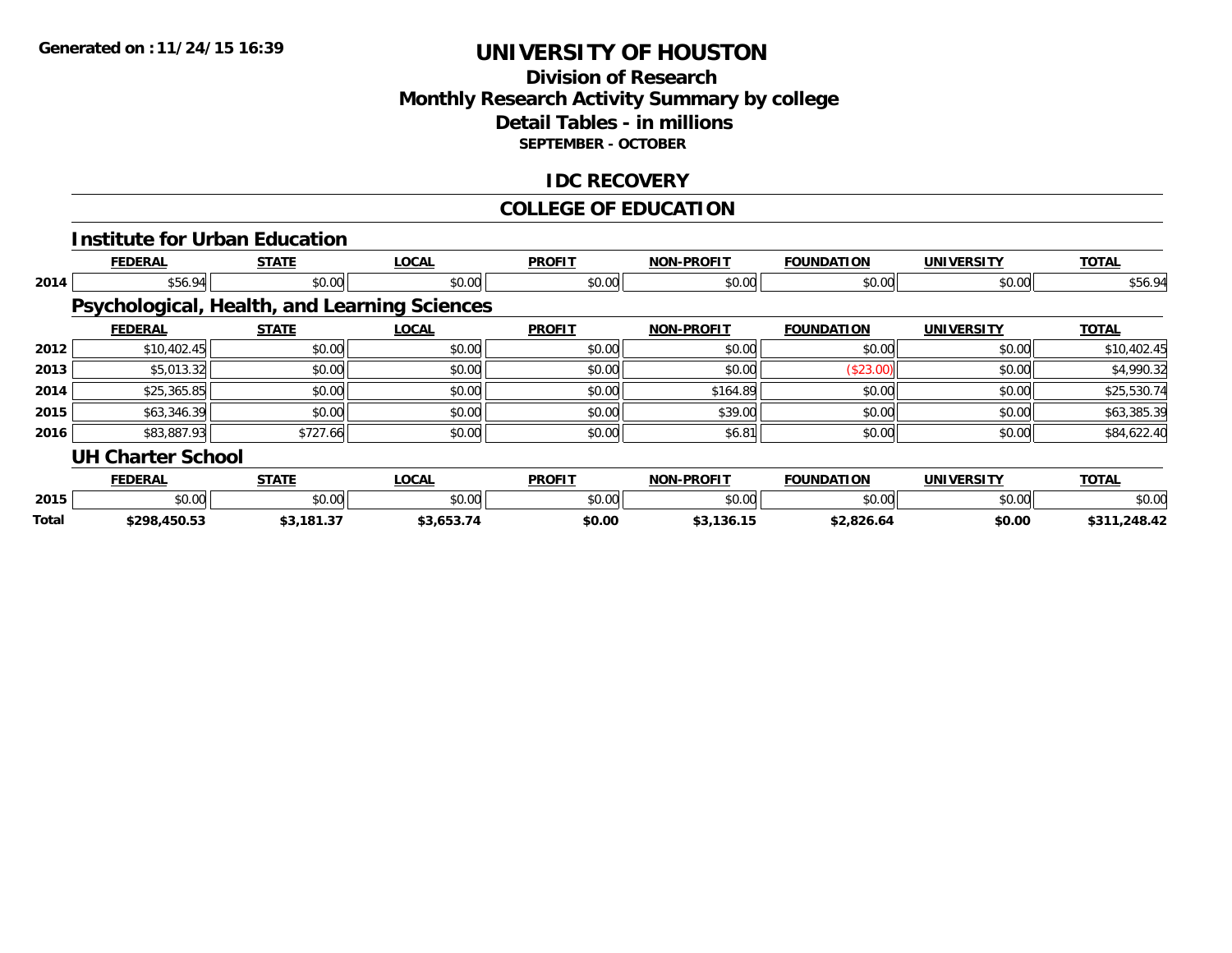**Generated on :11/24/15 16:39**

# UNIVERSITY OF HOUSTON

## Division of Research
## Monthly Research Activity Summary by college
## Detail Tables - in millions
### SEPTEMBER - OCTOBER

## IDC RECOVERY

## COLLEGE OF EDUCATION

### Institute for Urban Education

| | FEDERAL | STATE | LOCAL | PROFIT | NON-PROFIT | FOUNDATION | UNIVERSITY | TOTAL |
|---|---|---|---|---|---|---|---|---|
| 2014 | $56.94 | $0.00 | $0.00 | $0.00 | $0.00 | $0.00 | $0.00 | $56.94 |

### Psychological, Health, and Learning Sciences

| | FEDERAL | STATE | LOCAL | PROFIT | NON-PROFIT | FOUNDATION | UNIVERSITY | TOTAL |
|---|---|---|---|---|---|---|---|---|
| 2012 | $10,402.45 | $0.00 | $0.00 | $0.00 | $0.00 | $0.00 | $0.00 | $10,402.45 |
| 2013 | $5,013.32 | $0.00 | $0.00 | $0.00 | $0.00 | ($23.00) | $0.00 | $4,990.32 |
| 2014 | $25,365.85 | $0.00 | $0.00 | $0.00 | $164.89 | $0.00 | $0.00 | $25,530.74 |
| 2015 | $63,346.39 | $0.00 | $0.00 | $0.00 | $39.00 | $0.00 | $0.00 | $63,385.39 |
| 2016 | $83,887.93 | $727.66 | $0.00 | $0.00 | $6.81 | $0.00 | $0.00 | $84,622.40 |

### UH Charter School

| | FEDERAL | STATE | LOCAL | PROFIT | NON-PROFIT | FOUNDATION | UNIVERSITY | TOTAL |
|---|---|---|---|---|---|---|---|---|
| 2015 | $0.00 | $0.00 | $0.00 | $0.00 | $0.00 | $0.00 | $0.00 | $0.00 |
| **Total** | **$298,450.53** | **$3,181.37** | **$3,653.74** | **$0.00** | **$3,136.15** | **$2,826.64** | **$0.00** | **$311,248.42** |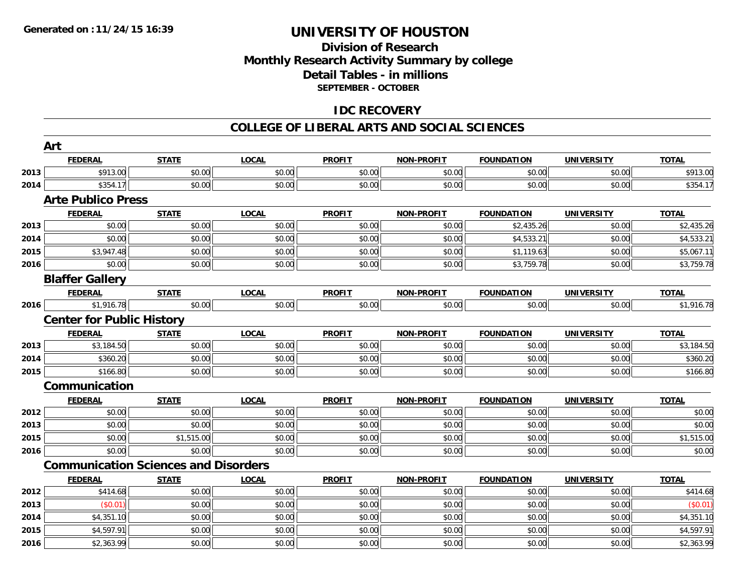# UNIVERSITY OF HOUSTON

## Division of Research
## Monthly Research Activity Summary by college
## Detail Tables - in millions
### SEPTEMBER - OCTOBER

## IDC RECOVERY

## COLLEGE OF LIBERAL ARTS AND SOCIAL SCIENCES

### Art

| | FEDERAL | STATE | LOCAL | PROFIT | NON-PROFIT | FOUNDATION | UNIVERSITY | TOTAL |
|---|---|---|---|---|---|---|---|---|
| 2013 | $913.00 | $0.00 | $0.00 | $0.00 | $0.00 | $0.00 | $0.00 | $913.00 |
| 2014 | $354.17 | $0.00 | $0.00 | $0.00 | $0.00 | $0.00 | $0.00 | $354.17 |

### Arte Publico Press

| | FEDERAL | STATE | LOCAL | PROFIT | NON-PROFIT | FOUNDATION | UNIVERSITY | TOTAL |
|---|---|---|---|---|---|---|---|---|
| 2013 | $0.00 | $0.00 | $0.00 | $0.00 | $0.00 | $2,435.26 | $0.00 | $2,435.26 |
| 2014 | $0.00 | $0.00 | $0.00 | $0.00 | $0.00 | $4,533.21 | $0.00 | $4,533.21 |
| 2015 | $3,947.48 | $0.00 | $0.00 | $0.00 | $0.00 | $1,119.63 | $0.00 | $5,067.11 |
| 2016 | $0.00 | $0.00 | $0.00 | $0.00 | $0.00 | $3,759.78 | $0.00 | $3,759.78 |

### Blaffer Gallery

| | FEDERAL | STATE | LOCAL | PROFIT | NON-PROFIT | FOUNDATION | UNIVERSITY | TOTAL |
|---|---|---|---|---|---|---|---|---|
| 2016 | $1,916.78 | $0.00 | $0.00 | $0.00 | $0.00 | $0.00 | $0.00 | $1,916.78 |

### Center for Public History

| | FEDERAL | STATE | LOCAL | PROFIT | NON-PROFIT | FOUNDATION | UNIVERSITY | TOTAL |
|---|---|---|---|---|---|---|---|---|
| 2013 | $3,184.50 | $0.00 | $0.00 | $0.00 | $0.00 | $0.00 | $0.00 | $3,184.50 |
| 2014 | $360.20 | $0.00 | $0.00 | $0.00 | $0.00 | $0.00 | $0.00 | $360.20 |
| 2015 | $166.80 | $0.00 | $0.00 | $0.00 | $0.00 | $0.00 | $0.00 | $166.80 |

### Communication

| | FEDERAL | STATE | LOCAL | PROFIT | NON-PROFIT | FOUNDATION | UNIVERSITY | TOTAL |
|---|---|---|---|---|---|---|---|---|
| 2012 | $0.00 | $0.00 | $0.00 | $0.00 | $0.00 | $0.00 | $0.00 | $0.00 |
| 2013 | $0.00 | $0.00 | $0.00 | $0.00 | $0.00 | $0.00 | $0.00 | $0.00 |
| 2015 | $0.00 | $1,515.00 | $0.00 | $0.00 | $0.00 | $0.00 | $0.00 | $1,515.00 |
| 2016 | $0.00 | $0.00 | $0.00 | $0.00 | $0.00 | $0.00 | $0.00 | $0.00 |

### Communication Sciences and Disorders

| | FEDERAL | STATE | LOCAL | PROFIT | NON-PROFIT | FOUNDATION | UNIVERSITY | TOTAL |
|---|---|---|---|---|---|---|---|---|
| 2012 | $414.68 | $0.00 | $0.00 | $0.00 | $0.00 | $0.00 | $0.00 | $414.68 |
| 2013 | ($0.01) | $0.00 | $0.00 | $0.00 | $0.00 | $0.00 | $0.00 | ($0.01) |
| 2014 | $4,351.10 | $0.00 | $0.00 | $0.00 | $0.00 | $0.00 | $0.00 | $4,351.10 |
| 2015 | $4,597.91 | $0.00 | $0.00 | $0.00 | $0.00 | $0.00 | $0.00 | $4,597.91 |
| 2016 | $2,363.99 | $0.00 | $0.00 | $0.00 | $0.00 | $0.00 | $0.00 | $2,363.99 |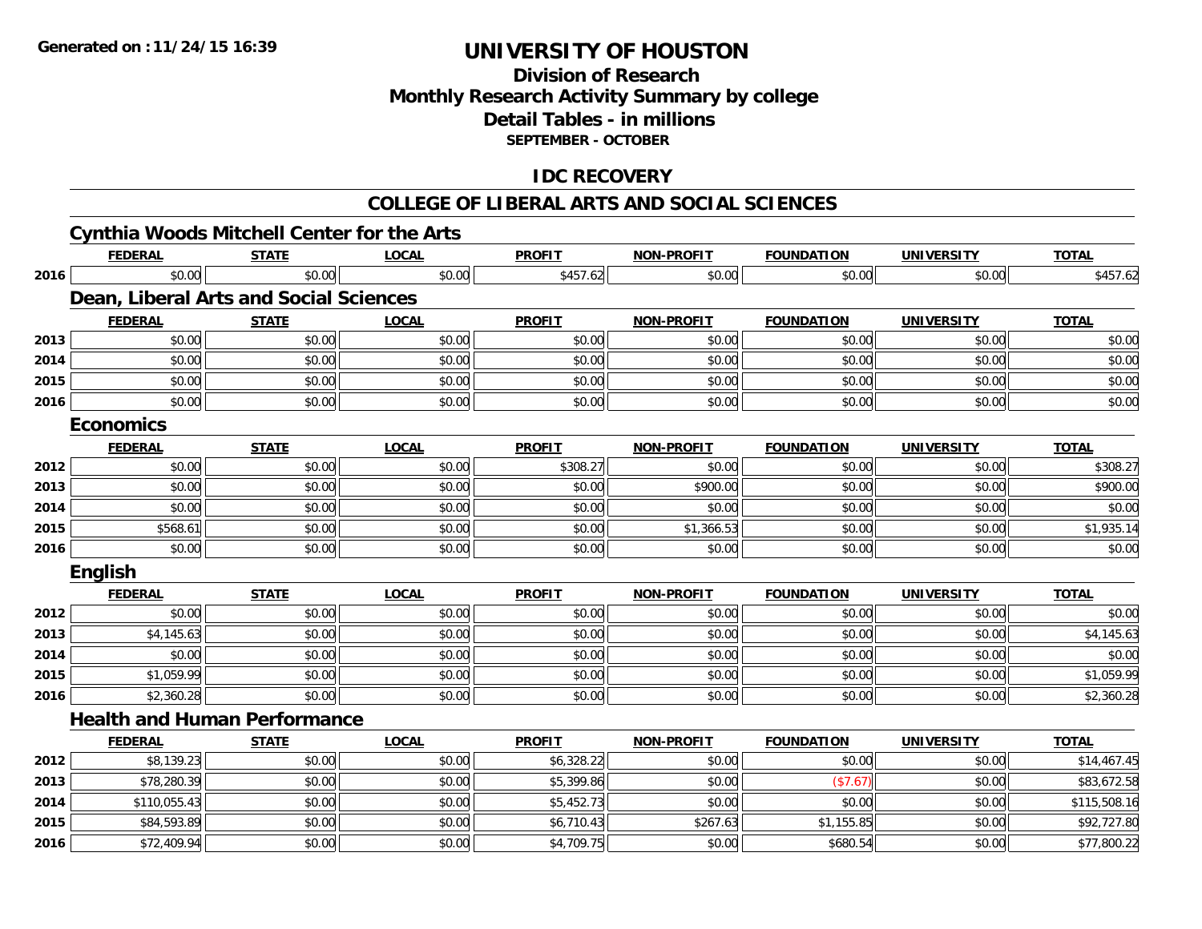# UNIVERSITY OF HOUSTON

## Division of Research
## Monthly Research Activity Summary by college
## Detail Tables - in millions
### SEPTEMBER - OCTOBER

## IDC RECOVERY

## COLLEGE OF LIBERAL ARTS AND SOCIAL SCIENCES

### Cynthia Woods Mitchell Center for the Arts

| | FEDERAL | STATE | LOCAL | PROFIT | NON-PROFIT | FOUNDATION | UNIVERSITY | TOTAL |
|---|---|---|---|---|---|---|---|---|
| 2016 | $0.00 | $0.00 | $0.00 | $457.62 | $0.00 | $0.00 | $0.00 | $457.62 |

### Dean, Liberal Arts and Social Sciences

| | FEDERAL | STATE | LOCAL | PROFIT | NON-PROFIT | FOUNDATION | UNIVERSITY | TOTAL |
|---|---|---|---|---|---|---|---|---|
| 2013 | $0.00 | $0.00 | $0.00 | $0.00 | $0.00 | $0.00 | $0.00 | $0.00 |
| 2014 | $0.00 | $0.00 | $0.00 | $0.00 | $0.00 | $0.00 | $0.00 | $0.00 |
| 2015 | $0.00 | $0.00 | $0.00 | $0.00 | $0.00 | $0.00 | $0.00 | $0.00 |
| 2016 | $0.00 | $0.00 | $0.00 | $0.00 | $0.00 | $0.00 | $0.00 | $0.00 |

### Economics

| | FEDERAL | STATE | LOCAL | PROFIT | NON-PROFIT | FOUNDATION | UNIVERSITY | TOTAL |
|---|---|---|---|---|---|---|---|---|
| 2012 | $0.00 | $0.00 | $0.00 | $308.27 | $0.00 | $0.00 | $0.00 | $308.27 |
| 2013 | $0.00 | $0.00 | $0.00 | $0.00 | $900.00 | $0.00 | $0.00 | $900.00 |
| 2014 | $0.00 | $0.00 | $0.00 | $0.00 | $0.00 | $0.00 | $0.00 | $0.00 |
| 2015 | $568.61 | $0.00 | $0.00 | $0.00 | $1,366.53 | $0.00 | $0.00 | $1,935.14 |
| 2016 | $0.00 | $0.00 | $0.00 | $0.00 | $0.00 | $0.00 | $0.00 | $0.00 |

### English

| | FEDERAL | STATE | LOCAL | PROFIT | NON-PROFIT | FOUNDATION | UNIVERSITY | TOTAL |
|---|---|---|---|---|---|---|---|---|
| 2012 | $0.00 | $0.00 | $0.00 | $0.00 | $0.00 | $0.00 | $0.00 | $0.00 |
| 2013 | $4,145.63 | $0.00 | $0.00 | $0.00 | $0.00 | $0.00 | $0.00 | $4,145.63 |
| 2014 | $0.00 | $0.00 | $0.00 | $0.00 | $0.00 | $0.00 | $0.00 | $0.00 |
| 2015 | $1,059.99 | $0.00 | $0.00 | $0.00 | $0.00 | $0.00 | $0.00 | $1,059.99 |
| 2016 | $2,360.28 | $0.00 | $0.00 | $0.00 | $0.00 | $0.00 | $0.00 | $2,360.28 |

### Health and Human Performance

| | FEDERAL | STATE | LOCAL | PROFIT | NON-PROFIT | FOUNDATION | UNIVERSITY | TOTAL |
|---|---|---|---|---|---|---|---|---|
| 2012 | $8,139.23 | $0.00 | $0.00 | $6,328.22 | $0.00 | $0.00 | $0.00 | $14,467.45 |
| 2013 | $78,280.39 | $0.00 | $0.00 | $5,399.86 | $0.00 | ($7.67) | $0.00 | $83,672.58 |
| 2014 | $110,055.43 | $0.00 | $0.00 | $5,452.73 | $0.00 | $0.00 | $0.00 | $115,508.16 |
| 2015 | $84,593.89 | $0.00 | $0.00 | $6,710.43 | $267.63 | $1,155.85 | $0.00 | $92,727.80 |
| 2016 | $72,409.94 | $0.00 | $0.00 | $4,709.75 | $0.00 | $680.54 | $0.00 | $77,800.22 |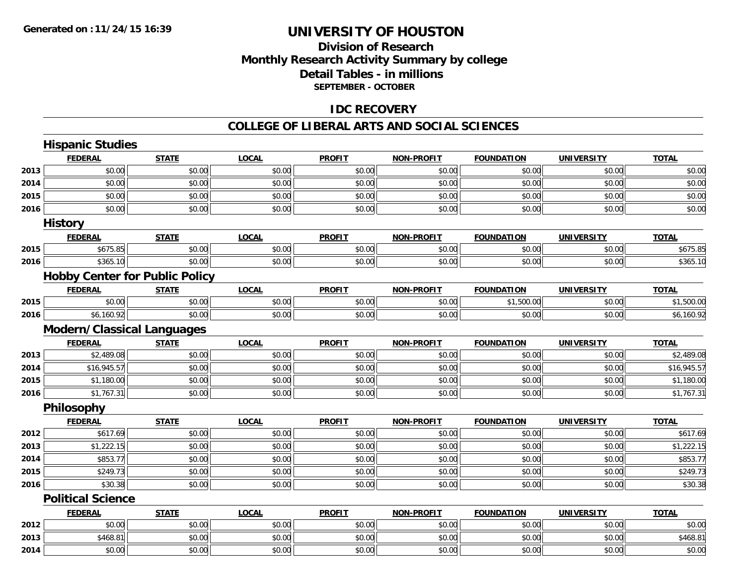# UNIVERSITY OF HOUSTON

## Division of Research
## Monthly Research Activity Summary by college
## Detail Tables - in millions
**SEPTEMBER - OCTOBER**

## IDC RECOVERY

## COLLEGE OF LIBERAL ARTS AND SOCIAL SCIENCES

### Hispanic Studies

| | FEDERAL | STATE | LOCAL | PROFIT | NON-PROFIT | FOUNDATION | UNIVERSITY | TOTAL |
|---|---|---|---|---|---|---|---|---|
| 2013 | $0.00 | $0.00 | $0.00 | $0.00 | $0.00 | $0.00 | $0.00 | $0.00 |
| 2014 | $0.00 | $0.00 | $0.00 | $0.00 | $0.00 | $0.00 | $0.00 | $0.00 |
| 2015 | $0.00 | $0.00 | $0.00 | $0.00 | $0.00 | $0.00 | $0.00 | $0.00 |
| 2016 | $0.00 | $0.00 | $0.00 | $0.00 | $0.00 | $0.00 | $0.00 | $0.00 |

### History

| | FEDERAL | STATE | LOCAL | PROFIT | NON-PROFIT | FOUNDATION | UNIVERSITY | TOTAL |
|---|---|---|---|---|---|---|---|---|
| 2015 | $675.85 | $0.00 | $0.00 | $0.00 | $0.00 | $0.00 | $0.00 | $675.85 |
| 2016 | $365.10 | $0.00 | $0.00 | $0.00 | $0.00 | $0.00 | $0.00 | $365.10 |

### Hobby Center for Public Policy

| | FEDERAL | STATE | LOCAL | PROFIT | NON-PROFIT | FOUNDATION | UNIVERSITY | TOTAL |
|---|---|---|---|---|---|---|---|---|
| 2015 | $0.00 | $0.00 | $0.00 | $0.00 | $0.00 | $1,500.00 | $0.00 | $1,500.00 |
| 2016 | $6,160.92 | $0.00 | $0.00 | $0.00 | $0.00 | $0.00 | $0.00 | $6,160.92 |

### Modern/Classical Languages

| | FEDERAL | STATE | LOCAL | PROFIT | NON-PROFIT | FOUNDATION | UNIVERSITY | TOTAL |
|---|---|---|---|---|---|---|---|---|
| 2013 | $2,489.08 | $0.00 | $0.00 | $0.00 | $0.00 | $0.00 | $0.00 | $2,489.08 |
| 2014 | $16,945.57 | $0.00 | $0.00 | $0.00 | $0.00 | $0.00 | $0.00 | $16,945.57 |
| 2015 | $1,180.00 | $0.00 | $0.00 | $0.00 | $0.00 | $0.00 | $0.00 | $1,180.00 |
| 2016 | $1,767.31 | $0.00 | $0.00 | $0.00 | $0.00 | $0.00 | $0.00 | $1,767.31 |

### Philosophy

| | FEDERAL | STATE | LOCAL | PROFIT | NON-PROFIT | FOUNDATION | UNIVERSITY | TOTAL |
|---|---|---|---|---|---|---|---|---|
| 2012 | $617.69 | $0.00 | $0.00 | $0.00 | $0.00 | $0.00 | $0.00 | $617.69 |
| 2013 | $1,222.15 | $0.00 | $0.00 | $0.00 | $0.00 | $0.00 | $0.00 | $1,222.15 |
| 2014 | $853.77 | $0.00 | $0.00 | $0.00 | $0.00 | $0.00 | $0.00 | $853.77 |
| 2015 | $249.73 | $0.00 | $0.00 | $0.00 | $0.00 | $0.00 | $0.00 | $249.73 |
| 2016 | $30.38 | $0.00 | $0.00 | $0.00 | $0.00 | $0.00 | $0.00 | $30.38 |

### Political Science

| | FEDERAL | STATE | LOCAL | PROFIT | NON-PROFIT | FOUNDATION | UNIVERSITY | TOTAL |
|---|---|---|---|---|---|---|---|---|
| 2012 | $0.00 | $0.00 | $0.00 | $0.00 | $0.00 | $0.00 | $0.00 | $0.00 |
| 2013 | $468.81 | $0.00 | $0.00 | $0.00 | $0.00 | $0.00 | $0.00 | $468.81 |
| 2014 | $0.00 | $0.00 | $0.00 | $0.00 | $0.00 | $0.00 | $0.00 | $0.00 |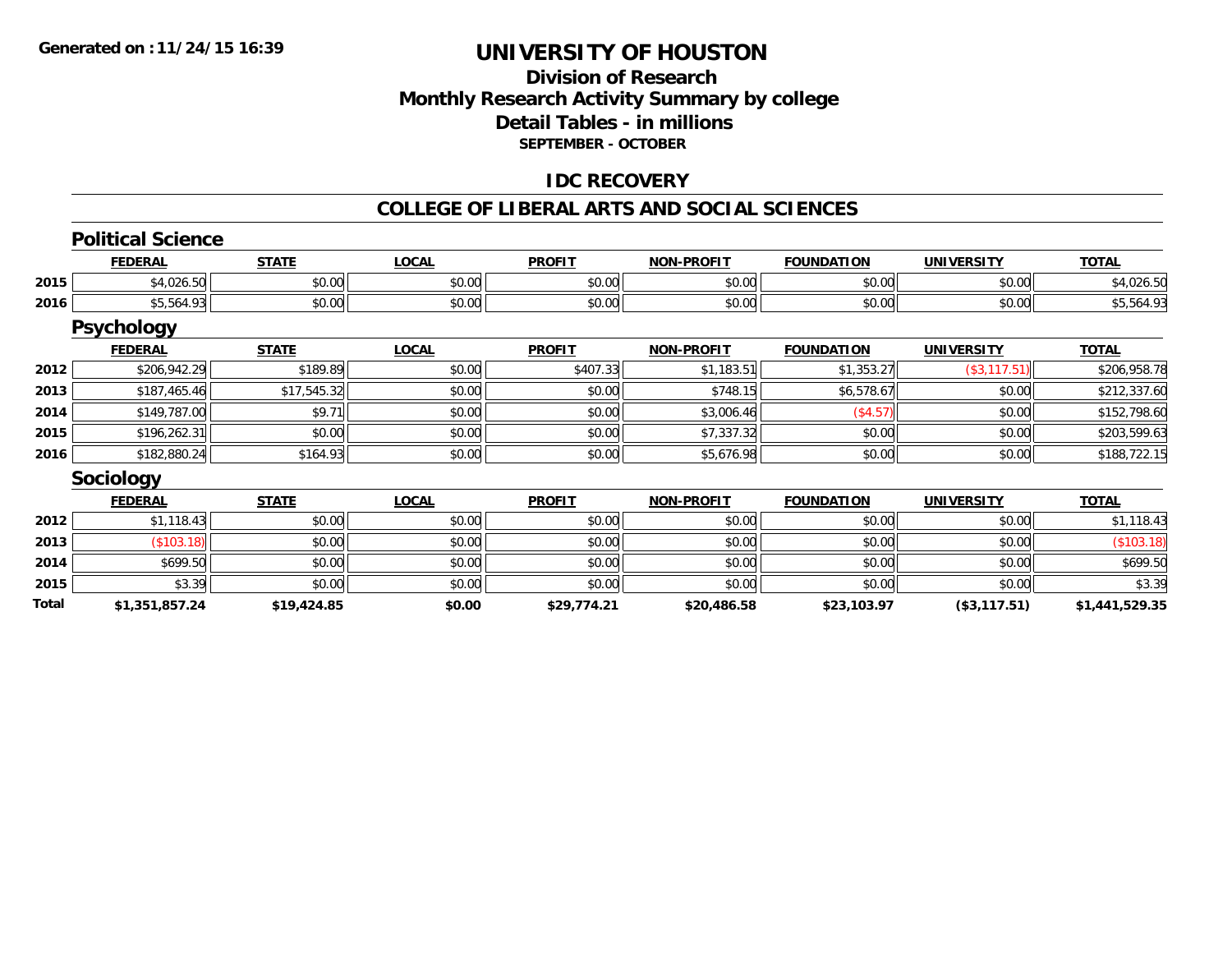**Generated on :11/24/15 16:39**

# UNIVERSITY OF HOUSTON

## Division of Research
## Monthly Research Activity Summary by college
## Detail Tables - in millions
### SEPTEMBER - OCTOBER

## IDC RECOVERY

## COLLEGE OF LIBERAL ARTS AND SOCIAL SCIENCES

### Political Science

| | FEDERAL | STATE | LOCAL | PROFIT | NON-PROFIT | FOUNDATION | UNIVERSITY | TOTAL |
|---|---|---|---|---|---|---|---|---|
| 2015 | $4,026.50 | $0.00 | $0.00 | $0.00 | $0.00 | $0.00 | $0.00 | $4,026.50 |
| 2016 | $5,564.93 | $0.00 | $0.00 | $0.00 | $0.00 | $0.00 | $0.00 | $5,564.93 |

### Psychology

| | FEDERAL | STATE | LOCAL | PROFIT | NON-PROFIT | FOUNDATION | UNIVERSITY | TOTAL |
|---|---|---|---|---|---|---|---|---|
| 2012 | $206,942.29 | $189.89 | $0.00 | $407.33 | $1,183.51 | $1,353.27 | ($3,117.51) | $206,958.78 |
| 2013 | $187,465.46 | $17,545.32 | $0.00 | $0.00 | $748.15 | $6,578.67 | $0.00 | $212,337.60 |
| 2014 | $149,787.00 | $9.71 | $0.00 | $0.00 | $3,006.46 | ($4.57) | $0.00 | $152,798.60 |
| 2015 | $196,262.31 | $0.00 | $0.00 | $0.00 | $7,337.32 | $0.00 | $0.00 | $203,599.63 |
| 2016 | $182,880.24 | $164.93 | $0.00 | $0.00 | $5,676.98 | $0.00 | $0.00 | $188,722.15 |

### Sociology

| | FEDERAL | STATE | LOCAL | PROFIT | NON-PROFIT | FOUNDATION | UNIVERSITY | TOTAL |
|---|---|---|---|---|---|---|---|---|
| 2012 | $1,118.43 | $0.00 | $0.00 | $0.00 | $0.00 | $0.00 | $0.00 | $1,118.43 |
| 2013 | ($103.18) | $0.00 | $0.00 | $0.00 | $0.00 | $0.00 | $0.00 | ($103.18) |
| 2014 | $699.50 | $0.00 | $0.00 | $0.00 | $0.00 | $0.00 | $0.00 | $699.50 |
| 2015 | $3.39 | $0.00 | $0.00 | $0.00 | $0.00 | $0.00 | $0.00 | $3.39 |
| **Total** | **$1,351,857.24** | **$19,424.85** | **$0.00** | **$29,774.21** | **$20,486.58** | **$23,103.97** | **($3,117.51)** | **$1,441,529.35** |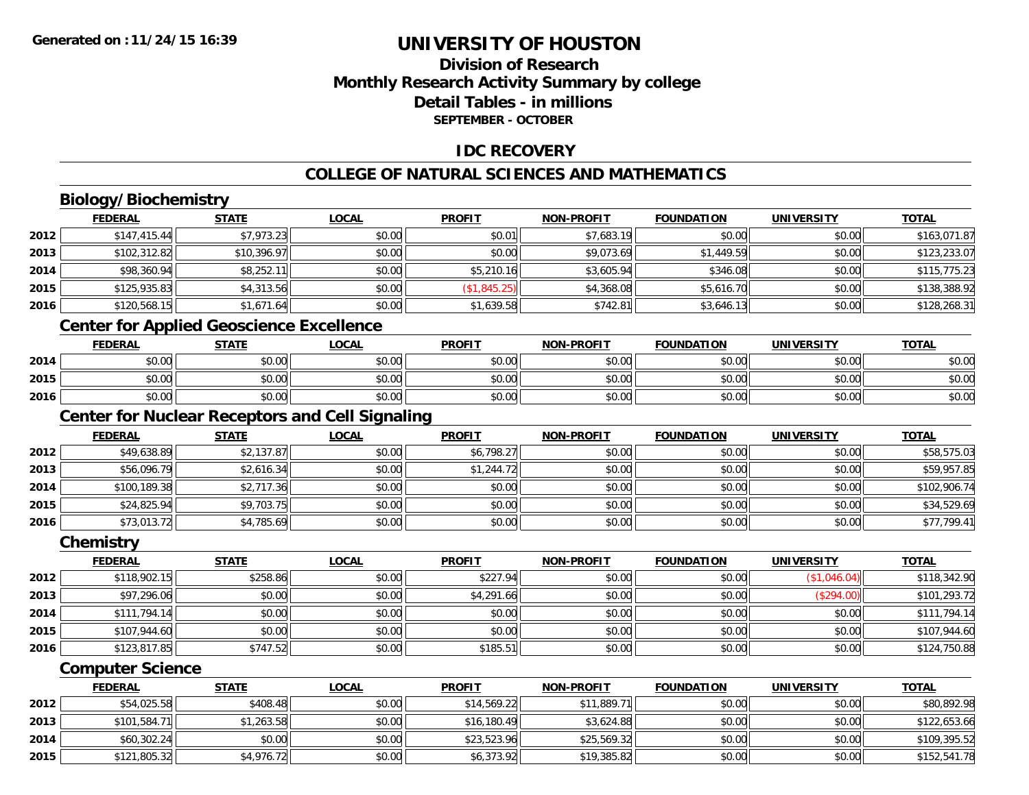# UNIVERSITY OF HOUSTON

## Division of Research
## Monthly Research Activity Summary by college
## Detail Tables - in millions
### SEPTEMBER - OCTOBER

## IDC RECOVERY

## COLLEGE OF NATURAL SCIENCES AND MATHEMATICS

### Biology/Biochemistry

| | FEDERAL | STATE | LOCAL | PROFIT | NON-PROFIT | FOUNDATION | UNIVERSITY | TOTAL |
|---|---|---|---|---|---|---|---|---|
| 2012 | $147,415.44 | $7,973.23 | $0.00 | $0.01 | $7,683.19 | $0.00 | $0.00 | $163,071.87 |
| 2013 | $102,312.82 | $10,396.97 | $0.00 | $0.00 | $9,073.69 | $1,449.59 | $0.00 | $123,233.07 |
| 2014 | $98,360.94 | $8,252.11 | $0.00 | $5,210.16 | $3,605.94 | $346.08 | $0.00 | $115,775.23 |
| 2015 | $125,935.83 | $4,313.56 | $0.00 | ($1,845.25) | $4,368.08 | $5,616.70 | $0.00 | $138,388.92 |
| 2016 | $120,568.15 | $1,671.64 | $0.00 | $1,639.58 | $742.81 | $3,646.13 | $0.00 | $128,268.31 |

### Center for Applied Geoscience Excellence

| | FEDERAL | STATE | LOCAL | PROFIT | NON-PROFIT | FOUNDATION | UNIVERSITY | TOTAL |
|---|---|---|---|---|---|---|---|---|
| 2014 | $0.00 | $0.00 | $0.00 | $0.00 | $0.00 | $0.00 | $0.00 | $0.00 |
| 2015 | $0.00 | $0.00 | $0.00 | $0.00 | $0.00 | $0.00 | $0.00 | $0.00 |
| 2016 | $0.00 | $0.00 | $0.00 | $0.00 | $0.00 | $0.00 | $0.00 | $0.00 |

### Center for Nuclear Receptors and Cell Signaling

| | FEDERAL | STATE | LOCAL | PROFIT | NON-PROFIT | FOUNDATION | UNIVERSITY | TOTAL |
|---|---|---|---|---|---|---|---|---|
| 2012 | $49,638.89 | $2,137.87 | $0.00 | $6,798.27 | $0.00 | $0.00 | $0.00 | $58,575.03 |
| 2013 | $56,096.79 | $2,616.34 | $0.00 | $1,244.72 | $0.00 | $0.00 | $0.00 | $59,957.85 |
| 2014 | $100,189.38 | $2,717.36 | $0.00 | $0.00 | $0.00 | $0.00 | $0.00 | $102,906.74 |
| 2015 | $24,825.94 | $9,703.75 | $0.00 | $0.00 | $0.00 | $0.00 | $0.00 | $34,529.69 |
| 2016 | $73,013.72 | $4,785.69 | $0.00 | $0.00 | $0.00 | $0.00 | $0.00 | $77,799.41 |

### Chemistry

| | FEDERAL | STATE | LOCAL | PROFIT | NON-PROFIT | FOUNDATION | UNIVERSITY | TOTAL |
|---|---|---|---|---|---|---|---|---|
| 2012 | $118,902.15 | $258.86 | $0.00 | $227.94 | $0.00 | $0.00 | ($1,046.04) | $118,342.90 |
| 2013 | $97,296.06 | $0.00 | $0.00 | $4,291.66 | $0.00 | $0.00 | ($294.00) | $101,293.72 |
| 2014 | $111,794.14 | $0.00 | $0.00 | $0.00 | $0.00 | $0.00 | $0.00 | $111,794.14 |
| 2015 | $107,944.60 | $0.00 | $0.00 | $0.00 | $0.00 | $0.00 | $0.00 | $107,944.60 |
| 2016 | $123,817.85 | $747.52 | $0.00 | $185.51 | $0.00 | $0.00 | $0.00 | $124,750.88 |

### Computer Science

| | FEDERAL | STATE | LOCAL | PROFIT | NON-PROFIT | FOUNDATION | UNIVERSITY | TOTAL |
|---|---|---|---|---|---|---|---|---|
| 2012 | $54,025.58 | $408.48 | $0.00 | $14,569.22 | $11,889.71 | $0.00 | $0.00 | $80,892.98 |
| 2013 | $101,584.71 | $1,263.58 | $0.00 | $16,180.49 | $3,624.88 | $0.00 | $0.00 | $122,653.66 |
| 2014 | $60,302.24 | $0.00 | $0.00 | $23,523.96 | $25,569.32 | $0.00 | $0.00 | $109,395.52 |
| 2015 | $121,805.32 | $4,976.72 | $0.00 | $6,373.92 | $19,385.82 | $0.00 | $0.00 | $152,541.78 |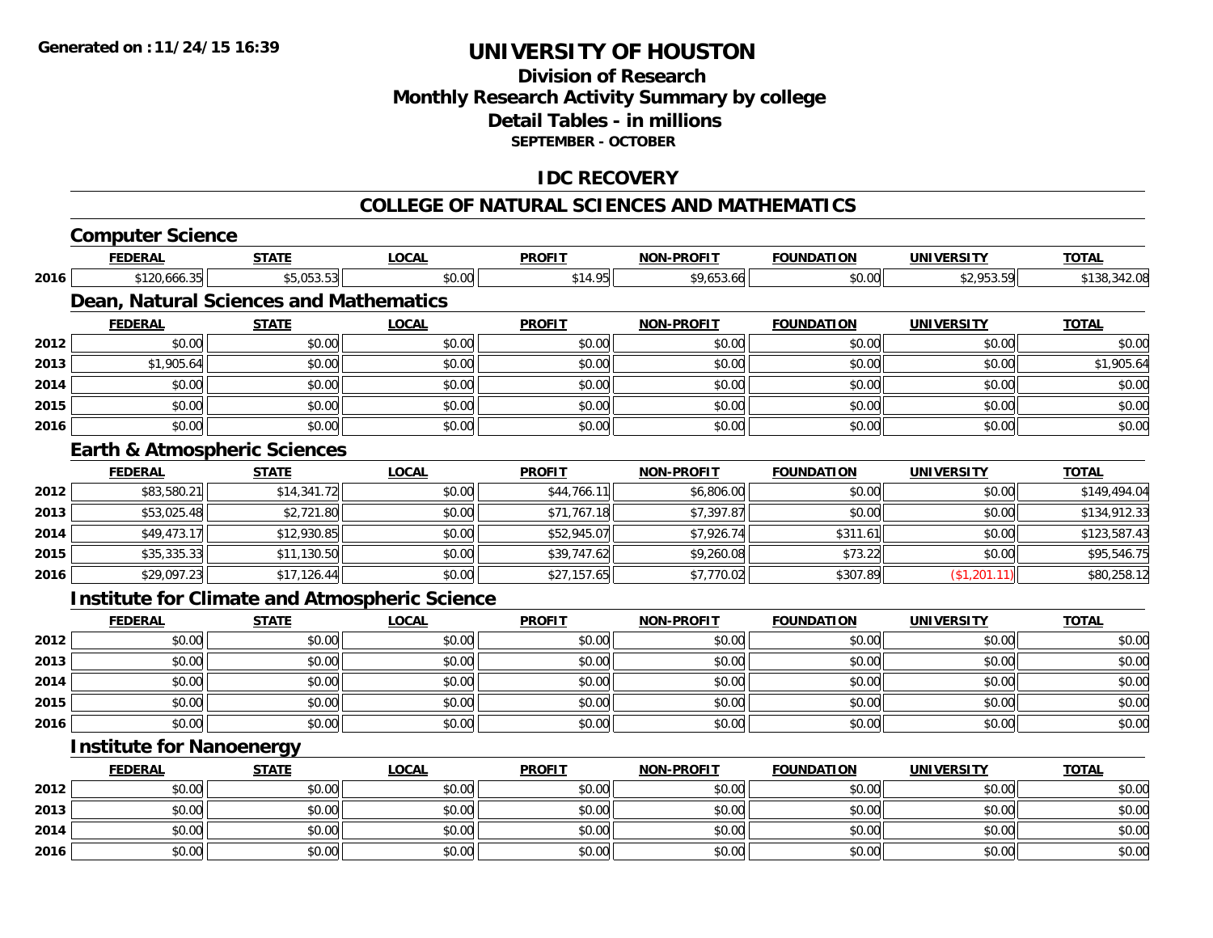# UNIVERSITY OF HOUSTON

## Division of Research
## Monthly Research Activity Summary by college
## Detail Tables - in millions
### SEPTEMBER - OCTOBER

## IDC RECOVERY

## COLLEGE OF NATURAL SCIENCES AND MATHEMATICS

### Computer Science

| | FEDERAL | STATE | LOCAL | PROFIT | NON-PROFIT | FOUNDATION | UNIVERSITY | TOTAL |
|---|---|---|---|---|---|---|---|---|
| 2016 | $120,666.35 | $5,053.53 | $0.00 | $14.95 | $9,653.66 | $0.00 | $2,953.59 | $138,342.08 |

### Dean, Natural Sciences and Mathematics

| | FEDERAL | STATE | LOCAL | PROFIT | NON-PROFIT | FOUNDATION | UNIVERSITY | TOTAL |
|---|---|---|---|---|---|---|---|---|
| 2012 | $0.00 | $0.00 | $0.00 | $0.00 | $0.00 | $0.00 | $0.00 | $0.00 |
| 2013 | $1,905.64 | $0.00 | $0.00 | $0.00 | $0.00 | $0.00 | $0.00 | $1,905.64 |
| 2014 | $0.00 | $0.00 | $0.00 | $0.00 | $0.00 | $0.00 | $0.00 | $0.00 |
| 2015 | $0.00 | $0.00 | $0.00 | $0.00 | $0.00 | $0.00 | $0.00 | $0.00 |
| 2016 | $0.00 | $0.00 | $0.00 | $0.00 | $0.00 | $0.00 | $0.00 | $0.00 |

### Earth & Atmospheric Sciences

| | FEDERAL | STATE | LOCAL | PROFIT | NON-PROFIT | FOUNDATION | UNIVERSITY | TOTAL |
|---|---|---|---|---|---|---|---|---|
| 2012 | $83,580.21 | $14,341.72 | $0.00 | $44,766.11 | $6,806.00 | $0.00 | $0.00 | $149,494.04 |
| 2013 | $53,025.48 | $2,721.80 | $0.00 | $71,767.18 | $7,397.87 | $0.00 | $0.00 | $134,912.33 |
| 2014 | $49,473.17 | $12,930.85 | $0.00 | $52,945.07 | $7,926.74 | $311.61 | $0.00 | $123,587.43 |
| 2015 | $35,335.33 | $11,130.50 | $0.00 | $39,747.62 | $9,260.08 | $73.22 | $0.00 | $95,546.75 |
| 2016 | $29,097.23 | $17,126.44 | $0.00 | $27,157.65 | $7,770.02 | $307.89 | ($1,201.11) | $80,258.12 |

### Institute for Climate and Atmospheric Science

| | FEDERAL | STATE | LOCAL | PROFIT | NON-PROFIT | FOUNDATION | UNIVERSITY | TOTAL |
|---|---|---|---|---|---|---|---|---|
| 2012 | $0.00 | $0.00 | $0.00 | $0.00 | $0.00 | $0.00 | $0.00 | $0.00 |
| 2013 | $0.00 | $0.00 | $0.00 | $0.00 | $0.00 | $0.00 | $0.00 | $0.00 |
| 2014 | $0.00 | $0.00 | $0.00 | $0.00 | $0.00 | $0.00 | $0.00 | $0.00 |
| 2015 | $0.00 | $0.00 | $0.00 | $0.00 | $0.00 | $0.00 | $0.00 | $0.00 |
| 2016 | $0.00 | $0.00 | $0.00 | $0.00 | $0.00 | $0.00 | $0.00 | $0.00 |

### Institute for Nanoenergy

| | FEDERAL | STATE | LOCAL | PROFIT | NON-PROFIT | FOUNDATION | UNIVERSITY | TOTAL |
|---|---|---|---|---|---|---|---|---|
| 2012 | $0.00 | $0.00 | $0.00 | $0.00 | $0.00 | $0.00 | $0.00 | $0.00 |
| 2013 | $0.00 | $0.00 | $0.00 | $0.00 | $0.00 | $0.00 | $0.00 | $0.00 |
| 2014 | $0.00 | $0.00 | $0.00 | $0.00 | $0.00 | $0.00 | $0.00 | $0.00 |
| 2016 | $0.00 | $0.00 | $0.00 | $0.00 | $0.00 | $0.00 | $0.00 | $0.00 |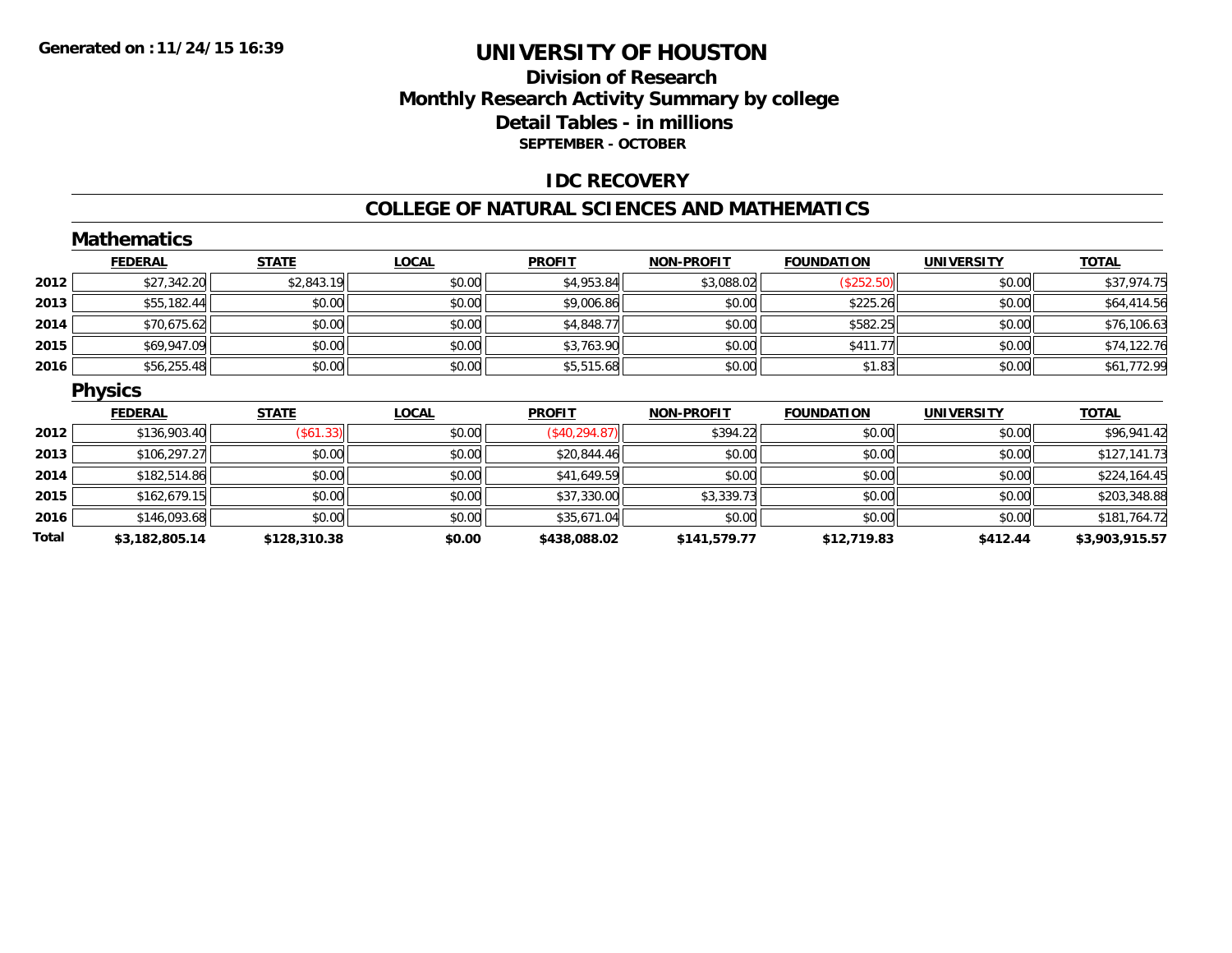Generated on :11/24/15 16:39

# UNIVERSITY OF HOUSTON

## Division of Research
## Monthly Research Activity Summary by college
## Detail Tables - in millions
### SEPTEMBER - OCTOBER

## IDC RECOVERY

## COLLEGE OF NATURAL SCIENCES AND MATHEMATICS

### Mathematics

| | FEDERAL | STATE | LOCAL | PROFIT | NON-PROFIT | FOUNDATION | UNIVERSITY | TOTAL |
|---|---|---|---|---|---|---|---|---|
| 2012 | $27,342.20 | $2,843.19 | $0.00 | $4,953.84 | $3,088.02 | ($252.50) | $0.00 | $37,974.75 |
| 2013 | $55,182.44 | $0.00 | $0.00 | $9,006.86 | $0.00 | $225.26 | $0.00 | $64,414.56 |
| 2014 | $70,675.62 | $0.00 | $0.00 | $4,848.77 | $0.00 | $582.25 | $0.00 | $76,106.63 |
| 2015 | $69,947.09 | $0.00 | $0.00 | $3,763.90 | $0.00 | $411.77 | $0.00 | $74,122.76 |
| 2016 | $56,255.48 | $0.00 | $0.00 | $5,515.68 | $0.00 | $1.83 | $0.00 | $61,772.99 |

### Physics

| | FEDERAL | STATE | LOCAL | PROFIT | NON-PROFIT | FOUNDATION | UNIVERSITY | TOTAL |
|---|---|---|---|---|---|---|---|---|
| 2012 | $136,903.40 | ($61.33) | $0.00 | ($40,294.87) | $394.22 | $0.00 | $0.00 | $96,941.42 |
| 2013 | $106,297.27 | $0.00 | $0.00 | $20,844.46 | $0.00 | $0.00 | $0.00 | $127,141.73 |
| 2014 | $182,514.86 | $0.00 | $0.00 | $41,649.59 | $0.00 | $0.00 | $0.00 | $224,164.45 |
| 2015 | $162,679.15 | $0.00 | $0.00 | $37,330.00 | $3,339.73 | $0.00 | $0.00 | $203,348.88 |
| 2016 | $146,093.68 | $0.00 | $0.00 | $35,671.04 | $0.00 | $0.00 | $0.00 | $181,764.72 |
| **Total** | **$3,182,805.14** | **$128,310.38** | **$0.00** | **$438,088.02** | **$141,579.77** | **$12,719.83** | **$412.44** | **$3,903,915.57** |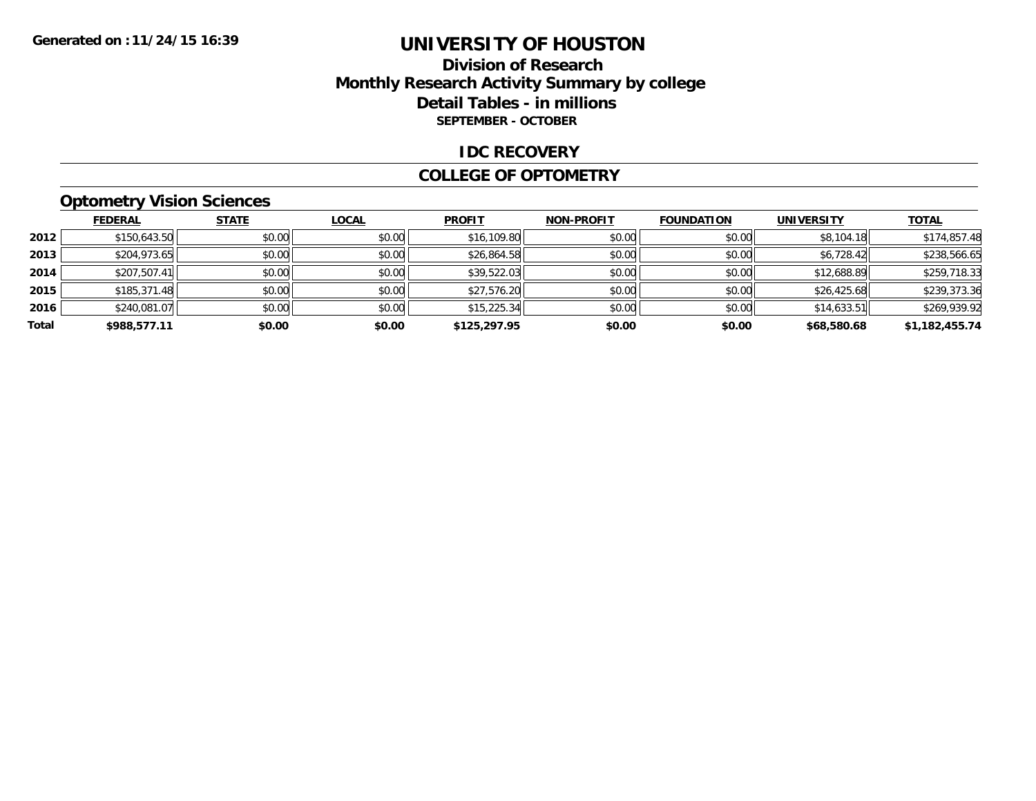**Generated on :11/24/15 16:39**

# UNIVERSITY OF HOUSTON

## Division of Research
## Monthly Research Activity Summary by college
## Detail Tables - in millions
**SEPTEMBER - OCTOBER**

## IDC RECOVERY

## COLLEGE OF OPTOMETRY

### Optometry Vision Sciences

| | FEDERAL | STATE | LOCAL | PROFIT | NON-PROFIT | FOUNDATION | UNIVERSITY | TOTAL |
|---|---|---|---|---|---|---|---|---|
| 2012 | $150,643.50 | $0.00 | $0.00 | $16,109.80 | $0.00 | $0.00 | $8,104.18 | $174,857.48 |
| 2013 | $204,973.65 | $0.00 | $0.00 | $26,864.58 | $0.00 | $0.00 | $6,728.42 | $238,566.65 |
| 2014 | $207,507.41 | $0.00 | $0.00 | $39,522.03 | $0.00 | $0.00 | $12,688.89 | $259,718.33 |
| 2015 | $185,371.48 | $0.00 | $0.00 | $27,576.20 | $0.00 | $0.00 | $26,425.68 | $239,373.36 |
| 2016 | $240,081.07 | $0.00 | $0.00 | $15,225.34 | $0.00 | $0.00 | $14,633.51 | $269,939.92 |
| **Total** | **$988,577.11** | **$0.00** | **$0.00** | **$125,297.95** | **$0.00** | **$0.00** | **$68,580.68** | **$1,182,455.74** |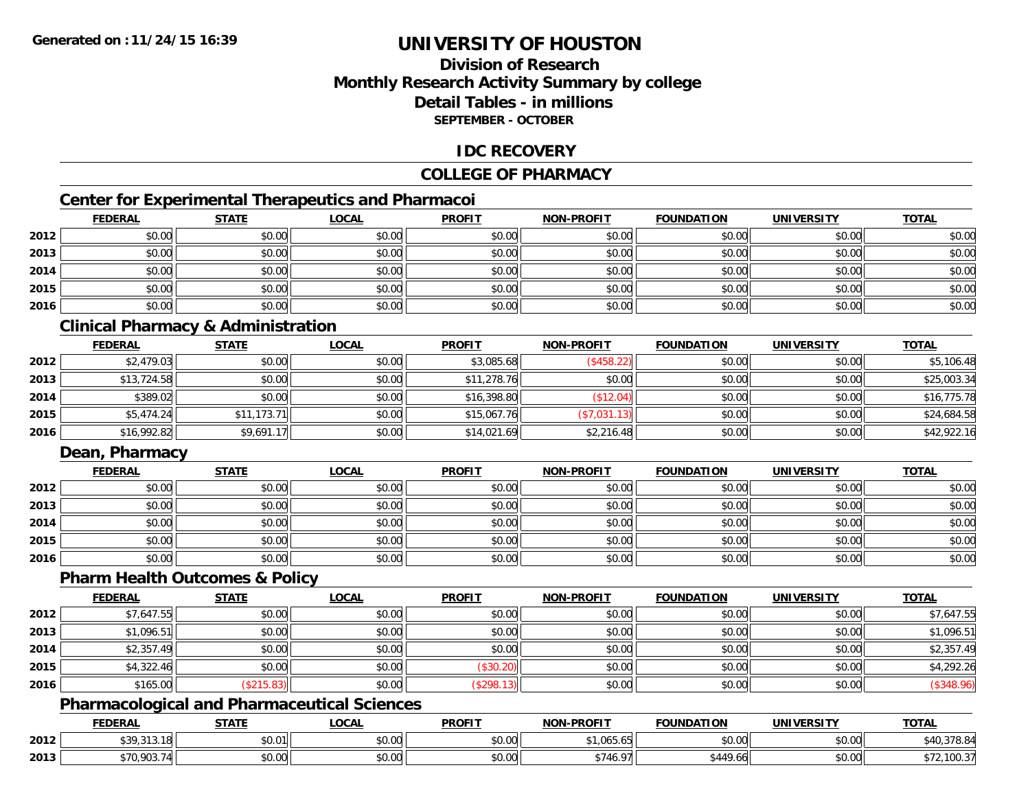Generated on :11/24/15 16:39

# UNIVERSITY OF HOUSTON

## Division of Research
## Monthly Research Activity Summary by college
## Detail Tables - in millions
### SEPTEMBER - OCTOBER

## IDC RECOVERY

## COLLEGE OF PHARMACY

### Center for Experimental Therapeutics and Pharmacoi

| | FEDERAL | STATE | LOCAL | PROFIT | NON-PROFIT | FOUNDATION | UNIVERSITY | TOTAL |
|---|---|---|---|---|---|---|---|---|
| 2012 | $0.00 | $0.00 | $0.00 | $0.00 | $0.00 | $0.00 | $0.00 | $0.00 |
| 2013 | $0.00 | $0.00 | $0.00 | $0.00 | $0.00 | $0.00 | $0.00 | $0.00 |
| 2014 | $0.00 | $0.00 | $0.00 | $0.00 | $0.00 | $0.00 | $0.00 | $0.00 |
| 2015 | $0.00 | $0.00 | $0.00 | $0.00 | $0.00 | $0.00 | $0.00 | $0.00 |
| 2016 | $0.00 | $0.00 | $0.00 | $0.00 | $0.00 | $0.00 | $0.00 | $0.00 |

### Clinical Pharmacy & Administration

| | FEDERAL | STATE | LOCAL | PROFIT | NON-PROFIT | FOUNDATION | UNIVERSITY | TOTAL |
|---|---|---|---|---|---|---|---|---|
| 2012 | $2,479.03 | $0.00 | $0.00 | $3,085.68 | ($458.22) | $0.00 | $0.00 | $5,106.48 |
| 2013 | $13,724.58 | $0.00 | $0.00 | $11,278.76 | $0.00 | $0.00 | $0.00 | $25,003.34 |
| 2014 | $389.02 | $0.00 | $0.00 | $16,398.80 | ($12.04) | $0.00 | $0.00 | $16,775.78 |
| 2015 | $5,474.24 | $11,173.71 | $0.00 | $15,067.76 | ($7,031.13) | $0.00 | $0.00 | $24,684.58 |
| 2016 | $16,992.82 | $9,691.17 | $0.00 | $14,021.69 | $2,216.48 | $0.00 | $0.00 | $42,922.16 |

### Dean, Pharmacy

| | FEDERAL | STATE | LOCAL | PROFIT | NON-PROFIT | FOUNDATION | UNIVERSITY | TOTAL |
|---|---|---|---|---|---|---|---|---|
| 2012 | $0.00 | $0.00 | $0.00 | $0.00 | $0.00 | $0.00 | $0.00 | $0.00 |
| 2013 | $0.00 | $0.00 | $0.00 | $0.00 | $0.00 | $0.00 | $0.00 | $0.00 |
| 2014 | $0.00 | $0.00 | $0.00 | $0.00 | $0.00 | $0.00 | $0.00 | $0.00 |
| 2015 | $0.00 | $0.00 | $0.00 | $0.00 | $0.00 | $0.00 | $0.00 | $0.00 |
| 2016 | $0.00 | $0.00 | $0.00 | $0.00 | $0.00 | $0.00 | $0.00 | $0.00 |

### Pharm Health Outcomes & Policy

| | FEDERAL | STATE | LOCAL | PROFIT | NON-PROFIT | FOUNDATION | UNIVERSITY | TOTAL |
|---|---|---|---|---|---|---|---|---|
| 2012 | $7,647.55 | $0.00 | $0.00 | $0.00 | $0.00 | $0.00 | $0.00 | $7,647.55 |
| 2013 | $1,096.51 | $0.00 | $0.00 | $0.00 | $0.00 | $0.00 | $0.00 | $1,096.51 |
| 2014 | $2,357.49 | $0.00 | $0.00 | $0.00 | $0.00 | $0.00 | $0.00 | $2,357.49 |
| 2015 | $4,322.46 | $0.00 | $0.00 | ($30.20) | $0.00 | $0.00 | $0.00 | $4,292.26 |
| 2016 | $165.00 | ($215.83) | $0.00 | ($298.13) | $0.00 | $0.00 | $0.00 | ($348.96) |

### Pharmacological and Pharmaceutical Sciences

| | FEDERAL | STATE | LOCAL | PROFIT | NON-PROFIT | FOUNDATION | UNIVERSITY | TOTAL |
|---|---|---|---|---|---|---|---|---|
| 2012 | $39,313.18 | $0.01 | $0.00 | $0.00 | $1,065.65 | $0.00 | $0.00 | $40,378.84 |
| 2013 | $70,903.74 | $0.00 | $0.00 | $0.00 | $746.97 | $449.66 | $0.00 | $72,100.37 |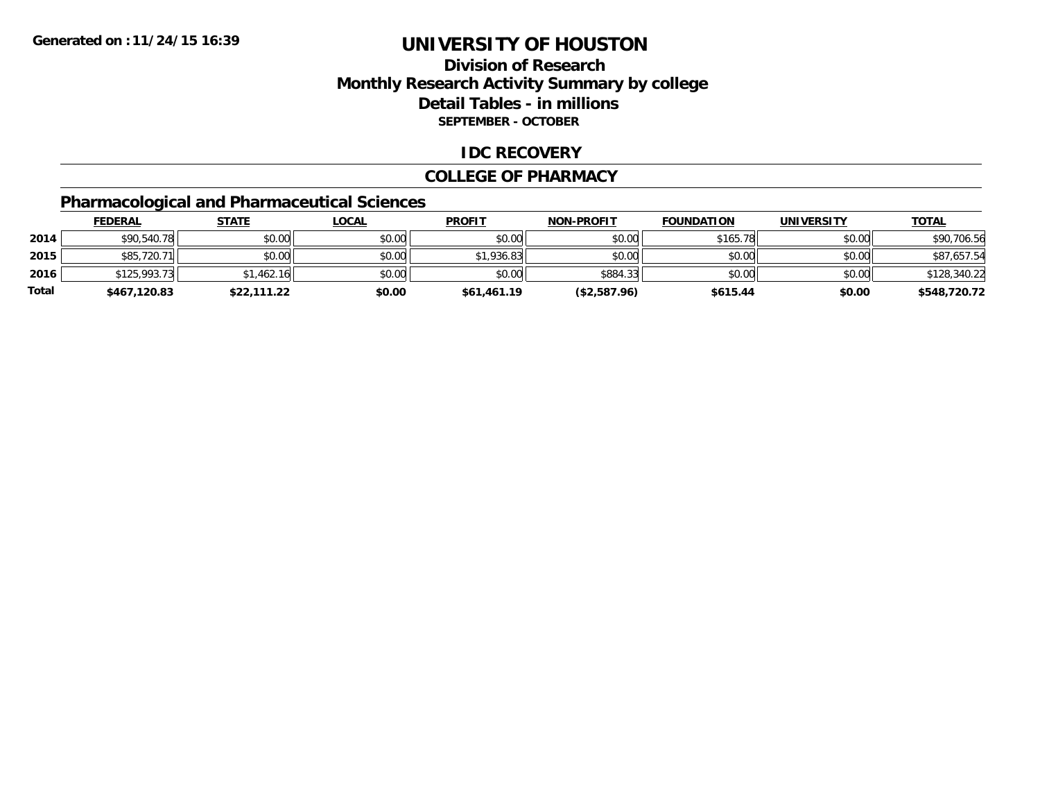**Generated on :11/24/15 16:39**

# UNIVERSITY OF HOUSTON

## Division of Research
## Monthly Research Activity Summary by college
## Detail Tables - in millions
**SEPTEMBER - OCTOBER**

## IDC RECOVERY

## COLLEGE OF PHARMACY

### Pharmacological and Pharmaceutical Sciences

| | FEDERAL | STATE | LOCAL | PROFIT | NON-PROFIT | FOUNDATION | UNIVERSITY | TOTAL |
|---|---|---|---|---|---|---|---|---|
| 2014 | $90,540.78 | $0.00 | $0.00 | $0.00 | $0.00 | $165.78 | $0.00 | $90,706.56 |
| 2015 | $85,720.71 | $0.00 | $0.00 | $1,936.83 | $0.00 | $0.00 | $0.00 | $87,657.54 |
| 2016 | $125,993.73 | $1,462.16 | $0.00 | $0.00 | $884.33 | $0.00 | $0.00 | $128,340.22 |
| **Total** | **$467,120.83** | **$22,111.22** | **$0.00** | **$61,461.19** | **($2,587.96)** | **$615.44** | **$0.00** | **$548,720.72** |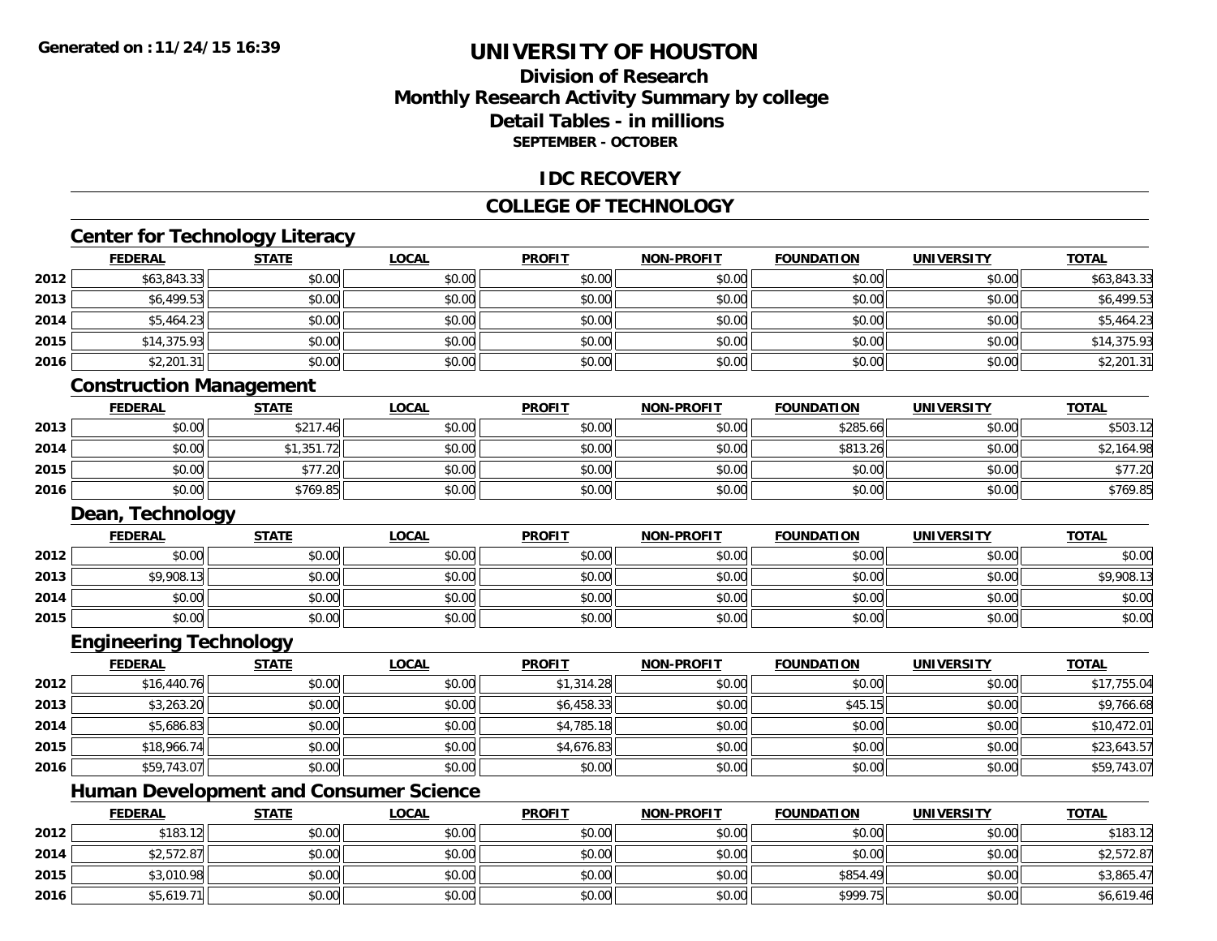**Generated on :11/24/15 16:39**

# UNIVERSITY OF HOUSTON

## Division of Research
## Monthly Research Activity Summary by college
## Detail Tables - in millions
### SEPTEMBER - OCTOBER

## IDC RECOVERY

## COLLEGE OF TECHNOLOGY

### Center for Technology Literacy

| | FEDERAL | STATE | LOCAL | PROFIT | NON-PROFIT | FOUNDATION | UNIVERSITY | TOTAL |
|---|---|---|---|---|---|---|---|---|
| 2012 | $63,843.33 | $0.00 | $0.00 | $0.00 | $0.00 | $0.00 | $0.00 | $63,843.33 |
| 2013 | $6,499.53 | $0.00 | $0.00 | $0.00 | $0.00 | $0.00 | $0.00 | $6,499.53 |
| 2014 | $5,464.23 | $0.00 | $0.00 | $0.00 | $0.00 | $0.00 | $0.00 | $5,464.23 |
| 2015 | $14,375.93 | $0.00 | $0.00 | $0.00 | $0.00 | $0.00 | $0.00 | $14,375.93 |
| 2016 | $2,201.31 | $0.00 | $0.00 | $0.00 | $0.00 | $0.00 | $0.00 | $2,201.31 |

### Construction Management

| | FEDERAL | STATE | LOCAL | PROFIT | NON-PROFIT | FOUNDATION | UNIVERSITY | TOTAL |
|---|---|---|---|---|---|---|---|---|
| 2013 | $0.00 | $217.46 | $0.00 | $0.00 | $0.00 | $285.66 | $0.00 | $503.12 |
| 2014 | $0.00 | $1,351.72 | $0.00 | $0.00 | $0.00 | $813.26 | $0.00 | $2,164.98 |
| 2015 | $0.00 | $77.20 | $0.00 | $0.00 | $0.00 | $0.00 | $0.00 | $77.20 |
| 2016 | $0.00 | $769.85 | $0.00 | $0.00 | $0.00 | $0.00 | $0.00 | $769.85 |

### Dean, Technology

| | FEDERAL | STATE | LOCAL | PROFIT | NON-PROFIT | FOUNDATION | UNIVERSITY | TOTAL |
|---|---|---|---|---|---|---|---|---|
| 2012 | $0.00 | $0.00 | $0.00 | $0.00 | $0.00 | $0.00 | $0.00 | $0.00 |
| 2013 | $9,908.13 | $0.00 | $0.00 | $0.00 | $0.00 | $0.00 | $0.00 | $9,908.13 |
| 2014 | $0.00 | $0.00 | $0.00 | $0.00 | $0.00 | $0.00 | $0.00 | $0.00 |
| 2015 | $0.00 | $0.00 | $0.00 | $0.00 | $0.00 | $0.00 | $0.00 | $0.00 |

### Engineering Technology

| | FEDERAL | STATE | LOCAL | PROFIT | NON-PROFIT | FOUNDATION | UNIVERSITY | TOTAL |
|---|---|---|---|---|---|---|---|---|
| 2012 | $16,440.76 | $0.00 | $0.00 | $1,314.28 | $0.00 | $0.00 | $0.00 | $17,755.04 |
| 2013 | $3,263.20 | $0.00 | $0.00 | $6,458.33 | $0.00 | $45.15 | $0.00 | $9,766.68 |
| 2014 | $5,686.83 | $0.00 | $0.00 | $4,785.18 | $0.00 | $0.00 | $0.00 | $10,472.01 |
| 2015 | $18,966.74 | $0.00 | $0.00 | $4,676.83 | $0.00 | $0.00 | $0.00 | $23,643.57 |
| 2016 | $59,743.07 | $0.00 | $0.00 | $0.00 | $0.00 | $0.00 | $0.00 | $59,743.07 |

### Human Development and Consumer Science

| | FEDERAL | STATE | LOCAL | PROFIT | NON-PROFIT | FOUNDATION | UNIVERSITY | TOTAL |
|---|---|---|---|---|---|---|---|---|
| 2012 | $183.12 | $0.00 | $0.00 | $0.00 | $0.00 | $0.00 | $0.00 | $183.12 |
| 2014 | $2,572.87 | $0.00 | $0.00 | $0.00 | $0.00 | $0.00 | $0.00 | $2,572.87 |
| 2015 | $3,010.98 | $0.00 | $0.00 | $0.00 | $0.00 | $854.49 | $0.00 | $3,865.47 |
| 2016 | $5,619.71 | $0.00 | $0.00 | $0.00 | $0.00 | $999.75 | $0.00 | $6,619.46 |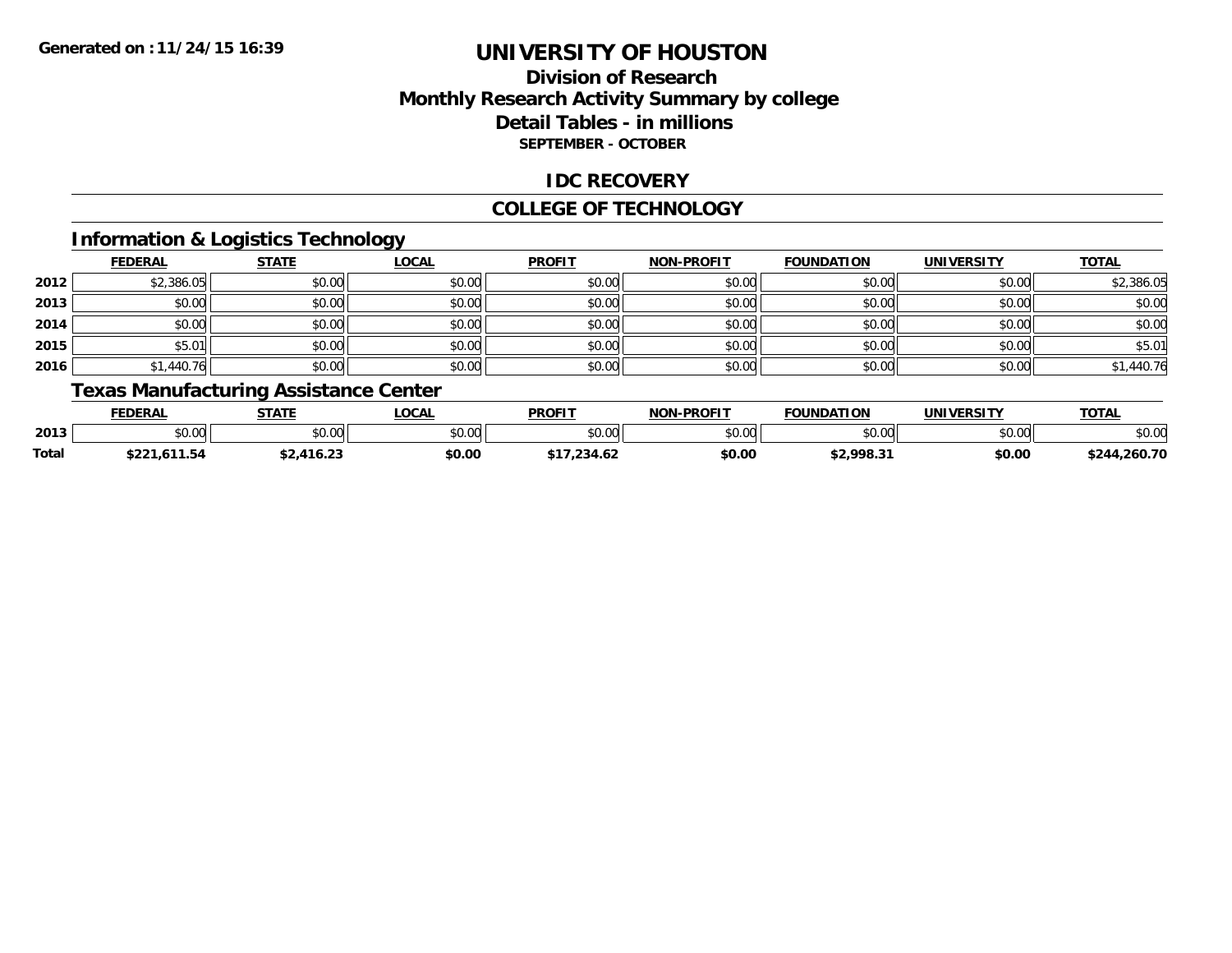# UNIVERSITY OF HOUSTON

## Division of Research
## Monthly Research Activity Summary by college
## Detail Tables - in millions
**SEPTEMBER - OCTOBER**

### IDC RECOVERY

### COLLEGE OF TECHNOLOGY

#### Information & Logistics Technology

| | FEDERAL | STATE | LOCAL | PROFIT | NON-PROFIT | FOUNDATION | UNIVERSITY | TOTAL |
|---|---|---|---|---|---|---|---|---|
| 2012 | $2,386.05 | $0.00 | $0.00 | $0.00 | $0.00 | $0.00 | $0.00 | $2,386.05 |
| 2013 | $0.00 | $0.00 | $0.00 | $0.00 | $0.00 | $0.00 | $0.00 | $0.00 |
| 2014 | $0.00 | $0.00 | $0.00 | $0.00 | $0.00 | $0.00 | $0.00 | $0.00 |
| 2015 | $5.01 | $0.00 | $0.00 | $0.00 | $0.00 | $0.00 | $0.00 | $5.01 |
| 2016 | $1,440.76 | $0.00 | $0.00 | $0.00 | $0.00 | $0.00 | $0.00 | $1,440.76 |

#### Texas Manufacturing Assistance Center

| | FEDERAL | STATE | LOCAL | PROFIT | NON-PROFIT | FOUNDATION | UNIVERSITY | TOTAL |
|---|---|---|---|---|---|---|---|---|
| 2013 | $0.00 | $0.00 | $0.00 | $0.00 | $0.00 | $0.00 | $0.00 | $0.00 |
| **Total** | **$221,611.54** | **$2,416.23** | **$0.00** | **$17,234.62** | **$0.00** | **$2,998.31** | **$0.00** | **$244,260.70** |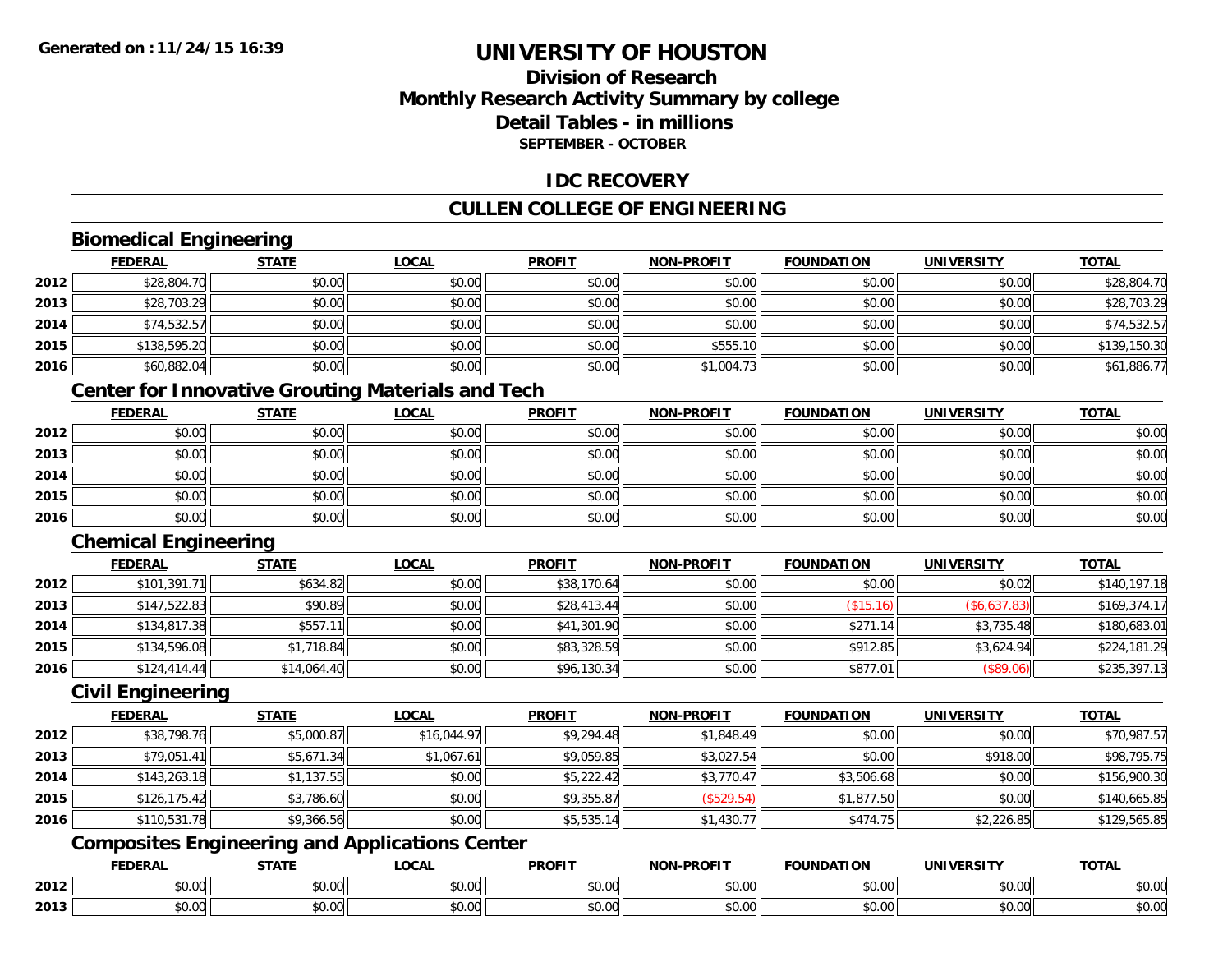# UNIVERSITY OF HOUSTON

## Division of Research
## Monthly Research Activity Summary by college
## Detail Tables - in millions
### SEPTEMBER - OCTOBER

Generated on :11/24/15 16:39

## IDC RECOVERY

## CULLEN COLLEGE OF ENGINEERING

### Biomedical Engineering

| | FEDERAL | STATE | LOCAL | PROFIT | NON-PROFIT | FOUNDATION | UNIVERSITY | TOTAL |
|---|---|---|---|---|---|---|---|---|
| 2012 | $28,804.70 | $0.00 | $0.00 | $0.00 | $0.00 | $0.00 | $0.00 | $28,804.70 |
| 2013 | $28,703.29 | $0.00 | $0.00 | $0.00 | $0.00 | $0.00 | $0.00 | $28,703.29 |
| 2014 | $74,532.57 | $0.00 | $0.00 | $0.00 | $0.00 | $0.00 | $0.00 | $74,532.57 |
| 2015 | $138,595.20 | $0.00 | $0.00 | $0.00 | $555.10 | $0.00 | $0.00 | $139,150.30 |
| 2016 | $60,882.04 | $0.00 | $0.00 | $0.00 | $1,004.73 | $0.00 | $0.00 | $61,886.77 |

### Center for Innovative Grouting Materials and Tech

| | FEDERAL | STATE | LOCAL | PROFIT | NON-PROFIT | FOUNDATION | UNIVERSITY | TOTAL |
|---|---|---|---|---|---|---|---|---|
| 2012 | $0.00 | $0.00 | $0.00 | $0.00 | $0.00 | $0.00 | $0.00 | $0.00 |
| 2013 | $0.00 | $0.00 | $0.00 | $0.00 | $0.00 | $0.00 | $0.00 | $0.00 |
| 2014 | $0.00 | $0.00 | $0.00 | $0.00 | $0.00 | $0.00 | $0.00 | $0.00 |
| 2015 | $0.00 | $0.00 | $0.00 | $0.00 | $0.00 | $0.00 | $0.00 | $0.00 |
| 2016 | $0.00 | $0.00 | $0.00 | $0.00 | $0.00 | $0.00 | $0.00 | $0.00 |

### Chemical Engineering

| | FEDERAL | STATE | LOCAL | PROFIT | NON-PROFIT | FOUNDATION | UNIVERSITY | TOTAL |
|---|---|---|---|---|---|---|---|---|
| 2012 | $101,391.71 | $634.82 | $0.00 | $38,170.64 | $0.00 | $0.00 | $0.02 | $140,197.18 |
| 2013 | $147,522.83 | $90.89 | $0.00 | $28,413.44 | $0.00 | ($15.16) | ($6,637.83) | $169,374.17 |
| 2014 | $134,817.38 | $557.11 | $0.00 | $41,301.90 | $0.00 | $271.14 | $3,735.48 | $180,683.01 |
| 2015 | $134,596.08 | $1,718.84 | $0.00 | $83,328.59 | $0.00 | $912.85 | $3,624.94 | $224,181.29 |
| 2016 | $124,414.44 | $14,064.40 | $0.00 | $96,130.34 | $0.00 | $877.01 | ($89.06) | $235,397.13 |

### Civil Engineering

| | FEDERAL | STATE | LOCAL | PROFIT | NON-PROFIT | FOUNDATION | UNIVERSITY | TOTAL |
|---|---|---|---|---|---|---|---|---|
| 2012 | $38,798.76 | $5,000.87 | $16,044.97 | $9,294.48 | $1,848.49 | $0.00 | $0.00 | $70,987.57 |
| 2013 | $79,051.41 | $5,671.34 | $1,067.61 | $9,059.85 | $3,027.54 | $0.00 | $918.00 | $98,795.75 |
| 2014 | $143,263.18 | $1,137.55 | $0.00 | $5,222.42 | $3,770.47 | $3,506.68 | $0.00 | $156,900.30 |
| 2015 | $126,175.42 | $3,786.60 | $0.00 | $9,355.87 | ($529.54) | $1,877.50 | $0.00 | $140,665.85 |
| 2016 | $110,531.78 | $9,366.56 | $0.00 | $5,535.14 | $1,430.77 | $474.75 | $2,226.85 | $129,565.85 |

### Composites Engineering and Applications Center

| | FEDERAL | STATE | LOCAL | PROFIT | NON-PROFIT | FOUNDATION | UNIVERSITY | TOTAL |
|---|---|---|---|---|---|---|---|---|
| 2012 | $0.00 | $0.00 | $0.00 | $0.00 | $0.00 | $0.00 | $0.00 | $0.00 |
| 2013 | $0.00 | $0.00 | $0.00 | $0.00 | $0.00 | $0.00 | $0.00 | $0.00 |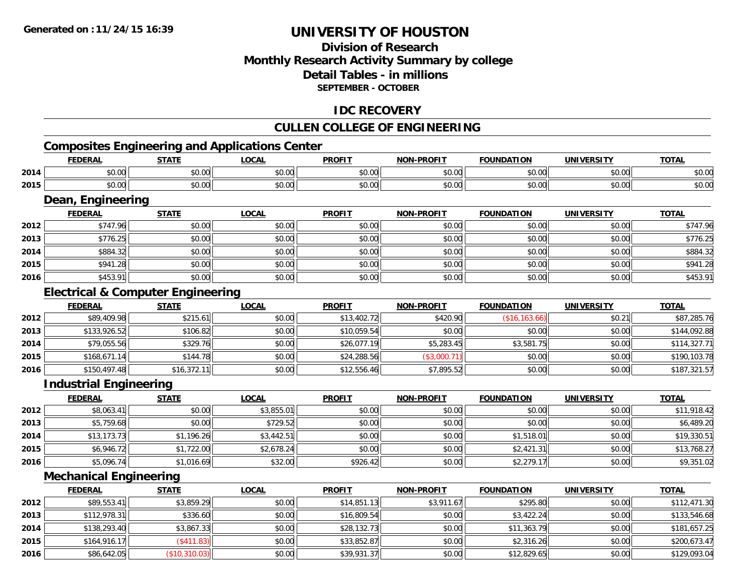Generated on :11/24/15 16:39

# UNIVERSITY OF HOUSTON

## Division of Research
## Monthly Research Activity Summary by college
## Detail Tables - in millions
### SEPTEMBER - OCTOBER

## IDC RECOVERY

## CULLEN COLLEGE OF ENGINEERING

### Composites Engineering and Applications Center

| | FEDERAL | STATE | LOCAL | PROFIT | NON-PROFIT | FOUNDATION | UNIVERSITY | TOTAL |
|---|---|---|---|---|---|---|---|---|
| 2014 | $0.00 | $0.00 | $0.00 | $0.00 | $0.00 | $0.00 | $0.00 | $0.00 |
| 2015 | $0.00 | $0.00 | $0.00 | $0.00 | $0.00 | $0.00 | $0.00 | $0.00 |

### Dean, Engineering

| | FEDERAL | STATE | LOCAL | PROFIT | NON-PROFIT | FOUNDATION | UNIVERSITY | TOTAL |
|---|---|---|---|---|---|---|---|---|
| 2012 | $747.96 | $0.00 | $0.00 | $0.00 | $0.00 | $0.00 | $0.00 | $747.96 |
| 2013 | $776.25 | $0.00 | $0.00 | $0.00 | $0.00 | $0.00 | $0.00 | $776.25 |
| 2014 | $884.32 | $0.00 | $0.00 | $0.00 | $0.00 | $0.00 | $0.00 | $884.32 |
| 2015 | $941.28 | $0.00 | $0.00 | $0.00 | $0.00 | $0.00 | $0.00 | $941.28 |
| 2016 | $453.91 | $0.00 | $0.00 | $0.00 | $0.00 | $0.00 | $0.00 | $453.91 |

### Electrical & Computer Engineering

| | FEDERAL | STATE | LOCAL | PROFIT | NON-PROFIT | FOUNDATION | UNIVERSITY | TOTAL |
|---|---|---|---|---|---|---|---|---|
| 2012 | $89,409.98 | $215.61 | $0.00 | $13,402.72 | $420.90 | ($16,163.66) | $0.21 | $87,285.76 |
| 2013 | $133,926.52 | $106.82 | $0.00 | $10,059.54 | $0.00 | $0.00 | $0.00 | $144,092.88 |
| 2014 | $79,055.56 | $329.76 | $0.00 | $26,077.19 | $5,283.45 | $3,581.75 | $0.00 | $114,327.71 |
| 2015 | $168,671.14 | $144.78 | $0.00 | $24,288.56 | ($3,000.71) | $0.00 | $0.00 | $190,103.78 |
| 2016 | $150,497.48 | $16,372.11 | $0.00 | $12,556.46 | $7,895.52 | $0.00 | $0.00 | $187,321.57 |

### Industrial Engineering

| | FEDERAL | STATE | LOCAL | PROFIT | NON-PROFIT | FOUNDATION | UNIVERSITY | TOTAL |
|---|---|---|---|---|---|---|---|---|
| 2012 | $8,063.41 | $0.00 | $3,855.01 | $0.00 | $0.00 | $0.00 | $0.00 | $11,918.42 |
| 2013 | $5,759.68 | $0.00 | $729.52 | $0.00 | $0.00 | $0.00 | $0.00 | $6,489.20 |
| 2014 | $13,173.73 | $1,196.26 | $3,442.51 | $0.00 | $0.00 | $1,518.01 | $0.00 | $19,330.51 |
| 2015 | $6,946.72 | $1,722.00 | $2,678.24 | $0.00 | $0.00 | $2,421.31 | $0.00 | $13,768.27 |
| 2016 | $5,096.74 | $1,016.69 | $32.00 | $926.42 | $0.00 | $2,279.17 | $0.00 | $9,351.02 |

### Mechanical Engineering

| | FEDERAL | STATE | LOCAL | PROFIT | NON-PROFIT | FOUNDATION | UNIVERSITY | TOTAL |
|---|---|---|---|---|---|---|---|---|
| 2012 | $89,553.41 | $3,859.29 | $0.00 | $14,851.13 | $3,911.67 | $295.80 | $0.00 | $112,471.30 |
| 2013 | $112,978.31 | $336.60 | $0.00 | $16,809.54 | $0.00 | $3,422.24 | $0.00 | $133,546.68 |
| 2014 | $138,293.40 | $3,867.33 | $0.00 | $28,132.73 | $0.00 | $11,363.79 | $0.00 | $181,657.25 |
| 2015 | $164,916.17 | ($411.83) | $0.00 | $33,852.87 | $0.00 | $2,316.26 | $0.00 | $200,673.47 |
| 2016 | $86,642.05 | ($10,310.03) | $0.00 | $39,931.37 | $0.00 | $12,829.65 | $0.00 | $129,093.04 |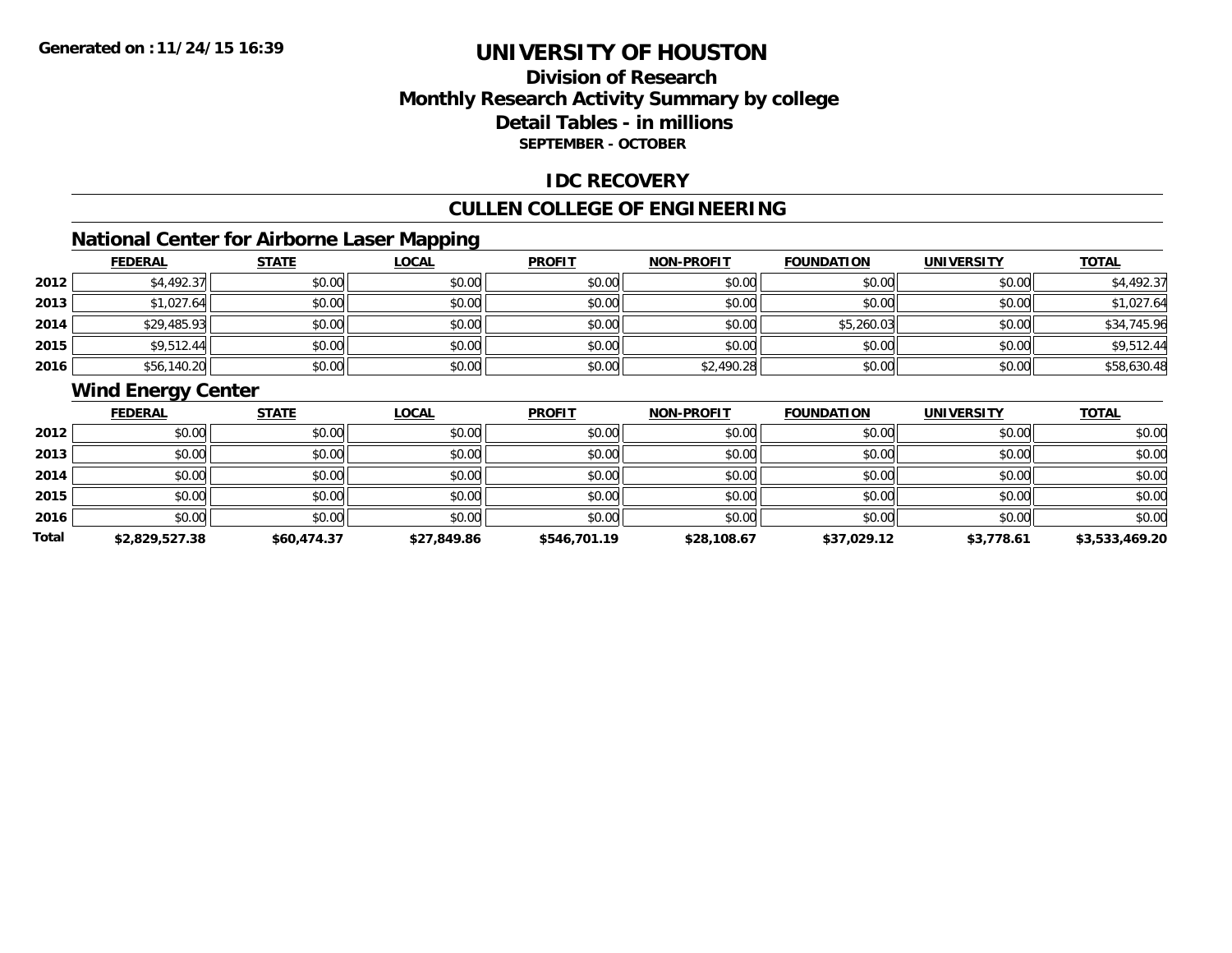# UNIVERSITY OF HOUSTON

## Division of Research
## Monthly Research Activity Summary by college
## Detail Tables - in millions
### SEPTEMBER - OCTOBER

## IDC RECOVERY

## CULLEN COLLEGE OF ENGINEERING

### National Center for Airborne Laser Mapping

| | FEDERAL | STATE | LOCAL | PROFIT | NON-PROFIT | FOUNDATION | UNIVERSITY | TOTAL |
|---|---|---|---|---|---|---|---|---|
| 2012 | $4,492.37 | $0.00 | $0.00 | $0.00 | $0.00 | $0.00 | $0.00 | $4,492.37 |
| 2013 | $1,027.64 | $0.00 | $0.00 | $0.00 | $0.00 | $0.00 | $0.00 | $1,027.64 |
| 2014 | $29,485.93 | $0.00 | $0.00 | $0.00 | $0.00 | $5,260.03 | $0.00 | $34,745.96 |
| 2015 | $9,512.44 | $0.00 | $0.00 | $0.00 | $0.00 | $0.00 | $0.00 | $9,512.44 |
| 2016 | $56,140.20 | $0.00 | $0.00 | $0.00 | $2,490.28 | $0.00 | $0.00 | $58,630.48 |

### Wind Energy Center

| | FEDERAL | STATE | LOCAL | PROFIT | NON-PROFIT | FOUNDATION | UNIVERSITY | TOTAL |
|---|---|---|---|---|---|---|---|---|
| 2012 | $0.00 | $0.00 | $0.00 | $0.00 | $0.00 | $0.00 | $0.00 | $0.00 |
| 2013 | $0.00 | $0.00 | $0.00 | $0.00 | $0.00 | $0.00 | $0.00 | $0.00 |
| 2014 | $0.00 | $0.00 | $0.00 | $0.00 | $0.00 | $0.00 | $0.00 | $0.00 |
| 2015 | $0.00 | $0.00 | $0.00 | $0.00 | $0.00 | $0.00 | $0.00 | $0.00 |
| 2016 | $0.00 | $0.00 | $0.00 | $0.00 | $0.00 | $0.00 | $0.00 | $0.00 |
| **Total** | **$2,829,527.38** | **$60,474.37** | **$27,849.86** | **$546,701.19** | **$28,108.67** | **$37,029.12** | **$3,778.61** | **$3,533,469.20** |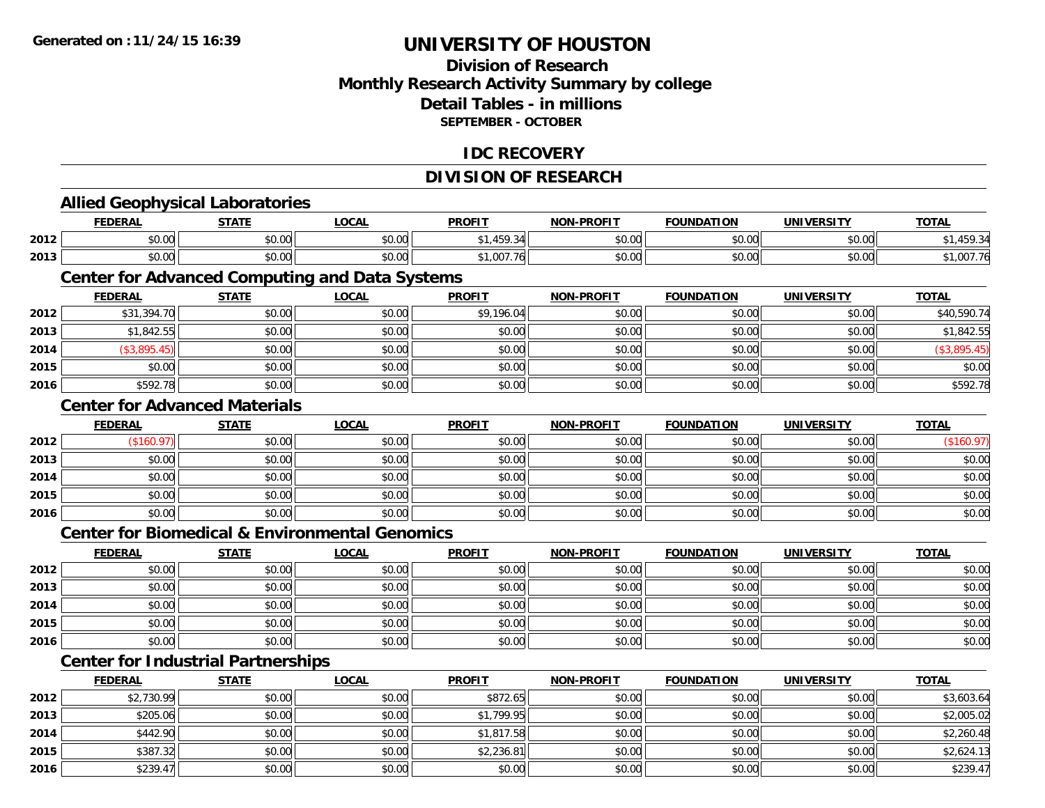# UNIVERSITY OF HOUSTON

## Division of Research
## Monthly Research Activity Summary by college
## Detail Tables - in millions
### SEPTEMBER - OCTOBER

## IDC RECOVERY

## DIVISION OF RESEARCH

### Allied Geophysical Laboratories

| | FEDERAL | STATE | LOCAL | PROFIT | NON-PROFIT | FOUNDATION | UNIVERSITY | TOTAL |
|---|---|---|---|---|---|---|---|---|
| 2012 | $0.00 | $0.00 | $0.00 | $1,459.34 | $0.00 | $0.00 | $0.00 | $1,459.34 |
| 2013 | $0.00 | $0.00 | $0.00 | $1,007.76 | $0.00 | $0.00 | $0.00 | $1,007.76 |

### Center for Advanced Computing and Data Systems

| | FEDERAL | STATE | LOCAL | PROFIT | NON-PROFIT | FOUNDATION | UNIVERSITY | TOTAL |
|---|---|---|---|---|---|---|---|---|
| 2012 | $31,394.70 | $0.00 | $0.00 | $9,196.04 | $0.00 | $0.00 | $0.00 | $40,590.74 |
| 2013 | $1,842.55 | $0.00 | $0.00 | $0.00 | $0.00 | $0.00 | $0.00 | $1,842.55 |
| 2014 | ($3,895.45) | $0.00 | $0.00 | $0.00 | $0.00 | $0.00 | $0.00 | ($3,895.45) |
| 2015 | $0.00 | $0.00 | $0.00 | $0.00 | $0.00 | $0.00 | $0.00 | $0.00 |
| 2016 | $592.78 | $0.00 | $0.00 | $0.00 | $0.00 | $0.00 | $0.00 | $592.78 |

### Center for Advanced Materials

| | FEDERAL | STATE | LOCAL | PROFIT | NON-PROFIT | FOUNDATION | UNIVERSITY | TOTAL |
|---|---|---|---|---|---|---|---|---|
| 2012 | ($160.97) | $0.00 | $0.00 | $0.00 | $0.00 | $0.00 | $0.00 | ($160.97) |
| 2013 | $0.00 | $0.00 | $0.00 | $0.00 | $0.00 | $0.00 | $0.00 | $0.00 |
| 2014 | $0.00 | $0.00 | $0.00 | $0.00 | $0.00 | $0.00 | $0.00 | $0.00 |
| 2015 | $0.00 | $0.00 | $0.00 | $0.00 | $0.00 | $0.00 | $0.00 | $0.00 |
| 2016 | $0.00 | $0.00 | $0.00 | $0.00 | $0.00 | $0.00 | $0.00 | $0.00 |

### Center for Biomedical & Environmental Genomics

| | FEDERAL | STATE | LOCAL | PROFIT | NON-PROFIT | FOUNDATION | UNIVERSITY | TOTAL |
|---|---|---|---|---|---|---|---|---|
| 2012 | $0.00 | $0.00 | $0.00 | $0.00 | $0.00 | $0.00 | $0.00 | $0.00 |
| 2013 | $0.00 | $0.00 | $0.00 | $0.00 | $0.00 | $0.00 | $0.00 | $0.00 |
| 2014 | $0.00 | $0.00 | $0.00 | $0.00 | $0.00 | $0.00 | $0.00 | $0.00 |
| 2015 | $0.00 | $0.00 | $0.00 | $0.00 | $0.00 | $0.00 | $0.00 | $0.00 |
| 2016 | $0.00 | $0.00 | $0.00 | $0.00 | $0.00 | $0.00 | $0.00 | $0.00 |

### Center for Industrial Partnerships

| | FEDERAL | STATE | LOCAL | PROFIT | NON-PROFIT | FOUNDATION | UNIVERSITY | TOTAL |
|---|---|---|---|---|---|---|---|---|
| 2012 | $2,730.99 | $0.00 | $0.00 | $872.65 | $0.00 | $0.00 | $0.00 | $3,603.64 |
| 2013 | $205.06 | $0.00 | $0.00 | $1,799.95 | $0.00 | $0.00 | $0.00 | $2,005.02 |
| 2014 | $442.90 | $0.00 | $0.00 | $1,817.58 | $0.00 | $0.00 | $0.00 | $2,260.48 |
| 2015 | $387.32 | $0.00 | $0.00 | $2,236.81 | $0.00 | $0.00 | $0.00 | $2,624.13 |
| 2016 | $239.47 | $0.00 | $0.00 | $0.00 | $0.00 | $0.00 | $0.00 | $239.47 |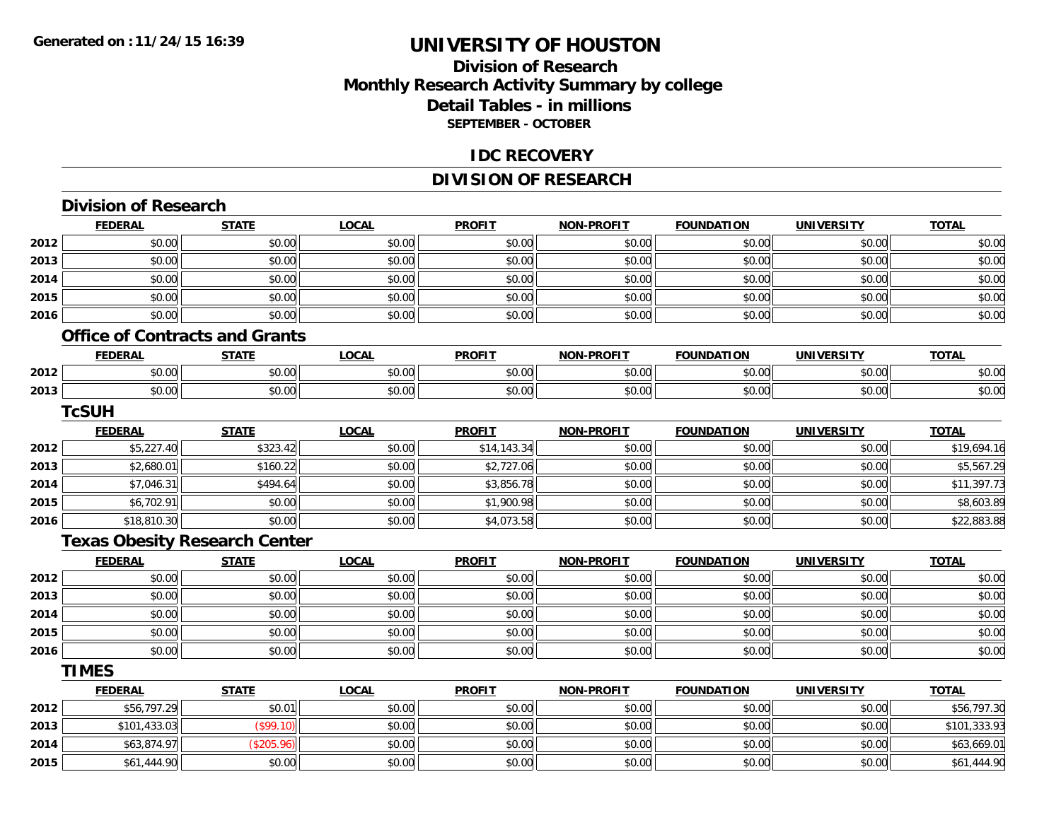# UNIVERSITY OF HOUSTON

## Division of Research
## Monthly Research Activity Summary by college
## Detail Tables - in millions
### SEPTEMBER - OCTOBER

## IDC RECOVERY

## DIVISION OF RESEARCH

### Division of Research

| | FEDERAL | STATE | LOCAL | PROFIT | NON-PROFIT | FOUNDATION | UNIVERSITY | TOTAL |
|---|---|---|---|---|---|---|---|---|
| 2012 | $0.00 | $0.00 | $0.00 | $0.00 | $0.00 | $0.00 | $0.00 | $0.00 |
| 2013 | $0.00 | $0.00 | $0.00 | $0.00 | $0.00 | $0.00 | $0.00 | $0.00 |
| 2014 | $0.00 | $0.00 | $0.00 | $0.00 | $0.00 | $0.00 | $0.00 | $0.00 |
| 2015 | $0.00 | $0.00 | $0.00 | $0.00 | $0.00 | $0.00 | $0.00 | $0.00 |
| 2016 | $0.00 | $0.00 | $0.00 | $0.00 | $0.00 | $0.00 | $0.00 | $0.00 |

### Office of Contracts and Grants

| | FEDERAL | STATE | LOCAL | PROFIT | NON-PROFIT | FOUNDATION | UNIVERSITY | TOTAL |
|---|---|---|---|---|---|---|---|---|
| 2012 | $0.00 | $0.00 | $0.00 | $0.00 | $0.00 | $0.00 | $0.00 | $0.00 |
| 2013 | $0.00 | $0.00 | $0.00 | $0.00 | $0.00 | $0.00 | $0.00 | $0.00 |

### TcSUH

| | FEDERAL | STATE | LOCAL | PROFIT | NON-PROFIT | FOUNDATION | UNIVERSITY | TOTAL |
|---|---|---|---|---|---|---|---|---|
| 2012 | $5,227.40 | $323.42 | $0.00 | $14,143.34 | $0.00 | $0.00 | $0.00 | $19,694.16 |
| 2013 | $2,680.01 | $160.22 | $0.00 | $2,727.06 | $0.00 | $0.00 | $0.00 | $5,567.29 |
| 2014 | $7,046.31 | $494.64 | $0.00 | $3,856.78 | $0.00 | $0.00 | $0.00 | $11,397.73 |
| 2015 | $6,702.91 | $0.00 | $0.00 | $1,900.98 | $0.00 | $0.00 | $0.00 | $8,603.89 |
| 2016 | $18,810.30 | $0.00 | $0.00 | $4,073.58 | $0.00 | $0.00 | $0.00 | $22,883.88 |

### Texas Obesity Research Center

| | FEDERAL | STATE | LOCAL | PROFIT | NON-PROFIT | FOUNDATION | UNIVERSITY | TOTAL |
|---|---|---|---|---|---|---|---|---|
| 2012 | $0.00 | $0.00 | $0.00 | $0.00 | $0.00 | $0.00 | $0.00 | $0.00 |
| 2013 | $0.00 | $0.00 | $0.00 | $0.00 | $0.00 | $0.00 | $0.00 | $0.00 |
| 2014 | $0.00 | $0.00 | $0.00 | $0.00 | $0.00 | $0.00 | $0.00 | $0.00 |
| 2015 | $0.00 | $0.00 | $0.00 | $0.00 | $0.00 | $0.00 | $0.00 | $0.00 |
| 2016 | $0.00 | $0.00 | $0.00 | $0.00 | $0.00 | $0.00 | $0.00 | $0.00 |

### TIMES

| | FEDERAL | STATE | LOCAL | PROFIT | NON-PROFIT | FOUNDATION | UNIVERSITY | TOTAL |
|---|---|---|---|---|---|---|---|---|
| 2012 | $56,797.29 | $0.01 | $0.00 | $0.00 | $0.00 | $0.00 | $0.00 | $56,797.30 |
| 2013 | $101,433.03 | ($99.10) | $0.00 | $0.00 | $0.00 | $0.00 | $0.00 | $101,333.93 |
| 2014 | $63,874.97 | ($205.96) | $0.00 | $0.00 | $0.00 | $0.00 | $0.00 | $63,669.01 |
| 2015 | $61,444.90 | $0.00 | $0.00 | $0.00 | $0.00 | $0.00 | $0.00 | $61,444.90 |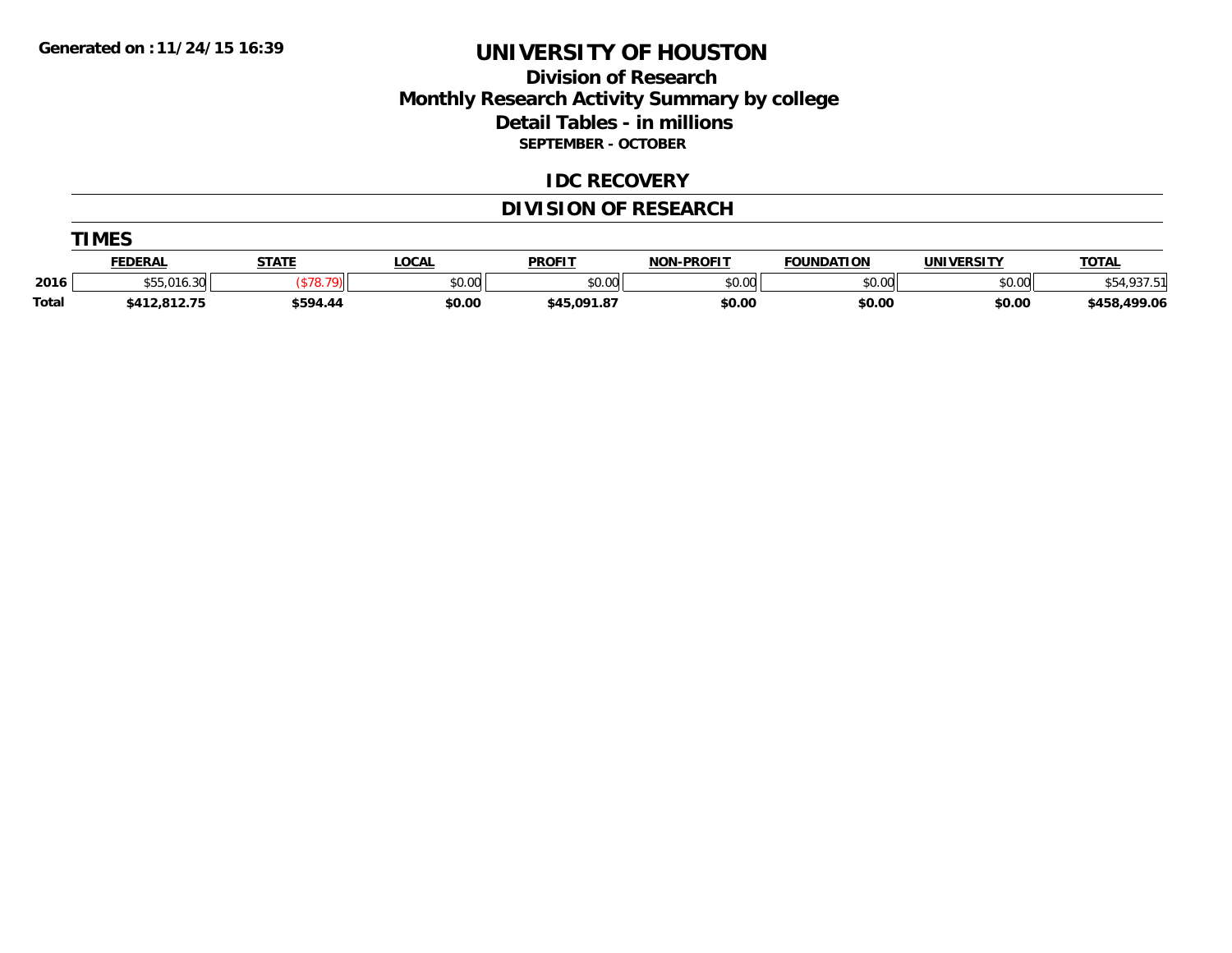Generated on :11/24/15 16:39

# UNIVERSITY OF HOUSTON

## Division of Research
## Monthly Research Activity Summary by college
## Detail Tables - in millions
### SEPTEMBER - OCTOBER

## IDC RECOVERY

## DIVISION OF RESEARCH

### TIMES

| | FEDERAL | STATE | LOCAL | PROFIT | NON-PROFIT | FOUNDATION | UNIVERSITY | TOTAL |
|---|---|---|---|---|---|---|---|---|
| 2016 | $55,016.30 | ($78.79) | $0.00 | $0.00 | $0.00 | $0.00 | $0.00 | $54,937.51 |
| **Total** | **$412,812.75** | **$594.44** | **$0.00** | **$45,091.87** | **$0.00** | **$0.00** | **$0.00** | **$458,499.06** |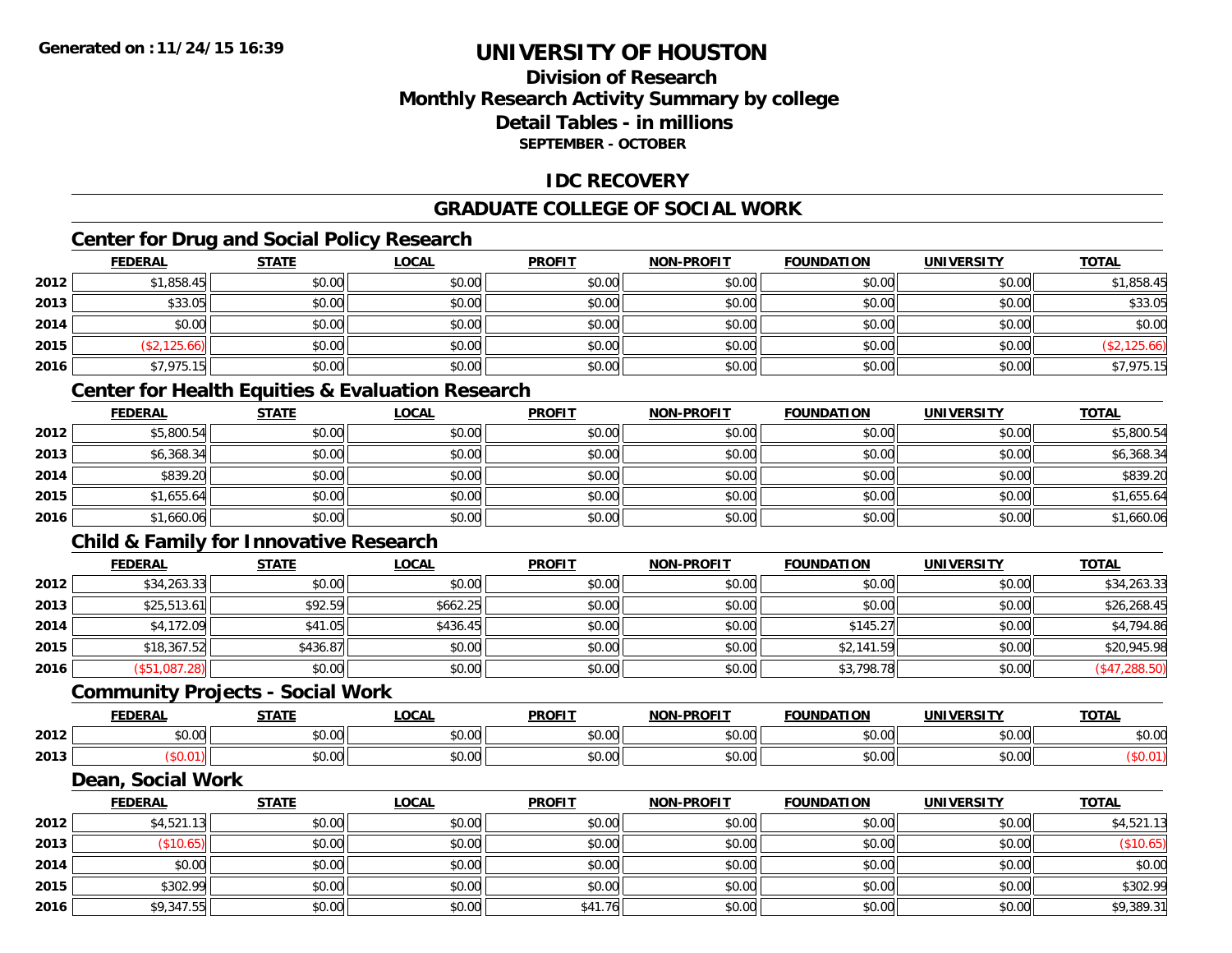**Generated on :11/24/15 16:39**

# UNIVERSITY OF HOUSTON

## Division of Research
## Monthly Research Activity Summary by college
## Detail Tables - in millions
### SEPTEMBER - OCTOBER

## IDC RECOVERY

## GRADUATE COLLEGE OF SOCIAL WORK

### Center for Drug and Social Policy Research

| | FEDERAL | STATE | LOCAL | PROFIT | NON-PROFIT | FOUNDATION | UNIVERSITY | TOTAL |
|---|---|---|---|---|---|---|---|---|
| 2012 | $1,858.45 | $0.00 | $0.00 | $0.00 | $0.00 | $0.00 | $0.00 | $1,858.45 |
| 2013 | $33.05 | $0.00 | $0.00 | $0.00 | $0.00 | $0.00 | $0.00 | $33.05 |
| 2014 | $0.00 | $0.00 | $0.00 | $0.00 | $0.00 | $0.00 | $0.00 | $0.00 |
| 2015 | ($2,125.66) | $0.00 | $0.00 | $0.00 | $0.00 | $0.00 | $0.00 | ($2,125.66) |
| 2016 | $7,975.15 | $0.00 | $0.00 | $0.00 | $0.00 | $0.00 | $0.00 | $7,975.15 |

### Center for Health Equities & Evaluation Research

| | FEDERAL | STATE | LOCAL | PROFIT | NON-PROFIT | FOUNDATION | UNIVERSITY | TOTAL |
|---|---|---|---|---|---|---|---|---|
| 2012 | $5,800.54 | $0.00 | $0.00 | $0.00 | $0.00 | $0.00 | $0.00 | $5,800.54 |
| 2013 | $6,368.34 | $0.00 | $0.00 | $0.00 | $0.00 | $0.00 | $0.00 | $6,368.34 |
| 2014 | $839.20 | $0.00 | $0.00 | $0.00 | $0.00 | $0.00 | $0.00 | $839.20 |
| 2015 | $1,655.64 | $0.00 | $0.00 | $0.00 | $0.00 | $0.00 | $0.00 | $1,655.64 |
| 2016 | $1,660.06 | $0.00 | $0.00 | $0.00 | $0.00 | $0.00 | $0.00 | $1,660.06 |

### Child & Family for Innovative Research

| | FEDERAL | STATE | LOCAL | PROFIT | NON-PROFIT | FOUNDATION | UNIVERSITY | TOTAL |
|---|---|---|---|---|---|---|---|---|
| 2012 | $34,263.33 | $0.00 | $0.00 | $0.00 | $0.00 | $0.00 | $0.00 | $34,263.33 |
| 2013 | $25,513.61 | $92.59 | $662.25 | $0.00 | $0.00 | $0.00 | $0.00 | $26,268.45 |
| 2014 | $4,172.09 | $41.05 | $436.45 | $0.00 | $0.00 | $145.27 | $0.00 | $4,794.86 |
| 2015 | $18,367.52 | $436.87 | $0.00 | $0.00 | $0.00 | $2,141.59 | $0.00 | $20,945.98 |
| 2016 | ($51,087.28) | $0.00 | $0.00 | $0.00 | $0.00 | $3,798.78 | $0.00 | ($47,288.50) |

### Community Projects - Social Work

| | FEDERAL | STATE | LOCAL | PROFIT | NON-PROFIT | FOUNDATION | UNIVERSITY | TOTAL |
|---|---|---|---|---|---|---|---|---|
| 2012 | $0.00 | $0.00 | $0.00 | $0.00 | $0.00 | $0.00 | $0.00 | $0.00 |
| 2013 | ($0.01) | $0.00 | $0.00 | $0.00 | $0.00 | $0.00 | $0.00 | ($0.01) |

### Dean, Social Work

| | FEDERAL | STATE | LOCAL | PROFIT | NON-PROFIT | FOUNDATION | UNIVERSITY | TOTAL |
|---|---|---|---|---|---|---|---|---|
| 2012 | $4,521.13 | $0.00 | $0.00 | $0.00 | $0.00 | $0.00 | $0.00 | $4,521.13 |
| 2013 | ($10.65) | $0.00 | $0.00 | $0.00 | $0.00 | $0.00 | $0.00 | ($10.65) |
| 2014 | $0.00 | $0.00 | $0.00 | $0.00 | $0.00 | $0.00 | $0.00 | $0.00 |
| 2015 | $302.99 | $0.00 | $0.00 | $0.00 | $0.00 | $0.00 | $0.00 | $302.99 |
| 2016 | $9,347.55 | $0.00 | $0.00 | $41.76 | $0.00 | $0.00 | $0.00 | $9,389.31 |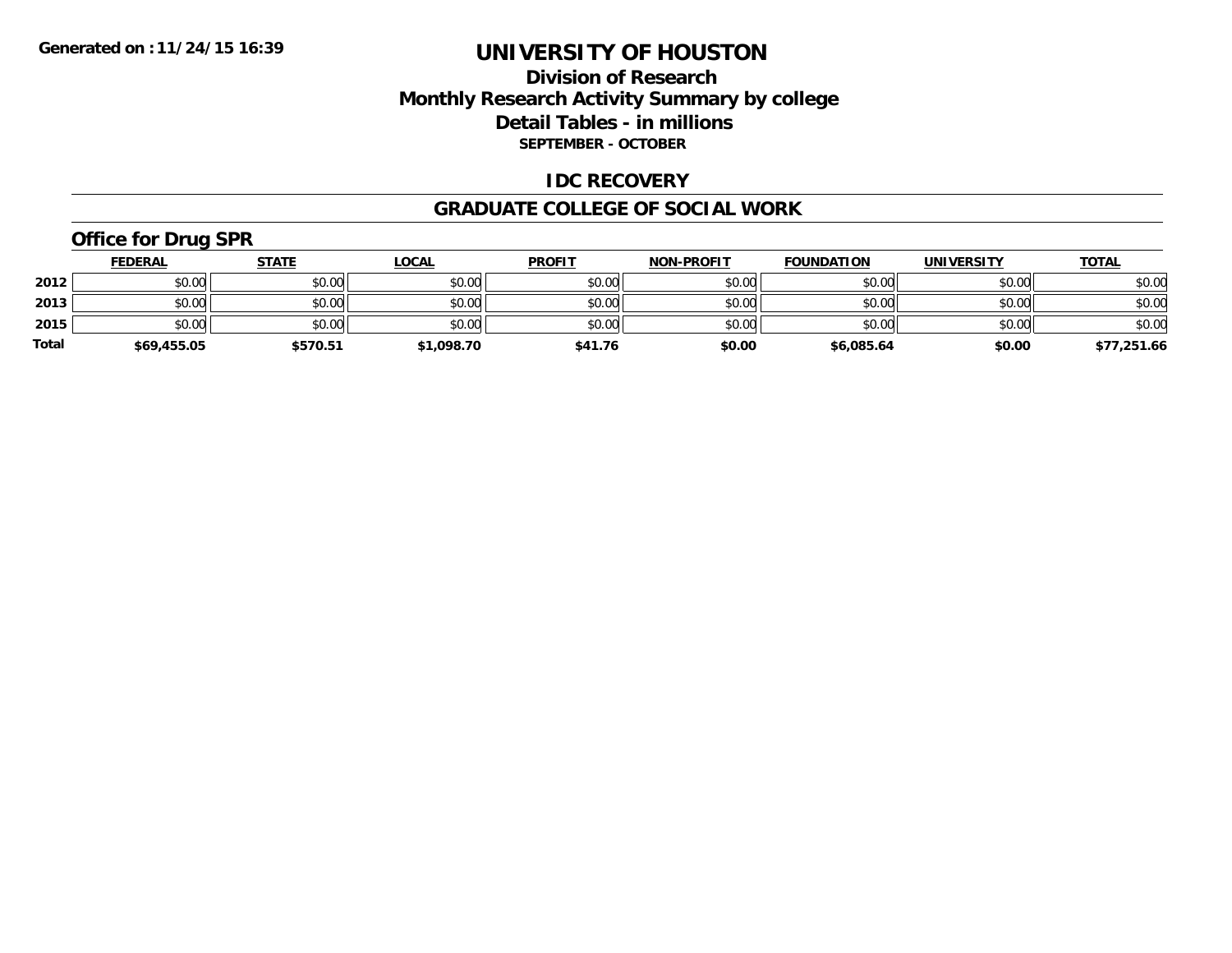Generated on :11/24/15 16:39

# UNIVERSITY OF HOUSTON

## Division of Research
## Monthly Research Activity Summary by college
## Detail Tables - in millions
### SEPTEMBER - OCTOBER

## IDC RECOVERY

## GRADUATE COLLEGE OF SOCIAL WORK

### Office for Drug SPR

| | FEDERAL | STATE | LOCAL | PROFIT | NON-PROFIT | FOUNDATION | UNIVERSITY | TOTAL |
|---|---|---|---|---|---|---|---|---|
| 2012 | $0.00 | $0.00 | $0.00 | $0.00 | $0.00 | $0.00 | $0.00 | $0.00 |
| 2013 | $0.00 | $0.00 | $0.00 | $0.00 | $0.00 | $0.00 | $0.00 | $0.00 |
| 2015 | $0.00 | $0.00 | $0.00 | $0.00 | $0.00 | $0.00 | $0.00 | $0.00 |
| **Total** | **$69,455.05** | **$570.51** | **$1,098.70** | **$41.76** | **$0.00** | **$6,085.64** | **$0.00** | **$77,251.66** |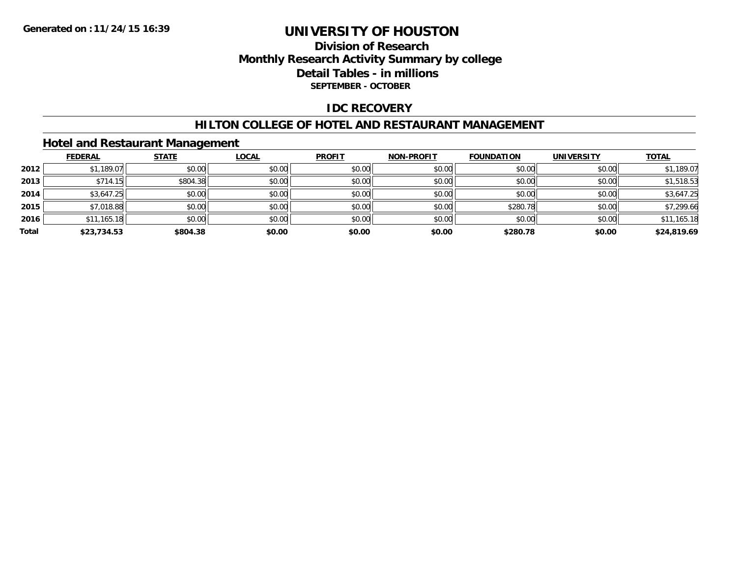**Generated on : 11/24/15 16:39**

# UNIVERSITY OF HOUSTON

## Division of Research
## Monthly Research Activity Summary by college
## Detail Tables - in millions
### SEPTEMBER - OCTOBER

## IDC RECOVERY

## HILTON COLLEGE OF HOTEL AND RESTAURANT MANAGEMENT

### Hotel and Restaurant Management

| | FEDERAL | STATE | LOCAL | PROFIT | NON-PROFIT | FOUNDATION | UNIVERSITY | TOTAL |
|---|---|---|---|---|---|---|---|---|
| 2012 | $1,189.07 | $0.00 | $0.00 | $0.00 | $0.00 | $0.00 | $0.00 | $1,189.07 |
| 2013 | $714.15 | $804.38 | $0.00 | $0.00 | $0.00 | $0.00 | $0.00 | $1,518.53 |
| 2014 | $3,647.25 | $0.00 | $0.00 | $0.00 | $0.00 | $0.00 | $0.00 | $3,647.25 |
| 2015 | $7,018.88 | $0.00 | $0.00 | $0.00 | $0.00 | $280.78 | $0.00 | $7,299.66 |
| 2016 | $11,165.18 | $0.00 | $0.00 | $0.00 | $0.00 | $0.00 | $0.00 | $11,165.18 |
| **Total** | **$23,734.53** | **$804.38** | **$0.00** | **$0.00** | **$0.00** | **$280.78** | **$0.00** | **$24,819.69** |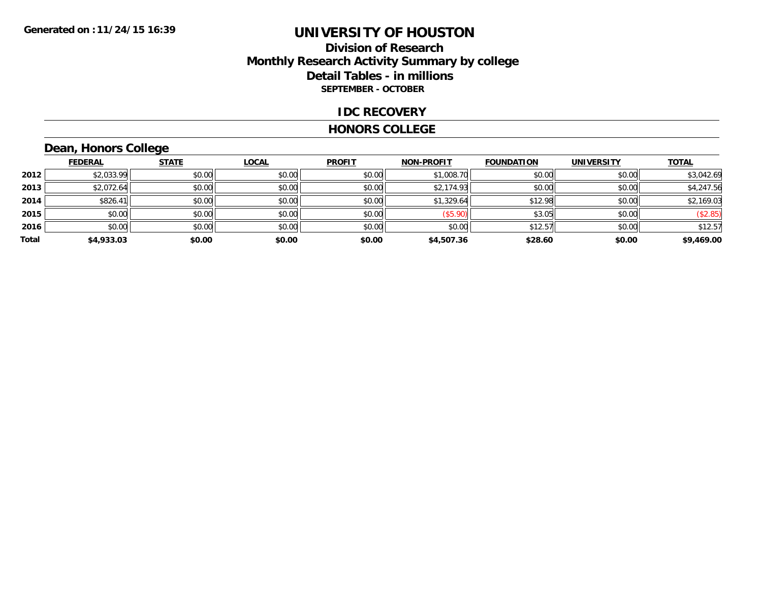**Generated on :11/24/15 16:39**

# UNIVERSITY OF HOUSTON

## Division of Research
## Monthly Research Activity Summary by college
## Detail Tables - in millions
### SEPTEMBER - OCTOBER

## IDC RECOVERY

## HONORS COLLEGE

### Dean, Honors College

| | FEDERAL | STATE | LOCAL | PROFIT | NON-PROFIT | FOUNDATION | UNIVERSITY | TOTAL |
|---|---|---|---|---|---|---|---|---|
| 2012 | $2,033.99 | $0.00 | $0.00 | $0.00 | $1,008.70 | $0.00 | $0.00 | $3,042.69 |
| 2013 | $2,072.64 | $0.00 | $0.00 | $0.00 | $2,174.93 | $0.00 | $0.00 | $4,247.56 |
| 2014 | $826.41 | $0.00 | $0.00 | $0.00 | $1,329.64 | $12.98 | $0.00 | $2,169.03 |
| 2015 | $0.00 | $0.00 | $0.00 | $0.00 | ($5.90) | $3.05 | $0.00 | ($2.85) |
| 2016 | $0.00 | $0.00 | $0.00 | $0.00 | $0.00 | $12.57 | $0.00 | $12.57 |
| **Total** | **$4,933.03** | **$0.00** | **$0.00** | **$0.00** | **$4,507.36** | **$28.60** | **$0.00** | **$9,469.00** |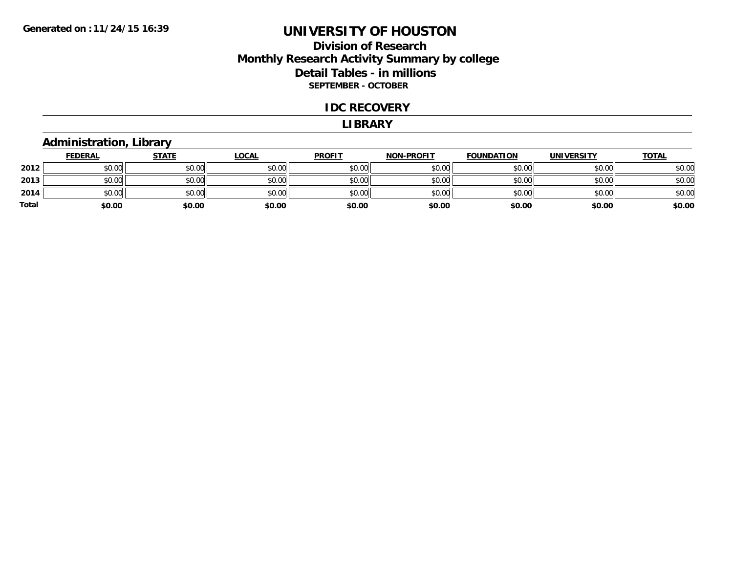# UNIVERSITY OF HOUSTON

## Division of Research
## Monthly Research Activity Summary by college
## Detail Tables - in millions
### SEPTEMBER - OCTOBER

## IDC RECOVERY

## LIBRARY

### Administration, Library

| | FEDERAL | STATE | LOCAL | PROFIT | NON-PROFIT | FOUNDATION | UNIVERSITY | TOTAL |
|---|---|---|---|---|---|---|---|---|
| 2012 | $0.00 | $0.00 | $0.00 | $0.00 | $0.00 | $0.00 | $0.00 | $0.00 |
| 2013 | $0.00 | $0.00 | $0.00 | $0.00 | $0.00 | $0.00 | $0.00 | $0.00 |
| 2014 | $0.00 | $0.00 | $0.00 | $0.00 | $0.00 | $0.00 | $0.00 | $0.00 |
| **Total** | **$0.00** | **$0.00** | **$0.00** | **$0.00** | **$0.00** | **$0.00** | **$0.00** | **$0.00** |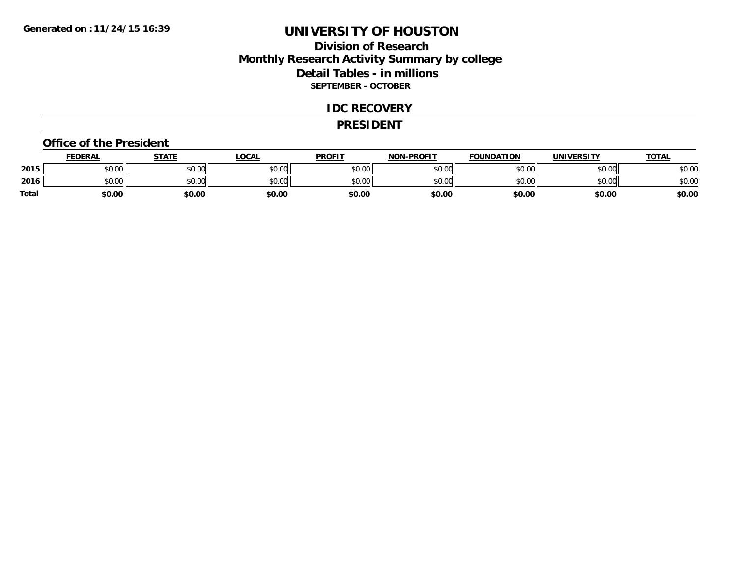Generated on :11/24/15 16:39

# UNIVERSITY OF HOUSTON

## Division of Research
## Monthly Research Activity Summary by college
## Detail Tables - in millions

**SEPTEMBER - OCTOBER**

## IDC RECOVERY

## PRESIDENT

### Office of the President

| | FEDERAL | STATE | LOCAL | PROFIT | NON-PROFIT | FOUNDATION | UNIVERSITY | TOTAL |
|---|---|---|---|---|---|---|---|---|
| 2015 | $0.00 | $0.00 | $0.00 | $0.00 | $0.00 | $0.00 | $0.00 | $0.00 |
| 2016 | $0.00 | $0.00 | $0.00 | $0.00 | $0.00 | $0.00 | $0.00 | $0.00 |
| Total | $0.00 | $0.00 | $0.00 | $0.00 | $0.00 | $0.00 | $0.00 | $0.00 |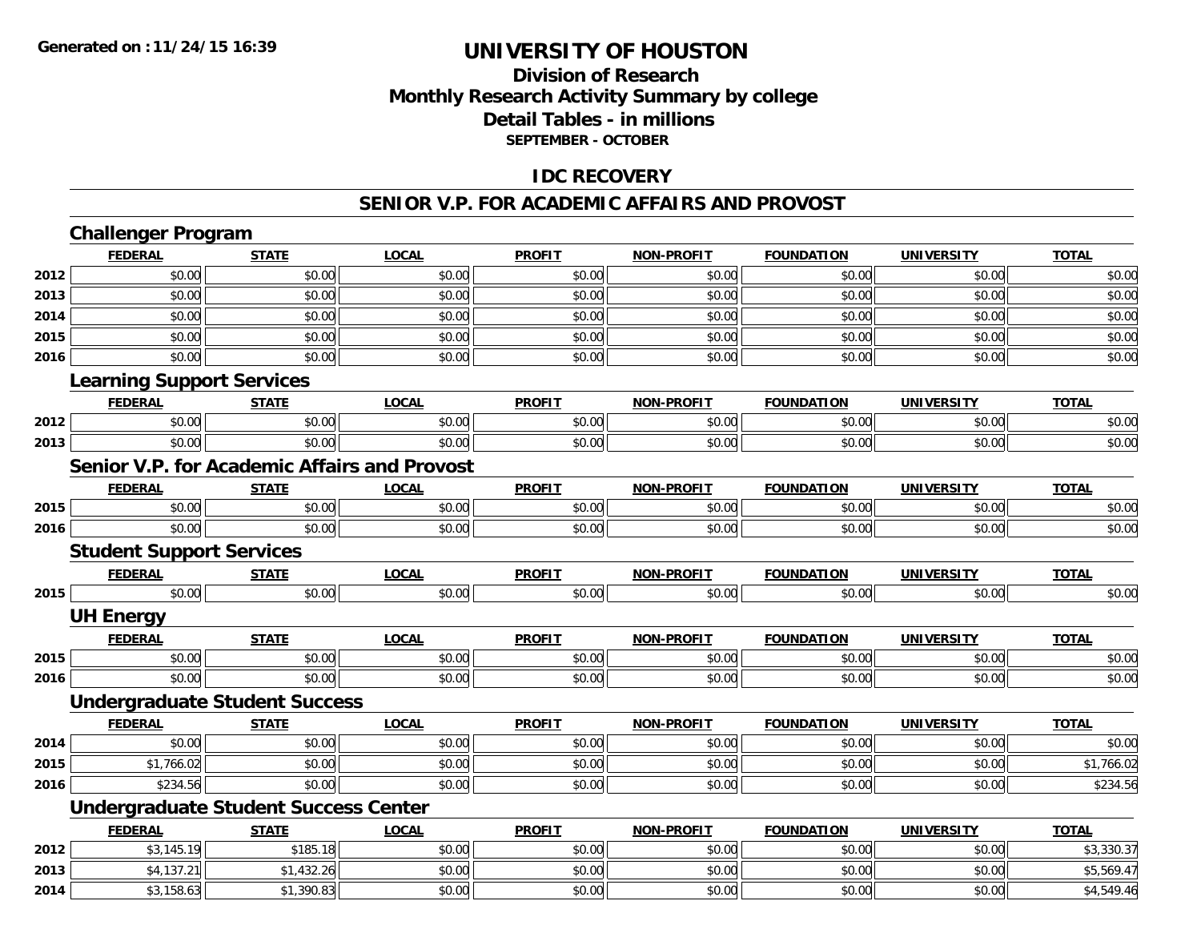**Generated on :11/24/15 16:39**

# UNIVERSITY OF HOUSTON

## Division of Research
## Monthly Research Activity Summary by college
## Detail Tables - in millions
### SEPTEMBER - OCTOBER

## IDC RECOVERY

## SENIOR V.P. FOR ACADEMIC AFFAIRS AND PROVOST

### Challenger Program

| | FEDERAL | STATE | LOCAL | PROFIT | NON-PROFIT | FOUNDATION | UNIVERSITY | TOTAL |
|---|---|---|---|---|---|---|---|---|
| 2012 | $0.00 | $0.00 | $0.00 | $0.00 | $0.00 | $0.00 | $0.00 | $0.00 |
| 2013 | $0.00 | $0.00 | $0.00 | $0.00 | $0.00 | $0.00 | $0.00 | $0.00 |
| 2014 | $0.00 | $0.00 | $0.00 | $0.00 | $0.00 | $0.00 | $0.00 | $0.00 |
| 2015 | $0.00 | $0.00 | $0.00 | $0.00 | $0.00 | $0.00 | $0.00 | $0.00 |
| 2016 | $0.00 | $0.00 | $0.00 | $0.00 | $0.00 | $0.00 | $0.00 | $0.00 |

### Learning Support Services

| | FEDERAL | STATE | LOCAL | PROFIT | NON-PROFIT | FOUNDATION | UNIVERSITY | TOTAL |
|---|---|---|---|---|---|---|---|---|
| 2012 | $0.00 | $0.00 | $0.00 | $0.00 | $0.00 | $0.00 | $0.00 | $0.00 |
| 2013 | $0.00 | $0.00 | $0.00 | $0.00 | $0.00 | $0.00 | $0.00 | $0.00 |

### Senior V.P. for Academic Affairs and Provost

| | FEDERAL | STATE | LOCAL | PROFIT | NON-PROFIT | FOUNDATION | UNIVERSITY | TOTAL |
|---|---|---|---|---|---|---|---|---|
| 2015 | $0.00 | $0.00 | $0.00 | $0.00 | $0.00 | $0.00 | $0.00 | $0.00 |
| 2016 | $0.00 | $0.00 | $0.00 | $0.00 | $0.00 | $0.00 | $0.00 | $0.00 |

### Student Support Services

| | FEDERAL | STATE | LOCAL | PROFIT | NON-PROFIT | FOUNDATION | UNIVERSITY | TOTAL |
|---|---|---|---|---|---|---|---|---|
| 2015 | $0.00 | $0.00 | $0.00 | $0.00 | $0.00 | $0.00 | $0.00 | $0.00 |

### UH Energy

| | FEDERAL | STATE | LOCAL | PROFIT | NON-PROFIT | FOUNDATION | UNIVERSITY | TOTAL |
|---|---|---|---|---|---|---|---|---|
| 2015 | $0.00 | $0.00 | $0.00 | $0.00 | $0.00 | $0.00 | $0.00 | $0.00 |
| 2016 | $0.00 | $0.00 | $0.00 | $0.00 | $0.00 | $0.00 | $0.00 | $0.00 |

### Undergraduate Student Success

| | FEDERAL | STATE | LOCAL | PROFIT | NON-PROFIT | FOUNDATION | UNIVERSITY | TOTAL |
|---|---|---|---|---|---|---|---|---|
| 2014 | $0.00 | $0.00 | $0.00 | $0.00 | $0.00 | $0.00 | $0.00 | $0.00 |
| 2015 | $1,766.02 | $0.00 | $0.00 | $0.00 | $0.00 | $0.00 | $0.00 | $1,766.02 |
| 2016 | $234.56 | $0.00 | $0.00 | $0.00 | $0.00 | $0.00 | $0.00 | $234.56 |

### Undergraduate Student Success Center

| | FEDERAL | STATE | LOCAL | PROFIT | NON-PROFIT | FOUNDATION | UNIVERSITY | TOTAL |
|---|---|---|---|---|---|---|---|---|
| 2012 | $3,145.19 | $185.18 | $0.00 | $0.00 | $0.00 | $0.00 | $0.00 | $3,330.37 |
| 2013 | $4,137.21 | $1,432.26 | $0.00 | $0.00 | $0.00 | $0.00 | $0.00 | $5,569.47 |
| 2014 | $3,158.63 | $1,390.83 | $0.00 | $0.00 | $0.00 | $0.00 | $0.00 | $4,549.46 |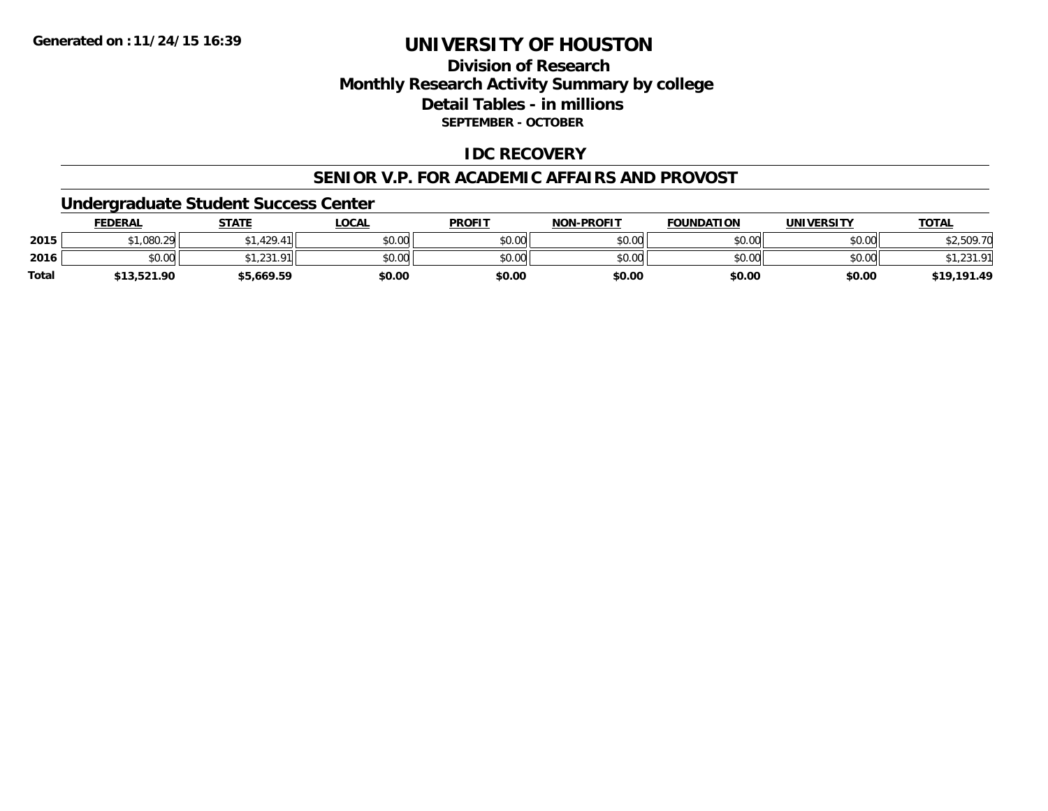**Generated on :11/24/15 16:39**

# UNIVERSITY OF HOUSTON

## Division of Research
## Monthly Research Activity Summary by college
## Detail Tables - in millions
### SEPTEMBER - OCTOBER

## IDC RECOVERY

## SENIOR V.P. FOR ACADEMIC AFFAIRS AND PROVOST

### Undergraduate Student Success Center

| | FEDERAL | STATE | LOCAL | PROFIT | NON-PROFIT | FOUNDATION | UNIVERSITY | TOTAL |
|---|---|---|---|---|---|---|---|---|
| 2015 | $1,080.29 | $1,429.41 | $0.00 | $0.00 | $0.00 | $0.00 | $0.00 | $2,509.70 |
| 2016 | $0.00 | $1,231.91 | $0.00 | $0.00 | $0.00 | $0.00 | $0.00 | $1,231.91 |
| **Total** | **$13,521.90** | **$5,669.59** | **$0.00** | **$0.00** | **$0.00** | **$0.00** | **$0.00** | **$19,191.49** |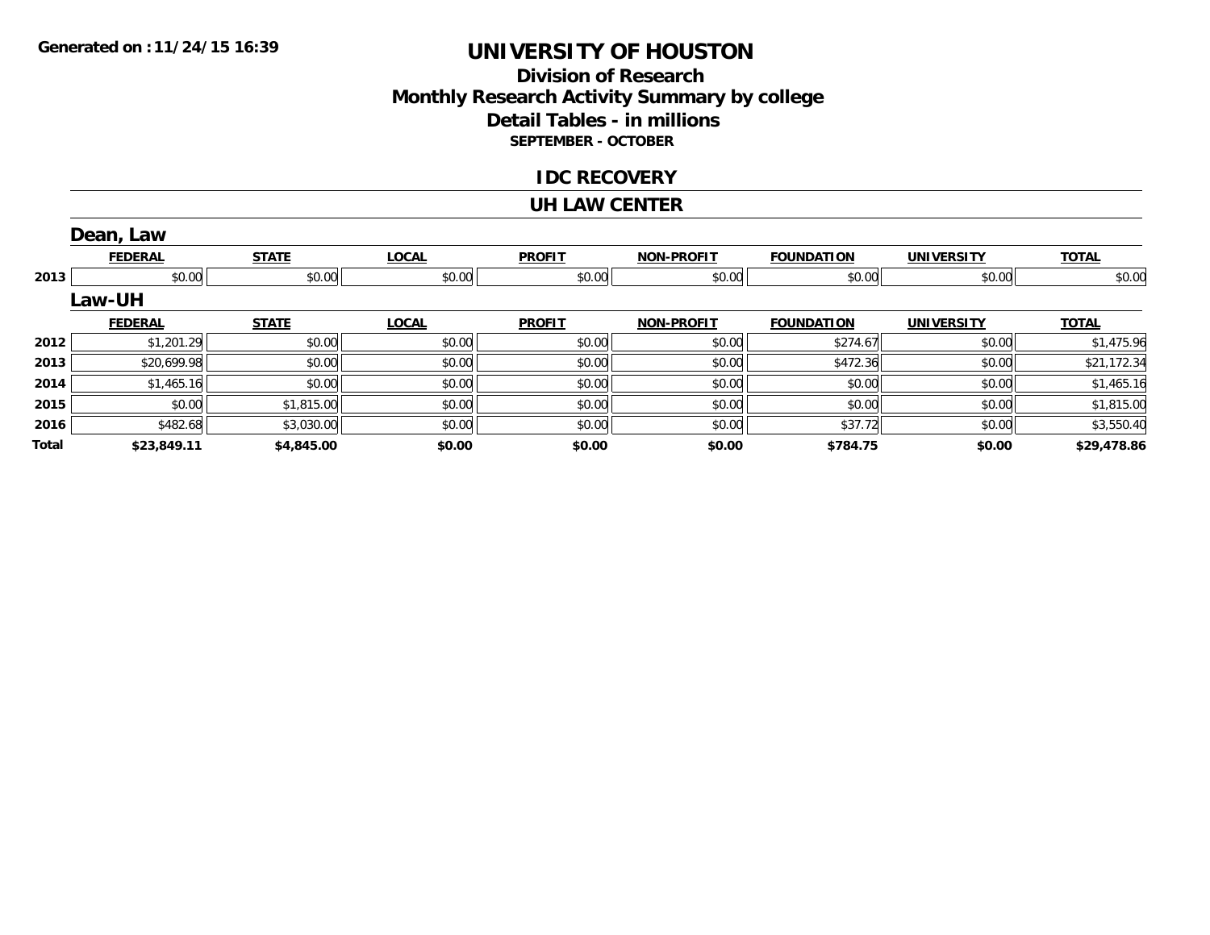Generated on :11/24/15 16:39

# UNIVERSITY OF HOUSTON

## Division of Research
## Monthly Research Activity Summary by college
## Detail Tables - in millions

**SEPTEMBER - OCTOBER**

### IDC RECOVERY

### UH LAW CENTER

#### Dean, Law

| | FEDERAL | STATE | LOCAL | PROFIT | NON-PROFIT | FOUNDATION | UNIVERSITY | TOTAL |
|---|---|---|---|---|---|---|---|---|
| 2013 | $0.00 | $0.00 | $0.00 | $0.00 | $0.00 | $0.00 | $0.00 | $0.00 |

#### Law-UH

| | FEDERAL | STATE | LOCAL | PROFIT | NON-PROFIT | FOUNDATION | UNIVERSITY | TOTAL |
|---|---|---|---|---|---|---|---|---|
| 2012 | $1,201.29 | $0.00 | $0.00 | $0.00 | $0.00 | $274.67 | $0.00 | $1,475.96 |
| 2013 | $20,699.98 | $0.00 | $0.00 | $0.00 | $0.00 | $472.36 | $0.00 | $21,172.34 |
| 2014 | $1,465.16 | $0.00 | $0.00 | $0.00 | $0.00 | $0.00 | $0.00 | $1,465.16 |
| 2015 | $0.00 | $1,815.00 | $0.00 | $0.00 | $0.00 | $0.00 | $0.00 | $1,815.00 |
| 2016 | $482.68 | $3,030.00 | $0.00 | $0.00 | $0.00 | $37.72 | $0.00 | $3,550.40 |
| **Total** | **$23,849.11** | **$4,845.00** | **$0.00** | **$0.00** | **$0.00** | **$784.75** | **$0.00** | **$29,478.86** |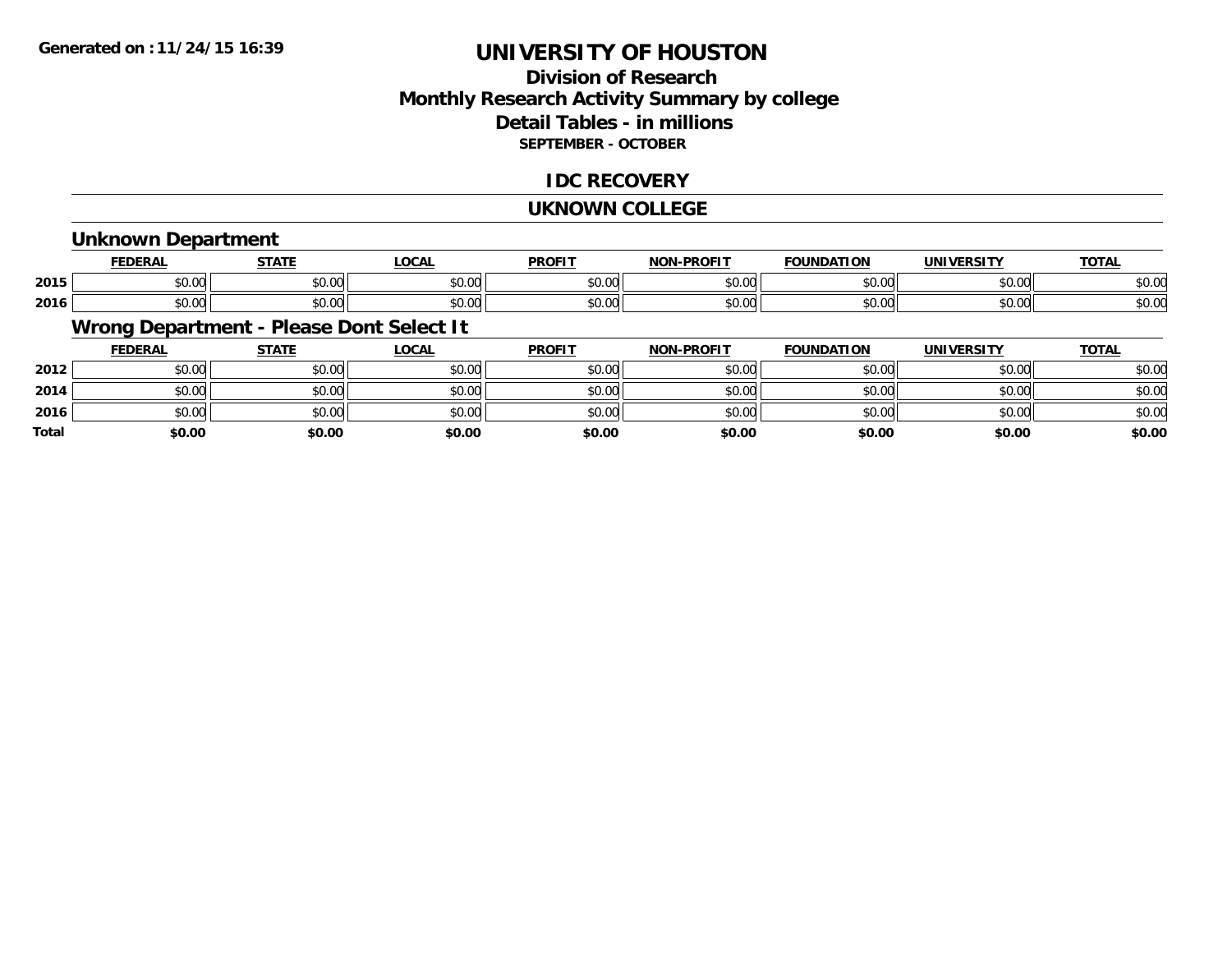**Generated on :11/24/15 16:39**

# UNIVERSITY OF HOUSTON

## Division of Research
## Monthly Research Activity Summary by college
## Detail Tables - in millions
### SEPTEMBER - OCTOBER

## IDC RECOVERY

## UKNOWN COLLEGE

### Unknown Department

| | FEDERAL | STATE | LOCAL | PROFIT | NON-PROFIT | FOUNDATION | UNIVERSITY | TOTAL |
|---|---|---|---|---|---|---|---|---|
| 2015 | $0.00 | $0.00 | $0.00 | $0.00 | $0.00 | $0.00 | $0.00 | $0.00 |
| 2016 | $0.00 | $0.00 | $0.00 | $0.00 | $0.00 | $0.00 | $0.00 | $0.00 |

### Wrong Department - Please Dont Select It

| | FEDERAL | STATE | LOCAL | PROFIT | NON-PROFIT | FOUNDATION | UNIVERSITY | TOTAL |
|---|---|---|---|---|---|---|---|---|
| 2012 | $0.00 | $0.00 | $0.00 | $0.00 | $0.00 | $0.00 | $0.00 | $0.00 |
| 2014 | $0.00 | $0.00 | $0.00 | $0.00 | $0.00 | $0.00 | $0.00 | $0.00 |
| 2016 | $0.00 | $0.00 | $0.00 | $0.00 | $0.00 | $0.00 | $0.00 | $0.00 |
| **Total** | **$0.00** | **$0.00** | **$0.00** | **$0.00** | **$0.00** | **$0.00** | **$0.00** | **$0.00** |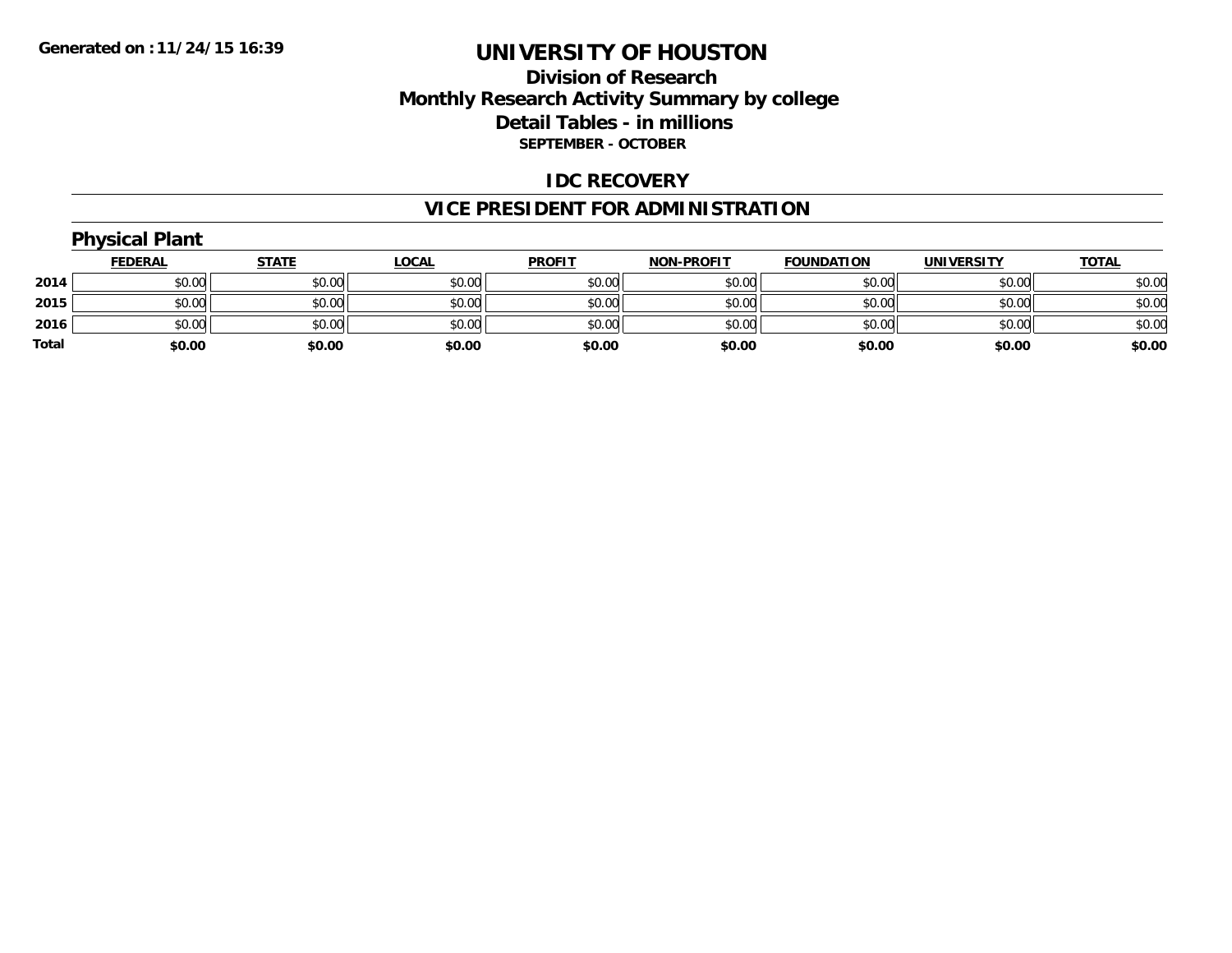Generated on :11/24/15 16:39

# UNIVERSITY OF HOUSTON

## Division of Research
## Monthly Research Activity Summary by college
## Detail Tables - in millions
### SEPTEMBER - OCTOBER

## IDC RECOVERY

## VICE PRESIDENT FOR ADMINISTRATION

### Physical Plant

| | FEDERAL | STATE | LOCAL | PROFIT | NON-PROFIT | FOUNDATION | UNIVERSITY | TOTAL |
|---|---|---|---|---|---|---|---|---|
| 2014 | $0.00 | $0.00 | $0.00 | $0.00 | $0.00 | $0.00 | $0.00 | $0.00 |
| 2015 | $0.00 | $0.00 | $0.00 | $0.00 | $0.00 | $0.00 | $0.00 | $0.00 |
| 2016 | $0.00 | $0.00 | $0.00 | $0.00 | $0.00 | $0.00 | $0.00 | $0.00 |
| **Total** | **$0.00** | **$0.00** | **$0.00** | **$0.00** | **$0.00** | **$0.00** | **$0.00** | **$0.00** |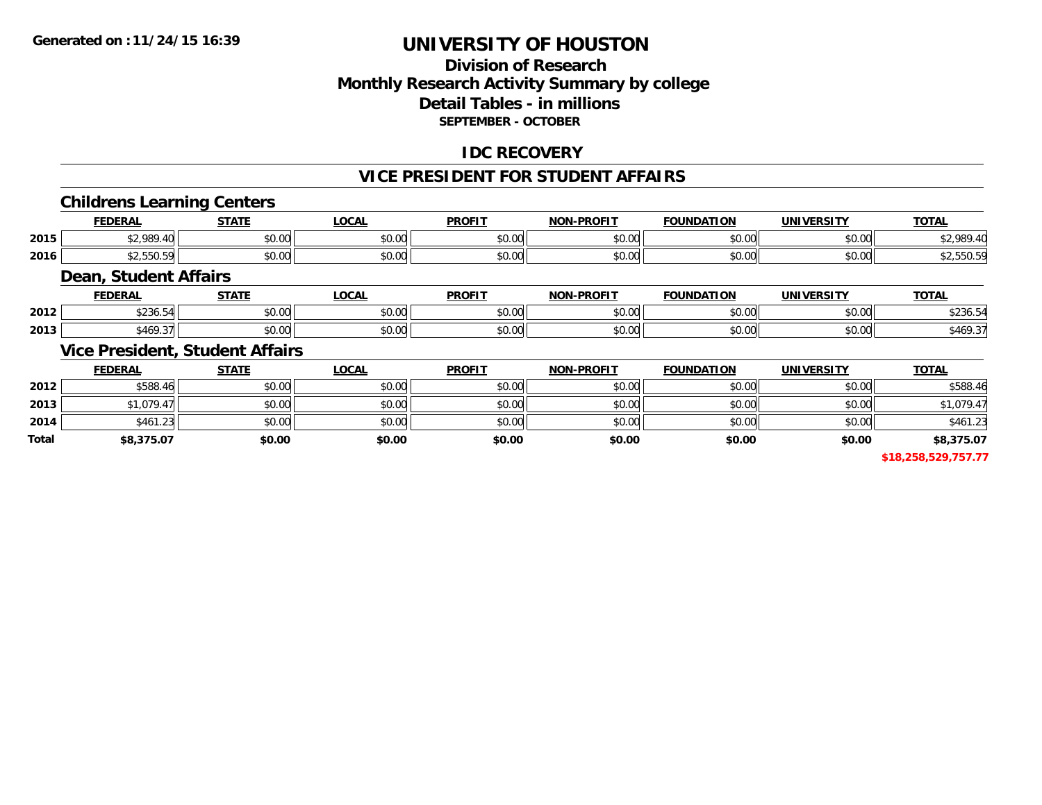**Generated on :11/24/15 16:39**

# UNIVERSITY OF HOUSTON

## Division of Research
## Monthly Research Activity Summary by college
## Detail Tables - in millions
### SEPTEMBER - OCTOBER

## IDC RECOVERY

## VICE PRESIDENT FOR STUDENT AFFAIRS

### Childrens Learning Centers

| | FEDERAL | STATE | LOCAL | PROFIT | NON-PROFIT | FOUNDATION | UNIVERSITY | TOTAL |
|---|---|---|---|---|---|---|---|---|
| 2015 | $2,989.40 | $0.00 | $0.00 | $0.00 | $0.00 | $0.00 | $0.00 | $2,989.40 |
| 2016 | $2,550.59 | $0.00 | $0.00 | $0.00 | $0.00 | $0.00 | $0.00 | $2,550.59 |

### Dean, Student Affairs

| | FEDERAL | STATE | LOCAL | PROFIT | NON-PROFIT | FOUNDATION | UNIVERSITY | TOTAL |
|---|---|---|---|---|---|---|---|---|
| 2012 | $236.54 | $0.00 | $0.00 | $0.00 | $0.00 | $0.00 | $0.00 | $236.54 |
| 2013 | $469.37 | $0.00 | $0.00 | $0.00 | $0.00 | $0.00 | $0.00 | $469.37 |

### Vice President, Student Affairs

| | FEDERAL | STATE | LOCAL | PROFIT | NON-PROFIT | FOUNDATION | UNIVERSITY | TOTAL |
|---|---|---|---|---|---|---|---|---|
| 2012 | $588.46 | $0.00 | $0.00 | $0.00 | $0.00 | $0.00 | $0.00 | $588.46 |
| 2013 | $1,079.47 | $0.00 | $0.00 | $0.00 | $0.00 | $0.00 | $0.00 | $1,079.47 |
| 2014 | $461.23 | $0.00 | $0.00 | $0.00 | $0.00 | $0.00 | $0.00 | $461.23 |
| **Total** | **$8,375.07** | **$0.00** | **$0.00** | **$0.00** | **$0.00** | **$0.00** | **$0.00** | **$8,375.07** |

**$18,258,529,757.77**